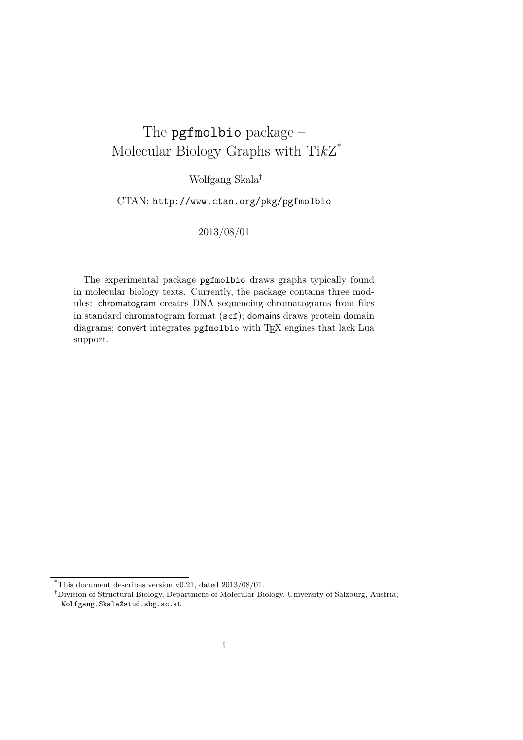# The `pgfmolbio` package – Molecular Biology Graphs with Ti*k*Z[*]

Wolfgang Skala[†]

CTAN: `http://www.ctan.org/pkg/pgfmolbio`

2013/08/01

The experimental package `pgfmolbio` draws graphs typically found in molecular biology texts. Currently, the package contains three modules: chromatogram creates DNA sequencing chromatograms from files in standard chromatogram format (`scf`); domains draws protein domain diagrams; convert integrates `pgfmolbio` with TeX engines that lack Lua support.

[*] This document describes version v0.21, dated 2013/08/01.

[†] Division of Structural Biology, Department of Molecular Biology, University of Salzburg, Austria; `Wolfgang.Skala@stud.sbg.ac.at`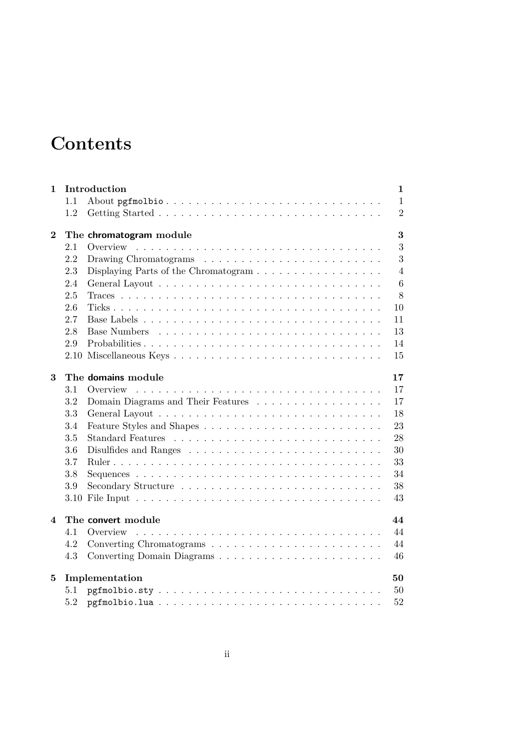# Contents

| | | |
|---|---|---|
| **1** | **Introduction** | **1** |
| 1.1 | About `pgfmolbio` | 1 |
| 1.2 | Getting Started | 2 |
| **2** | **The chromatogram module** | **3** |
| 2.1 | Overview | 3 |
| 2.2 | Drawing Chromatograms | 3 |
| 2.3 | Displaying Parts of the Chromatogram | 4 |
| 2.4 | General Layout | 6 |
| 2.5 | Traces | 8 |
| 2.6 | Ticks | 10 |
| 2.7 | Base Labels | 11 |
| 2.8 | Base Numbers | 13 |
| 2.9 | Probabilities | 14 |
| 2.10 | Miscellaneous Keys | 15 |
| **3** | **The domains module** | **17** |
| 3.1 | Overview | 17 |
| 3.2 | Domain Diagrams and Their Features | 17 |
| 3.3 | General Layout | 18 |
| 3.4 | Feature Styles and Shapes | 23 |
| 3.5 | Standard Features | 28 |
| 3.6 | Disulfides and Ranges | 30 |
| 3.7 | Ruler | 33 |
| 3.8 | Sequences | 34 |
| 3.9 | Secondary Structure | 38 |
| 3.10 | File Input | 43 |
| **4** | **The convert module** | **44** |
| 4.1 | Overview | 44 |
| 4.2 | Converting Chromatograms | 44 |
| 4.3 | Converting Domain Diagrams | 46 |
| **5** | **Implementation** | **50** |
| 5.1 | `pgfmolbio.sty` | 50 |
| 5.2 | `pgfmolbio.lua` | 52 |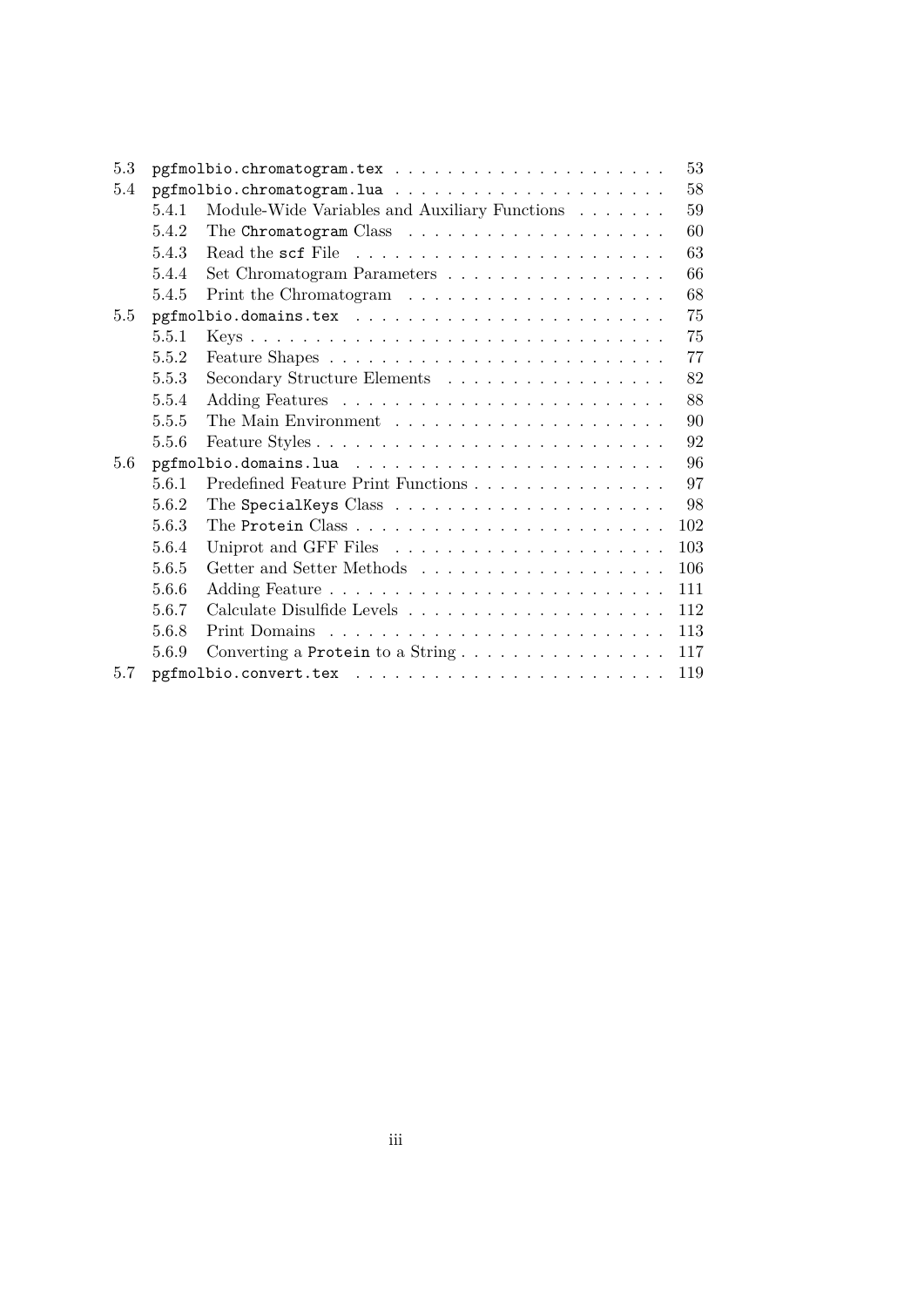- 5.3 `pgfmolbio.chromatogram.tex` . . . . . 53
- 5.4 `pgfmolbio.chromatogram.lua` . . . . . 58
  - 5.4.1 Module-Wide Variables and Auxiliary Functions . . . . . 59
  - 5.4.2 The `Chromatogram` Class . . . . . 60
  - 5.4.3 Read the `scf` File . . . . . 63
  - 5.4.4 Set Chromatogram Parameters . . . . . 66
  - 5.4.5 Print the Chromatogram . . . . . 68
- 5.5 `pgfmolbio.domains.tex` . . . . . 75
  - 5.5.1 Keys . . . . . 75
  - 5.5.2 Feature Shapes . . . . . 77
  - 5.5.3 Secondary Structure Elements . . . . . 82
  - 5.5.4 Adding Features . . . . . 88
  - 5.5.5 The Main Environment . . . . . 90
  - 5.5.6 Feature Styles . . . . . 92
- 5.6 `pgfmolbio.domains.lua` . . . . . 96
  - 5.6.1 Predefined Feature Print Functions . . . . . 97
  - 5.6.2 The `SpecialKeys` Class . . . . . 98
  - 5.6.3 The `Protein` Class . . . . . 102
  - 5.6.4 Uniprot and GFF Files . . . . . 103
  - 5.6.5 Getter and Setter Methods . . . . . 106
  - 5.6.6 Adding Feature . . . . . 111
  - 5.6.7 Calculate Disulfide Levels . . . . . 112
  - 5.6.8 Print Domains . . . . . 113
  - 5.6.9 Converting a `Protein` to a String . . . . . 117
- 5.7 `pgfmolbio.convert.tex` . . . . . 119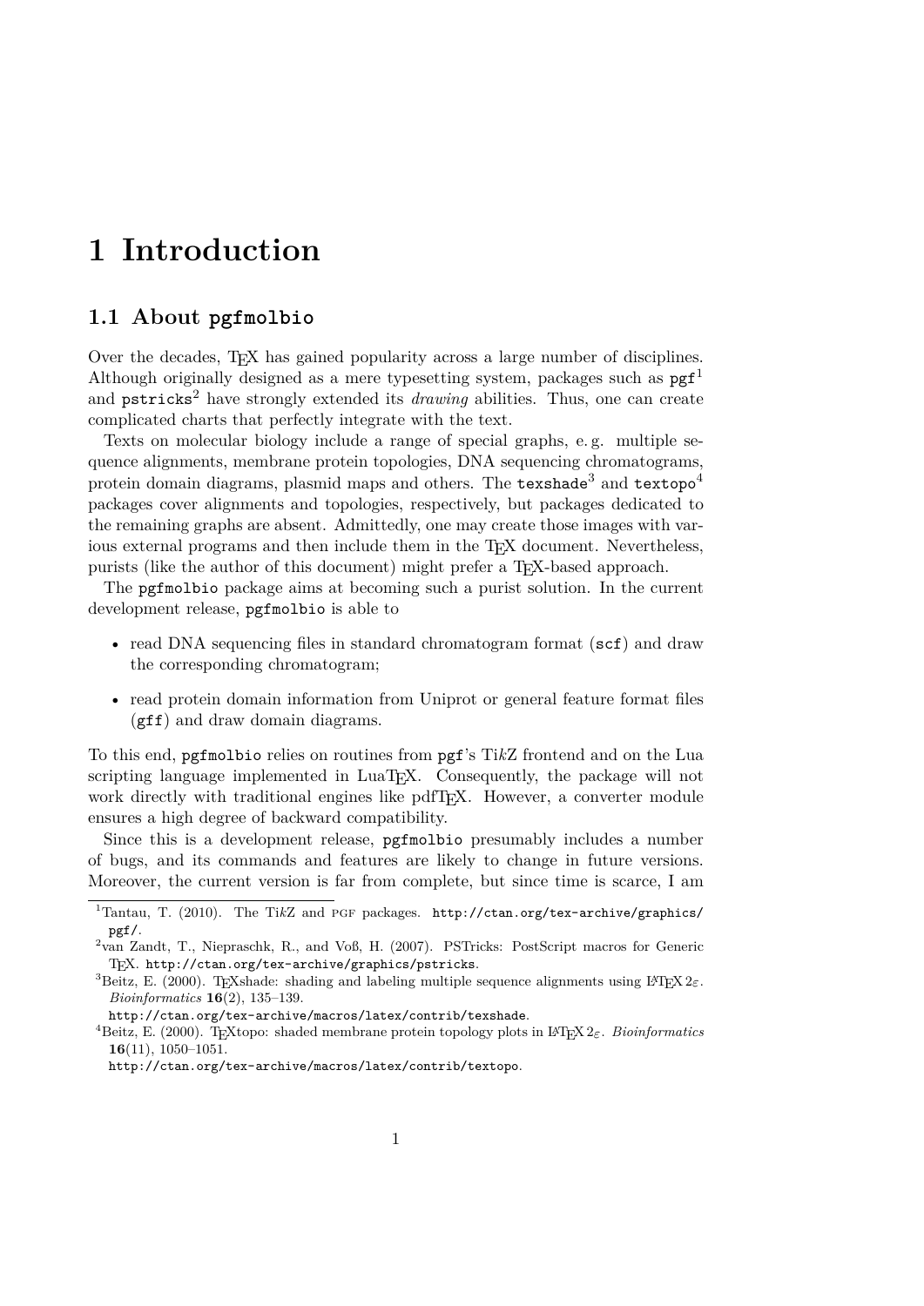# 1 Introduction

## 1.1 About `pgfmolbio`

Over the decades, TeX has gained popularity across a large number of disciplines. Although originally designed as a mere typesetting system, packages such as `pgf`[1] and `pstricks`[2] have strongly extended its *drawing* abilities. Thus, one can create complicated charts that perfectly integrate with the text.

Texts on molecular biology include a range of special graphs, e. g. multiple sequence alignments, membrane protein topologies, DNA sequencing chromatograms, protein domain diagrams, plasmid maps and others. The `texshade`[3] and `textopo`[4] packages cover alignments and topologies, respectively, but packages dedicated to the remaining graphs are absent. Admittedly, one may create those images with various external programs and then include them in the TeX document. Nevertheless, purists (like the author of this document) might prefer a TeX-based approach.

The `pgfmolbio` package aims at becoming such a purist solution. In the current development release, `pgfmolbio` is able to

- read DNA sequencing files in standard chromatogram format (`scf`) and draw the corresponding chromatogram;
- read protein domain information from Uniprot or general feature format files (`gff`) and draw domain diagrams.

To this end, `pgfmolbio` relies on routines from `pgf`'s Ti*k*Z frontend and on the Lua scripting language implemented in LuaTeX. Consequently, the package will not work directly with traditional engines like pdfTeX. However, a converter module ensures a high degree of backward compatibility.

Since this is a development release, `pgfmolbio` presumably includes a number of bugs, and its commands and features are likely to change in future versions. Moreover, the current version is far from complete, but since time is scarce, I am

---

[1] Tantau, T. (2010). The Ti*k*Z and PGF packages. `http://ctan.org/tex-archive/graphics/pgf/`.

[2] van Zandt, T., Niepraschk, R., and Voß, H. (2007). PSTricks: PostScript macros for Generic TeX. `http://ctan.org/tex-archive/graphics/pstricks`.

[3] Beitz, E. (2000). TeXshade: shading and labeling multiple sequence alignments using LaTeX 2ε. *Bioinformatics* **16**(2), 135–139.
`http://ctan.org/tex-archive/macros/latex/contrib/texshade`.

[4] Beitz, E. (2000). TeXtopo: shaded membrane protein topology plots in LaTeX 2ε. *Bioinformatics* **16**(11), 1050–1051.
`http://ctan.org/tex-archive/macros/latex/contrib/textopo`.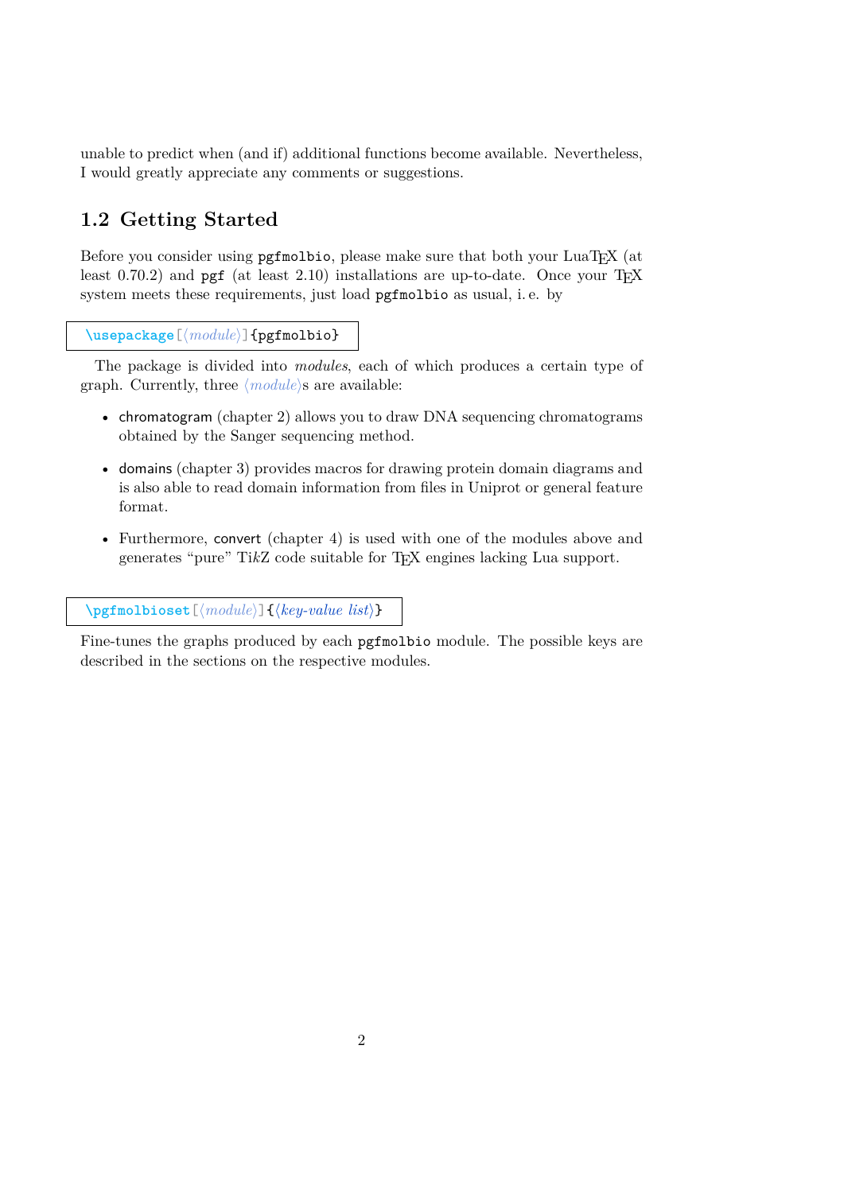unable to predict when (and if) additional functions become available. Nevertheless, I would greatly appreciate any comments or suggestions.

## 1.2 Getting Started

Before you consider using `pgfmolbio`, please make sure that both your LuaTEX (at least 0.70.2) and `pgf` (at least 2.10) installations are up-to-date. Once your TEX system meets these requirements, just load `pgfmolbio` as usual, i. e. by

```
\usepackage[⟨module⟩]{pgfmolbio}
```

The package is divided into *modules*, each of which produces a certain type of graph. Currently, three ⟨*module*⟩s are available:

- chromatogram (chapter 2) allows you to draw DNA sequencing chromatograms obtained by the Sanger sequencing method.
- domains (chapter 3) provides macros for drawing protein domain diagrams and is also able to read domain information from files in Uniprot or general feature format.
- Furthermore, convert (chapter 4) is used with one of the modules above and generates "pure" Ti*k*Z code suitable for TEX engines lacking Lua support.

```
\pgfmolbioset[⟨module⟩]{⟨key-value list⟩}
```

Fine-tunes the graphs produced by each `pgfmolbio` module. The possible keys are described in the sections on the respective modules.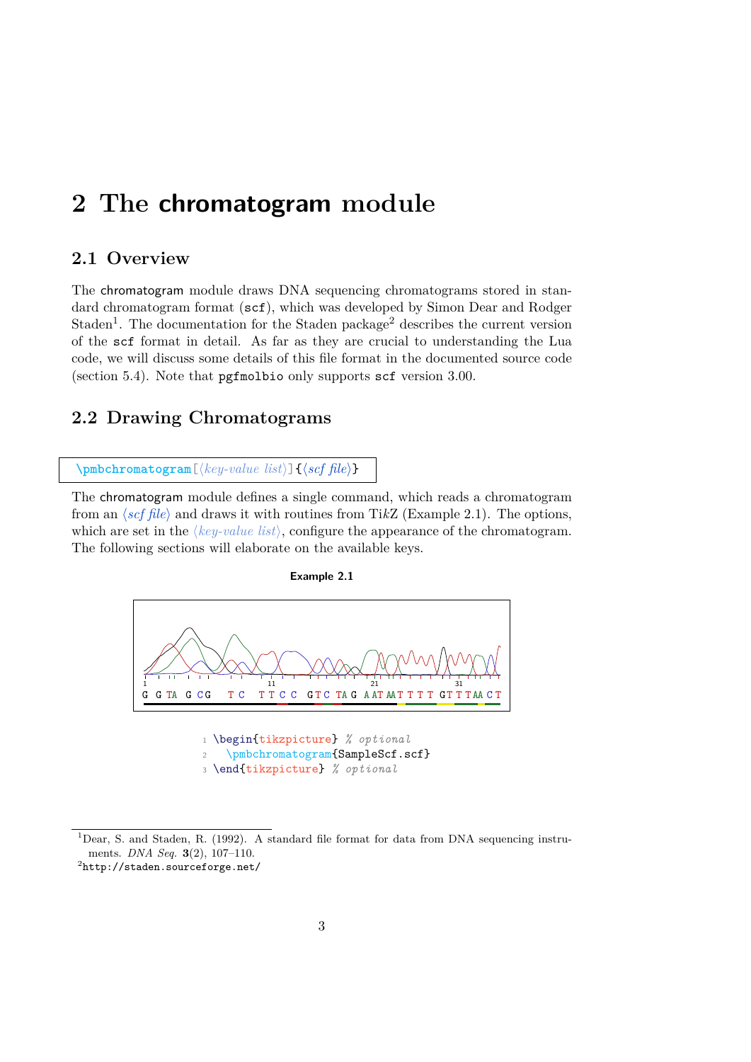# 2 The chromatogram module

## 2.1 Overview

The chromatogram module draws DNA sequencing chromatograms stored in standard chromatogram format (`scf`), which was developed by Simon Dear and Rodger Staden[1]. The documentation for the Staden package[2] describes the current version of the `scf` format in detail. As far as they are crucial to understanding the Lua code, we will discuss some details of this file format in the documented source code (section 5.4). Note that `pgfmolbio` only supports `scf` version 3.00.

## 2.2 Drawing Chromatograms

`\pmbchromatogram[⟨key-value list⟩]{⟨scf file⟩}`

The chromatogram module defines a single command, which reads a chromatogram from an ⟨*scf file*⟩ and draws it with routines from Ti*k*Z (Example 2.1). The options, which are set in the ⟨*key-value list*⟩, configure the appearance of the chromatogram. The following sections will elaborate on the available keys.

**Example 2.1**

1 11 21 31
G G TA G CG T C T T C C G T C TA G A AT AAT T T T G T T T AA C T

```
\begin{tikzpicture} % optional
  \pmbchromatogram{SampleScf.scf}
\end{tikzpicture} % optional
```

---

[1] Dear, S. and Staden, R. (1992). A standard file format for data from DNA sequencing instruments. *DNA Seq.* **3**(2), 107–110.

[2] `http://staden.sourceforge.net/`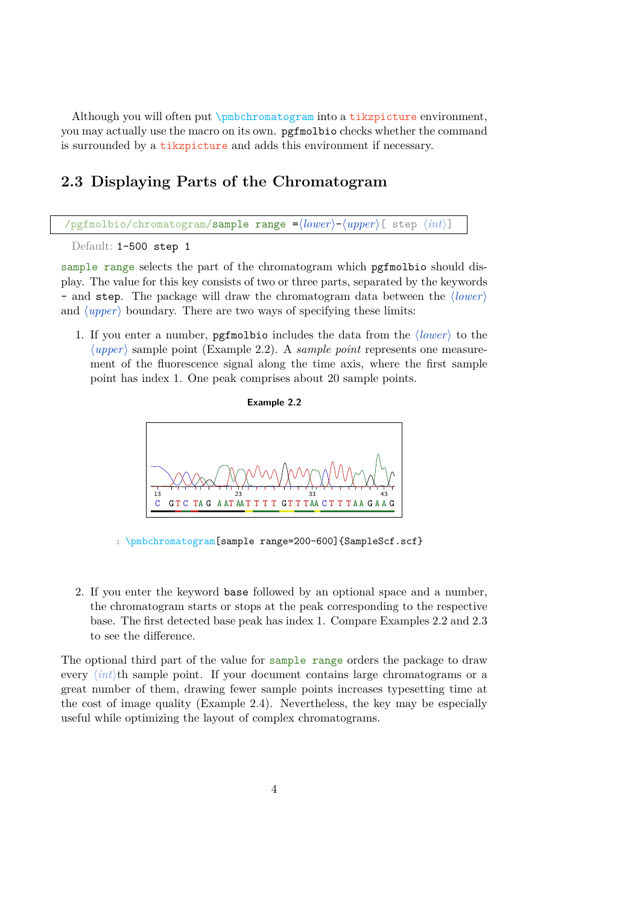Although you will often put `\pmbchromatogram` into a `tikzpicture` environment, you may actually use the macro on its own. `pgfmolbio` checks whether the command is surrounded by a `tikzpicture` and adds this environment if necessary.

## 2.3 Displaying Parts of the Chromatogram

`/pgfmolbio/chromatogram/sample range =⟨lower⟩-⟨upper⟩[ step ⟨int⟩]`

Default: `1-500 step 1`

`sample range` selects the part of the chromatogram which `pgfmolbio` should display. The value for this key consists of two or three parts, separated by the keywords `-` and `step`. The package will draw the chromatogram data between the ⟨*lower*⟩ and ⟨*upper*⟩ boundary. There are two ways of specifying these limits:

1. If you enter a number, `pgfmolbio` includes the data from the ⟨*lower*⟩ to the ⟨*upper*⟩ sample point (Example 2.2). A *sample point* represents one measurement of the fluorescence signal along the time axis, where the first sample point has index 1. One peak comprises about 20 sample points.

   **Example 2.2**

   13 23 33 43
   C GTC TAG AATAATTTT GTTTAACTTTAAGAAG

   ```
   \pmbchromatogram[sample range=200-600]{SampleScf.scf}
   ```

2. If you enter the keyword `base` followed by an optional space and a number, the chromatogram starts or stops at the peak corresponding to the respective base. The first detected base peak has index 1. Compare Examples 2.2 and 2.3 to see the difference.

The optional third part of the value for `sample range` orders the package to draw every ⟨*int*⟩th sample point. If your document contains large chromatograms or a great number of them, drawing fewer sample points increases typesetting time at the cost of image quality (Example 2.4). Nevertheless, the key may be especially useful while optimizing the layout of complex chromatograms.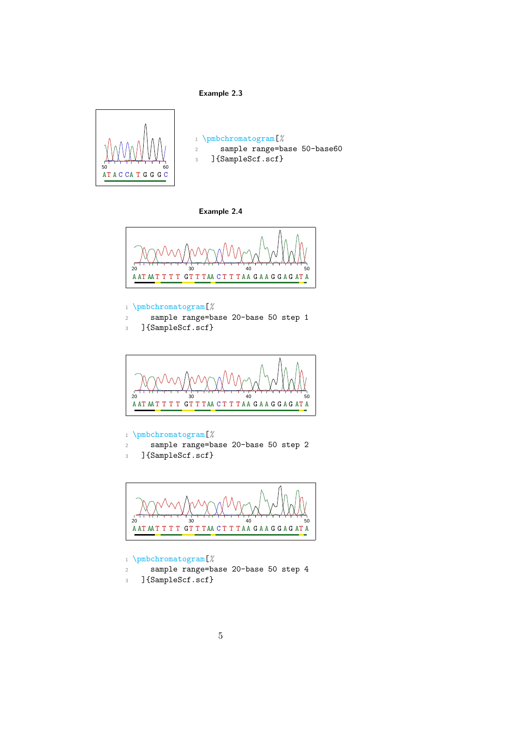**Example 2.3**

```
\pmbchromatogram[%
    sample range=base 50-base60
  ]{SampleScf.scf}
```

**Example 2.4**

```
\pmbchromatogram[%
    sample range=base 20-base 50 step 1
  ]{SampleScf.scf}
```

```
\pmbchromatogram[%
    sample range=base 20-base 50 step 2
  ]{SampleScf.scf}
```

```
\pmbchromatogram[%
    sample range=base 20-base 50 step 4
  ]{SampleScf.scf}
```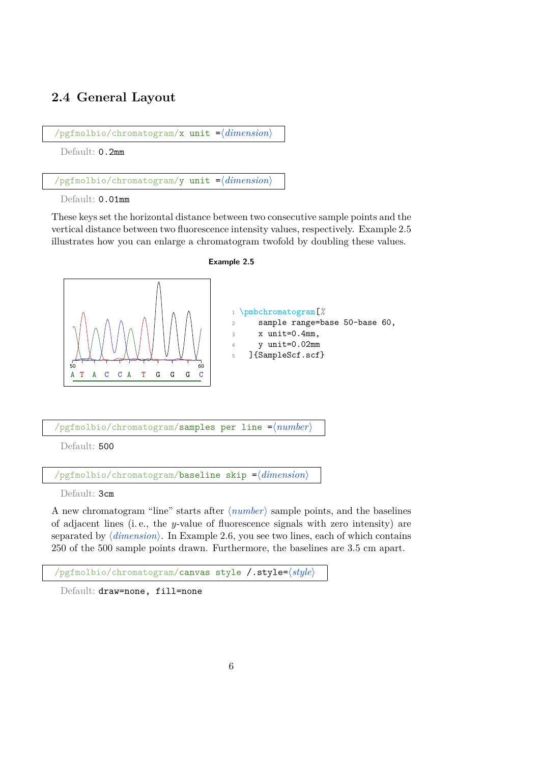## 2.4 General Layout

```
/pgfmolbio/chromatogram/x unit =⟨dimension⟩
```

Default: `0.2mm`

```
/pgfmolbio/chromatogram/y unit =⟨dimension⟩
```

Default: `0.01mm`

These keys set the horizontal distance between two consecutive sample points and the vertical distance between two fluorescence intensity values, respectively. Example 2.5 illustrates how you can enlarge a chromatogram twofold by doubling these values.

**Example 2.5**

```
\pmbchromatogram[%
    sample range=base 50-base 60,
    x unit=0.4mm,
    y unit=0.02mm
  ]{SampleScf.scf}
```

```
/pgfmolbio/chromatogram/samples per line =⟨number⟩
```

Default: `500`

```
/pgfmolbio/chromatogram/baseline skip =⟨dimension⟩
```

Default: `3cm`

A new chromatogram "line" starts after ⟨*number*⟩ sample points, and the baselines of adjacent lines (i. e., the $y$-value of fluorescence signals with zero intensity) are separated by ⟨*dimension*⟩. In Example 2.6, you see two lines, each of which contains 250 of the 500 sample points drawn. Furthermore, the baselines are 3.5 cm apart.

```
/pgfmolbio/chromatogram/canvas style /.style=⟨style⟩
```

Default: `draw=none, fill=none`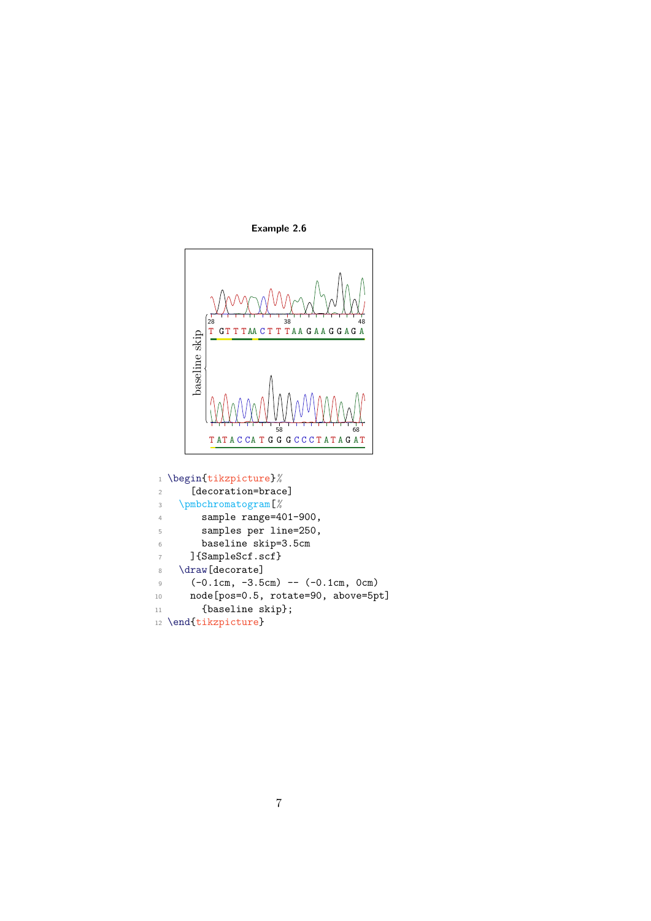**Example 2.6**

```
\begin{tikzpicture}%
    [decoration=brace]
  \pmbchromatogram[%
      sample range=401-900,
      samples per line=250,
      baseline skip=3.5cm
    ]{SampleScf.scf}
  \draw[decorate]
    (-0.1cm, -3.5cm) -- (-0.1cm, 0cm)
    node[pos=0.5, rotate=90, above=5pt]
      {baseline skip};
\end{tikzpicture}
```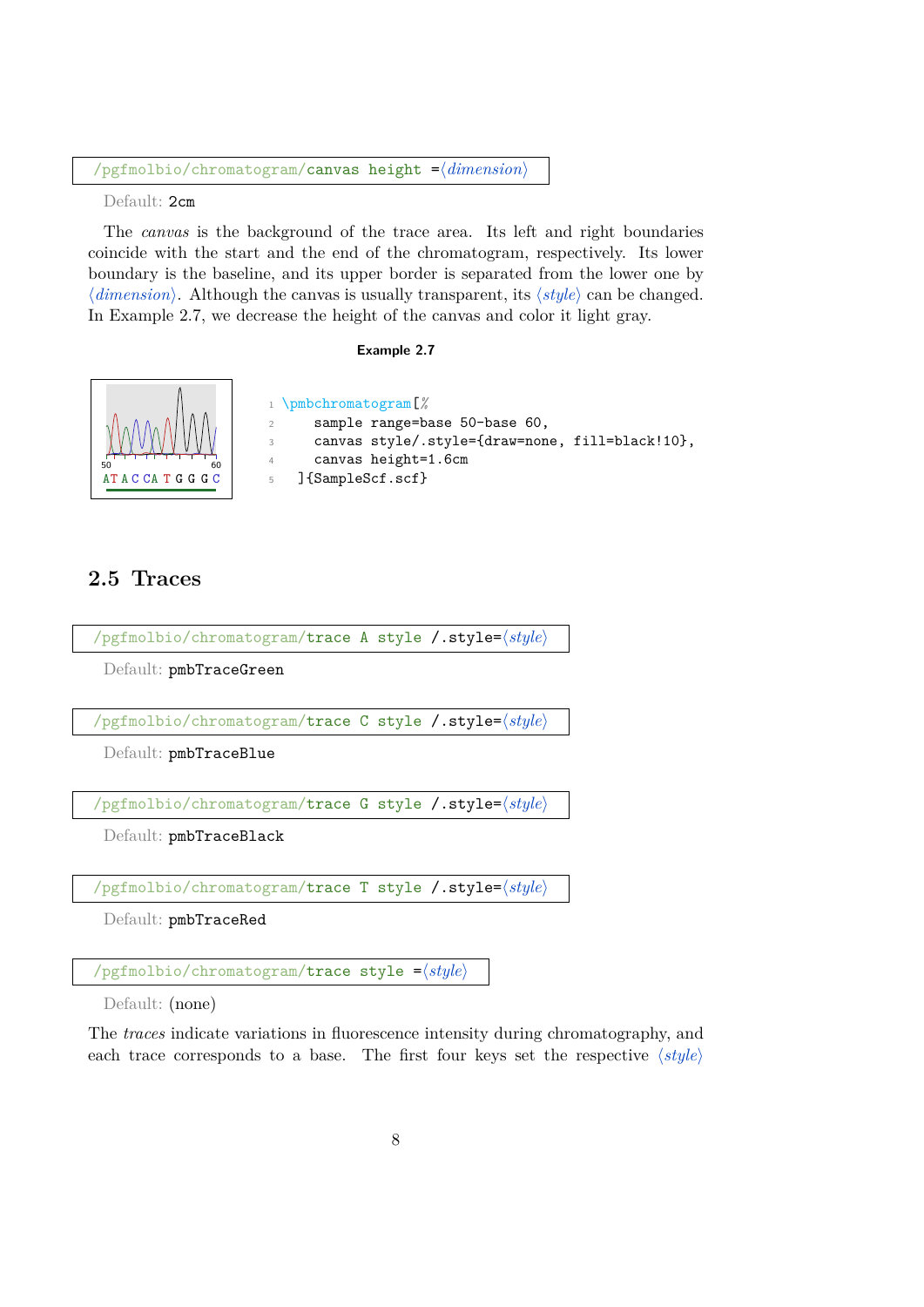`/pgfmolbio/chromatogram/canvas height =⟨dimension⟩`

Default: `2cm`

The *canvas* is the background of the trace area. Its left and right boundaries coincide with the start and the end of the chromatogram, respectively. Its lower boundary is the baseline, and its upper border is separated from the lower one by ⟨*dimension*⟩. Although the canvas is usually transparent, its ⟨*style*⟩ can be changed. In Example 2.7, we decrease the height of the canvas and color it light gray.

**Example 2.7**

```
\pmbchromatogram[%
    sample range=base 50-base 60,
    canvas style/.style={draw=none, fill=black!10},
    canvas height=1.6cm
  ]{SampleScf.scf}
```

## 2.5 Traces

`/pgfmolbio/chromatogram/trace A style /.style=⟨style⟩`

Default: `pmbTraceGreen`

`/pgfmolbio/chromatogram/trace C style /.style=⟨style⟩`

Default: `pmbTraceBlue`

`/pgfmolbio/chromatogram/trace G style /.style=⟨style⟩`

Default: `pmbTraceBlack`

`/pgfmolbio/chromatogram/trace T style /.style=⟨style⟩`

Default: `pmbTraceRed`

`/pgfmolbio/chromatogram/trace style =⟨style⟩`

Default: (none)

The *traces* indicate variations in fluorescence intensity during chromatography, and each trace corresponds to a base. The first four keys set the respective ⟨*style*⟩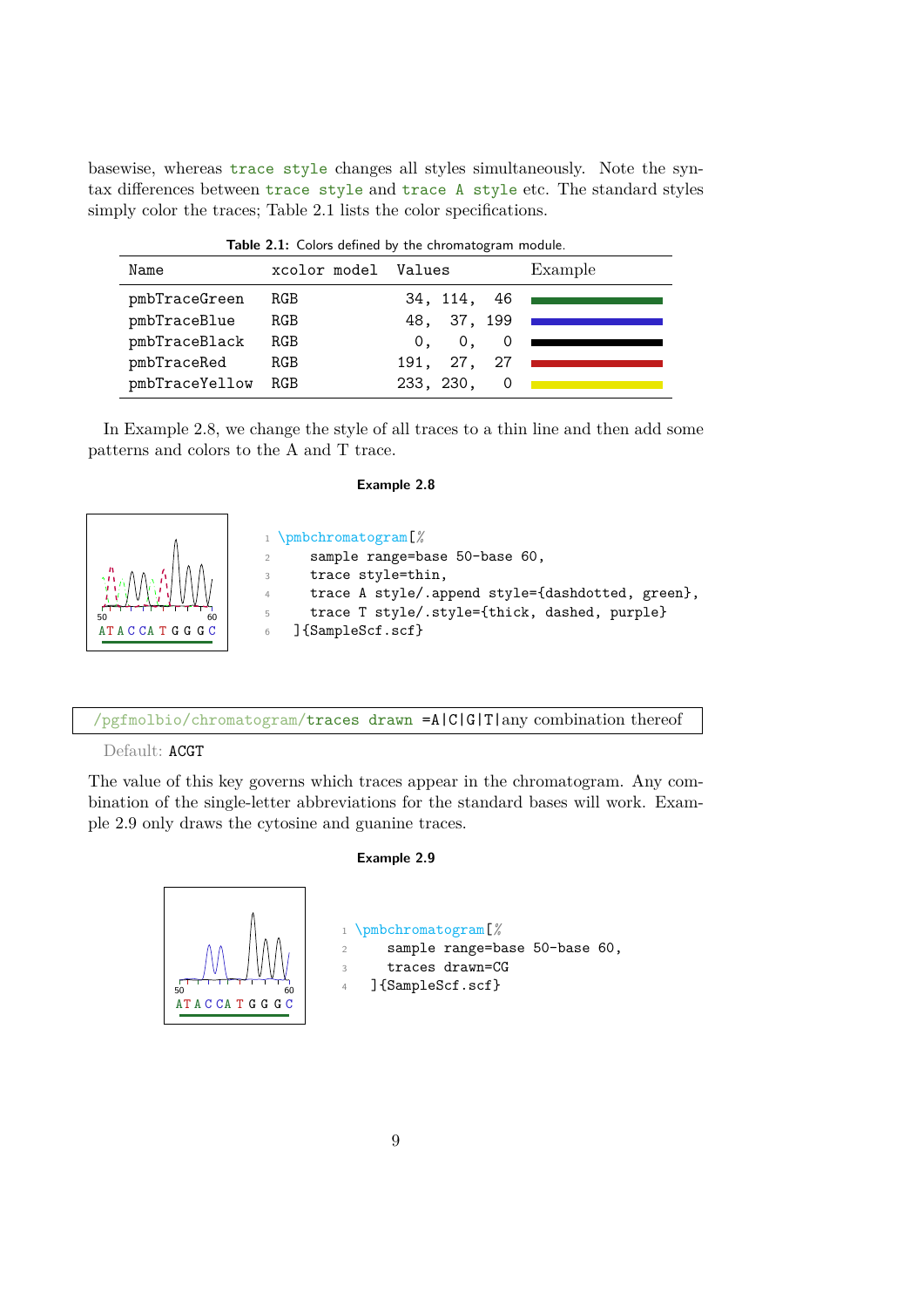basewise, whereas `trace style` changes all styles simultaneously. Note the syntax differences between `trace style` and `trace A style` etc. The standard styles simply color the traces; Table 2.1 lists the color specifications.

**Table 2.1:** Colors defined by the chromatogram module.

| Name | xcolor model | Values | Example |
|---|---|---|---|
| pmbTraceGreen | RGB | 34, 114, 46 | |
| pmbTraceBlue | RGB | 48, 37, 199 | |
| pmbTraceBlack | RGB | 0, 0, 0 | |
| pmbTraceRed | RGB | 191, 27, 27 | |
| pmbTraceYellow | RGB | 233, 230, 0 | |

In Example 2.8, we change the style of all traces to a thin line and then add some patterns and colors to the A and T trace.

**Example 2.8**

```
\pmbchromatogram[%
    sample range=base 50-base 60,
    trace style=thin,
    trace A style/.append style={dashdotted, green},
    trace T style/.style={thick, dashed, purple}
  ]{SampleScf.scf}
```

`/pgfmolbio/chromatogram/traces drawn` =A|C|G|T|any combination thereof

Default: `ACGT`

The value of this key governs which traces appear in the chromatogram. Any combination of the single-letter abbreviations for the standard bases will work. Example 2.9 only draws the cytosine and guanine traces.

**Example 2.9**

```
\pmbchromatogram[%
    sample range=base 50-base 60,
    traces drawn=CG
  ]{SampleScf.scf}
```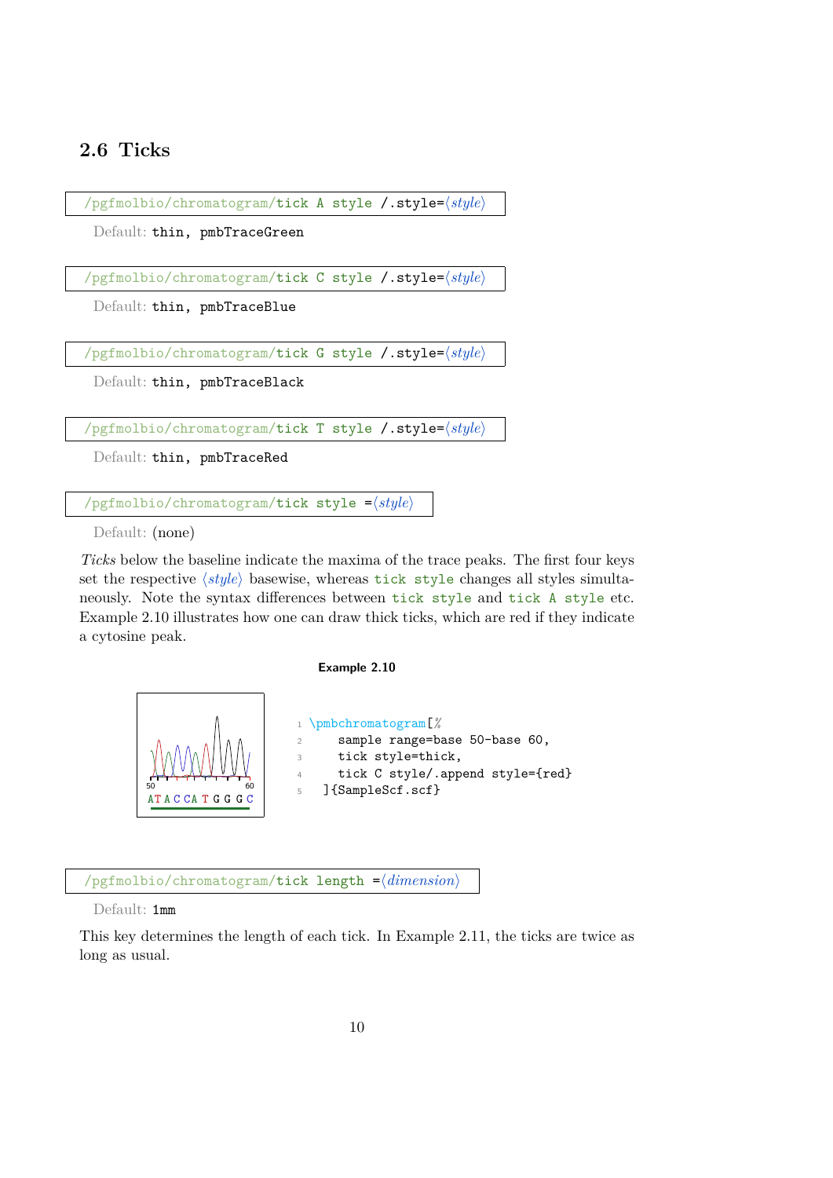## 2.6 Ticks

`/pgfmolbio/chromatogram/tick A style /.style=⟨style⟩`

Default: `thin, pmbTraceGreen`

`/pgfmolbio/chromatogram/tick C style /.style=⟨style⟩`

Default: `thin, pmbTraceBlue`

`/pgfmolbio/chromatogram/tick G style /.style=⟨style⟩`

Default: `thin, pmbTraceBlack`

`/pgfmolbio/chromatogram/tick T style /.style=⟨style⟩`

Default: `thin, pmbTraceRed`

`/pgfmolbio/chromatogram/tick style =⟨style⟩`

Default: (none)

*Ticks* below the baseline indicate the maxima of the trace peaks. The first four keys set the respective ⟨*style*⟩ basewise, whereas `tick style` changes all styles simultaneously. Note the syntax differences between `tick style` and `tick A style` etc. Example 2.10 illustrates how one can draw thick ticks, which are red if they indicate a cytosine peak.

**Example 2.10**

```
\pmbchromatogram[%
    sample range=base 50-base 60,
    tick style=thick,
    tick C style/.append style={red}
  ]{SampleScf.scf}
```

`/pgfmolbio/chromatogram/tick length =⟨dimension⟩`

Default: `1mm`

This key determines the length of each tick. In Example 2.11, the ticks are twice as long as usual.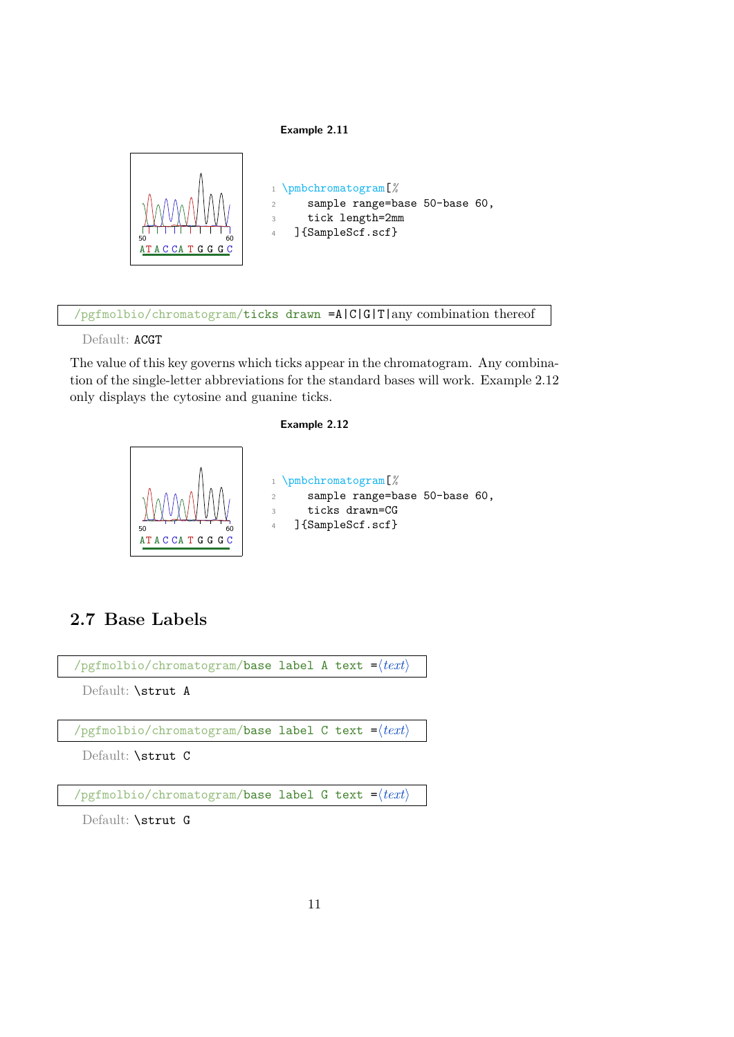**Example 2.11**

```
\pmbchromatogram[%
    sample range=base 50-base 60,
    tick length=2mm
  ]{SampleScf.scf}
```

/pgfmolbio/chromatogram/ticks drawn =A|C|G|T|any combination thereof

Default: ACGT

The value of this key governs which ticks appear in the chromatogram. Any combination of the single-letter abbreviations for the standard bases will work. Example 2.12 only displays the cytosine and guanine ticks.

**Example 2.12**

```
\pmbchromatogram[%
    sample range=base 50-base 60,
    ticks drawn=CG
  ]{SampleScf.scf}
```

## 2.7 Base Labels

/pgfmolbio/chromatogram/base label A text =⟨*text*⟩

Default: \strut A

/pgfmolbio/chromatogram/base label C text =⟨*text*⟩

Default: \strut C

/pgfmolbio/chromatogram/base label G text =⟨*text*⟩

Default: \strut G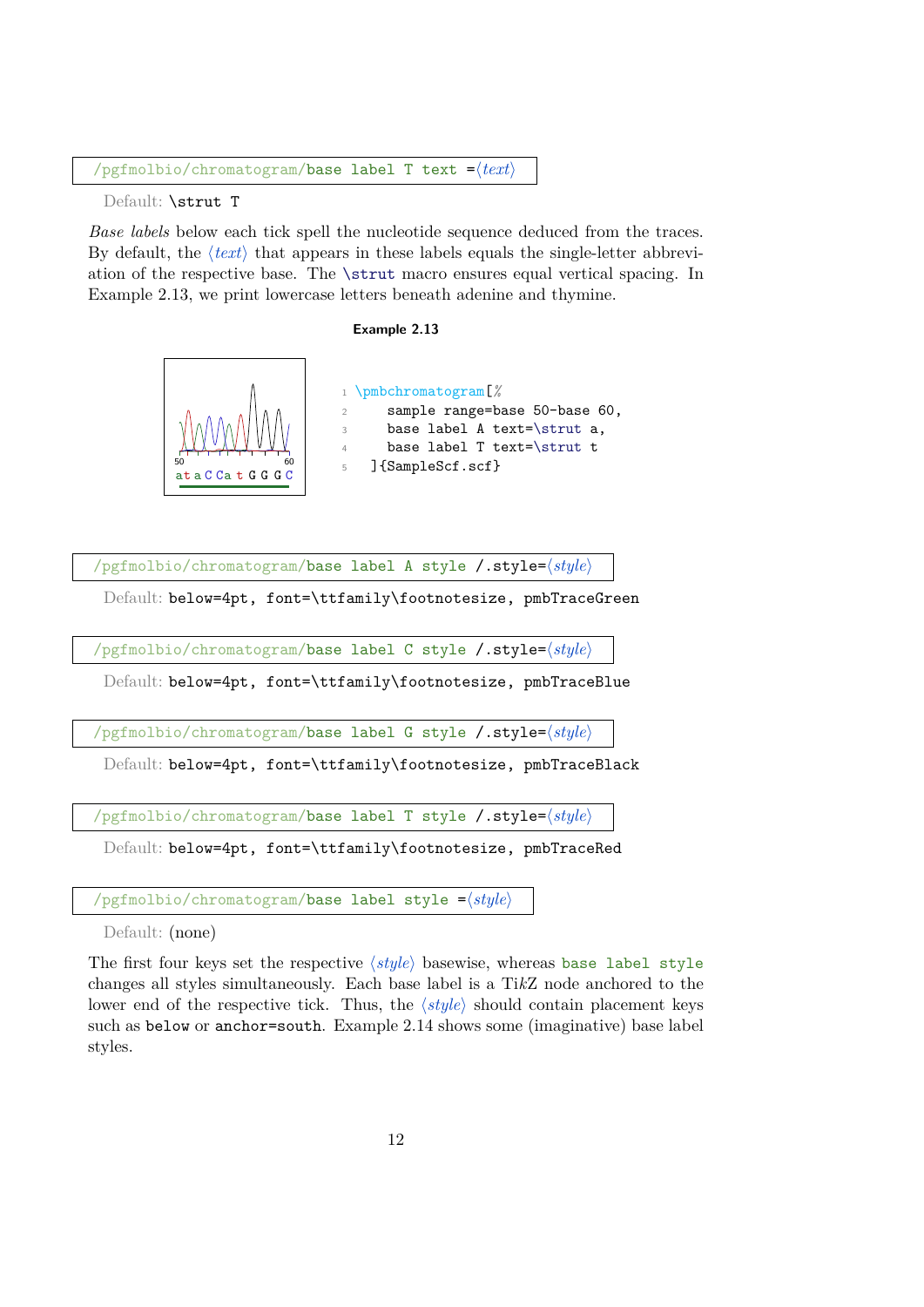```
/pgfmolbio/chromatogram/base label T text =⟨text⟩
```

Default: `\strut T`

*Base labels* below each tick spell the nucleotide sequence deduced from the traces. By default, the ⟨*text*⟩ that appears in these labels equals the single-letter abbreviation of the respective base. The `\strut` macro ensures equal vertical spacing. In Example 2.13, we print lowercase letters beneath adenine and thymine.

**Example 2.13**

```
\pmbchromatogram[%
    sample range=base 50-base 60,
    base label A text=\strut a,
    base label T text=\strut t
  ]{SampleScf.scf}
```

```
/pgfmolbio/chromatogram/base label A style /.style=⟨style⟩
```

Default: `below=4pt, font=\ttfamily\footnotesize, pmbTraceGreen`

```
/pgfmolbio/chromatogram/base label C style /.style=⟨style⟩
```

Default: `below=4pt, font=\ttfamily\footnotesize, pmbTraceBlue`

```
/pgfmolbio/chromatogram/base label G style /.style=⟨style⟩
```

Default: `below=4pt, font=\ttfamily\footnotesize, pmbTraceBlack`

```
/pgfmolbio/chromatogram/base label T style /.style=⟨style⟩
```

Default: `below=4pt, font=\ttfamily\footnotesize, pmbTraceRed`

```
/pgfmolbio/chromatogram/base label style =⟨style⟩
```

Default: (none)

The first four keys set the respective ⟨*style*⟩ basewise, whereas `base label style` changes all styles simultaneously. Each base label is a Ti*k*Z node anchored to the lower end of the respective tick. Thus, the ⟨*style*⟩ should contain placement keys such as `below` or `anchor=south`. Example 2.14 shows some (imaginative) base label styles.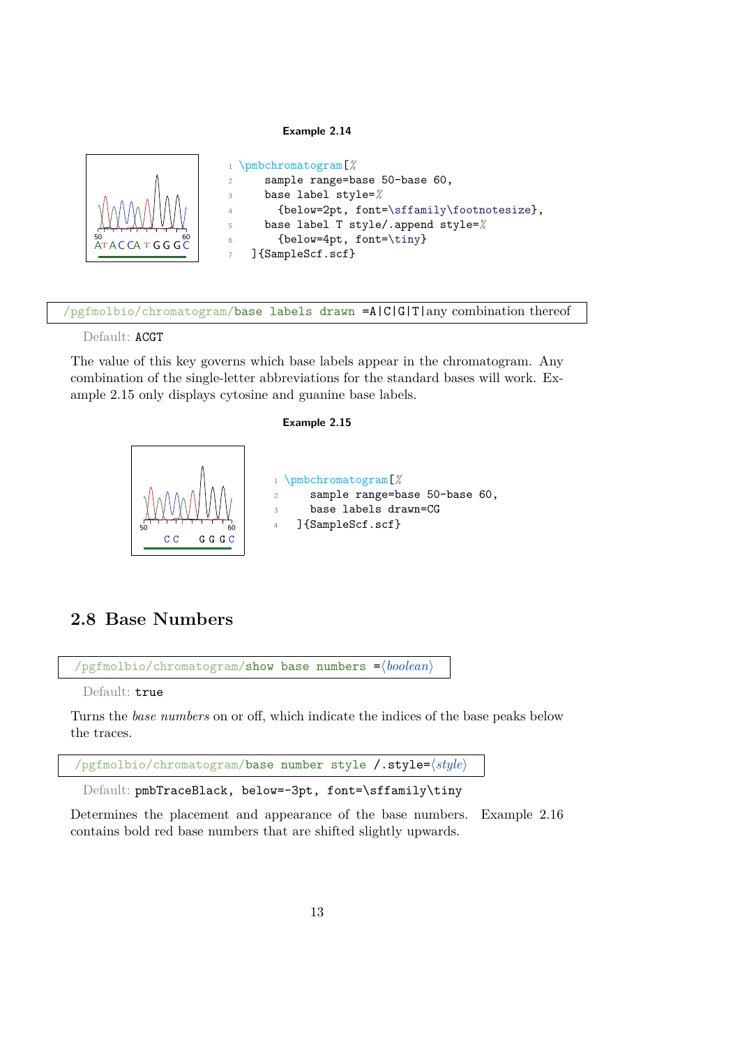**Example 2.14**

```
\pmbchromatogram[%
    sample range=base 50-base 60,
    base label style=%
      {below=2pt, font=\sffamily\footnotesize},
    base label T style/.append style=%
      {below=4pt, font=\tiny}
  ]{SampleScf.scf}
```

/pgfmolbio/chromatogram/**base labels drawn** =A|C|G|T|any combination thereof

Default: ACGT

The value of this key governs which base labels appear in the chromatogram. Any combination of the single-letter abbreviations for the standard bases will work. Example 2.15 only displays cytosine and guanine base labels.

**Example 2.15**

```
\pmbchromatogram[%
    sample range=base 50-base 60,
    base labels drawn=CG
  ]{SampleScf.scf}
```

## 2.8 Base Numbers

/pgfmolbio/chromatogram/**show base numbers** =⟨*boolean*⟩

Default: true

Turns the *base numbers* on or off, which indicate the indices of the base peaks below the traces.

/pgfmolbio/chromatogram/**base number style** /.style=⟨*style*⟩

Default: pmbTraceBlack, below=-3pt, font=\sffamily\tiny

Determines the placement and appearance of the base numbers. Example 2.16 contains bold red base numbers that are shifted slightly upwards.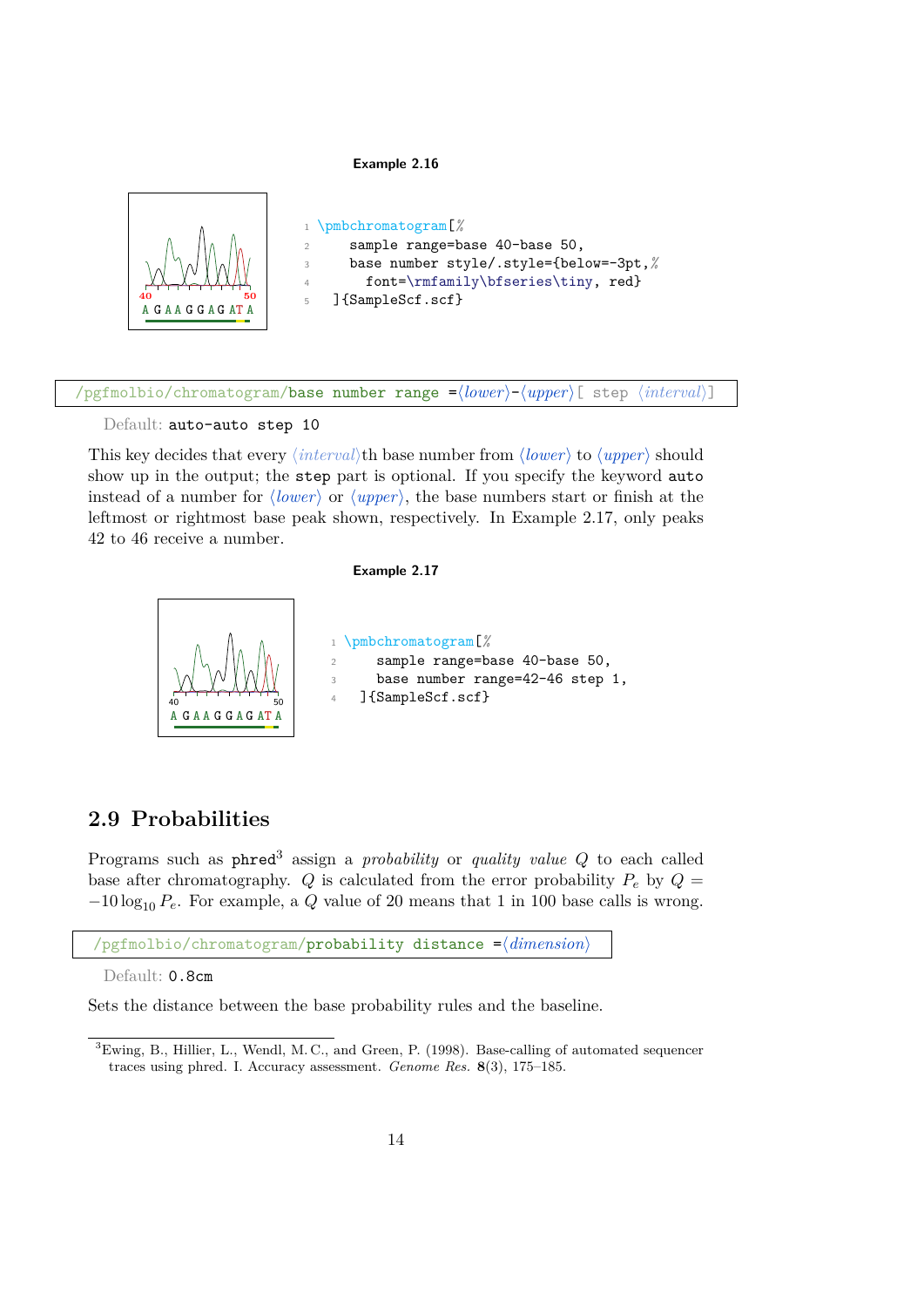**Example 2.16**

```
\pmbchromatogram[%
    sample range=base 40-base 50,
    base number style/.style={below=-3pt,%
      font=\rmfamily\bfseries\tiny, red}
  ]{SampleScf.scf}
```

/pgfmolbio/chromatogram/**base number range** =⟨*lower*⟩-⟨*upper*⟩[ step ⟨*interval*⟩]

Default: `auto-auto step 10`

This key decides that every ⟨*interval*⟩th base number from ⟨*lower*⟩ to ⟨*upper*⟩ should show up in the output; the `step` part is optional. If you specify the keyword `auto` instead of a number for ⟨*lower*⟩ or ⟨*upper*⟩, the base numbers start or finish at the leftmost or rightmost base peak shown, respectively. In Example 2.17, only peaks 42 to 46 receive a number.

**Example 2.17**

```
\pmbchromatogram[%
    sample range=base 40-base 50,
    base number range=42-46 step 1,
  ]{SampleScf.scf}
```

## 2.9 Probabilities

Programs such as `phred`[3] assign a *probability* or *quality value* $Q$ to each called base after chromatography. $Q$ is calculated from the error probability $P_e$ by $Q = -10 \log_{10} P_e$. For example, a $Q$ value of 20 means that 1 in 100 base calls is wrong.

/pgfmolbio/chromatogram/**probability distance** =⟨*dimension*⟩

Default: `0.8cm`

Sets the distance between the base probability rules and the baseline.

[3] Ewing, B., Hillier, L., Wendl, M. C., and Green, P. (1998). Base-calling of automated sequencer traces using phred. I. Accuracy assessment. *Genome Res.* **8**(3), 175–185.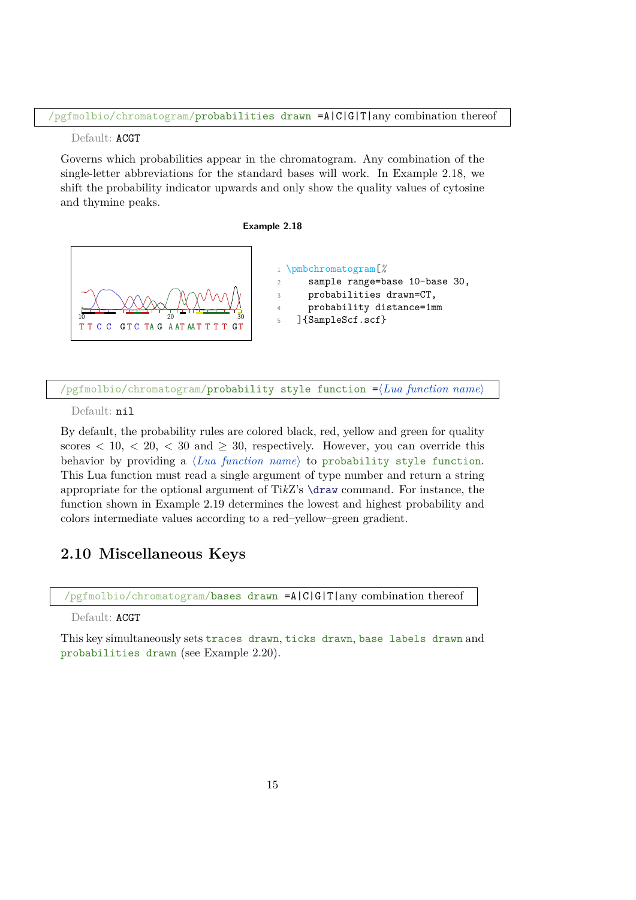/pgfmolbio/chromatogram/**probabilities drawn** =A|C|G|T|any combination thereof

Default: ACGT

Governs which probabilities appear in the chromatogram. Any combination of the single-letter abbreviations for the standard bases will work. In Example 2.18, we shift the probability indicator upwards and only show the quality values of cytosine and thymine peaks.

**Example 2.18**

```
\pmbchromatogram[%
    sample range=base 10-base 30,
    probabilities drawn=CT,
    probability distance=1mm
 ]{SampleScf.scf}
```

/pgfmolbio/chromatogram/**probability style function** =⟨*Lua function name*⟩

Default: nil

By default, the probability rules are colored black, red, yellow and green for quality scores $< 10$, $< 20$, $< 30$ and $\geq 30$, respectively. However, you can override this behavior by providing a ⟨*Lua function name*⟩ to probability style function. This Lua function must read a single argument of type number and return a string appropriate for the optional argument of Ti*k*Z's \draw command. For instance, the function shown in Example 2.19 determines the lowest and highest probability and colors intermediate values according to a red–yellow–green gradient.

## 2.10 Miscellaneous Keys

/pgfmolbio/chromatogram/**bases drawn** =A|C|G|T|any combination thereof

Default: ACGT

This key simultaneously sets traces drawn, ticks drawn, base labels drawn and probabilities drawn (see Example 2.20).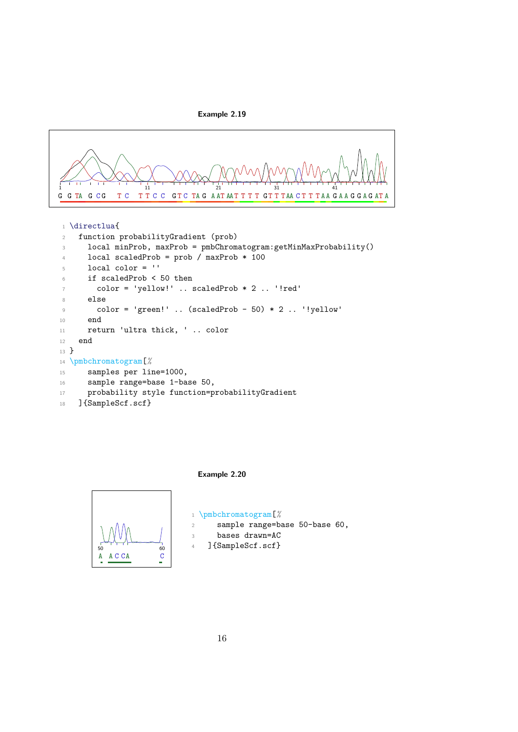**Example 2.19**

```
\directlua{
  function probabilityGradient (prob)
    local minProb, maxProb = pmbChromatogram:getMinMaxProbability()
    local scaledProb = prob / maxProb * 100
    local color = ''
    if scaledProb < 50 then
      color = 'yellow!' .. scaledProb * 2 .. '!red'
    else
      color = 'green!' .. (scaledProb - 50) * 2 .. '!yellow'
    end
    return 'ultra thick, ' .. color
  end
}
\pmbchromatogram[%
    samples per line=1000,
    sample range=base 1-base 50,
    probability style function=probabilityGradient
  ]{SampleScf.scf}
```

**Example 2.20**

```
\pmbchromatogram[%
    sample range=base 50-base 60,
    bases drawn=AC
  ]{SampleScf.scf}
```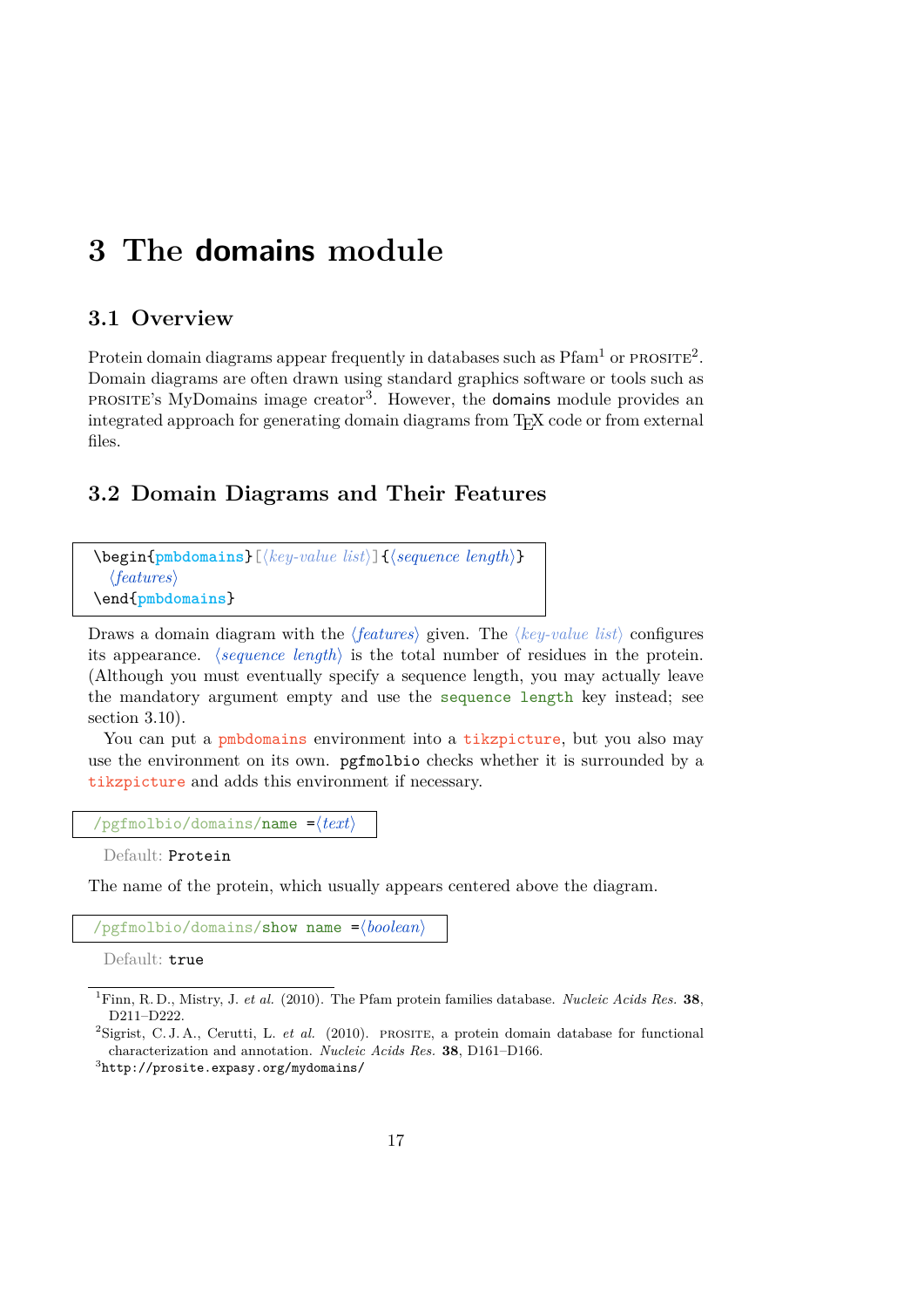# 3 The **domains** module

## 3.1 Overview

Protein domain diagrams appear frequently in databases such as Pfam[1] or PROSITE[2]. Domain diagrams are often drawn using standard graphics software or tools such as PROSITE's MyDomains image creator[3]. However, the domains module provides an integrated approach for generating domain diagrams from TeX code or from external files.

## 3.2 Domain Diagrams and Their Features

```
\begin{pmbdomains}[⟨key-value list⟩]{⟨sequence length⟩}
  ⟨features⟩
\end{pmbdomains}
```

Draws a domain diagram with the ⟨*features*⟩ given. The ⟨*key-value list*⟩ configures its appearance. ⟨*sequence length*⟩ is the total number of residues in the protein. (Although you must eventually specify a sequence length, you may actually leave the mandatory argument empty and use the `sequence length` key instead; see section 3.10).

You can put a `pmbdomains` environment into a `tikzpicture`, but you also may use the environment on its own. `pgfmolbio` checks whether it is surrounded by a `tikzpicture` and adds this environment if necessary.

```
/pgfmolbio/domains/name =⟨text⟩
```

Default: `Protein`

The name of the protein, which usually appears centered above the diagram.

```
/pgfmolbio/domains/show name =⟨boolean⟩
```

Default: `true`

---

[1] Finn, R. D., Mistry, J. *et al.* (2010). The Pfam protein families database. *Nucleic Acids Res.* **38**, D211–D222.

[2] Sigrist, C. J. A., Cerutti, L. *et al.* (2010). PROSITE, a protein domain database for functional characterization and annotation. *Nucleic Acids Res.* **38**, D161–D166.

[3] `http://prosite.expasy.org/mydomains/`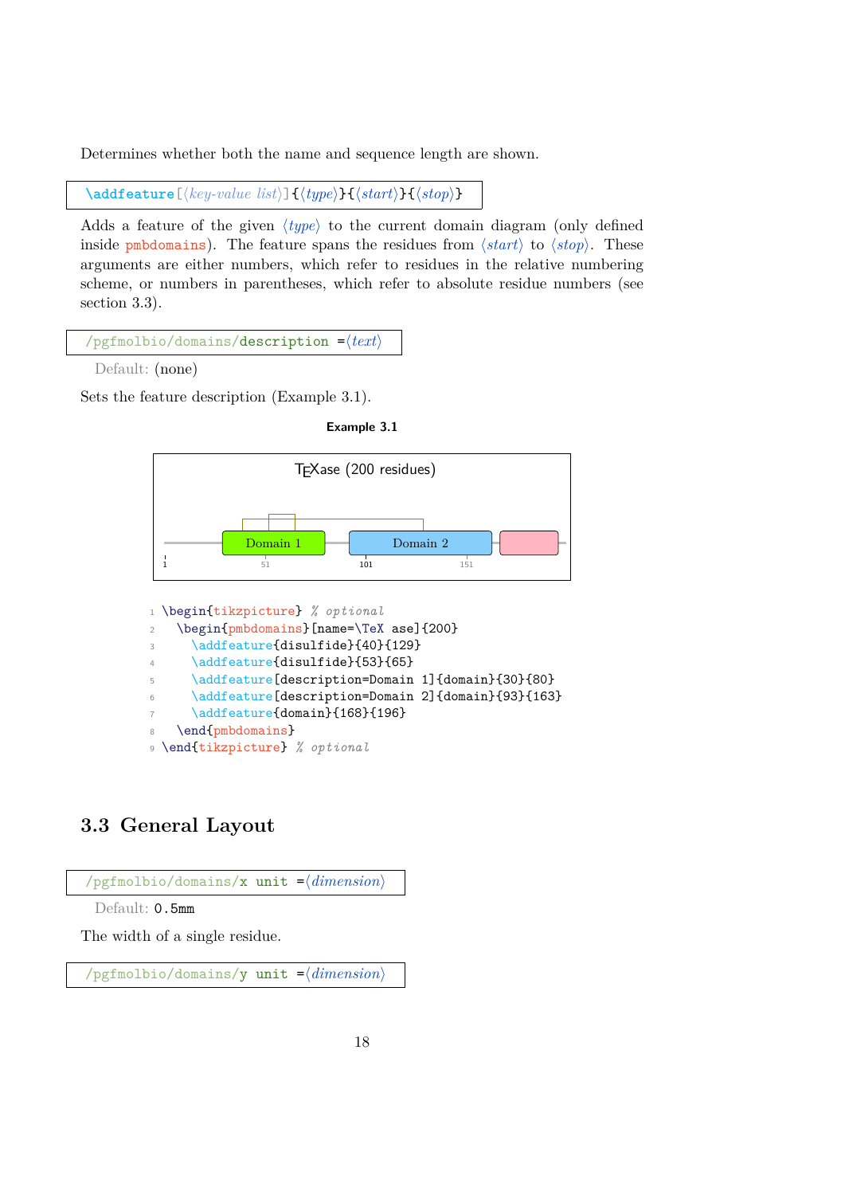Determines whether both the name and sequence length are shown.

```
\addfeature[⟨key-value list⟩]{⟨type⟩}{⟨start⟩}{⟨stop⟩}
```

Adds a feature of the given ⟨*type*⟩ to the current domain diagram (only defined inside `pmbdomains`). The feature spans the residues from ⟨*start*⟩ to ⟨*stop*⟩. These arguments are either numbers, which refer to residues in the relative numbering scheme, or numbers in parentheses, which refer to absolute residue numbers (see section 3.3).

```
/pgfmolbio/domains/description =⟨text⟩
```

Default: (none)

Sets the feature description (Example 3.1).

**Example 3.1**

TEXase (200 residues)

Domain 1 Domain 2

1 51 101 151

```
\begin{tikzpicture} % optional
  \begin{pmbdomains}[name=\TeX ase]{200}
    \addfeature{disulfide}{40}{129}
    \addfeature{disulfide}{53}{65}
    \addfeature[description=Domain 1]{domain}{30}{80}
    \addfeature[description=Domain 2]{domain}{93}{163}
    \addfeature{domain}{168}{196}
  \end{pmbdomains}
\end{tikzpicture} % optional
```

## 3.3 General Layout

```
/pgfmolbio/domains/x unit =⟨dimension⟩
```

Default: `0.5mm`

The width of a single residue.

```
/pgfmolbio/domains/y unit =⟨dimension⟩
```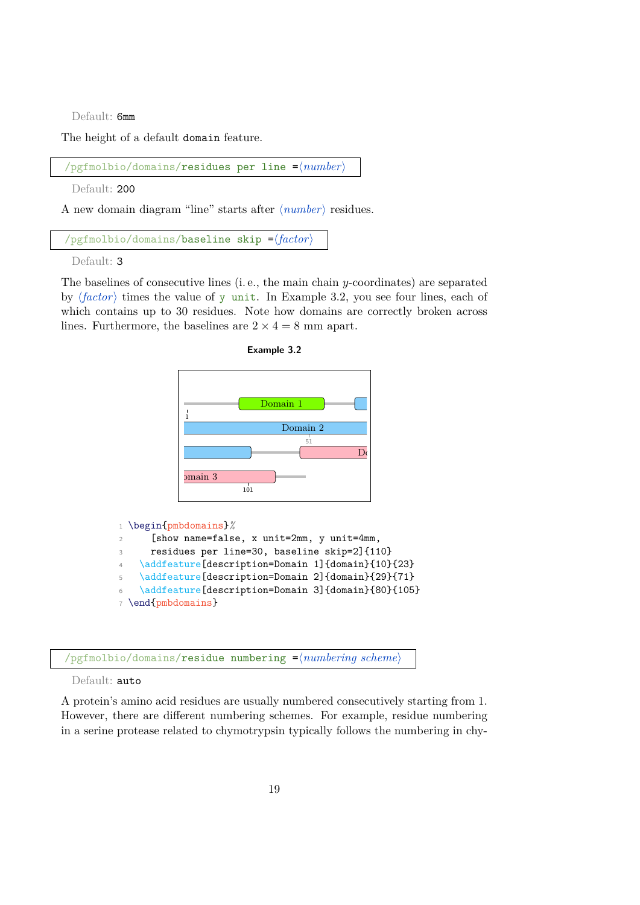Default: `6mm`

The height of a default `domain` feature.

`/pgfmolbio/domains/residues per line =⟨number⟩`

Default: `200`

A new domain diagram "line" starts after ⟨*number*⟩ residues.

`/pgfmolbio/domains/baseline skip =⟨factor⟩`

Default: `3`

The baselines of consecutive lines (i. e., the main chain $y$-coordinates) are separated by ⟨*factor*⟩ times the value of `y unit`. In Example 3.2, you see four lines, each of which contains up to 30 residues. Note how domains are correctly broken across lines. Furthermore, the baselines are $2 \times 4 = 8$ mm apart.

**Example 3.2**

```
\begin{pmbdomains}%
    [show name=false, x unit=2mm, y unit=4mm,
    residues per line=30, baseline skip=2]{110}
  \addfeature[description=Domain 1]{domain}{10}{23}
  \addfeature[description=Domain 2]{domain}{29}{71}
  \addfeature[description=Domain 3]{domain}{80}{105}
\end{pmbdomains}
```

`/pgfmolbio/domains/residue numbering =⟨numbering scheme⟩`

Default: `auto`

A protein's amino acid residues are usually numbered consecutively starting from 1. However, there are different numbering schemes. For example, residue numbering in a serine protease related to chymotrypsin typically follows the numbering in chy-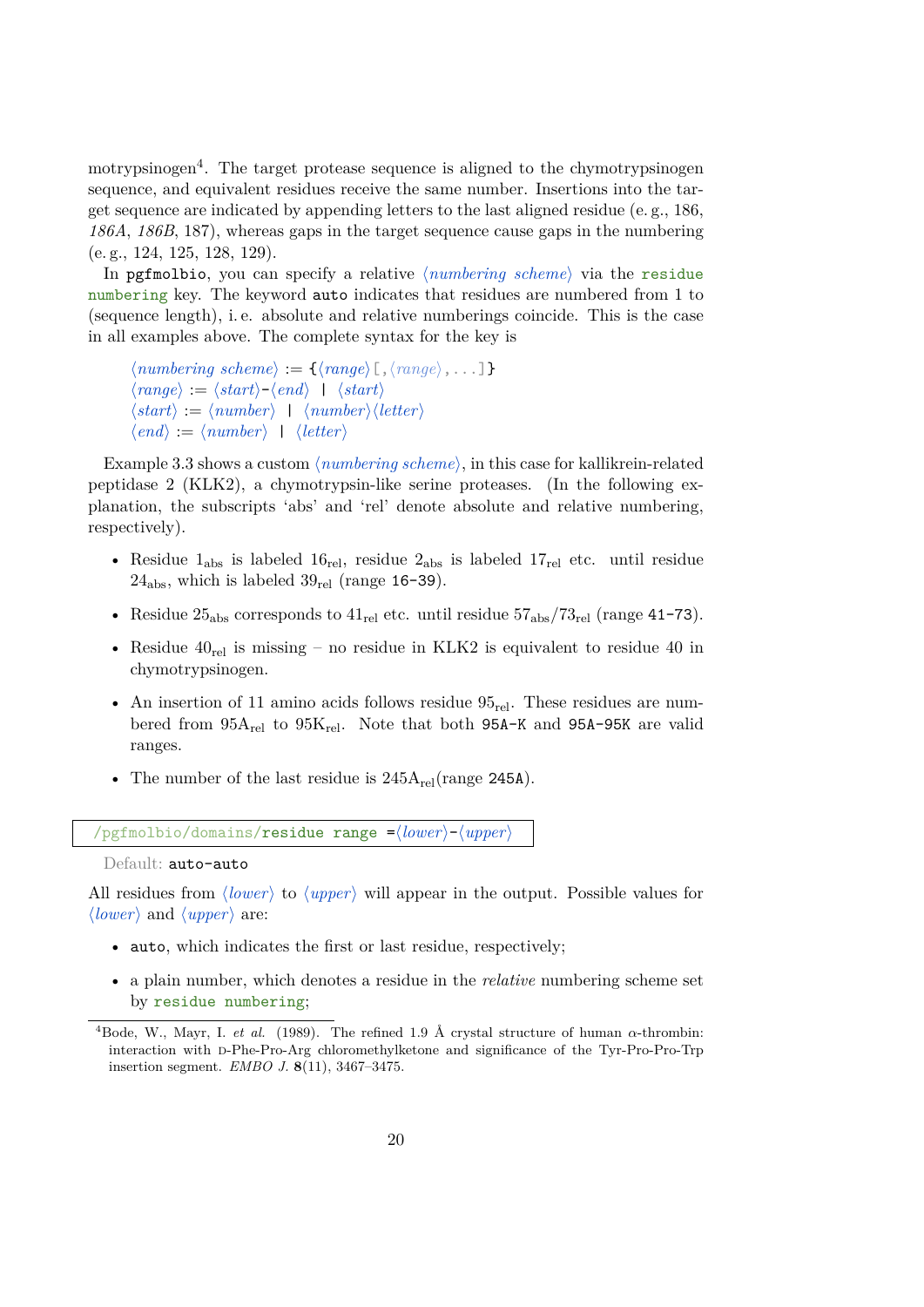motrypsinogen[4]. The target protease sequence is aligned to the chymotrypsinogen sequence, and equivalent residues receive the same number. Insertions into the target sequence are indicated by appending letters to the last aligned residue (e. g., 186, *186A*, *186B*, 187), whereas gaps in the target sequence cause gaps in the numbering (e. g., 124, 125, 128, 129).

In `pgfmolbio`, you can specify a relative ⟨*numbering scheme*⟩ via the `residue numbering` key. The keyword `auto` indicates that residues are numbered from 1 to (sequence length), i. e. absolute and relative numberings coincide. This is the case in all examples above. The complete syntax for the key is

⟨*numbering scheme*⟩ := `{`⟨*range*⟩`[,`⟨*range*⟩`,...]}`
⟨*range*⟩ := ⟨*start*⟩`-`⟨*end*⟩ `|` ⟨*start*⟩
⟨*start*⟩ := ⟨*number*⟩ `|` ⟨*number*⟩⟨*letter*⟩
⟨*end*⟩ := ⟨*number*⟩ `|` ⟨*letter*⟩

Example 3.3 shows a custom ⟨*numbering scheme*⟩, in this case for kallikrein-related peptidase 2 (KLK2), a chymotrypsin-like serine proteases. (In the following explanation, the subscripts 'abs' and 'rel' denote absolute and relative numbering, respectively).

- Residue $1_{\mathrm{abs}}$ is labeled $16_{\mathrm{rel}}$, residue $2_{\mathrm{abs}}$ is labeled $17_{\mathrm{rel}}$ etc. until residue $24_{\mathrm{abs}}$, which is labeled $39_{\mathrm{rel}}$ (range `16-39`).
- Residue $25_{\mathrm{abs}}$ corresponds to $41_{\mathrm{rel}}$ etc. until residue $57_{\mathrm{abs}}/73_{\mathrm{rel}}$ (range `41-73`).
- Residue $40_{\mathrm{rel}}$ is missing – no residue in KLK2 is equivalent to residue 40 in chymotrypsinogen.
- An insertion of 11 amino acids follows residue $95_{\mathrm{rel}}$. These residues are numbered from $95\mathrm{A}_{\mathrm{rel}}$ to $95\mathrm{K}_{\mathrm{rel}}$. Note that both `95A-K` and `95A-95K` are valid ranges.
- The number of the last residue is $245\mathrm{A}_{\mathrm{rel}}$(range `245A`).

`/pgfmolbio/domains/residue range =`⟨*lower*⟩`-`⟨*upper*⟩

Default: `auto-auto`

All residues from ⟨*lower*⟩ to ⟨*upper*⟩ will appear in the output. Possible values for ⟨*lower*⟩ and ⟨*upper*⟩ are:

- `auto`, which indicates the first or last residue, respectively;
- a plain number, which denotes a residue in the *relative* numbering scheme set by `residue numbering`;

[4] Bode, W., Mayr, I. *et al.* (1989). The refined 1.9 Å crystal structure of human α-thrombin: interaction with D-Phe-Pro-Arg chloromethylketone and significance of the Tyr-Pro-Pro-Trp insertion segment. *EMBO J.* **8**(11), 3467–3475.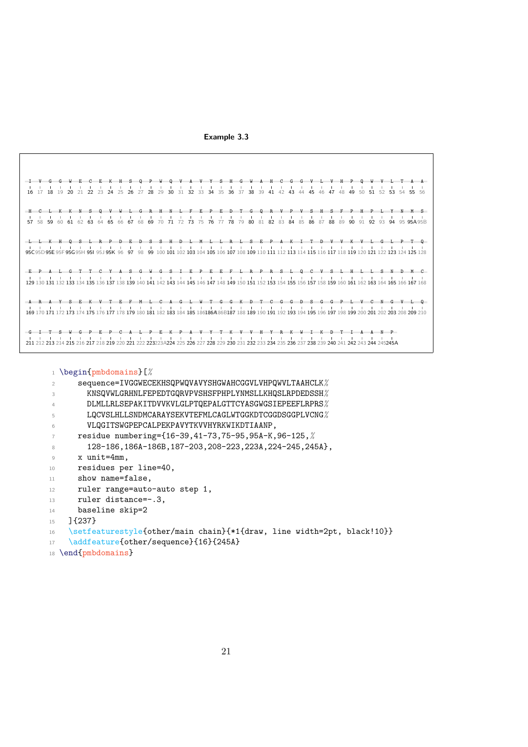**Example 3.3**

```
I V G G W E C E K H S Q P W Q V A V Y S H G W A H C G G V L V H P Q W V L T A A
16 17 18 19 20 21 22 23 24 25 26 27 28 29 30 31 32 33 34 35 36 37 38 39 41 42 43 44 45 46 47 48 49 50 51 52 53 54 55 56

H C L K K N S Q V W L G R H N L F E P E D T G Q R V P V S H S F P H P L Y N M S
57 58 59 60 61 62 63 64 65 66 67 68 69 70 71 72 73 75 76 77 78 79 80 81 82 83 84 85 86 87 88 89 90 91 92 93 94 95 95A 95B

L L K H Q S L R P D E D S S H D L M L L R L S E P A K I T D V V K V L G L P T Q
95C 95D 95E 95F 95G 95H 95I 95J 95K 96 97 98 99 100 101 102 103 104 105 106 107 108 109 110 111 112 113 114 115 116 117 118 119 120 121 122 123 124 125 128

E P A L G T T C Y A S G W G S I E P E E F L R P R S L Q C V S L H L L S N D M C
129 130 131 132 133 134 135 136 137 138 139 140 141 142 143 144 145 146 147 148 149 150 151 152 153 154 155 156 157 158 159 160 161 162 163 164 165 166 167 168

A R A Y S E K V T E F M L C A G L W T G G K D T C G G D S G G P L V C N G V L Q
169 170 171 172 173 174 175 176 177 178 179 180 181 182 183 184 185 186 186A 186B 187 188 189 190 191 192 193 194 195 196 197 198 199 200 201 202 203 208 209 210

G I T S W G P E P C A L P E K P A V Y T K V V H Y R K W I K D T I A A N P
211 212 213 214 215 216 217 218 219 220 221 222 223 223A 224 225 226 227 228 229 230 231 232 233 234 235 236 237 238 239 240 241 242 243 244 245 245A
```

```
\begin{pmbdomains}[%
    sequence=IVGGWECEKHSQPWQVAVYSHGWAHCGGVLVHPQWVLTAAHCLK%
      KNSQVWLGRHNLFEPEDTGQRVPVSHSFPHPLYNMSLLKHQSLRPDEDSSH%
      DLMLLRLSEPAKITDVVKVLGLPTQEPALGTTCYASGWGSIEPEEFLRPRS%
      LQCVSLHLLSNDMCARAYSEKVTEFMLCAGLWTGGKDTCGGDSGGPLVCNG%
      VLQGITSWGPEPCALPEKPAVYTKVVHYRKWIKDTIAANP,
    residue numbering={16-39,41-73,75-95,95A-K,96-125,%
      128-186,186A-186B,187-203,208-223,223A,224-245,245A},
    x unit=4mm,
    residues per line=40,
    show name=false,
    ruler range=auto-auto step 1,
    ruler distance=-.3,
    baseline skip=2
  ]{237}
  \setfeaturestyle{other/main chain}{*1{draw, line width=2pt, black!10}}
  \addfeature{other/sequence}{16}{245A}
\end{pmbdomains}
```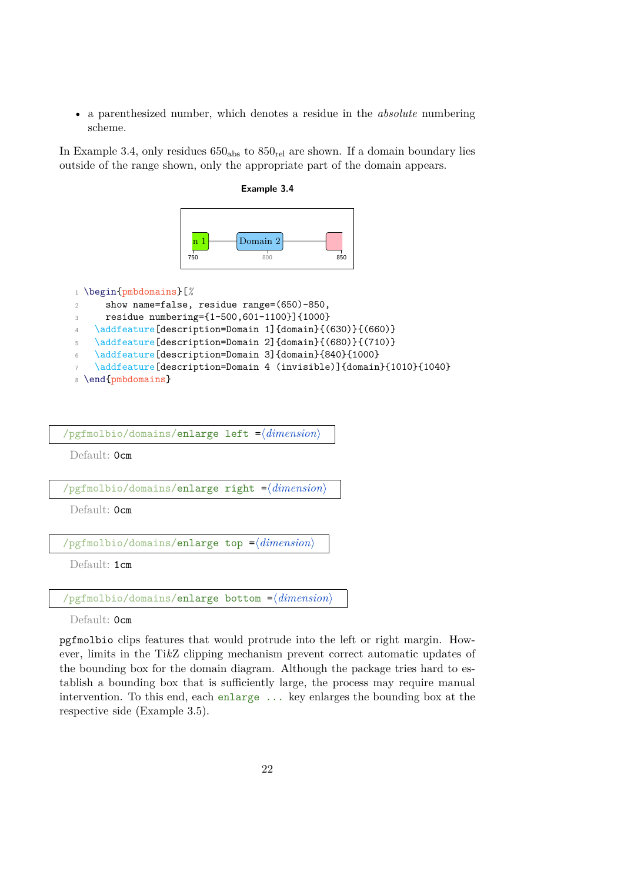- a parenthesized number, which denotes a residue in the *absolute* numbering scheme.

In Example 3.4, only residues $650_{\text{abs}}$ to $850_{\text{rel}}$ are shown. If a domain boundary lies outside of the range shown, only the appropriate part of the domain appears.

**Example 3.4**

```
\begin{pmbdomains}[%
    show name=false, residue range=(650)-850,
    residue numbering={1-500,601-1100}]{1000}
  \addfeature[description=Domain 1]{domain}{(630)}{(660)}
  \addfeature[description=Domain 2]{domain}{(680)}{(710)}
  \addfeature[description=Domain 3]{domain}{840}{1000}
  \addfeature[description=Domain 4 (invisible)]{domain}{1010}{1040}
\end{pmbdomains}
```

`/pgfmolbio/domains/enlarge left =`⟨*dimension*⟩

Default: `0cm`

`/pgfmolbio/domains/enlarge right =`⟨*dimension*⟩

Default: `0cm`

`/pgfmolbio/domains/enlarge top =`⟨*dimension*⟩

Default: `1cm`

`/pgfmolbio/domains/enlarge bottom =`⟨*dimension*⟩

Default: `0cm`

`pgfmolbio` clips features that would protrude into the left or right margin. However, limits in the Ti*k*Z clipping mechanism prevent correct automatic updates of the bounding box for the domain diagram. Although the package tries hard to establish a bounding box that is sufficiently large, the process may require manual intervention. To this end, each `enlarge ...` key enlarges the bounding box at the respective side (Example 3.5).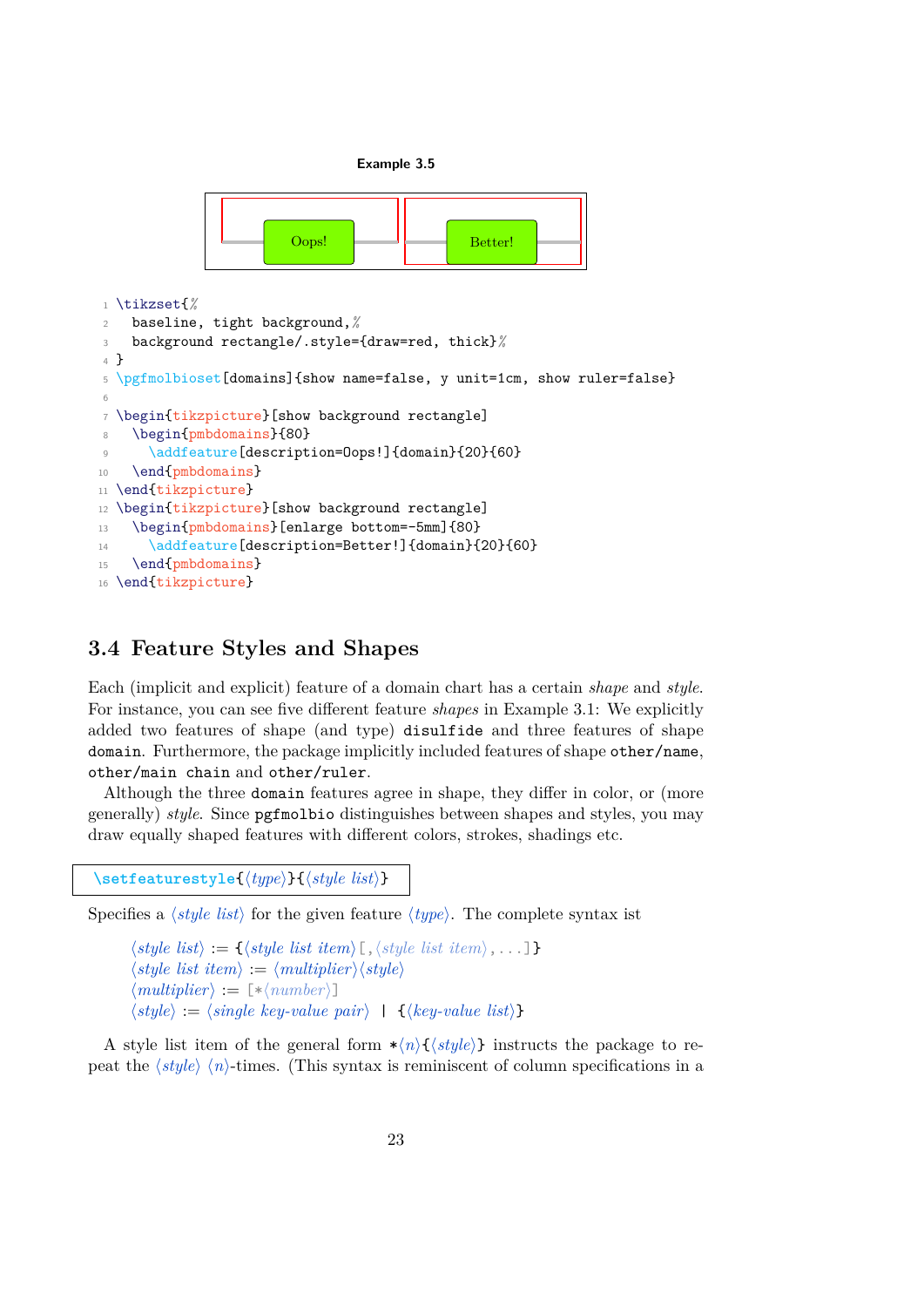**Example 3.5**

Oops! Better!

```
\tikzset{%
  baseline, tight background,%
  background rectangle/.style={draw=red, thick}%
}
\pgfmolbioset[domains]{show name=false, y unit=1cm, show ruler=false}

\begin{tikzpicture}[show background rectangle]
  \begin{pmbdomains}{80}
    \addfeature[description=Oops!]{domain}{20}{60}
  \end{pmbdomains}
\end{tikzpicture}
\begin{tikzpicture}[show background rectangle]
  \begin{pmbdomains}[enlarge bottom=-5mm]{80}
    \addfeature[description=Better!]{domain}{20}{60}
  \end{pmbdomains}
\end{tikzpicture}
```

## 3.4 Feature Styles and Shapes

Each (implicit and explicit) feature of a domain chart has a certain *shape* and *style*. For instance, you can see five different feature *shapes* in Example 3.1: We explicitly added two features of shape (and type) `disulfide` and three features of shape `domain`. Furthermore, the package implicitly included features of shape `other/name`, `other/main chain` and `other/ruler`.

Although the three `domain` features agree in shape, they differ in color, or (more generally) *style*. Since `pgfmolbio` distinguishes between shapes and styles, you may draw equally shaped features with different colors, strokes, shadings etc.

`\setfeaturestyle{⟨type⟩}{⟨style list⟩}`

Specifies a ⟨*style list*⟩ for the given feature ⟨*type*⟩. The complete syntax ist

⟨*style list*⟩ := {⟨*style list item*⟩[,⟨*style list item*⟩,...]}
⟨*style list item*⟩ := ⟨*multiplier*⟩⟨*style*⟩
⟨*multiplier*⟩ := [*⟨*number*⟩]
⟨*style*⟩ := ⟨*single key-value pair*⟩ | {⟨*key-value list*⟩}

A style list item of the general form *⟨*n*⟩{⟨*style*⟩} instructs the package to repeat the ⟨*style*⟩ ⟨*n*⟩-times. (This syntax is reminiscent of column specifications in a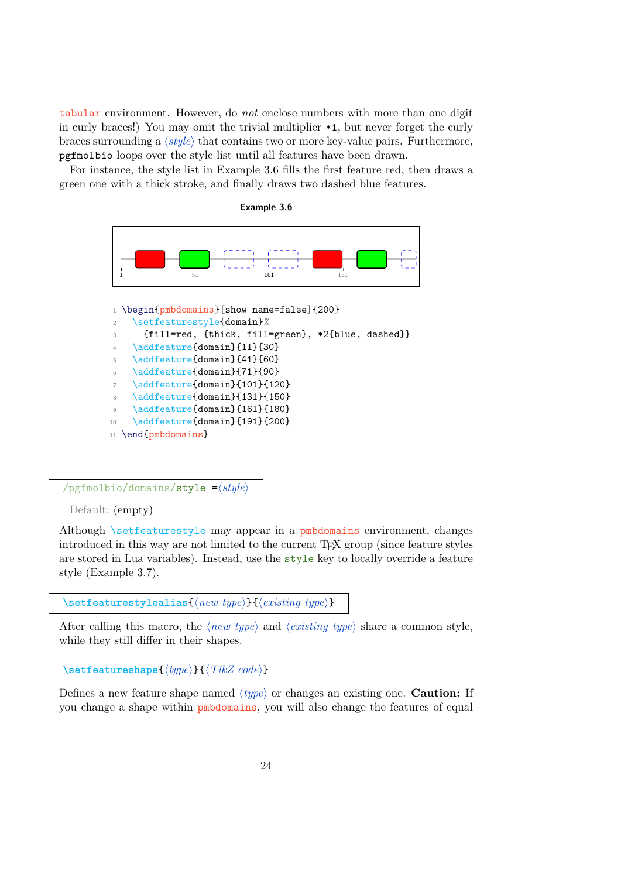tabular environment. However, do *not* enclose numbers with more than one digit in curly braces!) You may omit the trivial multiplier *1, but never forget the curly braces surrounding a ⟨*style*⟩ that contains two or more key-value pairs. Furthermore, pgfmolbio loops over the style list until all features have been drawn.

For instance, the style list in Example 3.6 fills the first feature red, then draws a green one with a thick stroke, and finally draws two dashed blue features.

**Example 3.6**

```
\begin{pmbdomains}[show name=false]{200}
  \setfeaturestyle{domain}%
    {fill=red, {thick, fill=green}, *2{blue, dashed}}
  \addfeature{domain}{11}{30}
  \addfeature{domain}{41}{60}
  \addfeature{domain}{71}{90}
  \addfeature{domain}{101}{120}
  \addfeature{domain}{131}{150}
  \addfeature{domain}{161}{180}
  \addfeature{domain}{191}{200}
\end{pmbdomains}
```

/pgfmolbio/domains/style =⟨*style*⟩

Default: (empty)

Although \setfeaturestyle may appear in a pmbdomains environment, changes introduced in this way are not limited to the current TEX group (since feature styles are stored in Lua variables). Instead, use the style key to locally override a feature style (Example 3.7).

\setfeaturestylealias{⟨*new type*⟩}{⟨*existing type*⟩}

After calling this macro, the ⟨*new type*⟩ and ⟨*existing type*⟩ share a common style, while they still differ in their shapes.

\setfeatureshape{⟨*type*⟩}{⟨*TikZ code*⟩}

Defines a new feature shape named ⟨*type*⟩ or changes an existing one. **Caution:** If you change a shape within pmbdomains, you will also change the features of equal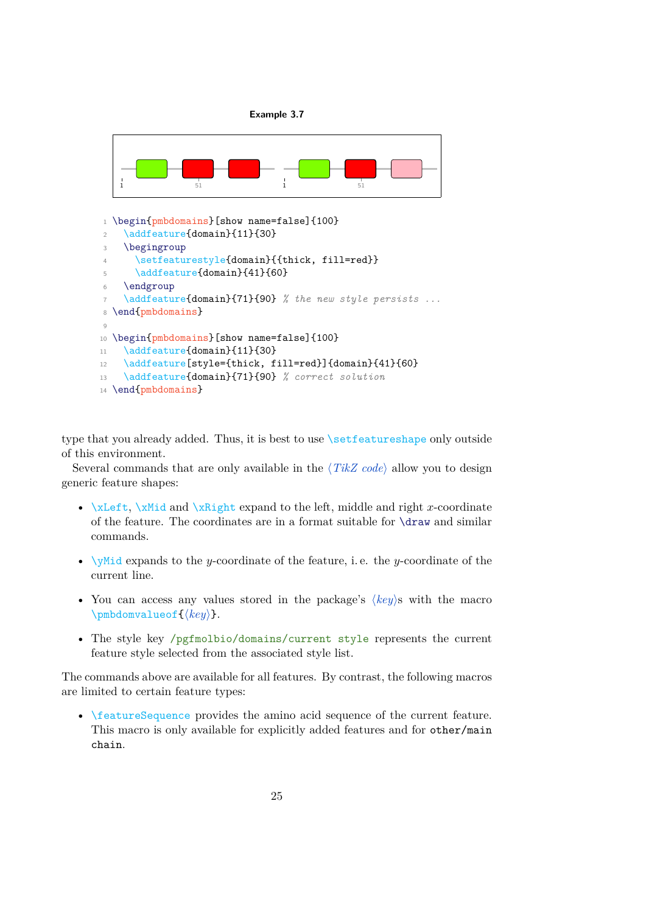**Example 3.7**

```
\begin{pmbdomains}[show name=false]{100}
  \addfeature{domain}{11}{30}
  \begingroup
    \setfeaturestyle{domain}{{thick, fill=red}}
    \addfeature{domain}{41}{60}
  \endgroup
  \addfeature{domain}{71}{90} % the new style persists ...
\end{pmbdomains}

\begin{pmbdomains}[show name=false]{100}
  \addfeature{domain}{11}{30}
  \addfeature[style={thick, fill=red}]{domain}{41}{60}
  \addfeature{domain}{71}{90} % correct solution
\end{pmbdomains}
```

type that you already added. Thus, it is best to use `\setfeatureshape` only outside of this environment.

Several commands that are only available in the ⟨*TikZ code*⟩ allow you to design generic feature shapes:

- `\xLeft`, `\xMid` and `\xRight` expand to the left, middle and right $x$-coordinate of the feature. The coordinates are in a format suitable for `\draw` and similar commands.
- `\yMid` expands to the $y$-coordinate of the feature, i. e. the $y$-coordinate of the current line.
- You can access any values stored in the package's ⟨*key*⟩s with the macro `\pmbdomvalueof{`⟨*key*⟩`}`.
- The style key `/pgfmolbio/domains/current style` represents the current feature style selected from the associated style list.

The commands above are available for all features. By contrast, the following macros are limited to certain feature types:

- `\featureSequence` provides the amino acid sequence of the current feature. This macro is only available for explicitly added features and for `other/main chain`.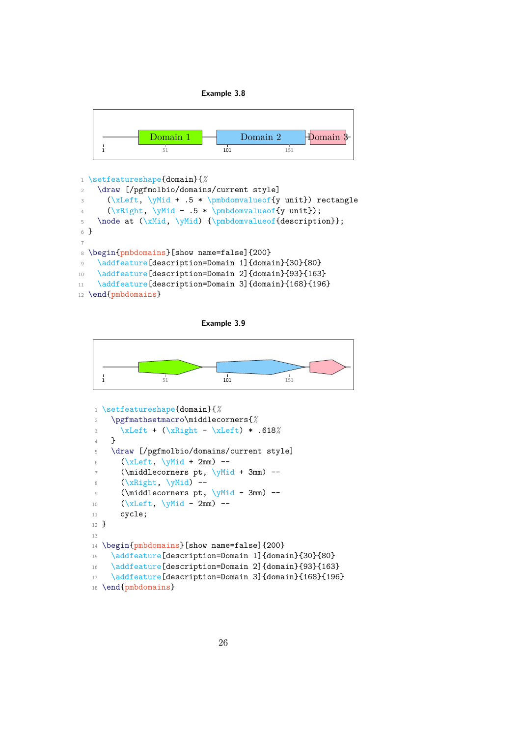**Example 3.8**

```
\setfeatureshape{domain}{%
  \draw [/pgfmolbio/domains/current style]
    (\xLeft, \yMid + .5 * \pmbdomvalueof{y unit}) rectangle
    (\xRight, \yMid - .5 * \pmbdomvalueof{y unit});
  \node at (\xMid, \yMid) {\pmbdomvalueof{description}};
}

\begin{pmbdomains}[show name=false]{200}
  \addfeature[description=Domain 1]{domain}{30}{80}
  \addfeature[description=Domain 2]{domain}{93}{163}
  \addfeature[description=Domain 3]{domain}{168}{196}
\end{pmbdomains}
```

**Example 3.9**

```
\setfeatureshape{domain}{%
  \pgfmathsetmacro\middlecorners{%
    \xLeft + (\xRight - \xLeft) * .618%
  }
  \draw [/pgfmolbio/domains/current style]
    (\xLeft, \yMid + 2mm) --
    (\middlecorners pt, \yMid + 3mm) --
    (\xRight, \yMid) --
    (\middlecorners pt, \yMid - 3mm) --
    (\xLeft, \yMid - 2mm) --
    cycle;
}

\begin{pmbdomains}[show name=false]{200}
  \addfeature[description=Domain 1]{domain}{30}{80}
  \addfeature[description=Domain 2]{domain}{93}{163}
  \addfeature[description=Domain 3]{domain}{168}{196}
\end{pmbdomains}
```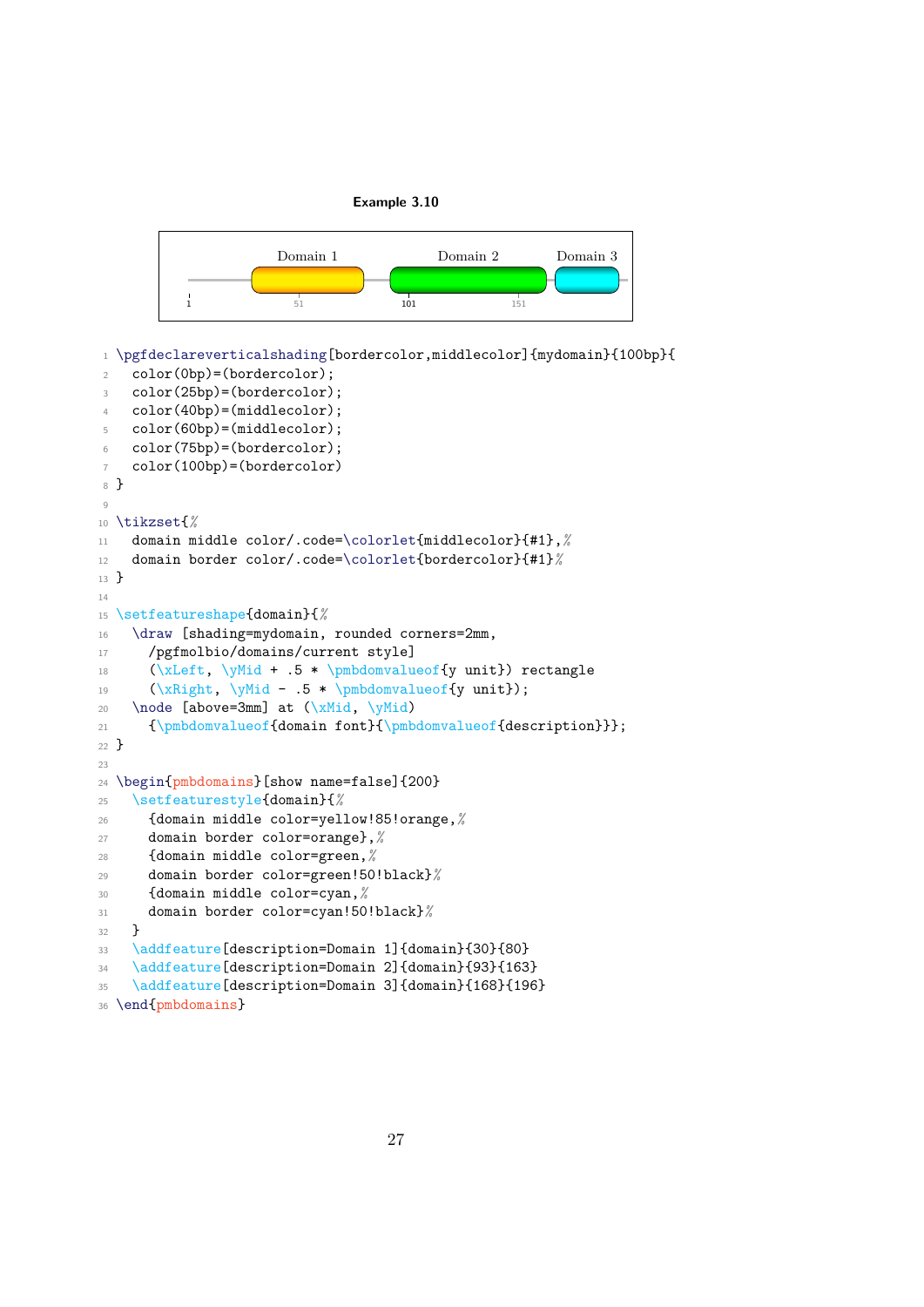**Example 3.10**

Domain 1 Domain 2 Domain 3

1 51 101 151

```
\pgfdeclareverticalshading[bordercolor,middlecolor]{mydomain}{100bp}{
  color(0bp)=(bordercolor);
  color(25bp)=(bordercolor);
  color(40bp)=(middlecolor);
  color(60bp)=(middlecolor);
  color(75bp)=(bordercolor);
  color(100bp)=(bordercolor)
}

\tikzset{%
  domain middle color/.code=\colorlet{middlecolor}{#1},%
  domain border color/.code=\colorlet{bordercolor}{#1}%
}

\setfeatureshape{domain}{%
  \draw [shading=mydomain, rounded corners=2mm,
    /pgfmolbio/domains/current style]
    (\xLeft, \yMid + .5 * \pmbdomvalueof{y unit}) rectangle
    (\xRight, \yMid - .5 * \pmbdomvalueof{y unit});
  \node [above=3mm] at (\xMid, \yMid)
    {\pmbdomvalueof{domain font}{\pmbdomvalueof{description}}};
}

\begin{pmbdomains}[show name=false]{200}
  \setfeaturestyle{domain}{%
    {domain middle color=yellow!85!orange,%
    domain border color=orange},%
    {domain middle color=green,%
    domain border color=green!50!black}%
    {domain middle color=cyan,%
    domain border color=cyan!50!black}%
  }
  \addfeature[description=Domain 1]{domain}{30}{80}
  \addfeature[description=Domain 2]{domain}{93}{163}
  \addfeature[description=Domain 3]{domain}{168}{196}
\end{pmbdomains}
```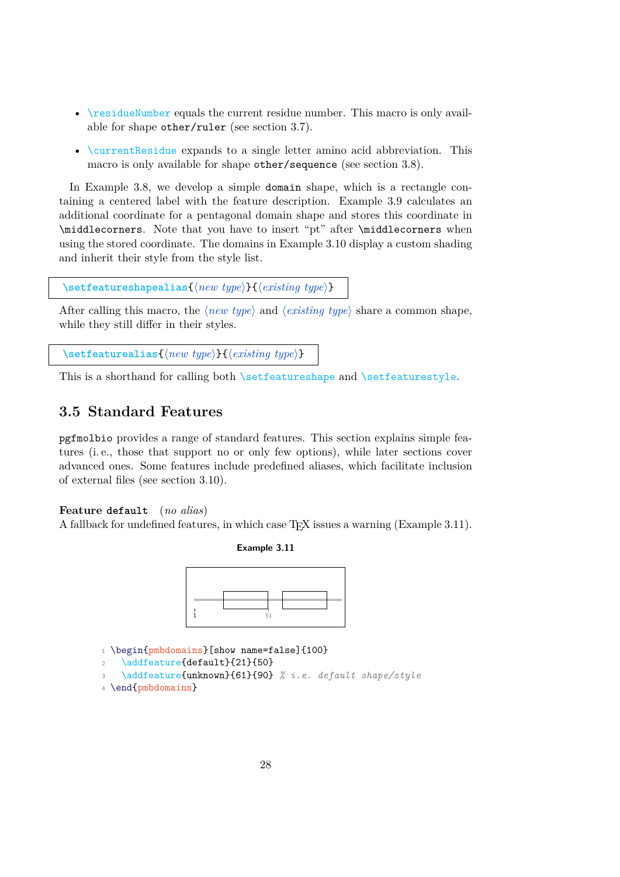- `\residueNumber` equals the current residue number. This macro is only available for shape `other/ruler` (see section 3.7).
- `\currentResidue` expands to a single letter amino acid abbreviation. This macro is only available for shape `other/sequence` (see section 3.8).

In Example 3.8, we develop a simple `domain` shape, which is a rectangle containing a centered label with the feature description. Example 3.9 calculates an additional coordinate for a pentagonal domain shape and stores this coordinate in `\middlecorners`. Note that you have to insert “pt” after `\middlecorners` when using the stored coordinate. The domains in Example 3.10 display a custom shading and inherit their style from the style list.

`\setfeatureshapealias{⟨new type⟩}{⟨existing type⟩}`

After calling this macro, the ⟨*new type*⟩ and ⟨*existing type*⟩ share a common shape, while they still differ in their styles.

`\setfeaturealias{⟨new type⟩}{⟨existing type⟩}`

This is a shorthand for calling both `\setfeatureshape` and `\setfeaturestyle`.

## 3.5 Standard Features

`pgfmolbio` provides a range of standard features. This section explains simple features (i. e., those that support no or only few options), while later sections cover advanced ones. Some features include predefined aliases, which facilitate inclusion of external files (see section 3.10).

**Feature `default`** (*no alias*)
A fallback for undefined features, in which case TEX issues a warning (Example 3.11).

**Example 3.11**

```
\begin{pmbdomains}[show name=false]{100}
  \addfeature{default}{21}{50}
  \addfeature{unknown}{61}{90} % i.e. default shape/style
\end{pmbdomains}
```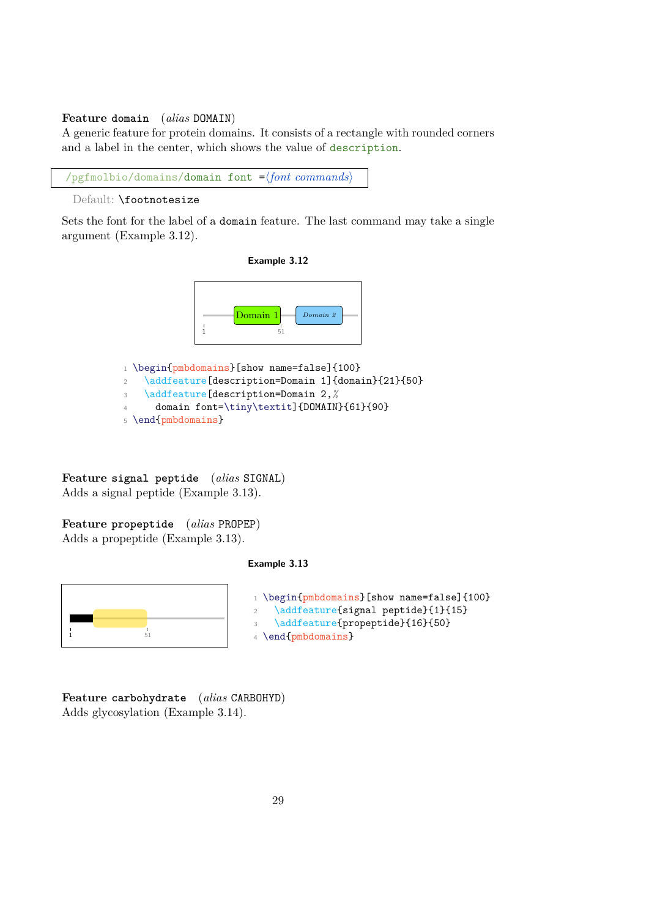**Feature `domain`** (*alias* `DOMAIN`)
A generic feature for protein domains. It consists of a rectangle with rounded corners and a label in the center, which shows the value of `description`.

`/pgfmolbio/domains/domain font =`⟨*font commands*⟩

Default: `\footnotesize`

Sets the font for the label of a `domain` feature. The last command may take a single argument (Example 3.12).

**Example 3.12**

```
\begin{pmbdomains}[show name=false]{100}
  \addfeature[description=Domain 1]{domain}{21}{50}
  \addfeature[description=Domain 2,%
    domain font=\tiny\textit]{DOMAIN}{61}{90}
\end{pmbdomains}
```

**Feature `signal peptide`** (*alias* `SIGNAL`)
Adds a signal peptide (Example 3.13).

**Feature `propeptide`** (*alias* `PROPEP`)
Adds a propeptide (Example 3.13).

**Example 3.13**

```
\begin{pmbdomains}[show name=false]{100}
  \addfeature{signal peptide}{1}{15}
  \addfeature{propeptide}{16}{50}
\end{pmbdomains}
```

**Feature `carbohydrate`** (*alias* `CARBOHYD`)
Adds glycosylation (Example 3.14).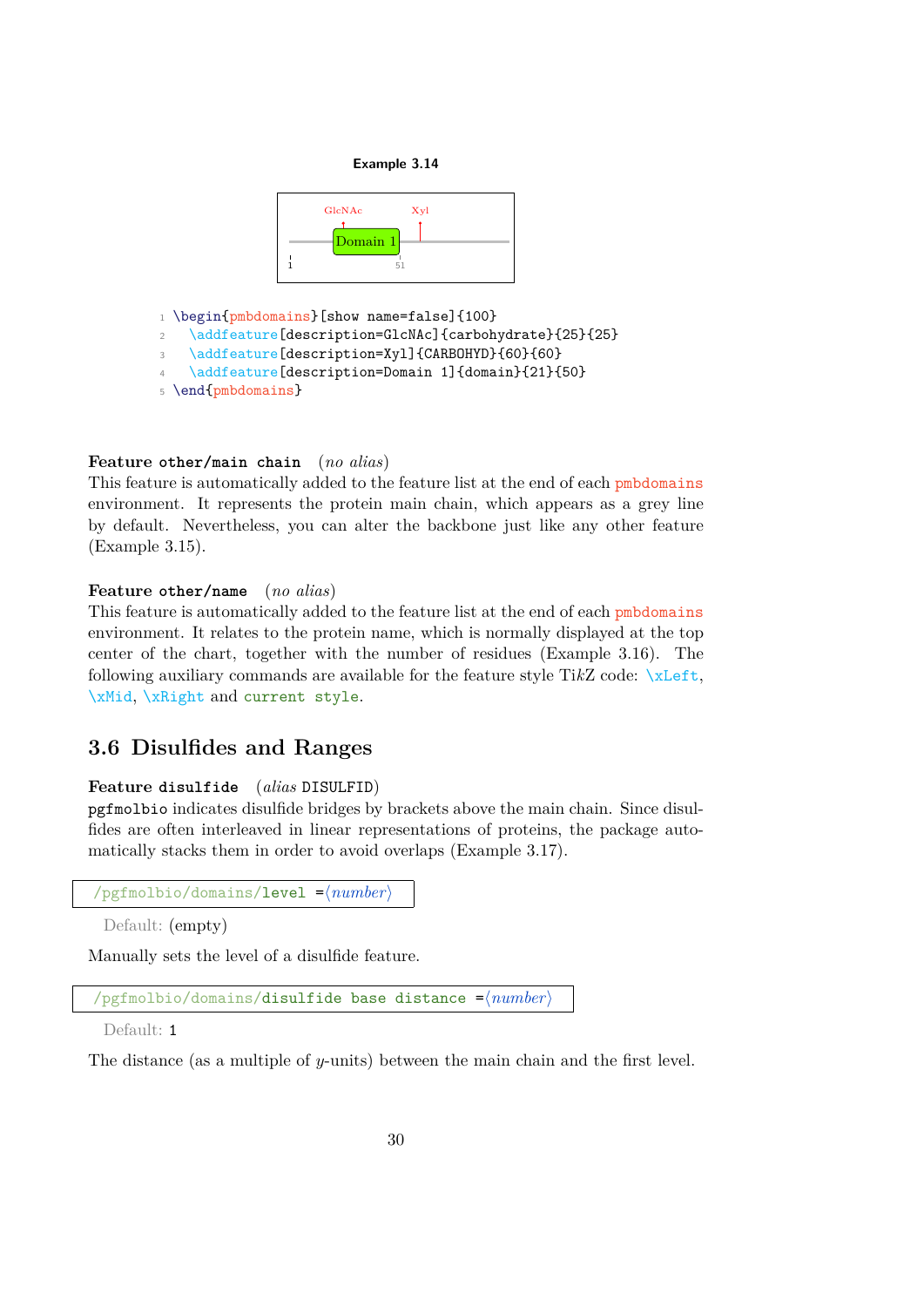**Example 3.14**

```
\begin{pmbdomains}[show name=false]{100}
  \addfeature[description=GlcNAc]{carbohydrate}{25}{25}
  \addfeature[description=Xyl]{CARBOHYD}{60}{60}
  \addfeature[description=Domain 1]{domain}{21}{50}
\end{pmbdomains}
```

**Feature `other/main chain`** (*no alias*)
This feature is automatically added to the feature list at the end of each pmbdomains environment. It represents the protein main chain, which appears as a grey line by default. Nevertheless, you can alter the backbone just like any other feature (Example 3.15).

**Feature `other/name`** (*no alias*)
This feature is automatically added to the feature list at the end of each pmbdomains environment. It relates to the protein name, which is normally displayed at the top center of the chart, together with the number of residues (Example 3.16). The following auxiliary commands are available for the feature style Ti*k*Z code: `\xLeft`, `\xMid`, `\xRight` and `current style`.

## 3.6 Disulfides and Ranges

**Feature `disulfide`** (*alias* `DISULFID`)
`pgfmolbio` indicates disulfide bridges by brackets above the main chain. Since disulfides are often interleaved in linear representations of proteins, the package automatically stacks them in order to avoid overlaps (Example 3.17).

`/pgfmolbio/domains/level` =⟨*number*⟩

Default: (empty)

Manually sets the level of a disulfide feature.

`/pgfmolbio/domains/disulfide base distance` =⟨*number*⟩

Default: `1`

The distance (as a multiple of *y*-units) between the main chain and the first level.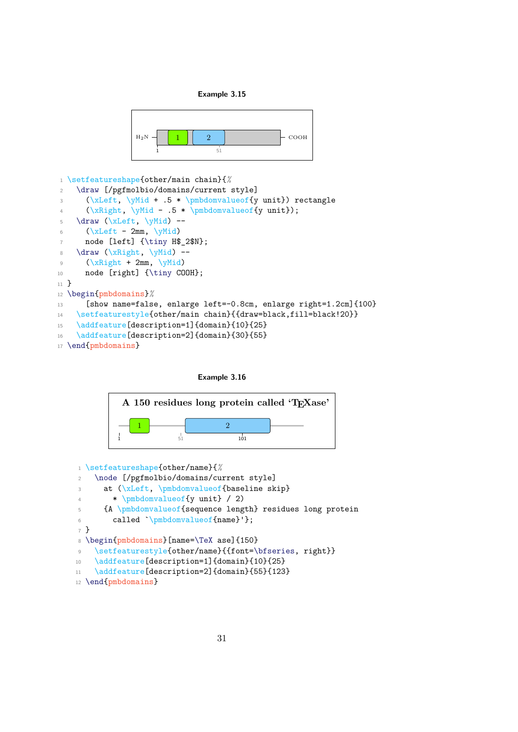**Example 3.15**

```
\setfeatureshape{other/main chain}{%
  \draw [/pgfmolbio/domains/current style]
    (\xLeft, \yMid + .5 * \pmbdomvalueof{y unit}) rectangle
    (\xRight, \yMid - .5 * \pmbdomvalueof{y unit});
  \draw (\xLeft, \yMid) --
    (\xLeft - 2mm, \yMid)
    node [left] {\tiny H$_2$N};
  \draw (\xRight, \yMid) --
    (\xRight + 2mm, \yMid)
    node [right] {\tiny COOH};
}
\begin{pmbdomains}%
    [show name=false, enlarge left=-0.8cm, enlarge right=1.2cm]{100}
  \setfeaturestyle{other/main chain}{{draw=black,fill=black!20}}
  \addfeature[description=1]{domain}{10}{25}
  \addfeature[description=2]{domain}{30}{55}
\end{pmbdomains}
```

**Example 3.16**

```
\setfeatureshape{other/name}{%
  \node [/pgfmolbio/domains/current style]
    at (\xLeft, \pmbdomvalueof{baseline skip}
      * \pmbdomvalueof{y unit} / 2)
    {A \pmbdomvalueof{sequence length} residues long protein
      called `\pmbdomvalueof{name}'};
}
\begin{pmbdomains}[name=\TeX ase]{150}
  \setfeaturestyle{other/name}{{font=\bfseries, right}}
  \addfeature[description=1]{domain}{10}{25}
  \addfeature[description=2]{domain}{55}{123}
\end{pmbdomains}
```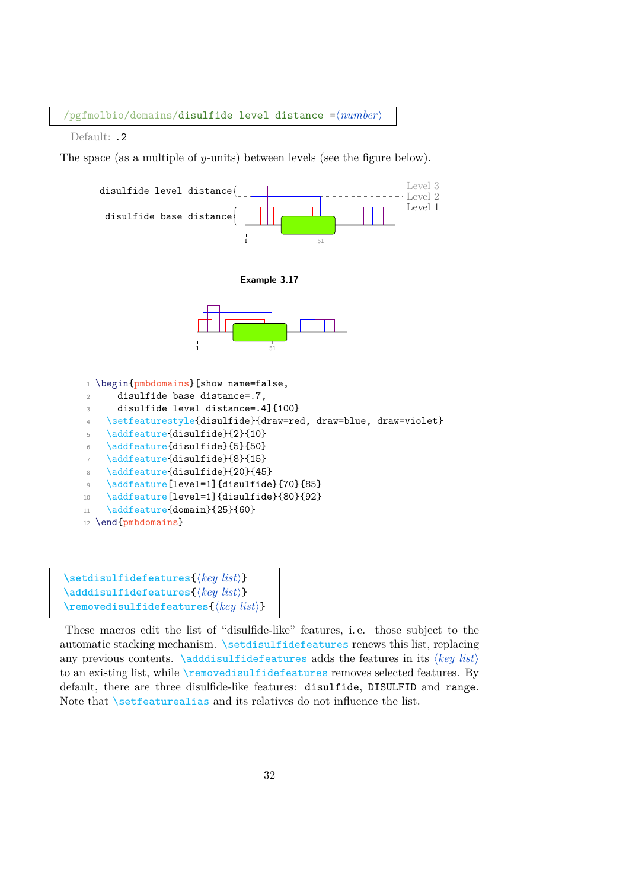```
/pgfmolbio/domains/disulfide level distance =⟨number⟩
```

Default: .2

The space (as a multiple of $y$-units) between levels (see the figure below).

disulfide level distance{ Level 3 Level 2 Level 1

disulfide base distance{

1 51

**Example 3.17**

1 51

```
\begin{pmbdomains}[show name=false,
    disulfide base distance=.7,
    disulfide level distance=.4]{100}
  \setfeaturestyle{disulfide}{draw=red, draw=blue, draw=violet}
  \addfeature{disulfide}{2}{10}
  \addfeature{disulfide}{5}{50}
  \addfeature{disulfide}{8}{15}
  \addfeature{disulfide}{20}{45}
  \addfeature[level=1]{disulfide}{70}{85}
  \addfeature[level=1]{disulfide}{80}{92}
  \addfeature{domain}{25}{60}
\end{pmbdomains}
```

```
\setdisulfidefeatures{⟨key list⟩}
\adddisulfidefeatures{⟨key list⟩}
\removedisulfidefeatures{⟨key list⟩}
```

These macros edit the list of “disulfide-like” features, i. e. those subject to the automatic stacking mechanism. `\setdisulfidefeatures` renews this list, replacing any previous contents. `\adddisulfidefeatures` adds the features in its ⟨*key list*⟩ to an existing list, while `\removedisulfidefeatures` removes selected features. By default, there are three disulfide-like features: `disulfide`, `DISULFID` and `range`. Note that `\setfeaturealias` and its relatives do not influence the list.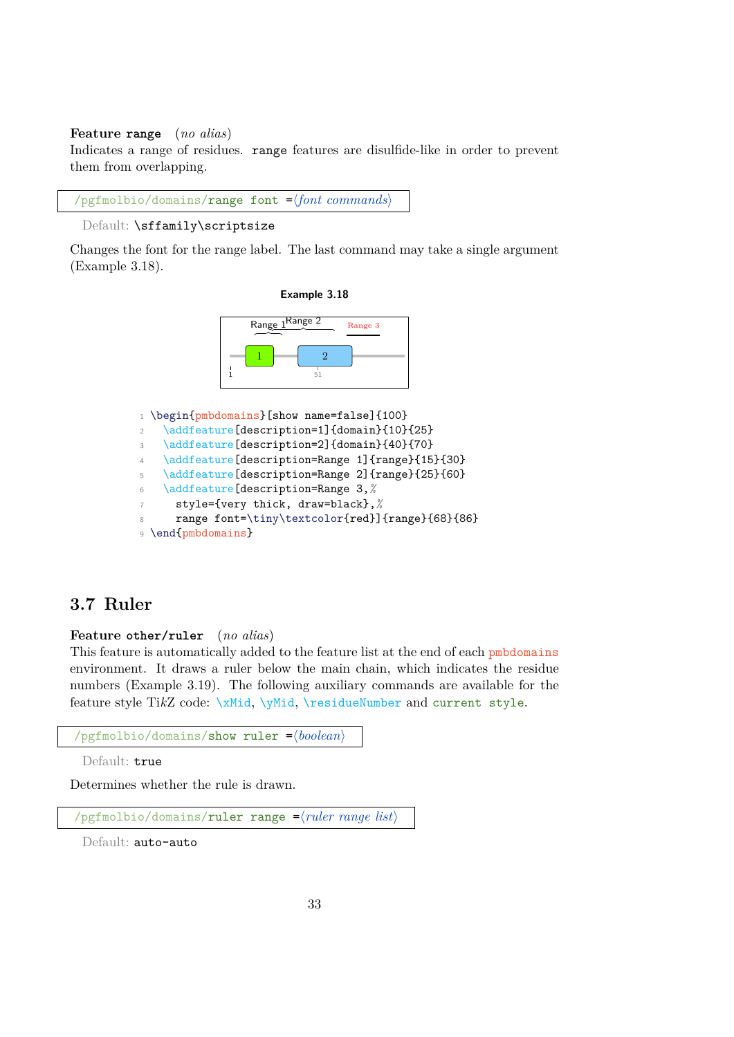**Feature `range`** (*no alias*)
Indicates a range of residues. `range` features are disulfide-like in order to prevent them from overlapping.

`/pgfmolbio/domains/range font =⟨font commands⟩`

Default: `\sffamily\scriptsize`

Changes the font for the range label. The last command may take a single argument (Example 3.18).

**Example 3.18**

```
\begin{pmbdomains}[show name=false]{100}
  \addfeature[description=1]{domain}{10}{25}
  \addfeature[description=2]{domain}{40}{70}
  \addfeature[description=Range 1]{range}{15}{30}
  \addfeature[description=Range 2]{range}{25}{60}
  \addfeature[description=Range 3,%
    style={very thick, draw=black},%
    range font=\tiny\textcolor{red}]{range}{68}{86}
\end{pmbdomains}
```

## 3.7 Ruler

**Feature `other/ruler`** (*no alias*)
This feature is automatically added to the feature list at the end of each `pmbdomains` environment. It draws a ruler below the main chain, which indicates the residue numbers (Example 3.19). The following auxiliary commands are available for the feature style TikZ code: `\xMid`, `\yMid`, `\residueNumber` and `current style`.

`/pgfmolbio/domains/show ruler =⟨boolean⟩`

Default: `true`

Determines whether the rule is drawn.

`/pgfmolbio/domains/ruler range =⟨ruler range list⟩`

Default: `auto-auto`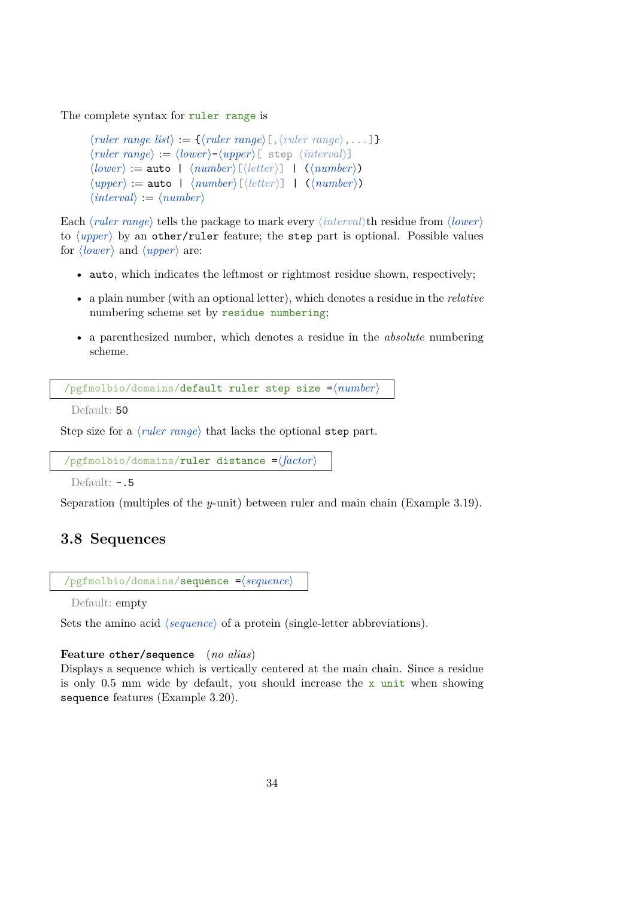The complete syntax for `ruler range` is

```
⟨ruler range list⟩ := {⟨ruler range⟩[,⟨ruler range⟩,...]}
⟨ruler range⟩ := ⟨lower⟩-⟨upper⟩[ step ⟨interval⟩]
⟨lower⟩ := auto | ⟨number⟩[⟨letter⟩] | (⟨number⟩)
⟨upper⟩ := auto | ⟨number⟩[⟨letter⟩] | (⟨number⟩)
⟨interval⟩ := ⟨number⟩
```

Each ⟨*ruler range*⟩ tells the package to mark every ⟨*interval*⟩th residue from ⟨*lower*⟩ to ⟨*upper*⟩ by an `other/ruler` feature; the `step` part is optional. Possible values for ⟨*lower*⟩ and ⟨*upper*⟩ are:

- `auto`, which indicates the leftmost or rightmost residue shown, respectively;
- a plain number (with an optional letter), which denotes a residue in the *relative* numbering scheme set by `residue numbering`;
- a parenthesized number, which denotes a residue in the *absolute* numbering scheme.

`/pgfmolbio/domains/default ruler step size =`⟨*number*⟩

Default: `50`

Step size for a ⟨*ruler range*⟩ that lacks the optional `step` part.

`/pgfmolbio/domains/ruler distance =`⟨*factor*⟩

Default: `-.5`

Separation (multiples of the $y$-unit) between ruler and main chain (Example 3.19).

## 3.8 Sequences

`/pgfmolbio/domains/sequence =`⟨*sequence*⟩

Default: empty

Sets the amino acid ⟨*sequence*⟩ of a protein (single-letter abbreviations).

**Feature `other/sequence`** (*no alias*)
Displays a sequence which is vertically centered at the main chain. Since a residue is only 0.5 mm wide by default, you should increase the `x unit` when showing `sequence` features (Example 3.20).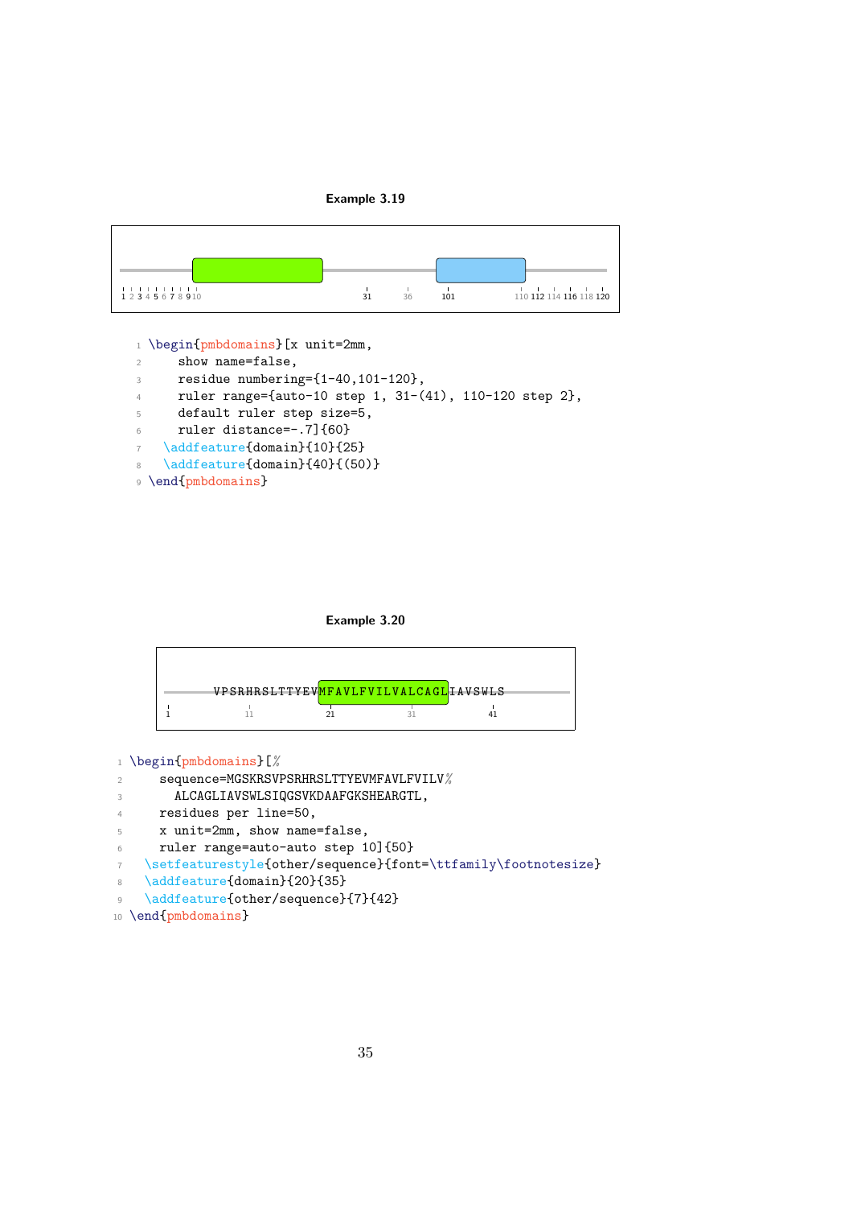**Example 3.19**

```
\begin{pmbdomains}[x unit=2mm,
    show name=false,
    residue numbering={1-40,101-120},
    ruler range={auto-10 step 1, 31-(41), 110-120 step 2},
    default ruler step size=5,
    ruler distance=-.7]{60}
  \addfeature{domain}{10}{25}
  \addfeature{domain}{40}{(50)}
\end{pmbdomains}
```

**Example 3.20**

```
\begin{pmbdomains}[%
    sequence=MGSKRSVPSRHRSLTTYEVMFAVLFVILV%
      ALCAGLIAVSWLSIQGSVKDAAFGKSHEARGTL,
    residues per line=50,
    x unit=2mm, show name=false,
    ruler range=auto-auto step 10]{50}
  \setfeaturestyle{other/sequence}{font=\ttfamily\footnotesize}
  \addfeature{domain}{20}{35}
  \addfeature{other/sequence}{7}{42}
\end{pmbdomains}
```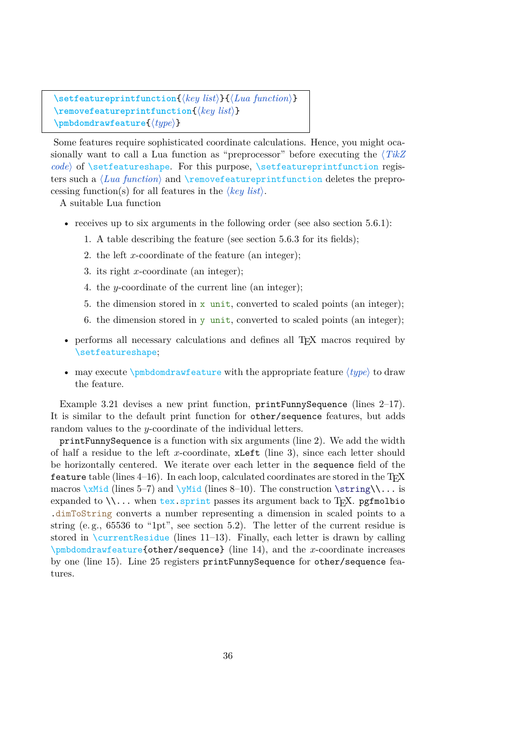```
\setfeatureprintfunction{⟨key list⟩}{⟨Lua function⟩}
\removefeatureprintfunction{⟨key list⟩}
\pmbdomdrawfeature{⟨type⟩}
```

Some features require sophisticated coordinate calculations. Hence, you might ocasionally want to call a Lua function as “preprocessor” before executing the ⟨*TikZ code*⟩ of `\setfeatureshape`. For this purpose, `\setfeatureprintfunction` registers such a ⟨*Lua function*⟩ and `\removefeatureprintfunction` deletes the preprocessing function(s) for all features in the ⟨*key list*⟩.

A suitable Lua function

- receives up to six arguments in the following order (see also section 5.6.1):
  1. A table describing the feature (see section 5.6.3 for its fields);
  2. the left $x$-coordinate of the feature (an integer);
  3. its right $x$-coordinate (an integer);
  4. the $y$-coordinate of the current line (an integer);
  5. the dimension stored in `x unit`, converted to scaled points (an integer);
  6. the dimension stored in `y unit`, converted to scaled points (an integer);
- performs all necessary calculations and defines all TEX macros required by `\setfeatureshape`;
- may execute `\pmbdomdrawfeature` with the appropriate feature ⟨*type*⟩ to draw the feature.

Example 3.21 devises a new print function, `printFunnySequence` (lines 2–17). It is similar to the default print function for `other/sequence` features, but adds random values to the $y$-coordinate of the individual letters.

`printFunnySequence` is a function with six arguments (line 2). We add the width of half a residue to the left $x$-coordinate, `xLeft` (line 3), since each letter should be horizontally centered. We iterate over each letter in the `sequence` field of the `feature` table (lines 4–16). In each loop, calculated coordinates are stored in the TEX macros `\xMid` (lines 5–7) and `\yMid` (lines 8–10). The construction `\string\\...` is expanded to `\\...` when `tex.sprint` passes its argument back to TEX. `pgfmolbio.dimToString` converts a number representing a dimension in scaled points to a string (e. g., 65536 to “1pt”, see section 5.2). The letter of the current residue is stored in `\currentResidue` (lines 11–13). Finally, each letter is drawn by calling `\pmbdomdrawfeature{other/sequence}` (line 14), and the $x$-coordinate increases by one (line 15). Line 25 registers `printFunnySequence` for `other/sequence` features.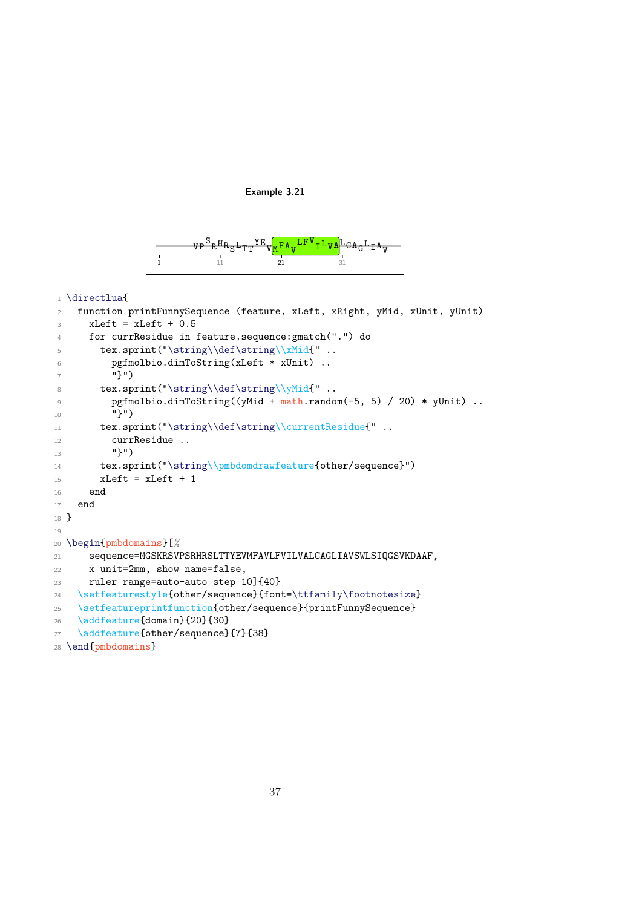**Example 3.21**

```
\directlua{
  function printFunnySequence (feature, xLeft, xRight, yMid, xUnit, yUnit)
    xLeft = xLeft + 0.5
    for currResidue in feature.sequence:gmatch(".") do
      tex.sprint("\string\\def\string\\xMid{" ..
        pgfmolbio.dimToString(xLeft * xUnit) ..
        "}")
      tex.sprint("\string\\def\string\\yMid{" ..
        pgfmolbio.dimToString((yMid + math.random(-5, 5) / 20) * yUnit) ..
        "}")
      tex.sprint("\string\\def\string\\currentResidue{" ..
        currResidue ..
        "}")
      tex.sprint("\string\\pmbdomdrawfeature{other/sequence}")
      xLeft = xLeft + 1
    end
  end
}

\begin{pmbdomains}[%
    sequence=MGSKRSVPSRHRSLTTYEVMFAVLFVILVALCAGLIAVSWLSIQGSVKDAAF,
    x unit=2mm, show name=false,
    ruler range=auto-auto step 10]{40}
  \setfeaturestyle{other/sequence}{font=\ttfamily\footnotesize}
  \setfeatureprintfunction{other/sequence}{printFunnySequence}
  \addfeature{domain}{20}{30}
  \addfeature{other/sequence}{7}{38}
\end{pmbdomains}
```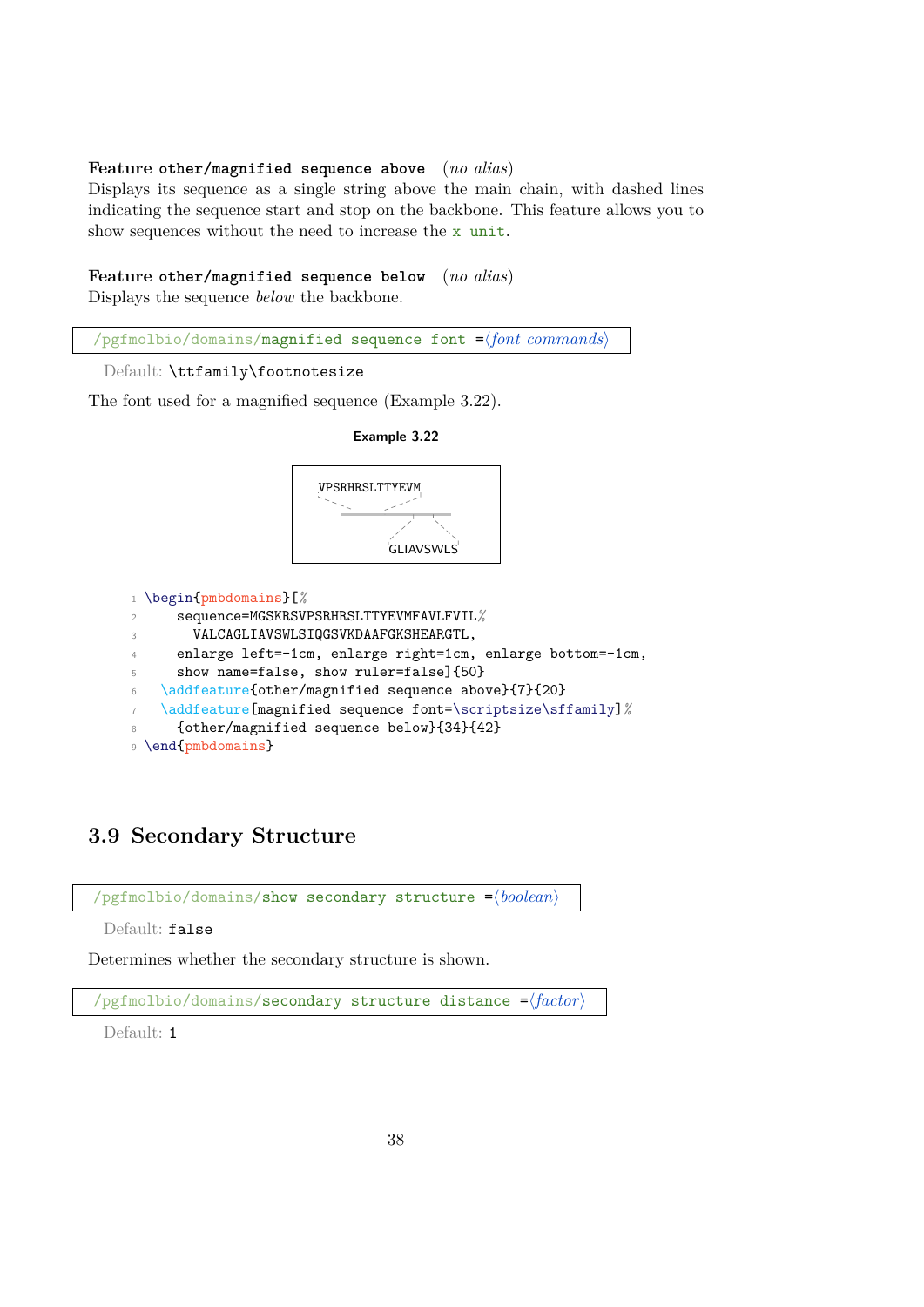**Feature other/magnified sequence above** (*no alias*)
Displays its sequence as a single string above the main chain, with dashed lines indicating the sequence start and stop on the backbone. This feature allows you to show sequences without the need to increase the `x unit`.

**Feature other/magnified sequence below** (*no alias*)
Displays the sequence *below* the backbone.

`/pgfmolbio/domains/magnified sequence font =⟨font commands⟩`

Default: `\ttfamily\footnotesize`

The font used for a magnified sequence (Example 3.22).

**Example 3.22**

```
VPSRHRSLTTYEVM

GLIAVSWLS
```

```
\begin{pmbdomains}[%
    sequence=MGSKRSVPSRHRSLTTYEVMFAVLFVIL%
      VALCAGLIAVSWLSIQGSVKDAAFGKSHEARGTL,
    enlarge left=-1cm, enlarge right=1cm, enlarge bottom=-1cm,
    show name=false, show ruler=false]{50}
  \addfeature{other/magnified sequence above}{7}{20}
  \addfeature[magnified sequence font=\scriptsize\sffamily]%
    {other/magnified sequence below}{34}{42}
\end{pmbdomains}
```

## 3.9 Secondary Structure

`/pgfmolbio/domains/show secondary structure =⟨boolean⟩`

Default: `false`

Determines whether the secondary structure is shown.

`/pgfmolbio/domains/secondary structure distance =⟨factor⟩`

Default: `1`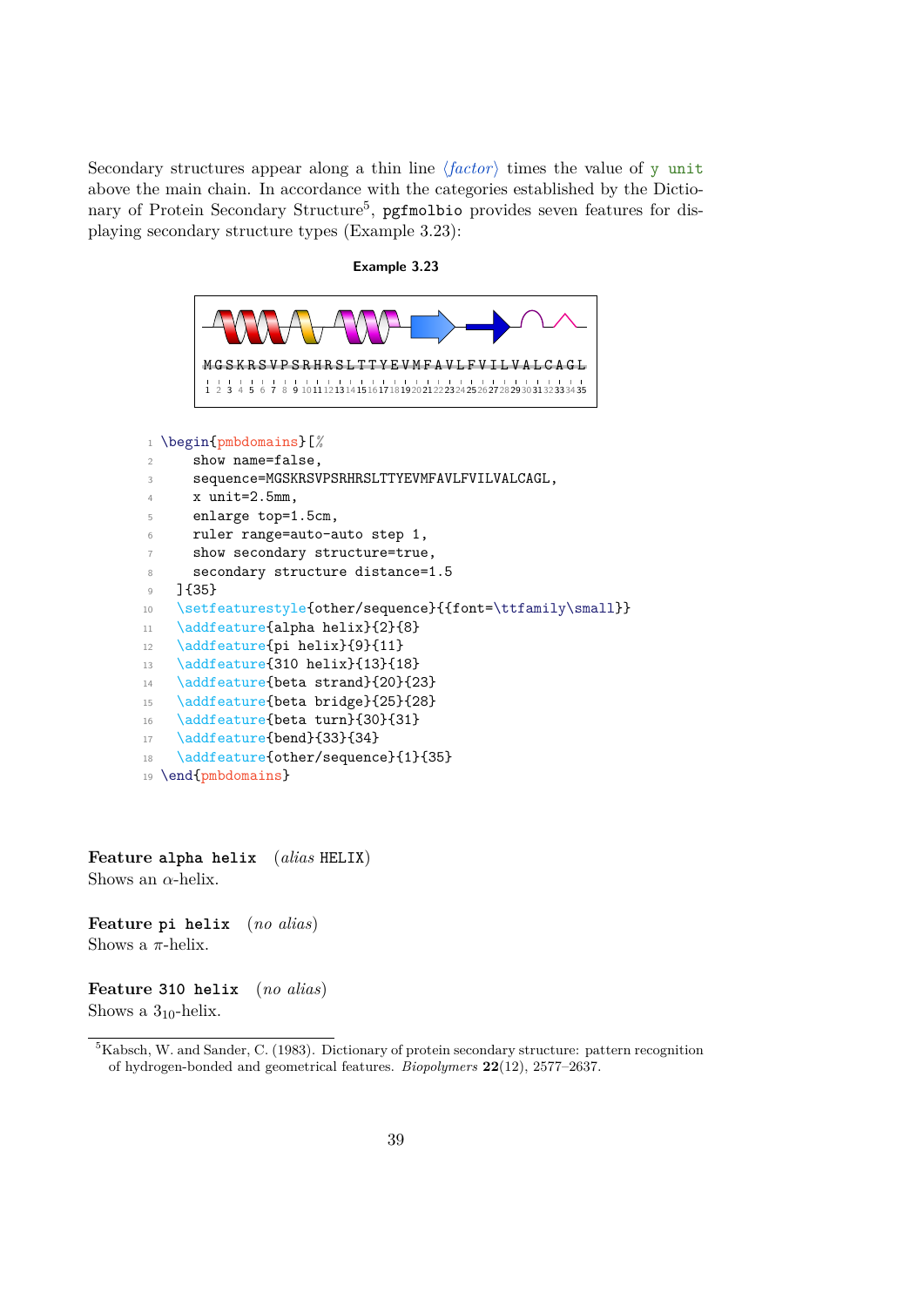Secondary structures appear along a thin line ⟨*factor*⟩ times the value of `y unit` above the main chain. In accordance with the categories established by the Dictionary of Protein Secondary Structure[5], `pgfmolbio` provides seven features for displaying secondary structure types (Example 3.23):

**Example 3.23**

```
\begin{pmbdomains}[%
    show name=false,
    sequence=MGSKRSVPSRHRSLTTYEVMFAVLFVILVALCAGL,
    x unit=2.5mm,
    enlarge top=1.5cm,
    ruler range=auto-auto step 1,
    show secondary structure=true,
    secondary structure distance=1.5
  ]{35}
  \setfeaturestyle{other/sequence}{{font=\ttfamily\small}}
  \addfeature{alpha helix}{2}{8}
  \addfeature{pi helix}{9}{11}
  \addfeature{310 helix}{13}{18}
  \addfeature{beta strand}{20}{23}
  \addfeature{beta bridge}{25}{28}
  \addfeature{beta turn}{30}{31}
  \addfeature{bend}{33}{34}
  \addfeature{other/sequence}{1}{35}
\end{pmbdomains}
```

**Feature `alpha helix`** (*alias* `HELIX`)
Shows an $\alpha$-helix.

**Feature `pi helix`** (*no alias*)
Shows a $\pi$-helix.

**Feature `310 helix`** (*no alias*)
Shows a $3_{10}$-helix.

[5] Kabsch, W. and Sander, C. (1983). Dictionary of protein secondary structure: pattern recognition of hydrogen-bonded and geometrical features. *Biopolymers* **22**(12), 2577–2637.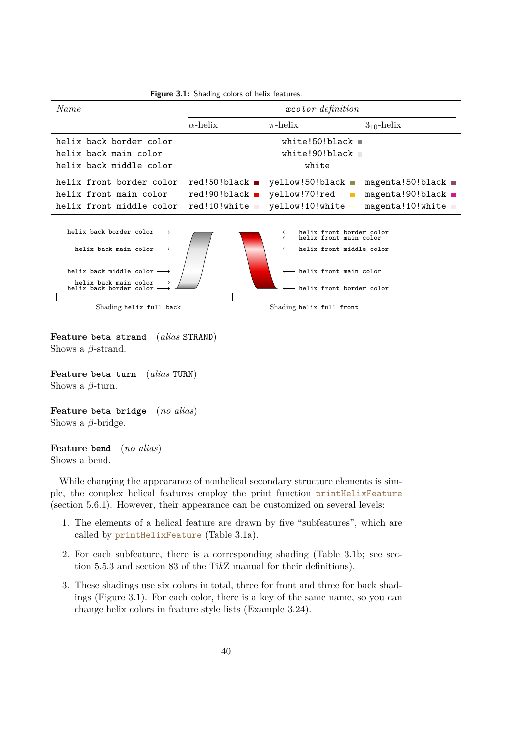**Figure 3.1:** Shading colors of helix features.

| *Name* | *xcolor definition* | | |
|---|---|---|---|
| | $\alpha$-helix | $\pi$-helix | $3_{10}$-helix |
| `helix back border color` | | `white!50!black` | |
| `helix back main color` | | `white!90!black` | |
| `helix back middle color` | | `white` | |
| `helix front border color` | `red!50!black` | `yellow!50!black` | `magenta!50!black` |
| `helix front main color` | `red!90!black` | `yellow!70!red` | `magenta!90!black` |
| `helix front middle color` | `red!10!white` | `yellow!10!white` | `magenta!10!white` |

`helix back border color` ⟶
`helix back main color` ⟶
`helix back middle color` ⟶
`helix back main color` ⟶
`helix back border color` ⟶

⟵ `helix front border color`
⟵ `helix front main color`
⟵ `helix front middle color`
⟵ `helix front main color`
⟵ `helix front border color`

Shading `helix full back` Shading `helix full front`

**Feature `beta strand`** (*alias* `STRAND`)
Shows a $\beta$-strand.

**Feature `beta turn`** (*alias* `TURN`)
Shows a $\beta$-turn.

**Feature `beta bridge`** (*no alias*)
Shows a $\beta$-bridge.

**Feature `bend`** (*no alias*)
Shows a bend.

While changing the appearance of nonhelical secondary structure elements is simple, the complex helical features employ the print function `printHelixFeature` (section 5.6.1). However, their appearance can be customized on several levels:

1. The elements of a helical feature are drawn by five "subfeatures", which are called by `printHelixFeature` (Table 3.1a).
2. For each subfeature, there is a corresponding shading (Table 3.1b; see section 5.5.3 and section 83 of the Ti*k*Z manual for their definitions).
3. These shadings use six colors in total, three for front and three for back shadings (Figure 3.1). For each color, there is a key of the same name, so you can change helix colors in feature style lists (Example 3.24).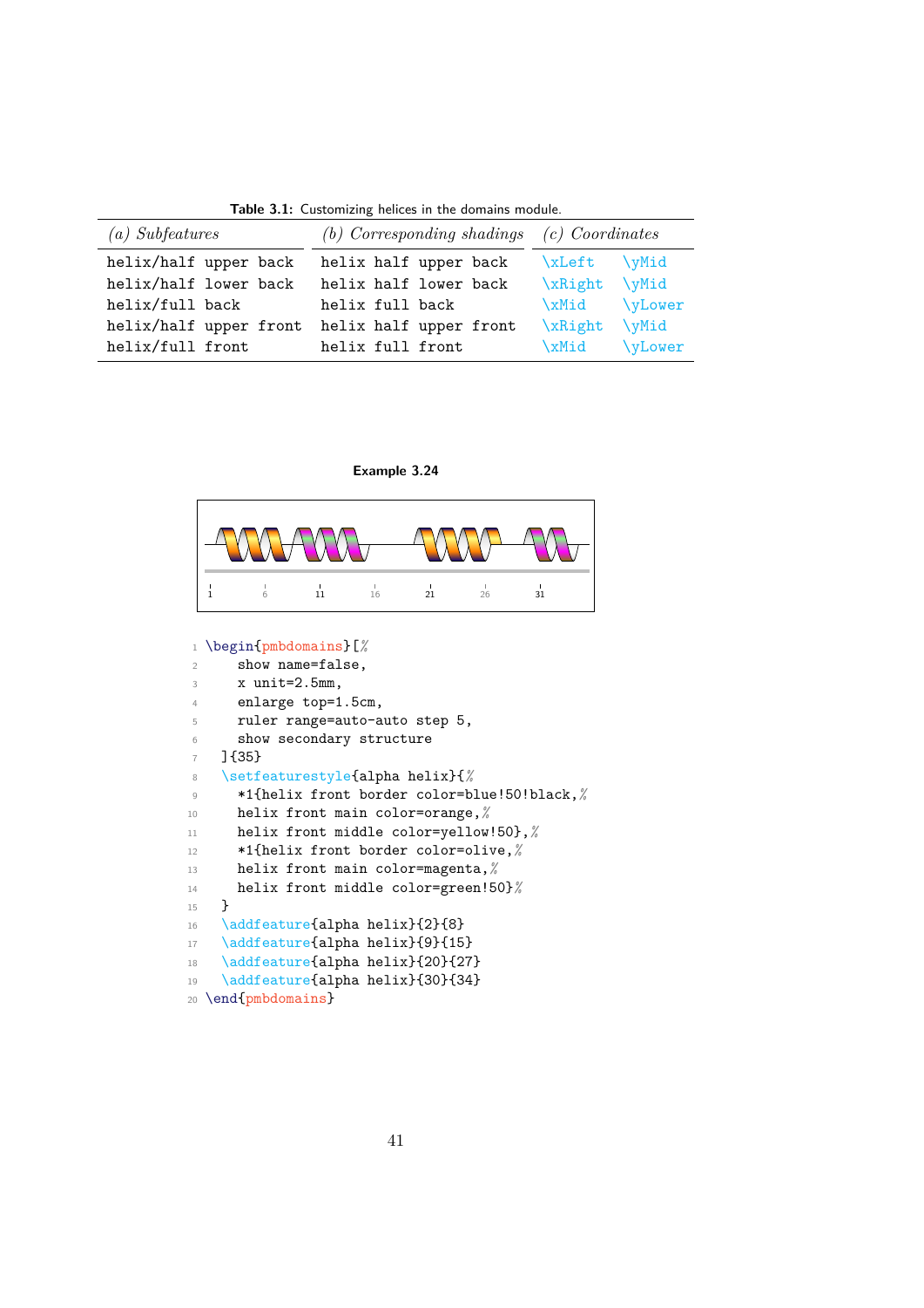**Table 3.1:** Customizing helices in the domains module.

| *(a) Subfeatures* | *(b) Corresponding shadings* | *(c) Coordinates* | |
|---|---|---|---|
| `helix/half upper back` | `helix half upper back` | `\xLeft` | `\yMid` |
| `helix/half lower back` | `helix half lower back` | `\xRight` | `\yMid` |
| `helix/full back` | `helix full back` | `\xMid` | `\yLower` |
| `helix/half upper front` | `helix half upper front` | `\xRight` | `\yMid` |
| `helix/full front` | `helix full front` | `\xMid` | `\yLower` |

**Example 3.24**

```
\begin{pmbdomains}[%
    show name=false,
    x unit=2.5mm,
    enlarge top=1.5cm,
    ruler range=auto-auto step 5,
    show secondary structure
  ]{35}
  \setfeaturestyle{alpha helix}{%
    *1{helix front border color=blue!50!black,%
    helix front main color=orange,%
    helix front middle color=yellow!50},%
    *1{helix front border color=olive,%
    helix front main color=magenta,%
    helix front middle color=green!50}%
  }
  \addfeature{alpha helix}{2}{8}
  \addfeature{alpha helix}{9}{15}
  \addfeature{alpha helix}{20}{27}
  \addfeature{alpha helix}{30}{34}
\end{pmbdomains}
```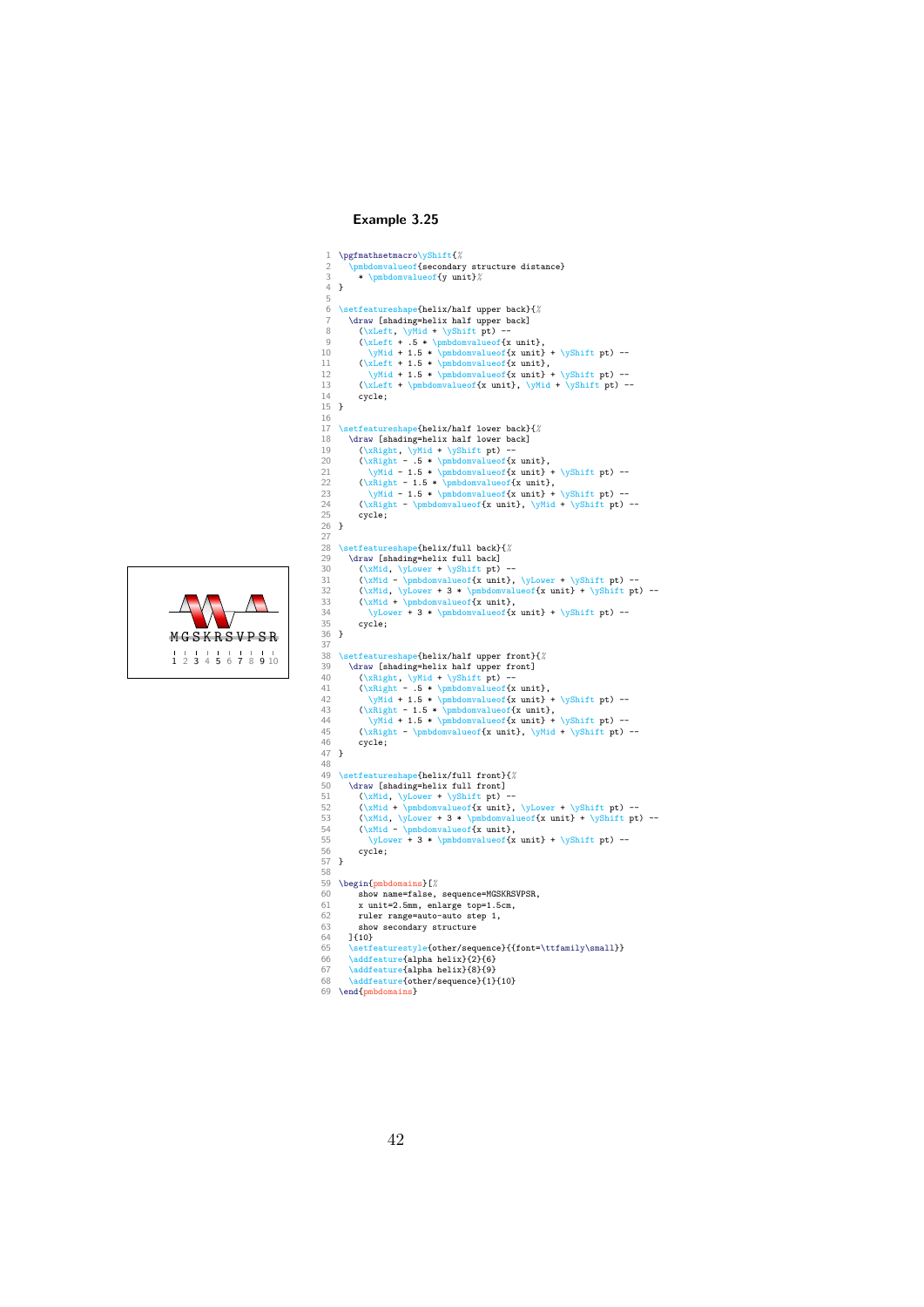**Example 3.25**

MGSKRSVPSR

1 2 3 4 5 6 7 8 9 10

```
\pgfmathsetmacro\yShift{%
  \pmbdomvalueof{secondary structure distance}
    * \pmbdomvalueof{y unit}%
}

\setfeatureshape{helix/half upper back}{%
  \draw [shading=helix half upper back]
    (\xLeft, \yMid + \yShift pt) --
    (\xLeft + .5 * \pmbdomvalueof{x unit},
      \yMid + 1.5 * \pmbdomvalueof{x unit} + \yShift pt) --
    (\xLeft + 1.5 * \pmbdomvalueof{x unit},
      \yMid + 1.5 * \pmbdomvalueof{x unit} + \yShift pt) --
    (\xLeft + \pmbdomvalueof{x unit}, \yMid + \yShift pt) --
    cycle;
}

\setfeatureshape{helix/half lower back}{%
  \draw [shading=helix half lower back]
    (\xRight, \yMid + \yShift pt) --
    (\xRight - .5 * \pmbdomvalueof{x unit},
      \yMid - 1.5 * \pmbdomvalueof{x unit} + \yShift pt) --
    (\xRight - 1.5 * \pmbdomvalueof{x unit},
      \yMid - 1.5 * \pmbdomvalueof{x unit} + \yShift pt) --
    (\xRight - \pmbdomvalueof{x unit}, \yMid + \yShift pt) --
    cycle;
}

\setfeatureshape{helix/full back}{%
  \draw [shading=helix full back]
    (\xMid, \yLower + \yShift pt) --
    (\xMid - \pmbdomvalueof{x unit}, \yLower + \yShift pt) --
    (\xMid, \yLower + 3 * \pmbdomvalueof{x unit} + \yShift pt) --
    (\xMid + \pmbdomvalueof{x unit},
      \yLower + 3 * \pmbdomvalueof{x unit} + \yShift pt) --
    cycle;
}

\setfeatureshape{helix/half upper front}{%
  \draw [shading=helix half upper front]
    (\xRight, \yMid + \yShift pt) --
    (\xRight - .5 * \pmbdomvalueof{x unit},
      \yMid + 1.5 * \pmbdomvalueof{x unit} + \yShift pt) --
    (\xRight - 1.5 * \pmbdomvalueof{x unit},
      \yMid + 1.5 * \pmbdomvalueof{x unit} + \yShift pt) --
    (\xRight - \pmbdomvalueof{x unit}, \yMid + \yShift pt) --
    cycle;
}

\setfeatureshape{helix/full front}{%
  \draw [shading=helix full front]
    (\xMid, \yLower + \yShift pt) --
    (\xMid + \pmbdomvalueof{x unit}, \yLower + \yShift pt) --
    (\xMid, \yLower + 3 * \pmbdomvalueof{x unit} + \yShift pt) --
    (\xMid - \pmbdomvalueof{x unit},
      \yLower + 3 * \pmbdomvalueof{x unit} + \yShift pt) --
    cycle;
}

\begin{pmbdomains}[%
    show name=false, sequence=MGSKRSVPSR,
    x unit=2.5mm, enlarge top=1.5cm,
    ruler range=auto-auto step 1,
    show secondary structure
  ]{10}
  \setfeaturestyle{other/sequence}{{font=\ttfamily\small}}
  \addfeature{alpha helix}{2}{6}
  \addfeature{alpha helix}{8}{9}
  \addfeature{other/sequence}{1}{10}
\end{pmbdomains}
```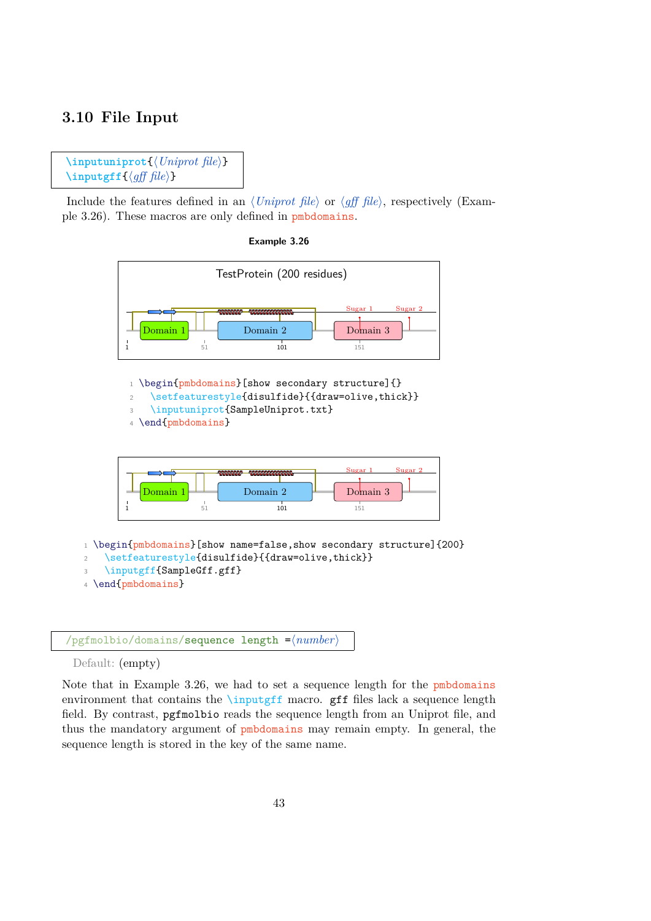## 3.10 File Input

```
\inputuniprot{⟨Uniprot file⟩}
\inputgff{⟨gff file⟩}
```

Include the features defined in an *⟨Uniprot file⟩* or *⟨gff file⟩*, respectively (Example 3.26). These macros are only defined in `pmbdomains`.

**Example 3.26**

```
\begin{pmbdomains}[show secondary structure]{}
  \setfeaturestyle{disulfide}{{draw=olive,thick}}
  \inputuniprot{SampleUniprot.txt}
\end{pmbdomains}
```

```
\begin{pmbdomains}[show name=false,show secondary structure]{200}
  \setfeaturestyle{disulfide}{{draw=olive,thick}}
  \inputgff{SampleGff.gff}
\end{pmbdomains}
```

```
/pgfmolbio/domains/sequence length =⟨number⟩
```

Default: (empty)

Note that in Example 3.26, we had to set a sequence length for the `pmbdomains` environment that contains the `\inputgff` macro. `gff` files lack a sequence length field. By contrast, `pgfmolbio` reads the sequence length from an Uniprot file, and thus the mandatory argument of `pmbdomains` may remain empty. In general, the sequence length is stored in the key of the same name.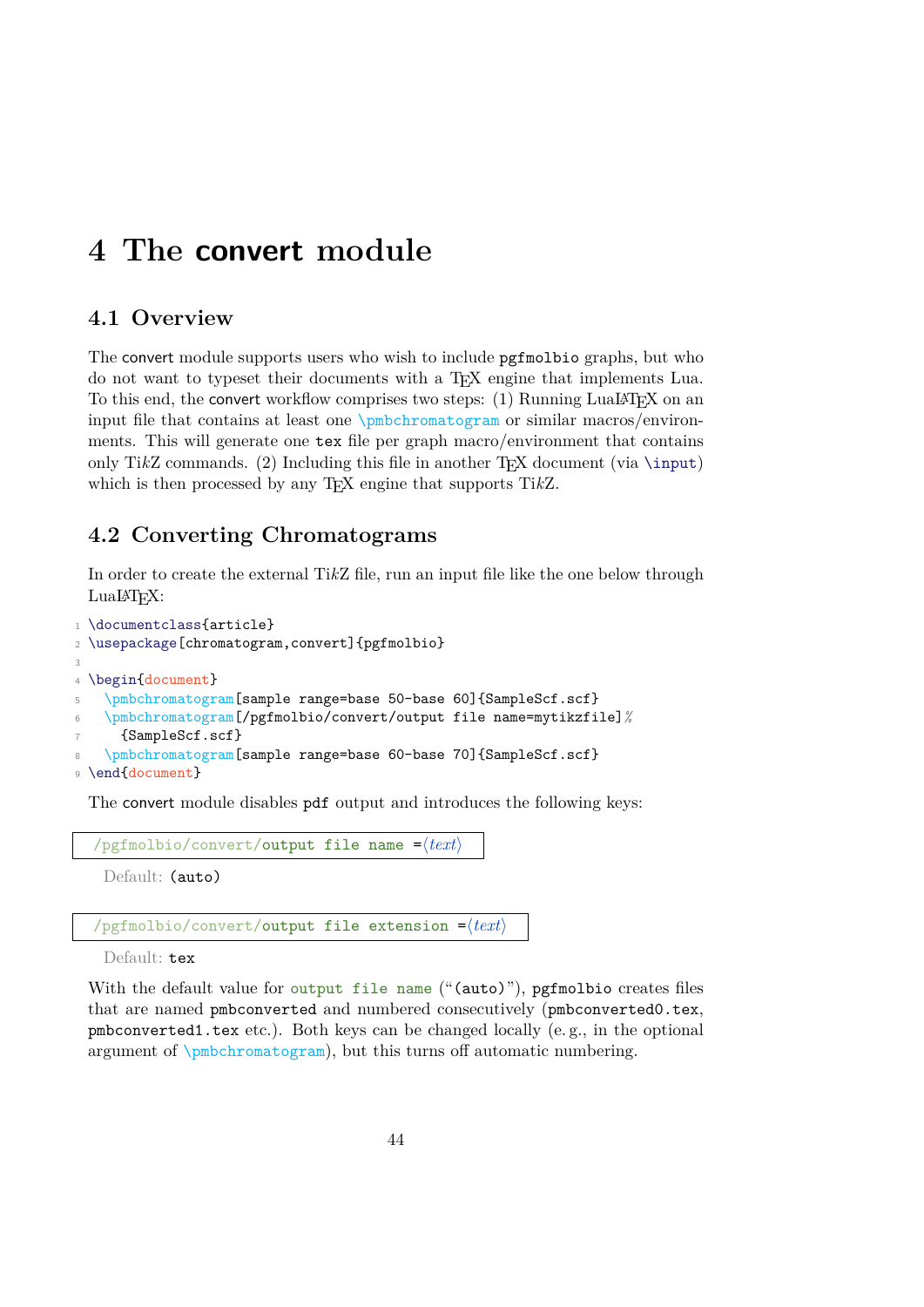# 4 The **convert** module

## 4.1 Overview

The convert module supports users who wish to include `pgfmolbio` graphs, but who do not want to typeset their documents with a TeX engine that implements Lua. To this end, the convert workflow comprises two steps: (1) Running LuaLaTeX on an input file that contains at least one `\pmbchromatogram` or similar macros/environments. This will generate one `tex` file per graph macro/environment that contains only TikZ commands. (2) Including this file in another TeX document (via `\input`) which is then processed by any TeX engine that supports TikZ.

## 4.2 Converting Chromatograms

In order to create the external TikZ file, run an input file like the one below through LuaLaTeX:

```
\documentclass{article}
\usepackage[chromatogram,convert]{pgfmolbio}

\begin{document}
  \pmbchromatogram[sample range=base 50-base 60]{SampleScf.scf}
  \pmbchromatogram[/pgfmolbio/convert/output file name=mytikzfile]%
    {SampleScf.scf}
  \pmbchromatogram[sample range=base 60-base 70]{SampleScf.scf}
\end{document}
```

The convert module disables `pdf` output and introduces the following keys:

`/pgfmolbio/convert/output file name =⟨text⟩`

Default: `(auto)`

`/pgfmolbio/convert/output file extension =⟨text⟩`

Default: `tex`

With the default value for `output file name` ("`(auto)`"), `pgfmolbio` creates files that are named `pmbconverted` and numbered consecutively (`pmbconverted0.tex`, `pmbconverted1.tex` etc.). Both keys can be changed locally (e. g., in the optional argument of `\pmbchromatogram`), but this turns off automatic numbering.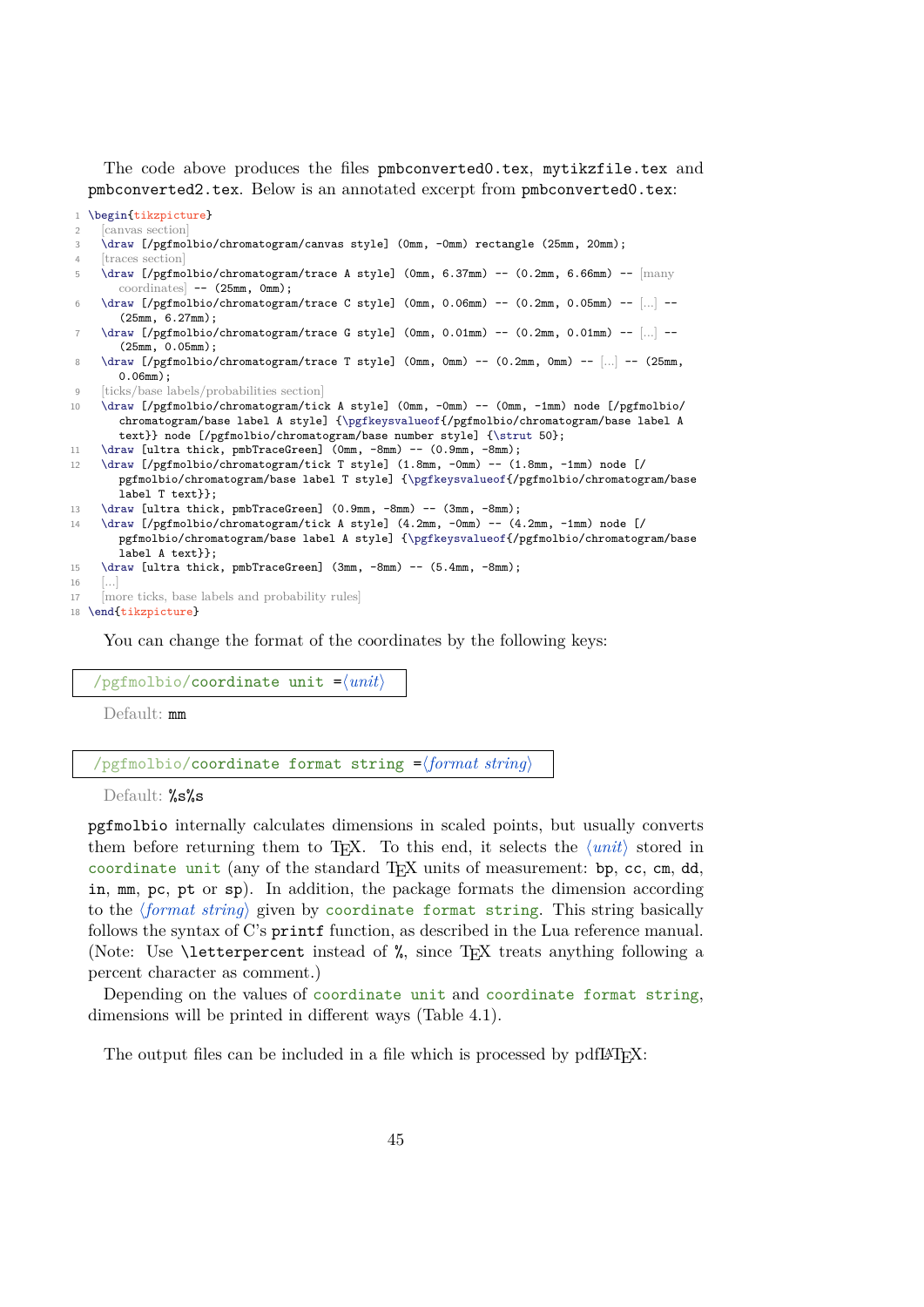The code above produces the files `pmbconverted0.tex`, `mytikzfile.tex` and `pmbconverted2.tex`. Below is an annotated excerpt from `pmbconverted0.tex`:

```
\begin{tikzpicture}
  [canvas section]
  \draw [/pgfmolbio/chromatogram/canvas style] (0mm, -0mm) rectangle (25mm, 20mm);
  [traces section]
  \draw [/pgfmolbio/chromatogram/trace A style] (0mm, 6.37mm) -- (0.2mm, 6.66mm) -- [many coordinates] -- (25mm, 0mm);
  \draw [/pgfmolbio/chromatogram/trace C style] (0mm, 0.06mm) -- (0.2mm, 0.05mm) -- [...] -- (25mm, 6.27mm);
  \draw [/pgfmolbio/chromatogram/trace G style] (0mm, 0.01mm) -- (0.2mm, 0.01mm) -- [...] -- (25mm, 0.05mm);
  \draw [/pgfmolbio/chromatogram/trace T style] (0mm, 0mm) -- (0.2mm, 0mm) -- [...] -- (25mm, 0.06mm);
  [ticks/base labels/probabilities section]
  \draw [/pgfmolbio/chromatogram/tick A style] (0mm, -0mm) -- (0mm, -1mm) node [/pgfmolbio/chromatogram/base label A style] {\pgfkeysvalueof{/pgfmolbio/chromatogram/base label A text}} node [/pgfmolbio/chromatogram/base number style] {\strut 50};
  \draw [ultra thick, pmbTraceGreen] (0mm, -8mm) -- (0.9mm, -8mm);
  \draw [/pgfmolbio/chromatogram/tick T style] (1.8mm, -0mm) -- (1.8mm, -1mm) node [/pgfmolbio/chromatogram/base label T style] {\pgfkeysvalueof{/pgfmolbio/chromatogram/base label T text}};
  \draw [ultra thick, pmbTraceGreen] (0.9mm, -8mm) -- (3mm, -8mm);
  \draw [/pgfmolbio/chromatogram/tick A style] (4.2mm, -0mm) -- (4.2mm, -1mm) node [/pgfmolbio/chromatogram/base label A style] {\pgfkeysvalueof{/pgfmolbio/chromatogram/base label A text}};
  \draw [ultra thick, pmbTraceGreen] (3mm, -8mm) -- (5.4mm, -8mm);
  [...]
  [more ticks, base labels and probability rules]
\end{tikzpicture}
```

You can change the format of the coordinates by the following keys:

`/pgfmolbio/coordinate unit =⟨unit⟩`

Default: `mm`

`/pgfmolbio/coordinate format string =⟨format string⟩`

Default: `%s%s`

`pgfmolbio` internally calculates dimensions in scaled points, but usually converts them before returning them to TeX. To this end, it selects the ⟨*unit*⟩ stored in `coordinate unit` (any of the standard TeX units of measurement: `bp`, `cc`, `cm`, `dd`, `in`, `mm`, `pc`, `pt` or `sp`). In addition, the package formats the dimension according to the ⟨*format string*⟩ given by `coordinate format string`. This string basically follows the syntax of C's `printf` function, as described in the Lua reference manual. (Note: Use `\letterpercent` instead of `%`, since TeX treats anything following a percent character as comment.)

Depending on the values of `coordinate unit` and `coordinate format string`, dimensions will be printed in different ways (Table 4.1).

The output files can be included in a file which is processed by pdfLaTeX: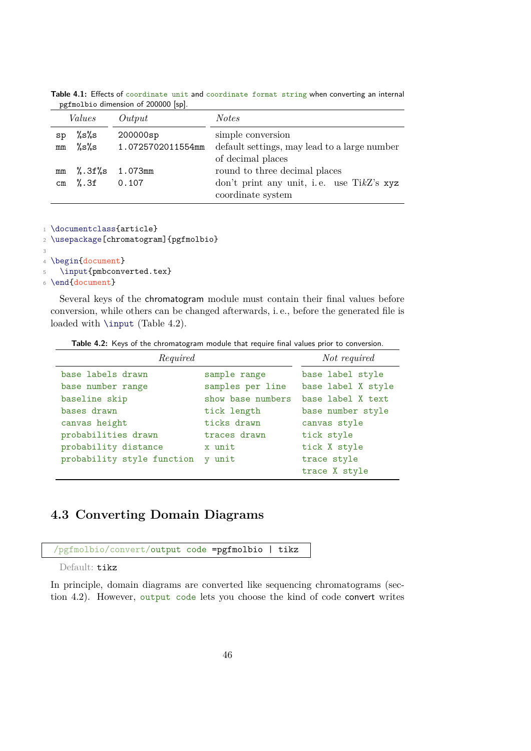**Table 4.1:** Effects of `coordinate unit` and `coordinate format string` when converting an internal pgfmolbio dimension of 200000 [sp].

| *Values* | | *Output* | *Notes* |
|---|---|---|---|
| sp | %s%s | 200000sp | simple conversion |
| mm | %s%s | 1.0725702011554mm | default settings, may lead to a large number of decimal places |
| mm | %.3f%s | 1.073mm | round to three decimal places |
| cm | %.3f | 0.107 | don't print any unit, i. e. use TikZ's xyz coordinate system |

```
\documentclass{article}
\usepackage[chromatogram]{pgfmolbio}

\begin{document}
  \input{pmbconverted.tex}
\end{document}
```

Several keys of the chromatogram module must contain their final values before conversion, while others can be changed afterwards, i. e., before the generated file is loaded with `\input` (Table 4.2).

**Table 4.2:** Keys of the chromatogram module that require final values prior to conversion.

| *Required* | | *Not required* |
|---|---|---|
| `base labels drawn` | `sample range` | `base label style` |
| `base number range` | `samples per line` | `base label X style` |
| `baseline skip` | `show base numbers` | `base label X text` |
| `bases drawn` | `tick length` | `base number style` |
| `canvas height` | `ticks drawn` | `canvas style` |
| `probabilities drawn` | `traces drawn` | `tick style` |
| `probability distance` | `x unit` | `tick X style` |
| `probability style function` | `y unit` | `trace style` |
| | | `trace X style` |

## 4.3 Converting Domain Diagrams

`/pgfmolbio/convert/output code =pgfmolbio | tikz`

Default: `tikz`

In principle, domain diagrams are converted like sequencing chromatograms (section 4.2). However, `output code` lets you choose the kind of code convert writes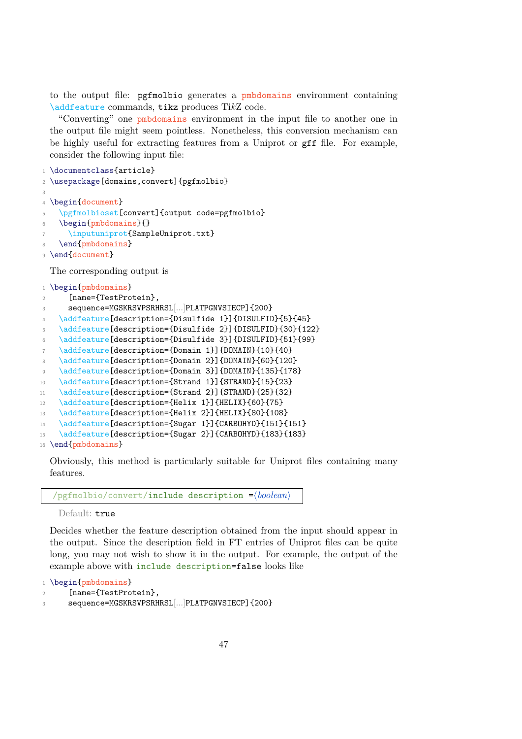to the output file: `pgfmolbio` generates a `pmbdomains` environment containing `\addfeature` commands, `tikz` produces Ti*k*Z code.

"Converting" one `pmbdomains` environment in the input file to another one in the output file might seem pointless. Nonetheless, this conversion mechanism can be highly useful for extracting features from a Uniprot or `gff` file. For example, consider the following input file:

```
\documentclass{article}
\usepackage[domains,convert]{pgfmolbio}

\begin{document}
  \pgfmolbioset[convert]{output code=pgfmolbio}
  \begin{pmbdomains}{}
    \inputuniprot{SampleUniprot.txt}
  \end{pmbdomains}
\end{document}
```

The corresponding output is

```
\begin{pmbdomains}
    [name={TestProtein},
    sequence=MGSKRSVPSRHRSL[...]PLATPGNVSIECP]{200}
  \addfeature[description={Disulfide 1}]{DISULFID}{5}{45}
  \addfeature[description={Disulfide 2}]{DISULFID}{30}{122}
  \addfeature[description={Disulfide 3}]{DISULFID}{51}{99}
  \addfeature[description={Domain 1}]{DOMAIN}{10}{40}
  \addfeature[description={Domain 2}]{DOMAIN}{60}{120}
  \addfeature[description={Domain 3}]{DOMAIN}{135}{178}
  \addfeature[description={Strand 1}]{STRAND}{15}{23}
  \addfeature[description={Strand 2}]{STRAND}{25}{32}
  \addfeature[description={Helix 1}]{HELIX}{60}{75}
  \addfeature[description={Helix 2}]{HELIX}{80}{108}
  \addfeature[description={Sugar 1}]{CARBOHYD}{151}{151}
  \addfeature[description={Sugar 2}]{CARBOHYD}{183}{183}
\end{pmbdomains}
```

Obviously, this method is particularly suitable for Uniprot files containing many features.

`/pgfmolbio/convert/include description =`⟨*boolean*⟩

Default: `true`

Decides whether the feature description obtained from the input should appear in the output. Since the description field in FT entries of Uniprot files can be quite long, you may not wish to show it in the output. For example, the output of the example above with `include description=false` looks like

```
\begin{pmbdomains}
    [name={TestProtein},
    sequence=MGSKRSVPSRHRSL[...]PLATPGNVSIECP]{200}
```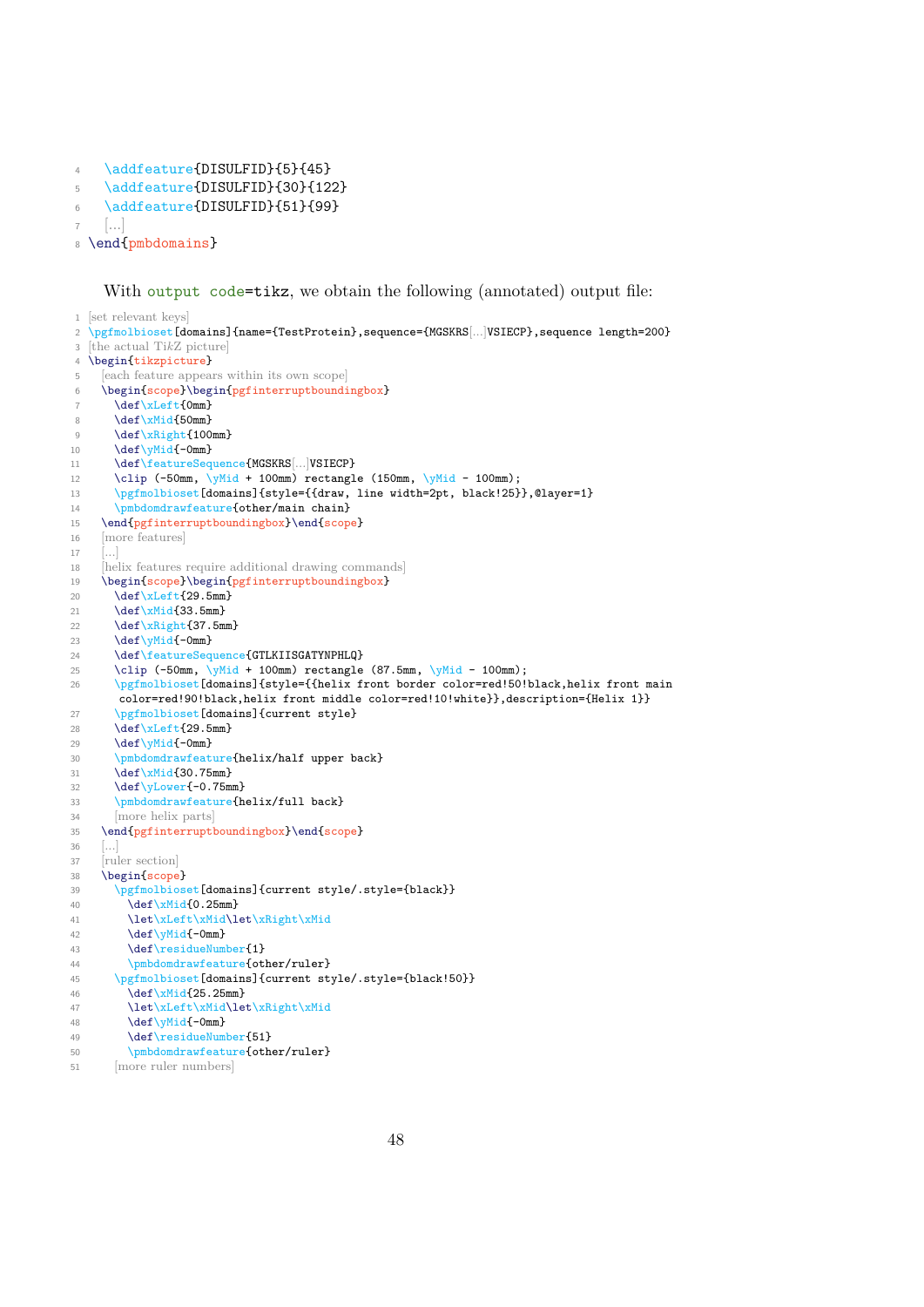```
  \addfeature{DISULFID}{5}{45}
  \addfeature{DISULFID}{30}{122}
  \addfeature{DISULFID}{51}{99}
  [...]
\end{pmbdomains}
```

With output code=tikz, we obtain the following (annotated) output file:

```
[set relevant keys]
\pgfmolbioset[domains]{name={TestProtein},sequence={MGSKRS[...]VSIECP},sequence length=200}
[the actual TikZ picture]
\begin{tikzpicture}
  [each feature appears within its own scope]
  \begin{scope}\begin{pgfinterruptboundingbox}
    \def\xLeft{0mm}
    \def\xMid{50mm}
    \def\xRight{100mm}
    \def\yMid{-0mm}
    \def\featureSequence{MGSKRS[...]VSIECP}
    \clip (-50mm, \yMid + 100mm) rectangle (150mm, \yMid - 100mm);
    \pgfmolbioset[domains]{style={{draw, line width=2pt, black!25}},@layer=1}
    \pmbdomdrawfeature{other/main chain}
  \end{pgfinterruptboundingbox}\end{scope}
  [more features]
  [...]
  [helix features require additional drawing commands]
  \begin{scope}\begin{pgfinterruptboundingbox}
    \def\xLeft{29.5mm}
    \def\xMid{33.5mm}
    \def\xRight{37.5mm}
    \def\yMid{-0mm}
    \def\featureSequence{GTLKIISGATYNPHLQ}
    \clip (-50mm, \yMid + 100mm) rectangle (87.5mm, \yMid - 100mm);
    \pgfmolbioset[domains]{style={{helix front border color=red!50!black,helix front main
     color=red!90!black,helix front middle color=red!10!white}},description={Helix 1}}
    \pgfmolbioset[domains]{current style}
    \def\xLeft{29.5mm}
    \def\yMid{-0mm}
    \pmbdomdrawfeature{helix/half upper back}
    \def\xMid{30.75mm}
    \def\yLower{-0.75mm}
    \pmbdomdrawfeature{helix/full back}
    [more helix parts]
  \end{pgfinterruptboundingbox}\end{scope}
  [...]
  [ruler section]
  \begin{scope}
    \pgfmolbioset[domains]{current style/.style={black}}
      \def\xMid{0.25mm}
      \let\xLeft\xMid\let\xRight\xMid
      \def\yMid{-0mm}
      \def\residueNumber{1}
      \pmbdomdrawfeature{other/ruler}
    \pgfmolbioset[domains]{current style/.style={black!50}}
      \def\xMid{25.25mm}
      \let\xLeft\xMid\let\xRight\xMid
      \def\yMid{-0mm}
      \def\residueNumber{51}
      \pmbdomdrawfeature{other/ruler}
    [more ruler numbers]
```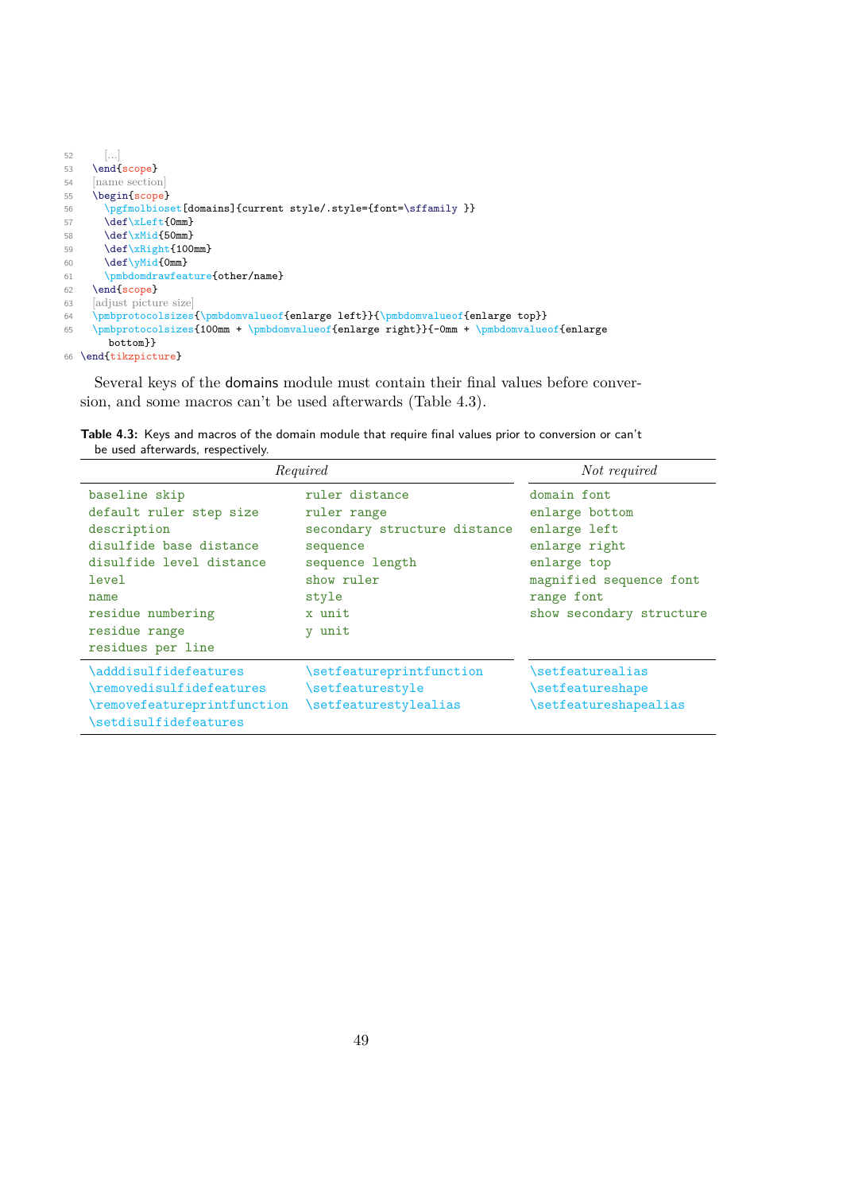```
52      [...]
53   \end{scope}
54   [name section]
55   \begin{scope}
56     \pgfmolbioset[domains]{current style/.style={font=\sffamily }}
57     \def\xLeft{0mm}
58     \def\xMid{50mm}
59     \def\xRight{100mm}
60     \def\yMid{0mm}
61     \pmbdomdrawfeature{other/name}
62   \end{scope}
63   [adjust picture size]
64   \pmbprotocolsizes{\pmbdomvalueof{enlarge left}}{\pmbdomvalueof{enlarge top}}
65   \pmbprotocolsizes{100mm + \pmbdomvalueof{enlarge right}}{-0mm + \pmbdomvalueof{enlarge
       bottom}}
66 \end{tikzpicture}
```

Several keys of the domains module must contain their final values before conversion, and some macros can't be used afterwards (Table 4.3).

**Table 4.3:** Keys and macros of the domain module that require final values prior to conversion or can't be used afterwards, respectively.

| *Required* | | *Not required* |
|---|---|---|
| `baseline skip` | `ruler distance` | `domain font` |
| `default ruler step size` | `ruler range` | `enlarge bottom` |
| `description` | `secondary structure distance` | `enlarge left` |
| `disulfide base distance` | `sequence` | `enlarge right` |
| `disulfide level distance` | `sequence length` | `enlarge top` |
| `level` | `show ruler` | `magnified sequence font` |
| `name` | `style` | `range font` |
| `residue numbering` | `x unit` | `show secondary structure` |
| `residue range` | `y unit` | |
| `residues per line` | | |
| `\adddisulfidefeatures` | `\setfeatureprintfunction` | `\setfeaturealias` |
| `\removedisulfidefeatures` | `\setfeaturestyle` | `\setfeatureshape` |
| `\removefeatureprintfunction` | `\setfeaturestylealias` | `\setfeatureshapealias` |
| `\setdisulfidefeatures` | | |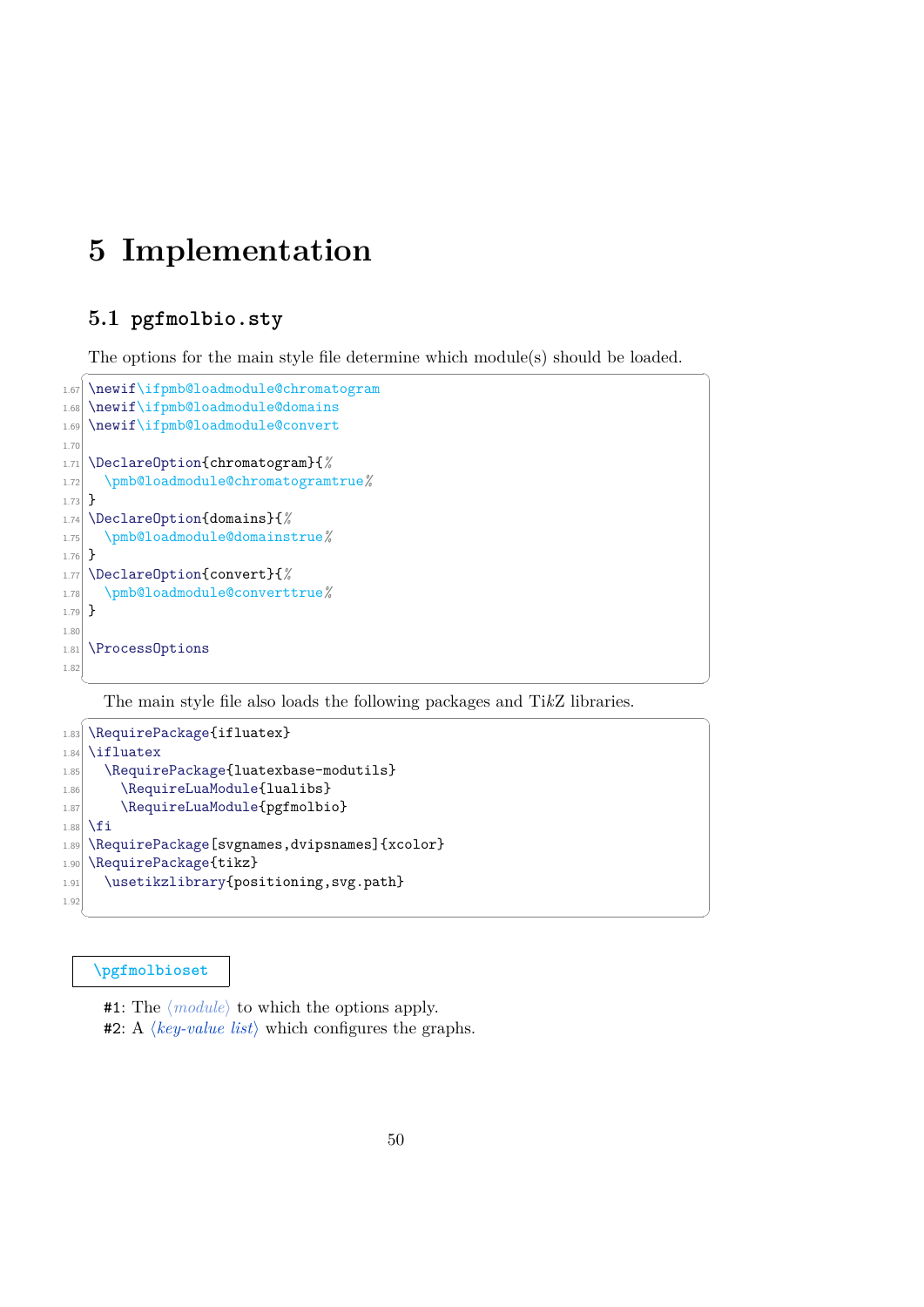# 5 Implementation

## 5.1 pgfmolbio.sty

The options for the main style file determine which module(s) should be loaded.

```
\newif\ifpmb@loadmodule@chromatogram
\newif\ifpmb@loadmodule@domains
\newif\ifpmb@loadmodule@convert

\DeclareOption{chromatogram}{%
  \pmb@loadmodule@chromatogramtrue%
}
\DeclareOption{domains}{%
  \pmb@loadmodule@domainstrue%
}
\DeclareOption{convert}{%
  \pmb@loadmodule@converttrue%
}

\ProcessOptions

```

The main style file also loads the following packages and Ti*k*Z libraries.

```
\RequirePackage{ifluatex}
\ifluatex
  \RequirePackage{luatexbase-modutils}
    \RequireLuaModule{lualibs}
    \RequireLuaModule{pgfmolbio}
\fi
\RequirePackage[svgnames,dvipsnames]{xcolor}
\RequirePackage{tikz}
  \usetikzlibrary{positioning,svg.path}

```

`\pgfmolbioset`

#1: The ⟨*module*⟩ to which the options apply.
#2: A ⟨*key-value list*⟩ which configures the graphs.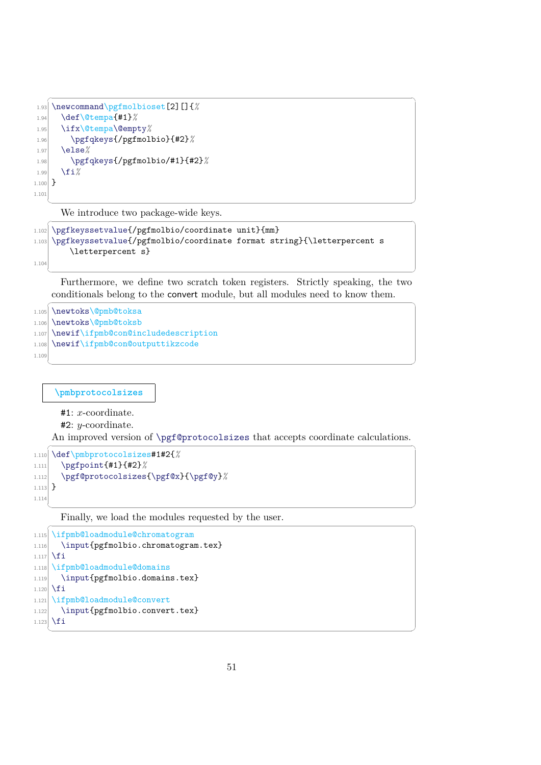```
\newcommand\pgfmolbioset[2][]{%
  \def\@tempa{#1}%
  \ifx\@tempa\@empty%
    \pgfqkeys{/pgfmolbio}{#2}%
  \else%
    \pgfqkeys{/pgfmolbio/#1}{#2}%
  \fi%
}

```

We introduce two package-wide keys.

```
\pgfkeyssetvalue{/pgfmolbio/coordinate unit}{mm}
\pgfkeyssetvalue{/pgfmolbio/coordinate format string}{\letterpercent s
    \letterpercent s}

```

Furthermore, we define two scratch token registers. Strictly speaking, the two conditionals belong to the convert module, but all modules need to know them.

```
\newtoks\@pmb@toksa
\newtoks\@pmb@toksb
\newif\ifpmb@con@includedescription
\newif\ifpmb@con@outputtikzcode

```

**\pmbprotocolsizes**

#1: $x$-coordinate.
#2: $y$-coordinate.

An improved version of \pgf@protocolsizes that accepts coordinate calculations.

```
\def\pmbprotocolsizes#1#2{%
  \pgfpoint{#1}{#2}%
  \pgf@protocolsizes{\pgf@x}{\pgf@y}%
}

```

Finally, we load the modules requested by the user.

```
\ifpmb@loadmodule@chromatogram
  \input{pgfmolbio.chromatogram.tex}
\fi
\ifpmb@loadmodule@domains
  \input{pgfmolbio.domains.tex}
\fi
\ifpmb@loadmodule@convert
  \input{pgfmolbio.convert.tex}
\fi
```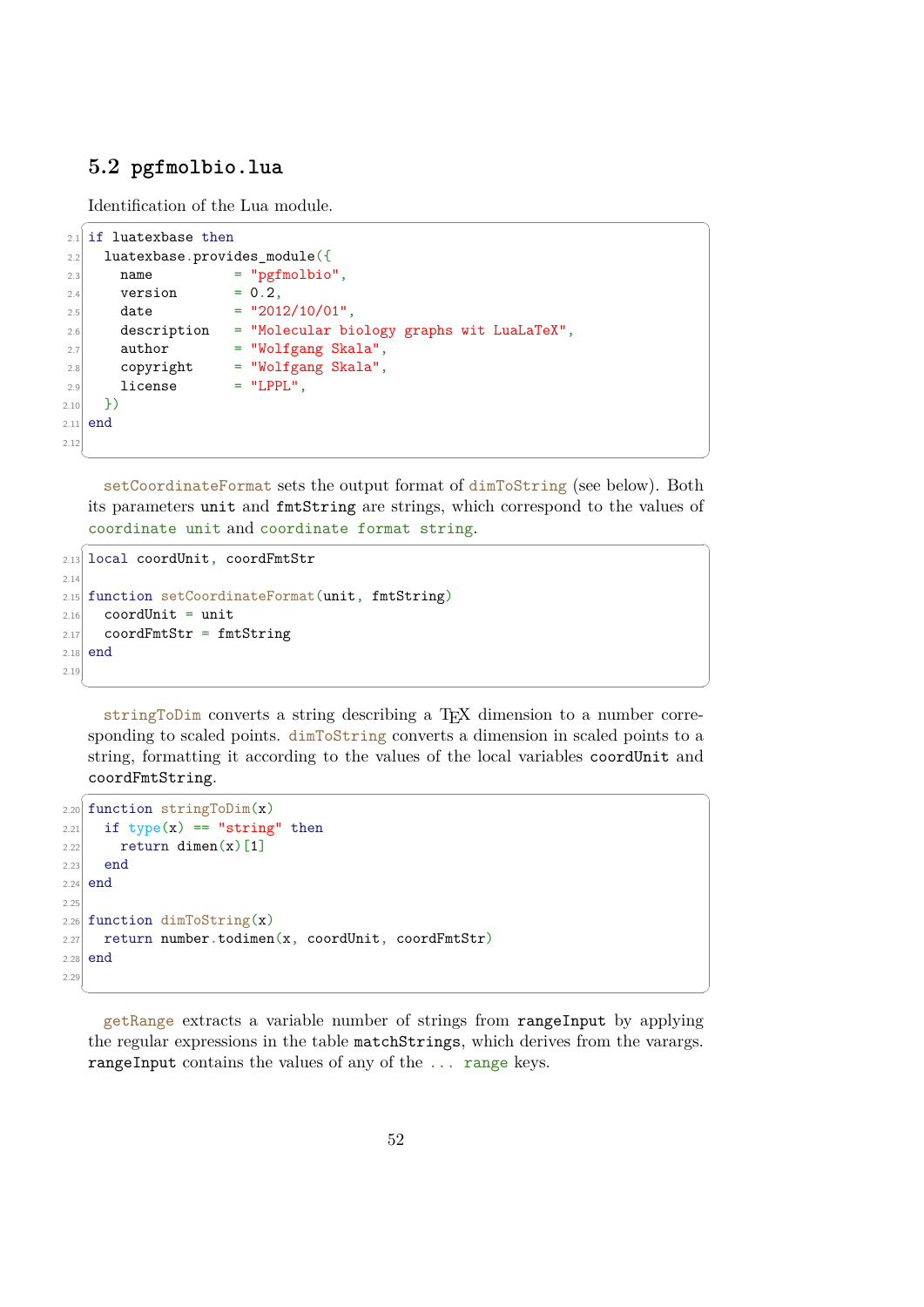## 5.2 pgfmolbio.lua

Identification of the Lua module.

```
if luatexbase then
  luatexbase.provides_module({
    name          = "pgfmolbio",
    version       = 0.2,
    date          = "2012/10/01",
    description   = "Molecular biology graphs wit LuaLaTeX",
    author        = "Wolfgang Skala",
    copyright     = "Wolfgang Skala",
    license       = "LPPL",
  })
end

```

setCoordinateFormat sets the output format of dimToString (see below). Both its parameters unit and fmtString are strings, which correspond to the values of coordinate unit and coordinate format string.

```
local coordUnit, coordFmtStr

function setCoordinateFormat(unit, fmtString)
  coordUnit = unit
  coordFmtStr = fmtString
end

```

stringToDim converts a string describing a TeX dimension to a number corresponding to scaled points. dimToString converts a dimension in scaled points to a string, formatting it according to the values of the local variables coordUnit and coordFmtString.

```
function stringToDim(x)
  if type(x) == "string" then
    return dimen(x)[1]
  end
end

function dimToString(x)
  return number.todimen(x, coordUnit, coordFmtStr)
end

```

getRange extracts a variable number of strings from rangeInput by applying the regular expressions in the table matchStrings, which derives from the varargs. rangeInput contains the values of any of the ... range keys.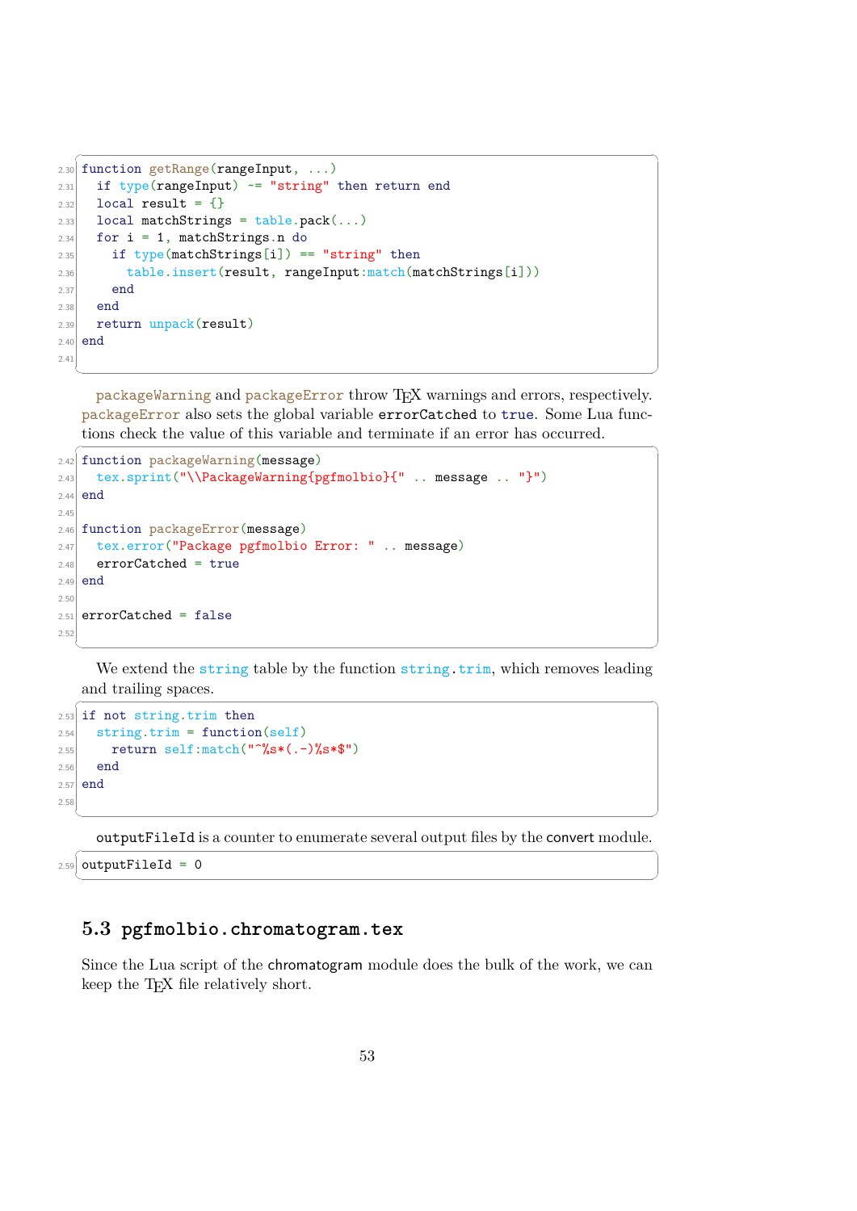```lua
function getRange(rangeInput, ...)
  if type(rangeInput) ~= "string" then return end
  local result = {}
  local matchStrings = table.pack(...)
  for i = 1, matchStrings.n do
    if type(matchStrings[i]) == "string" then
      table.insert(result, rangeInput:match(matchStrings[i]))
    end
  end
  return unpack(result)
end

```

packageWarning and packageError throw TeX warnings and errors, respectively. packageError also sets the global variable errorCatched to true. Some Lua functions check the value of this variable and terminate if an error has occurred.

```lua
function packageWarning(message)
  tex.sprint("\\PackageWarning{pgfmolbio}{" .. message .. "}")
end

function packageError(message)
  tex.error("Package pgfmolbio Error: " .. message)
  errorCatched = true
end

errorCatched = false

```

We extend the string table by the function string.trim, which removes leading and trailing spaces.

```lua
if not string.trim then
  string.trim = function(self)
    return self:match("^%s*(.-)%s*$")
  end
end

```

outputFileId is a counter to enumerate several output files by the convert module.

```lua
outputFileId = 0
```

## 5.3 pgfmolbio.chromatogram.tex

Since the Lua script of the chromatogram module does the bulk of the work, we can keep the TeX file relatively short.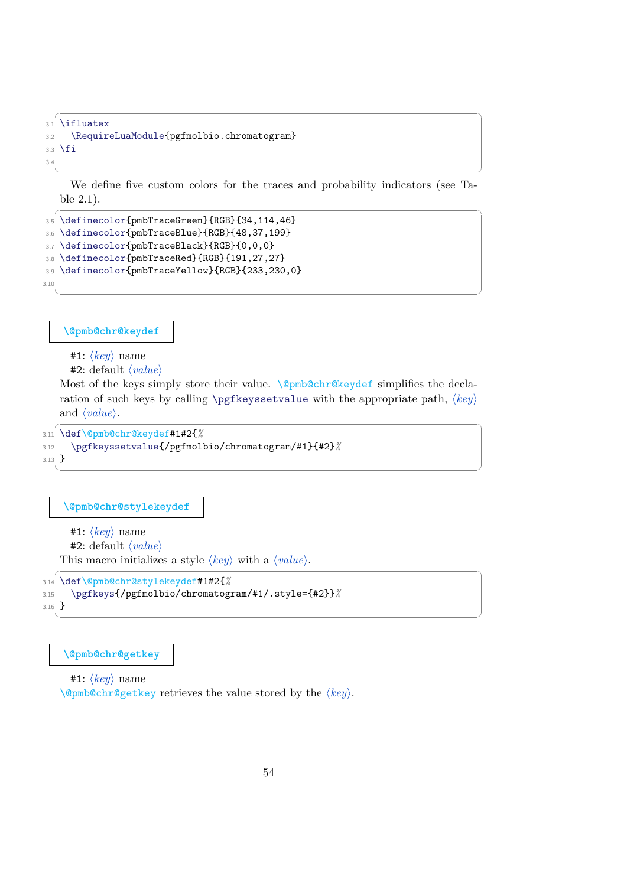```
\ifluatex
  \RequireLuaModule{pgfmolbio.chromatogram}
\fi

```

We define five custom colors for the traces and probability indicators (see Table 2.1).

```
\definecolor{pmbTraceGreen}{RGB}{34,114,46}
\definecolor{pmbTraceBlue}{RGB}{48,37,199}
\definecolor{pmbTraceBlack}{RGB}{0,0,0}
\definecolor{pmbTraceRed}{RGB}{191,27,27}
\definecolor{pmbTraceYellow}{RGB}{233,230,0}

```

**\@pmb@chr@keydef**

#1: ⟨*key*⟩ name
#2: default ⟨*value*⟩
Most of the keys simply store their value. \@pmb@chr@keydef simplifies the declaration of such keys by calling \pgfkeyssetvalue with the appropriate path, ⟨*key*⟩ and ⟨*value*⟩.

```
\def\@pmb@chr@keydef#1#2{%
  \pgfkeyssetvalue{/pgfmolbio/chromatogram/#1}{#2}%
}
```

**\@pmb@chr@stylekeydef**

#1: ⟨*key*⟩ name
#2: default ⟨*value*⟩
This macro initializes a style ⟨*key*⟩ with a ⟨*value*⟩.

```
\def\@pmb@chr@stylekeydef#1#2{%
  \pgfkeys{/pgfmolbio/chromatogram/#1/.style={#2}}%
}
```

**\@pmb@chr@getkey**

#1: ⟨*key*⟩ name
\@pmb@chr@getkey retrieves the value stored by the ⟨*key*⟩.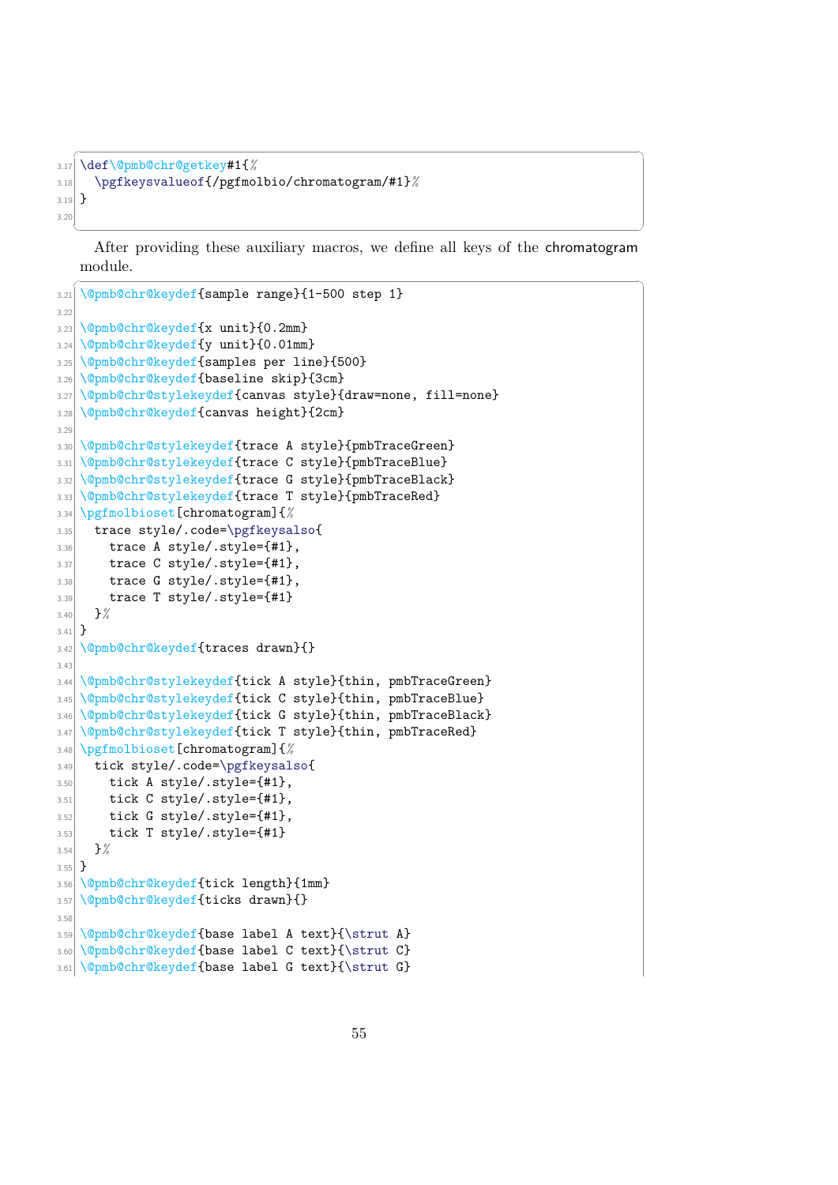```
\def\@pmb@chr@getkey#1{%
  \pgfkeysvalueof{/pgfmolbio/chromatogram/#1}%
}

```

After providing these auxiliary macros, we define all keys of the chromatogram module.

```
\@pmb@chr@keydef{sample range}{1-500 step 1}

\@pmb@chr@keydef{x unit}{0.2mm}
\@pmb@chr@keydef{y unit}{0.01mm}
\@pmb@chr@keydef{samples per line}{500}
\@pmb@chr@keydef{baseline skip}{3cm}
\@pmb@chr@stylekeydef{canvas style}{draw=none, fill=none}
\@pmb@chr@keydef{canvas height}{2cm}

\@pmb@chr@stylekeydef{trace A style}{pmbTraceGreen}
\@pmb@chr@stylekeydef{trace C style}{pmbTraceBlue}
\@pmb@chr@stylekeydef{trace G style}{pmbTraceBlack}
\@pmb@chr@stylekeydef{trace T style}{pmbTraceRed}
\pgfmolbioset[chromatogram]{%
  trace style/.code=\pgfkeysalso{
    trace A style/.style={#1},
    trace C style/.style={#1},
    trace G style/.style={#1},
    trace T style/.style={#1}
  }%
}
\@pmb@chr@keydef{traces drawn}{}

\@pmb@chr@stylekeydef{tick A style}{thin, pmbTraceGreen}
\@pmb@chr@stylekeydef{tick C style}{thin, pmbTraceBlue}
\@pmb@chr@stylekeydef{tick G style}{thin, pmbTraceBlack}
\@pmb@chr@stylekeydef{tick T style}{thin, pmbTraceRed}
\pgfmolbioset[chromatogram]{%
  tick style/.code=\pgfkeysalso{
    tick A style/.style={#1},
    tick C style/.style={#1},
    tick G style/.style={#1},
    tick T style/.style={#1}
  }%
}
\@pmb@chr@keydef{tick length}{1mm}
\@pmb@chr@keydef{ticks drawn}{}

\@pmb@chr@keydef{base label A text}{\strut A}
\@pmb@chr@keydef{base label C text}{\strut C}
\@pmb@chr@keydef{base label G text}{\strut G}
```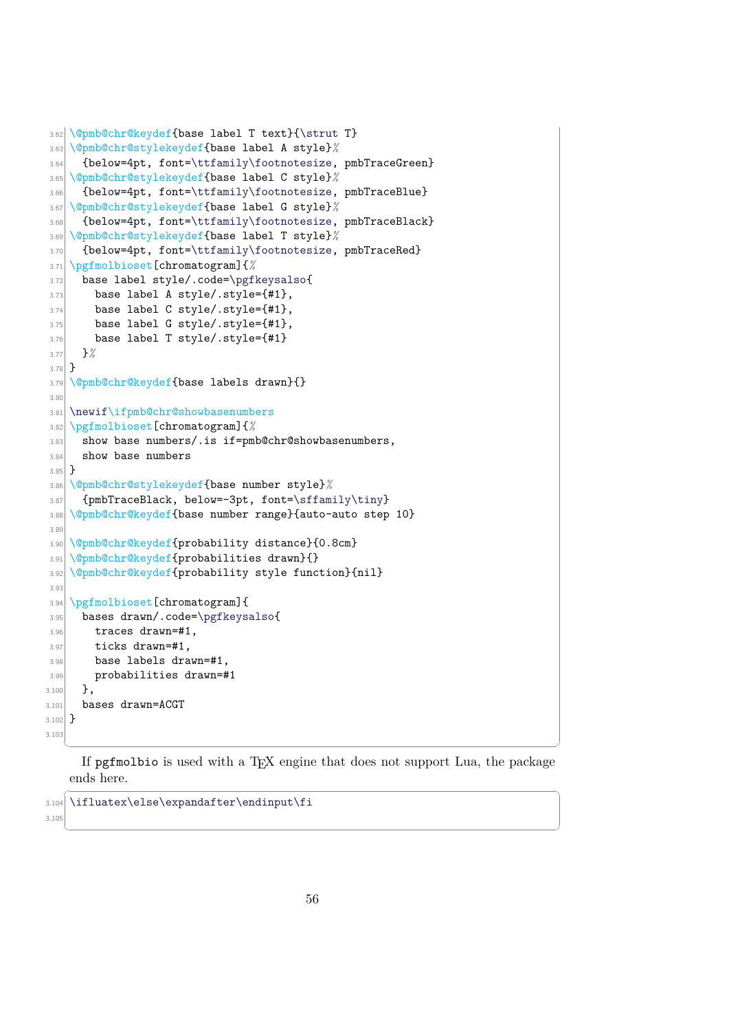```
\@pmb@chr@keydef{base label T text}{\strut T}
\@pmb@chr@stylekeydef{base label A style}%
  {below=4pt, font=\ttfamily\footnotesize, pmbTraceGreen}
\@pmb@chr@stylekeydef{base label C style}%
  {below=4pt, font=\ttfamily\footnotesize, pmbTraceBlue}
\@pmb@chr@stylekeydef{base label G style}%
  {below=4pt, font=\ttfamily\footnotesize, pmbTraceBlack}
\@pmb@chr@stylekeydef{base label T style}%
  {below=4pt, font=\ttfamily\footnotesize, pmbTraceRed}
\pgfmolbioset[chromatogram]{%
  base label style/.code=\pgfkeysalso{
    base label A style/.style={#1},
    base label C style/.style={#1},
    base label G style/.style={#1},
    base label T style/.style={#1}
  }%
}
\@pmb@chr@keydef{base labels drawn}{}

\newif\ifpmb@chr@showbasenumbers
\pgfmolbioset[chromatogram]{%
  show base numbers/.is if=pmb@chr@showbasenumbers,
  show base numbers
}
\@pmb@chr@stylekeydef{base number style}%
  {pmbTraceBlack, below=-3pt, font=\sffamily\tiny}
\@pmb@chr@keydef{base number range}{auto-auto step 10}

\@pmb@chr@keydef{probability distance}{0.8cm}
\@pmb@chr@keydef{probabilities drawn}{}
\@pmb@chr@keydef{probability style function}{nil}

\pgfmolbioset[chromatogram]{
  bases drawn/.code=\pgfkeysalso{
    traces drawn=#1,
    ticks drawn=#1,
    base labels drawn=#1,
    probabilities drawn=#1
  },
  bases drawn=ACGT
}
```

If pgfmolbio is used with a TEX engine that does not support Lua, the package ends here.

```
\ifluatex\else\expandafter\endinput\fi
```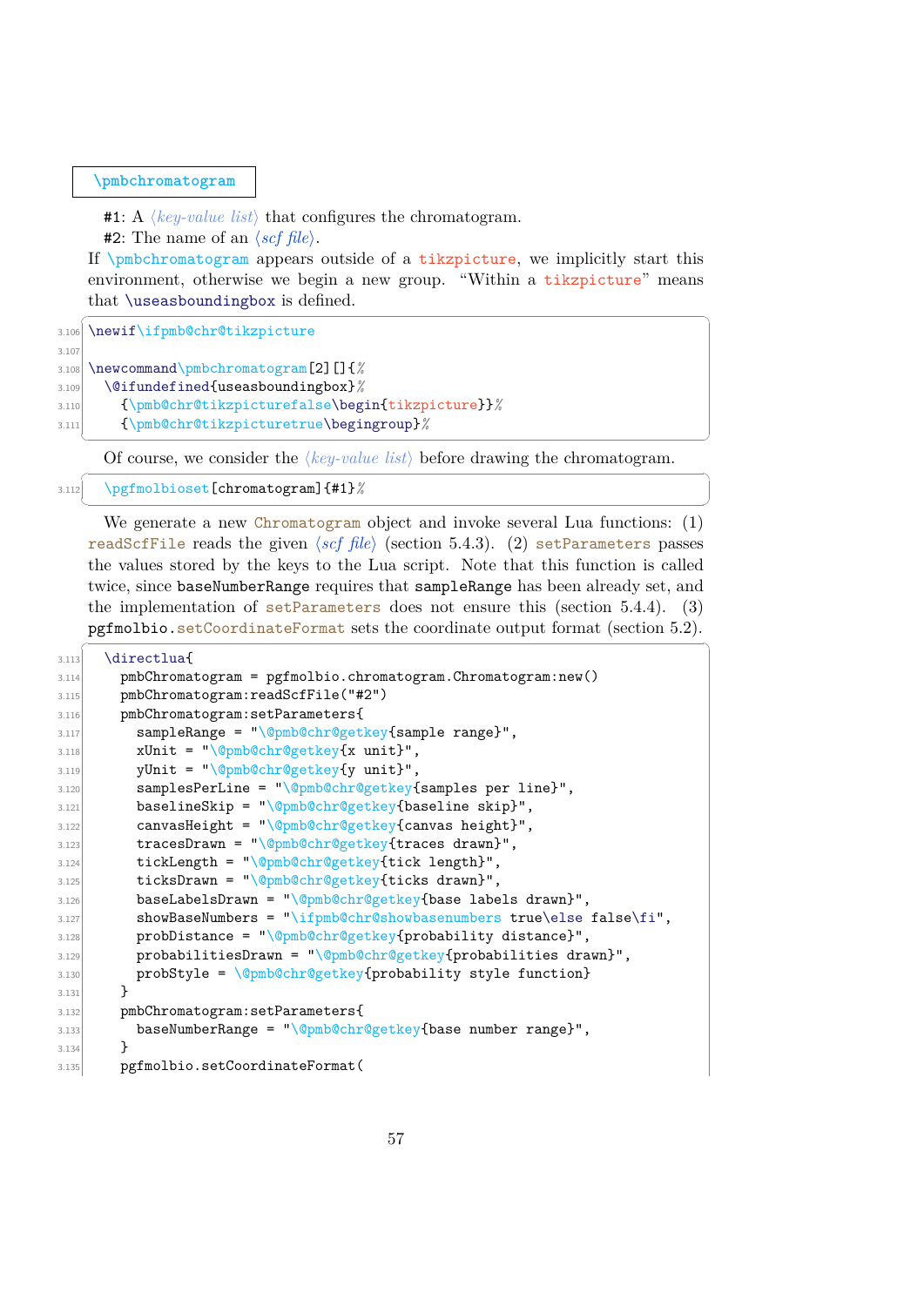`\pmbchromatogram`

#1: A ⟨*key-value list*⟩ that configures the chromatogram.
#2: The name of an ⟨*scf file*⟩.

If `\pmbchromatogram` appears outside of a `tikzpicture`, we implicitly start this environment, otherwise we begin a new group. "Within a `tikzpicture`" means that `\useasboundingbox` is defined.

```
3.106 \newif\ifpmb@chr@tikzpicture
3.107
3.108 \newcommand\pmbchromatogram[2][]{%
3.109   \@ifundefined{useasboundingbox}%
3.110     {\pmb@chr@tikzpicturefalse\begin{tikzpicture}}%
3.111     {\pmb@chr@tikzpicturetrue\begingroup}%
```

Of course, we consider the ⟨*key-value list*⟩ before drawing the chromatogram.

```
3.112   \pgfmolbioset[chromatogram]{#1}%
```

We generate a new `Chromatogram` object and invoke several Lua functions: (1) `readScfFile` reads the given ⟨*scf file*⟩ (section 5.4.3). (2) `setParameters` passes the values stored by the keys to the Lua script. Note that this function is called twice, since `baseNumberRange` requires that `sampleRange` has been already set, and the implementation of `setParameters` does not ensure this (section 5.4.4). (3) `pgfmolbio.setCoordinateFormat` sets the coordinate output format (section 5.2).

```
3.113   \directlua{
3.114     pmbChromatogram = pgfmolbio.chromatogram.Chromatogram:new()
3.115     pmbChromatogram:readScfFile("#2")
3.116     pmbChromatogram:setParameters{
3.117       sampleRange = "\@pmb@chr@getkey{sample range}",
3.118       xUnit = "\@pmb@chr@getkey{x unit}",
3.119       yUnit = "\@pmb@chr@getkey{y unit}",
3.120       samplesPerLine = "\@pmb@chr@getkey{samples per line}",
3.121       baselineSkip = "\@pmb@chr@getkey{baseline skip}",
3.122       canvasHeight = "\@pmb@chr@getkey{canvas height}",
3.123       tracesDrawn = "\@pmb@chr@getkey{traces drawn}",
3.124       tickLength = "\@pmb@chr@getkey{tick length}",
3.125       ticksDrawn = "\@pmb@chr@getkey{ticks drawn}",
3.126       baseLabelsDrawn = "\@pmb@chr@getkey{base labels drawn}",
3.127       showBaseNumbers = "\ifpmb@chr@showbasenumbers true\else false\fi",
3.128       probDistance = "\@pmb@chr@getkey{probability distance}",
3.129       probabilitiesDrawn = "\@pmb@chr@getkey{probabilities drawn}",
3.130       probStyle = \@pmb@chr@getkey{probability style function}
3.131     }
3.132     pmbChromatogram:setParameters{
3.133       baseNumberRange = "\@pmb@chr@getkey{base number range}",
3.134     }
3.135     pgfmolbio.setCoordinateFormat(
```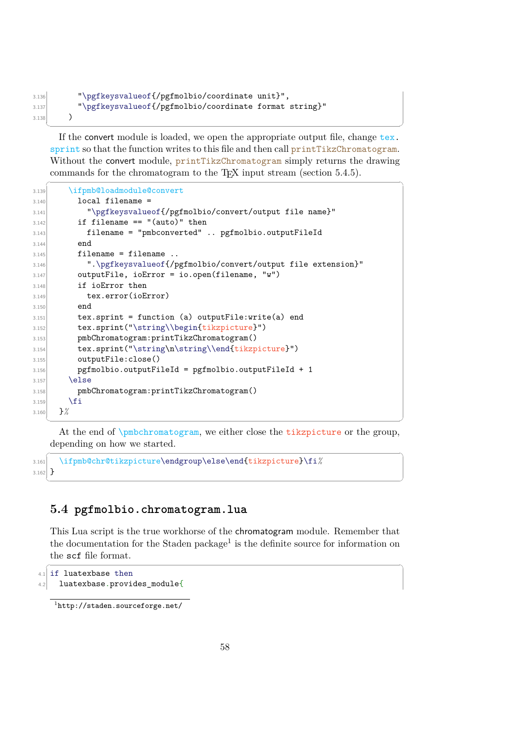```
      "\pgfkeysvalueof{/pgfmolbio/coordinate unit}",
      "\pgfkeysvalueof{/pgfmolbio/coordinate format string}"
    )
```

If the convert module is loaded, we open the appropriate output file, change `tex.sprint` so that the function writes to this file and then call `printTikzChromatogram`. Without the convert module, `printTikzChromatogram` simply returns the drawing commands for the chromatogram to the TeX input stream (section 5.4.5).

```
    \ifpmb@loadmodule@convert
      local filename =
        "\pgfkeysvalueof{/pgfmolbio/convert/output file name}"
      if filename == "(auto)" then
        filename = "pmbconverted" .. pgfmolbio.outputFileId
      end
      filename = filename ..
        ".\pgfkeysvalueof{/pgfmolbio/convert/output file extension}"
      outputFile, ioError = io.open(filename, "w")
      if ioError then
        tex.error(ioError)
      end
      tex.sprint = function (a) outputFile:write(a) end
      tex.sprint("\string\\begin{tikzpicture}")
      pmbChromatogram:printTikzChromatogram()
      tex.sprint("\string\n\string\\end{tikzpicture}")
      outputFile:close()
      pgfmolbio.outputFileId = pgfmolbio.outputFileId + 1
    \else
      pmbChromatogram:printTikzChromatogram()
    \fi
  }%
```

At the end of `\pmbchromatogram`, we either close the `tikzpicture` or the group, depending on how we started.

```
  \ifpmb@chr@tikzpicture\endgroup\else\end{tikzpicture}\fi%
}
```

## 5.4 pgfmolbio.chromatogram.lua

This Lua script is the true workhorse of the chromatogram module. Remember that the documentation for the Staden package[1] is the definite source for information on the `scf` file format.

```
if luatexbase then
  luatexbase.provides_module{
```

[1] http://staden.sourceforge.net/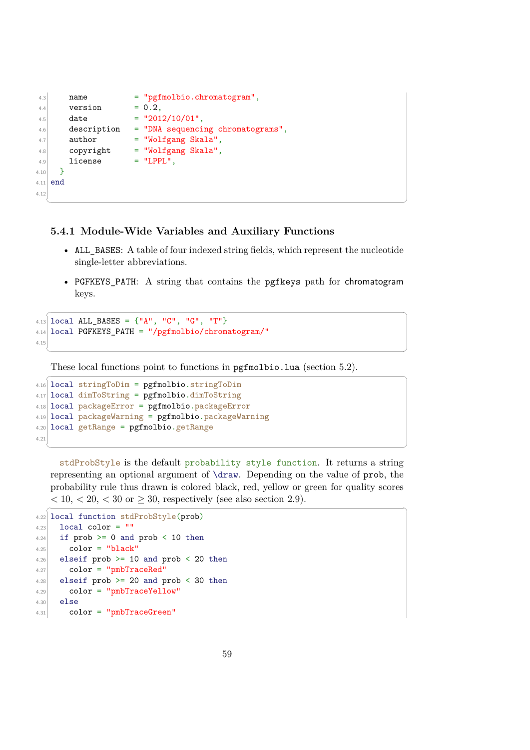```
    name          = "pgfmolbio.chromatogram",
    version       = 0.2,
    date          = "2012/10/01",
    description   = "DNA sequencing chromatograms",
    author        = "Wolfgang Skala",
    copyright     = "Wolfgang Skala",
    license       = "LPPL",
  }
end

```

### 5.4.1 Module-Wide Variables and Auxiliary Functions

- `ALL_BASES`: A table of four indexed string fields, which represent the nucleotide single-letter abbreviations.
- `PGFKEYS_PATH`: A string that contains the `pgfkeys` path for `chromatogram` keys.

```
local ALL_BASES = {"A", "C", "G", "T"}
local PGFKEYS_PATH = "/pgfmolbio/chromatogram/"

```

These local functions point to functions in `pgfmolbio.lua` (section 5.2).

```
local stringToDim = pgfmolbio.stringToDim
local dimToString = pgfmolbio.dimToString
local packageError = pgfmolbio.packageError
local packageWarning = pgfmolbio.packageWarning
local getRange = pgfmolbio.getRange

```

`stdProbStyle` is the default `probability style function`. It returns a string representing an optional argument of `\draw`. Depending on the value of `prob`, the probability rule thus drawn is colored black, red, yellow or green for quality scores $< 10$, $< 20$, $< 30$ or $\geq 30$, respectively (see also section 2.9).

```
local function stdProbStyle(prob)
  local color = ""
  if prob >= 0 and prob < 10 then
    color = "black"
  elseif prob >= 10 and prob < 20 then
    color = "pmbTraceRed"
  elseif prob >= 20 and prob < 30 then
    color = "pmbTraceYellow"
  else
    color = "pmbTraceGreen"
```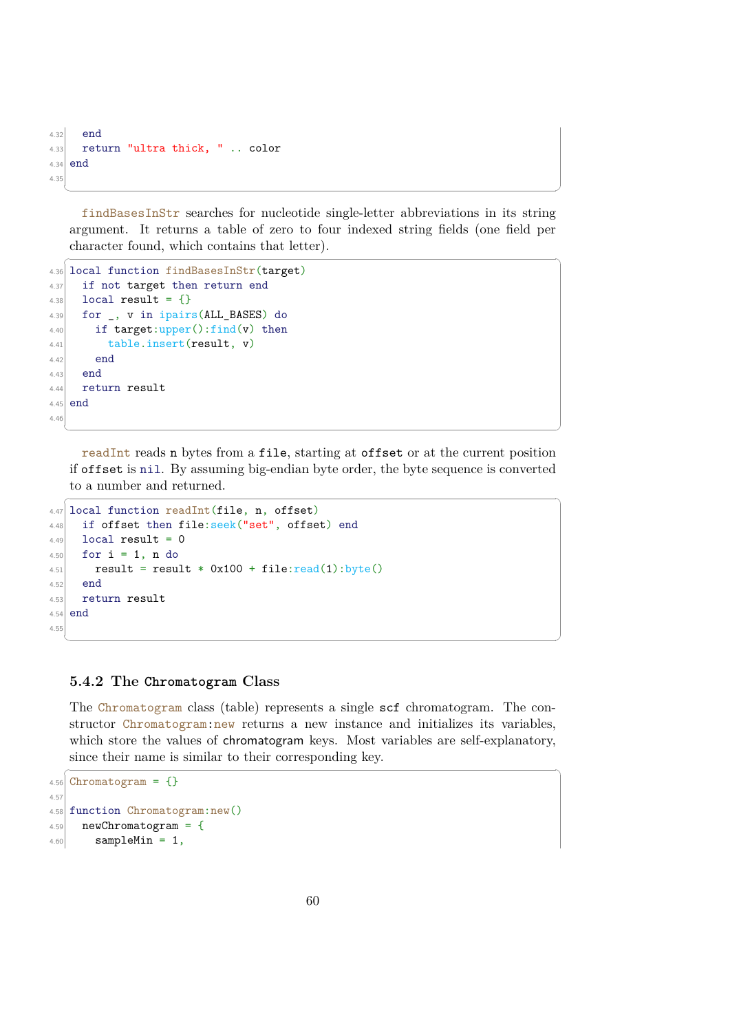```lua
  end
  return "ultra thick, " .. color
end

```

findBasesInStr searches for nucleotide single-letter abbreviations in its string argument. It returns a table of zero to four indexed string fields (one field per character found, which contains that letter).

```lua
local function findBasesInStr(target)
  if not target then return end
  local result = {}
  for _, v in ipairs(ALL_BASES) do
    if target:upper():find(v) then
      table.insert(result, v)
    end
  end
  return result
end

```

readInt reads n bytes from a file, starting at offset or at the current position if offset is nil. By assuming big-endian byte order, the byte sequence is converted to a number and returned.

```lua
local function readInt(file, n, offset)
  if offset then file:seek("set", offset) end
  local result = 0
  for i = 1, n do
    result = result * 0x100 + file:read(1):byte()
  end
  return result
end

```

### 5.4.2 The Chromatogram Class

The Chromatogram class (table) represents a single scf chromatogram. The constructor Chromatogram:new returns a new instance and initializes its variables, which store the values of chromatogram keys. Most variables are self-explanatory, since their name is similar to their corresponding key.

```lua
Chromatogram = {}

function Chromatogram:new()
  newChromatogram = {
    sampleMin = 1,
```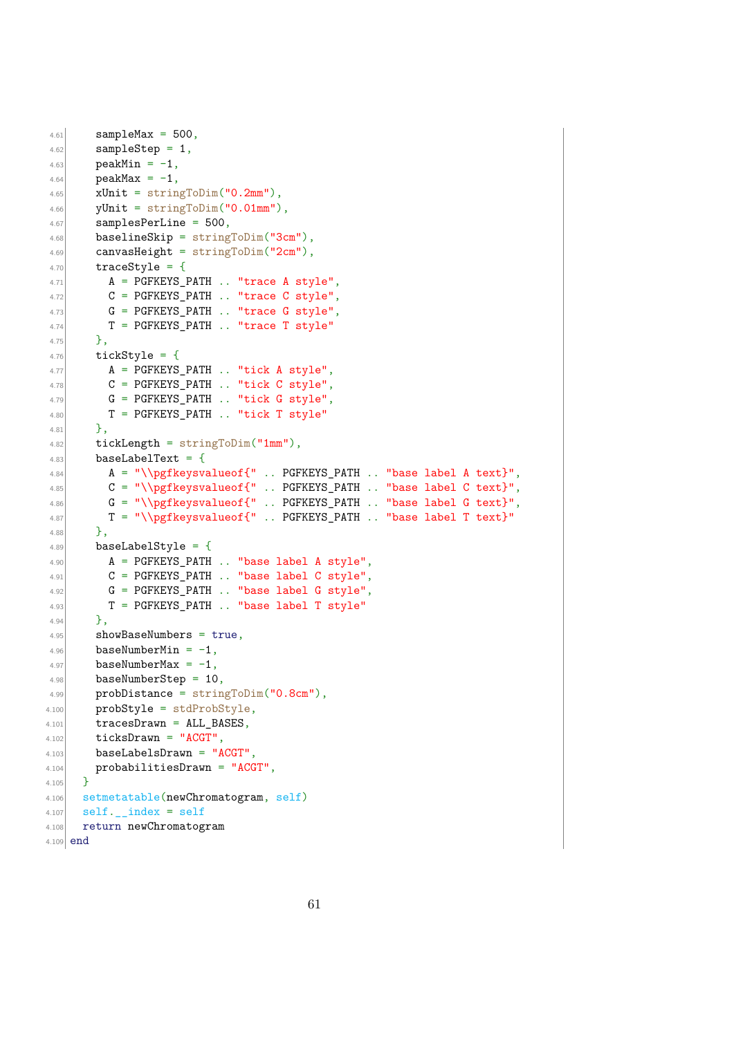```lua
    sampleMax = 500,
    sampleStep = 1,
    peakMin = -1,
    peakMax = -1,
    xUnit = stringToDim("0.2mm"),
    yUnit = stringToDim("0.01mm"),
    samplesPerLine = 500,
    baselineSkip = stringToDim("3cm"),
    canvasHeight = stringToDim("2cm"),
    traceStyle = {
      A = PGFKEYS_PATH .. "trace A style",
      C = PGFKEYS_PATH .. "trace C style",
      G = PGFKEYS_PATH .. "trace G style",
      T = PGFKEYS_PATH .. "trace T style"
    },
    tickStyle = {
      A = PGFKEYS_PATH .. "tick A style",
      C = PGFKEYS_PATH .. "tick C style",
      G = PGFKEYS_PATH .. "tick G style",
      T = PGFKEYS_PATH .. "tick T style"
    },
    tickLength = stringToDim("1mm"),
    baseLabelText = {
      A = "\\pgfkeysvalueof{" .. PGFKEYS_PATH .. "base label A text}",
      C = "\\pgfkeysvalueof{" .. PGFKEYS_PATH .. "base label C text}",
      G = "\\pgfkeysvalueof{" .. PGFKEYS_PATH .. "base label G text}",
      T = "\\pgfkeysvalueof{" .. PGFKEYS_PATH .. "base label T text}"
    },
    baseLabelStyle = {
      A = PGFKEYS_PATH .. "base label A style",
      C = PGFKEYS_PATH .. "base label C style",
      G = PGFKEYS_PATH .. "base label G style",
      T = PGFKEYS_PATH .. "base label T style"
    },
    showBaseNumbers = true,
    baseNumberMin = -1,
    baseNumberMax = -1,
    baseNumberStep = 10,
    probDistance = stringToDim("0.8cm"),
    probStyle = stdProbStyle,
    tracesDrawn = ALL_BASES,
    ticksDrawn = "ACGT",
    baseLabelsDrawn = "ACGT",
    probabilitiesDrawn = "ACGT",
  }
  setmetatable(newChromatogram, self)
  self.__index = self
  return newChromatogram
end
```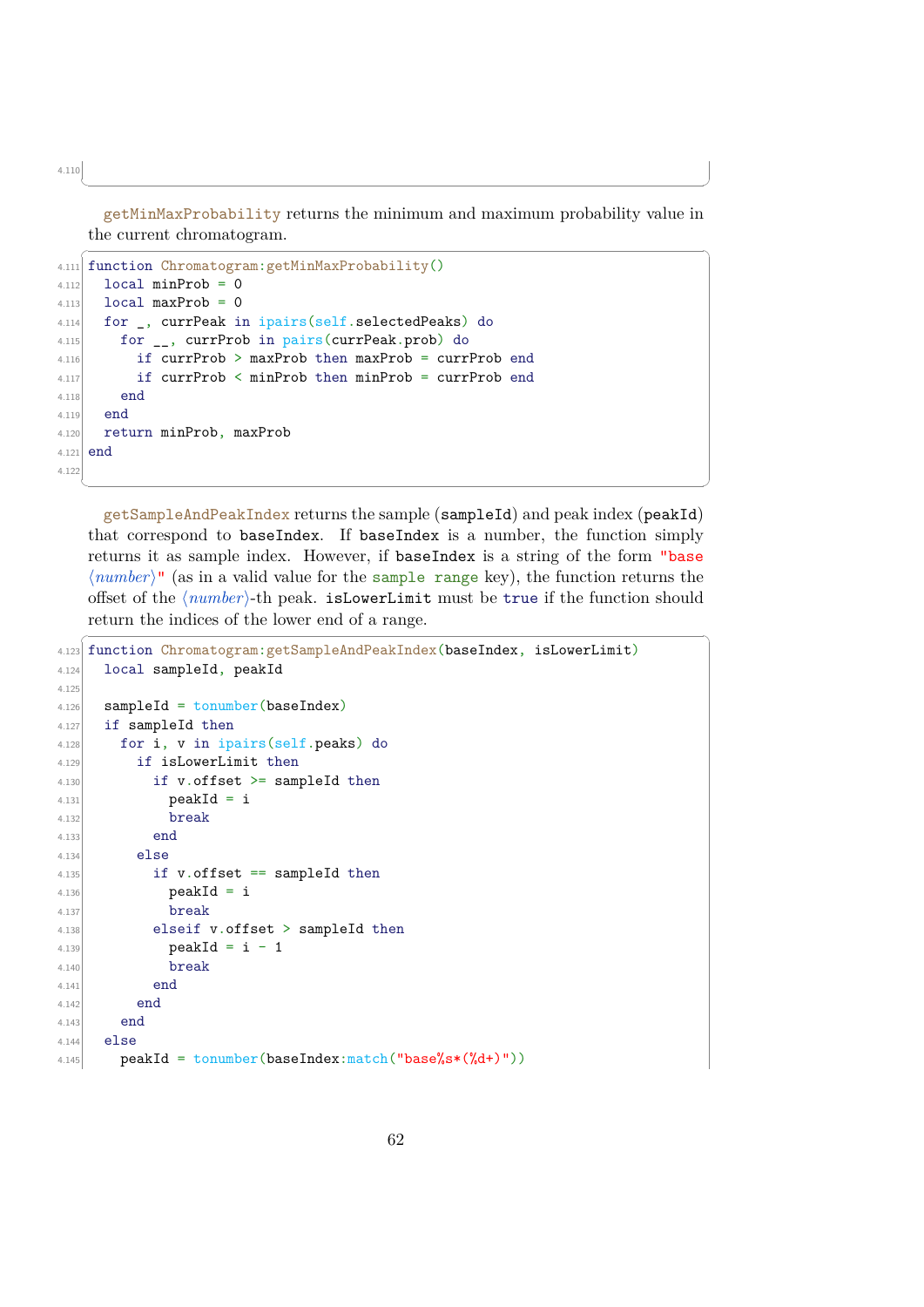```
```

getMinMaxProbability returns the minimum and maximum probability value in the current chromatogram.

```lua
function Chromatogram:getMinMaxProbability()
  local minProb = 0
  local maxProb = 0
  for _, currPeak in ipairs(self.selectedPeaks) do
    for __, currProb in pairs(currPeak.prob) do
      if currProb > maxProb then maxProb = currProb end
      if currProb < minProb then minProb = currProb end
    end
  end
  return minProb, maxProb
end

```

getSampleAndPeakIndex returns the sample (sampleId) and peak index (peakId) that correspond to baseIndex. If baseIndex is a number, the function simply returns it as sample index. However, if baseIndex is a string of the form "base ⟨*number*⟩" (as in a valid value for the sample range key), the function returns the offset of the ⟨*number*⟩-th peak. isLowerLimit must be true if the function should return the indices of the lower end of a range.

```lua
function Chromatogram:getSampleAndPeakIndex(baseIndex, isLowerLimit)
  local sampleId, peakId

  sampleId = tonumber(baseIndex)
  if sampleId then
    for i, v in ipairs(self.peaks) do
      if isLowerLimit then
        if v.offset >= sampleId then
          peakId = i
          break
        end
      else
        if v.offset == sampleId then
          peakId = i
          break
        elseif v.offset > sampleId then
          peakId = i - 1
          break
        end
      end
    end
  else
    peakId = tonumber(baseIndex:match("base%s*(%d+)"))
```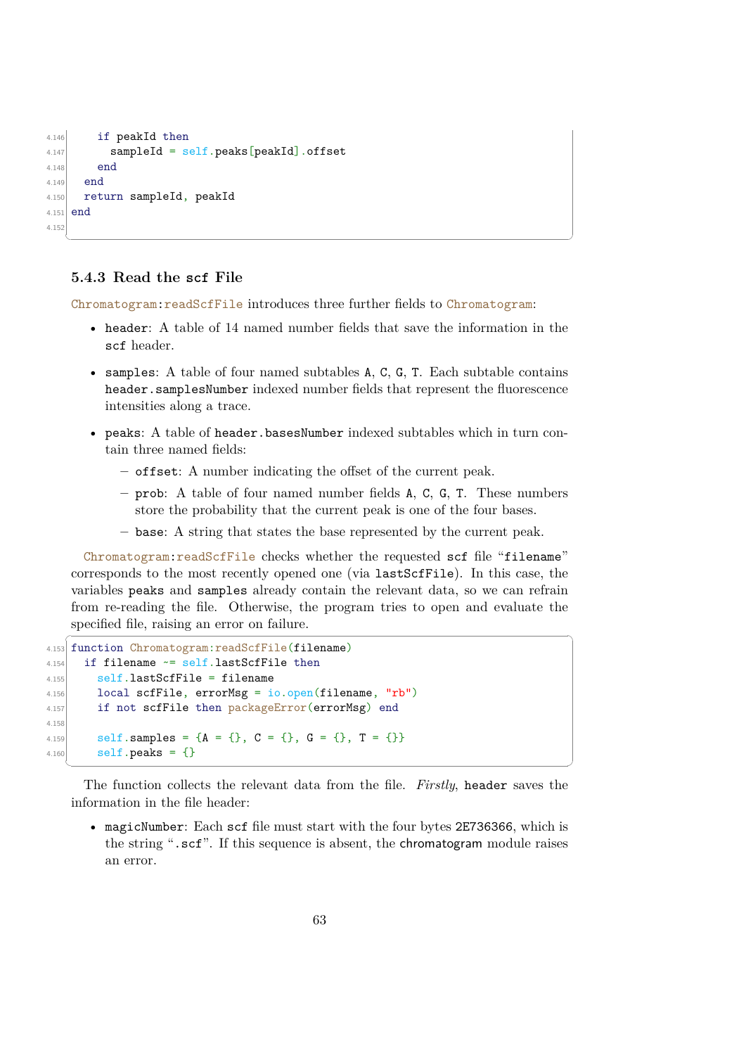```
    if peakId then
      sampleId = self.peaks[peakId].offset
    end
  end
  return sampleId, peakId
end
```

### 5.4.3 Read the scf File

Chromatogram:readScfFile introduces three further fields to Chromatogram:

- header: A table of 14 named number fields that save the information in the scf header.
- samples: A table of four named subtables A, C, G, T. Each subtable contains header.samplesNumber indexed number fields that represent the fluorescence intensities along a trace.
- peaks: A table of header.basesNumber indexed subtables which in turn contain three named fields:
  - offset: A number indicating the offset of the current peak.
  - prob: A table of four named number fields A, C, G, T. These numbers store the probability that the current peak is one of the four bases.
  - base: A string that states the base represented by the current peak.

Chromatogram:readScfFile checks whether the requested scf file "filename" corresponds to the most recently opened one (via lastScfFile). In this case, the variables peaks and samples already contain the relevant data, so we can refrain from re-reading the file. Otherwise, the program tries to open and evaluate the specified file, raising an error on failure.

```
function Chromatogram:readScfFile(filename)
  if filename ~= self.lastScfFile then
    self.lastScfFile = filename
    local scfFile, errorMsg = io.open(filename, "rb")
    if not scfFile then packageError(errorMsg) end

    self.samples = {A = {}, C = {}, G = {}, T = {}}
    self.peaks = {}
```

The function collects the relevant data from the file. *Firstly*, header saves the information in the file header:

- magicNumber: Each scf file must start with the four bytes 2E736366, which is the string ".scf". If this sequence is absent, the chromatogram module raises an error.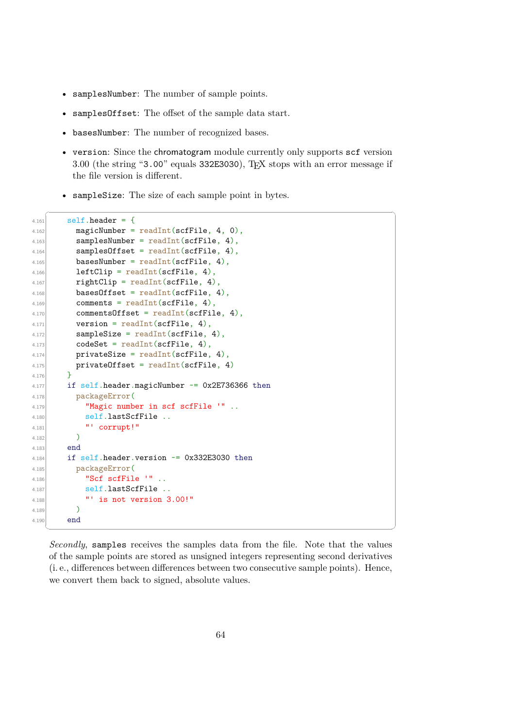- `samplesNumber`: The number of sample points.
- `samplesOffset`: The offset of the sample data start.
- `basesNumber`: The number of recognized bases.
- `version`: Since the chromatogram module currently only supports `scf` version 3.00 (the string “`3.00`” equals 332E3030), TEX stops with an error message if the file version is different.
- `sampleSize`: The size of each sample point in bytes.

```
4.161    self.header = {
4.162      magicNumber = readInt(scfFile, 4, 0),
4.163      samplesNumber = readInt(scfFile, 4),
4.164      samplesOffset = readInt(scfFile, 4),
4.165      basesNumber = readInt(scfFile, 4),
4.166      leftClip = readInt(scfFile, 4),
4.167      rightClip = readInt(scfFile, 4),
4.168      basesOffset = readInt(scfFile, 4),
4.169      comments = readInt(scfFile, 4),
4.170      commentsOffset = readInt(scfFile, 4),
4.171      version = readInt(scfFile, 4),
4.172      sampleSize = readInt(scfFile, 4),
4.173      codeSet = readInt(scfFile, 4),
4.174      privateSize = readInt(scfFile, 4),
4.175      privateOffset = readInt(scfFile, 4)
4.176    }
4.177    if self.header.magicNumber ~= 0x2E736366 then
4.178      packageError(
4.179        "Magic number in scf scfFile '" ..
4.180        self.lastScfFile ..
4.181        "' corrupt!"
4.182      )
4.183    end
4.184    if self.header.version ~= 0x332E3030 then
4.185      packageError(
4.186        "Scf scfFile '" ..
4.187        self.lastScfFile ..
4.188        "' is not version 3.00!"
4.189      )
4.190    end
```

*Secondly*, `samples` receives the samples data from the file. Note that the values of the sample points are stored as unsigned integers representing second derivatives (i. e., differences between differences between two consecutive sample points). Hence, we convert them back to signed, absolute values.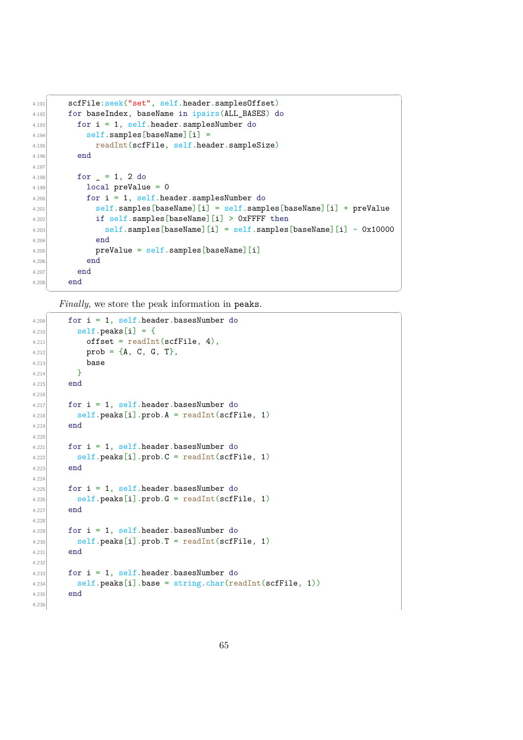```lua
scfFile:seek("set", self.header.samplesOffset)
for baseIndex, baseName in ipairs(ALL_BASES) do
  for i = 1, self.header.samplesNumber do
    self.samples[baseName][i] =
      readInt(scfFile, self.header.sampleSize)
  end

  for _ = 1, 2 do
    local preValue = 0
    for i = 1, self.header.samplesNumber do
      self.samples[baseName][i] = self.samples[baseName][i] + preValue
      if self.samples[baseName][i] > 0xFFFF then
        self.samples[baseName][i] = self.samples[baseName][i] - 0x10000
      end
      preValue = self.samples[baseName][i]
    end
  end
end
```

*Finally*, we store the peak information in peaks.

```lua
for i = 1, self.header.basesNumber do
  self.peaks[i] = {
    offset = readInt(scfFile, 4),
    prob = {A, C, G, T},
    base
  }
end

for i = 1, self.header.basesNumber do
  self.peaks[i].prob.A = readInt(scfFile, 1)
end

for i = 1, self.header.basesNumber do
  self.peaks[i].prob.C = readInt(scfFile, 1)
end

for i = 1, self.header.basesNumber do
  self.peaks[i].prob.G = readInt(scfFile, 1)
end

for i = 1, self.header.basesNumber do
  self.peaks[i].prob.T = readInt(scfFile, 1)
end

for i = 1, self.header.basesNumber do
  self.peaks[i].base = string.char(readInt(scfFile, 1))
end

```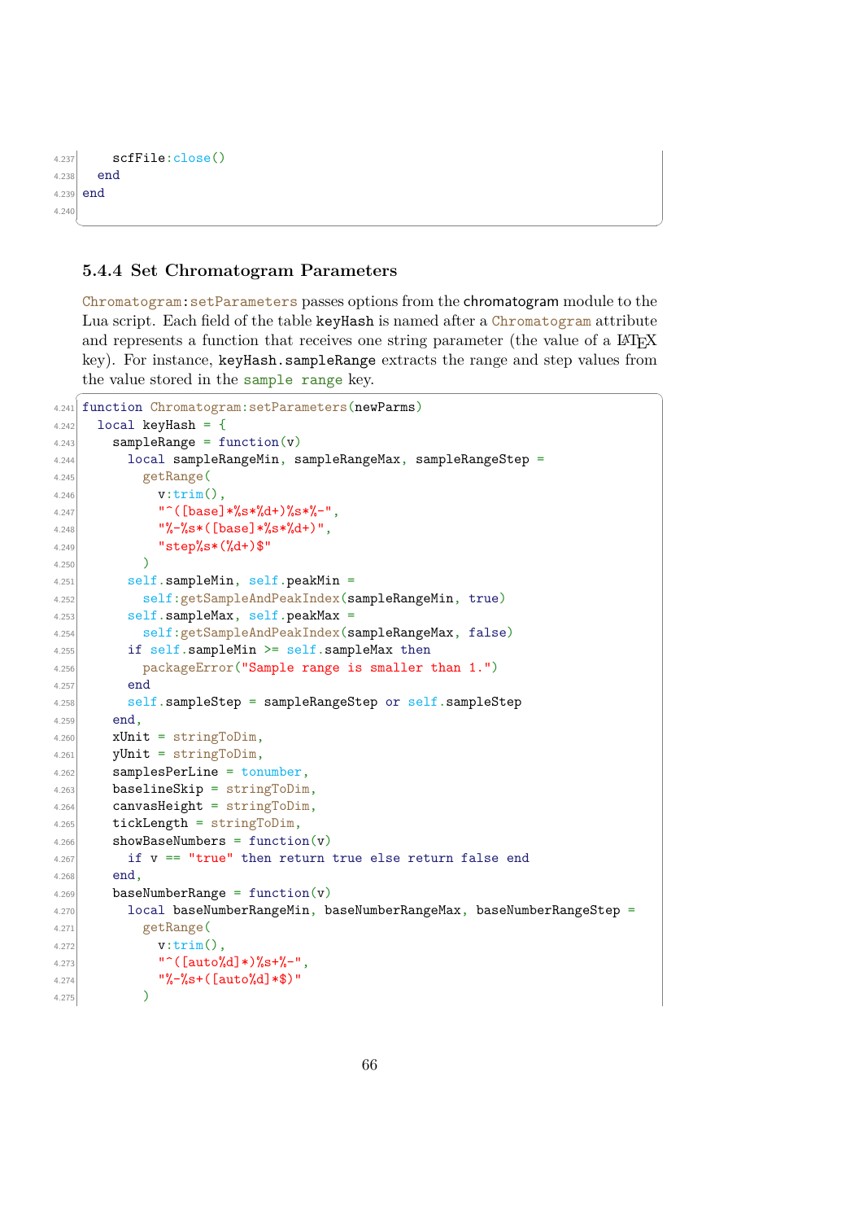```
    scfFile:close()
  end
end

```

### 5.4.4 Set Chromatogram Parameters

`Chromatogram:setParameters` passes options from the chromatogram module to the Lua script. Each field of the table `keyHash` is named after a `Chromatogram` attribute and represents a function that receives one string parameter (the value of a LaTeX key). For instance, `keyHash.sampleRange` extracts the range and step values from the value stored in the `sample range` key.

```
function Chromatogram:setParameters(newParms)
  local keyHash = {
    sampleRange = function(v)
      local sampleRangeMin, sampleRangeMax, sampleRangeStep =
        getRange(
          v:trim(),
          "^([base]*%s*%d+)%s*%-",
          "%-%s*([base]*%s*%d+)",
          "step%s*(%d+)$"
        )
      self.sampleMin, self.peakMin =
        self:getSampleAndPeakIndex(sampleRangeMin, true)
      self.sampleMax, self.peakMax =
        self:getSampleAndPeakIndex(sampleRangeMax, false)
      if self.sampleMin >= self.sampleMax then
        packageError("Sample range is smaller than 1.")
      end
      self.sampleStep = sampleRangeStep or self.sampleStep
    end,
    xUnit = stringToDim,
    yUnit = stringToDim,
    samplesPerLine = tonumber,
    baselineSkip = stringToDim,
    canvasHeight = stringToDim,
    tickLength = stringToDim,
    showBaseNumbers = function(v)
      if v == "true" then return true else return false end
    end,
    baseNumberRange = function(v)
      local baseNumberRangeMin, baseNumberRangeMax, baseNumberRangeStep =
        getRange(
          v:trim(),
          "^([auto%d]*)%s+%-",
          "%-%s+([auto%d]*$)"
        )
```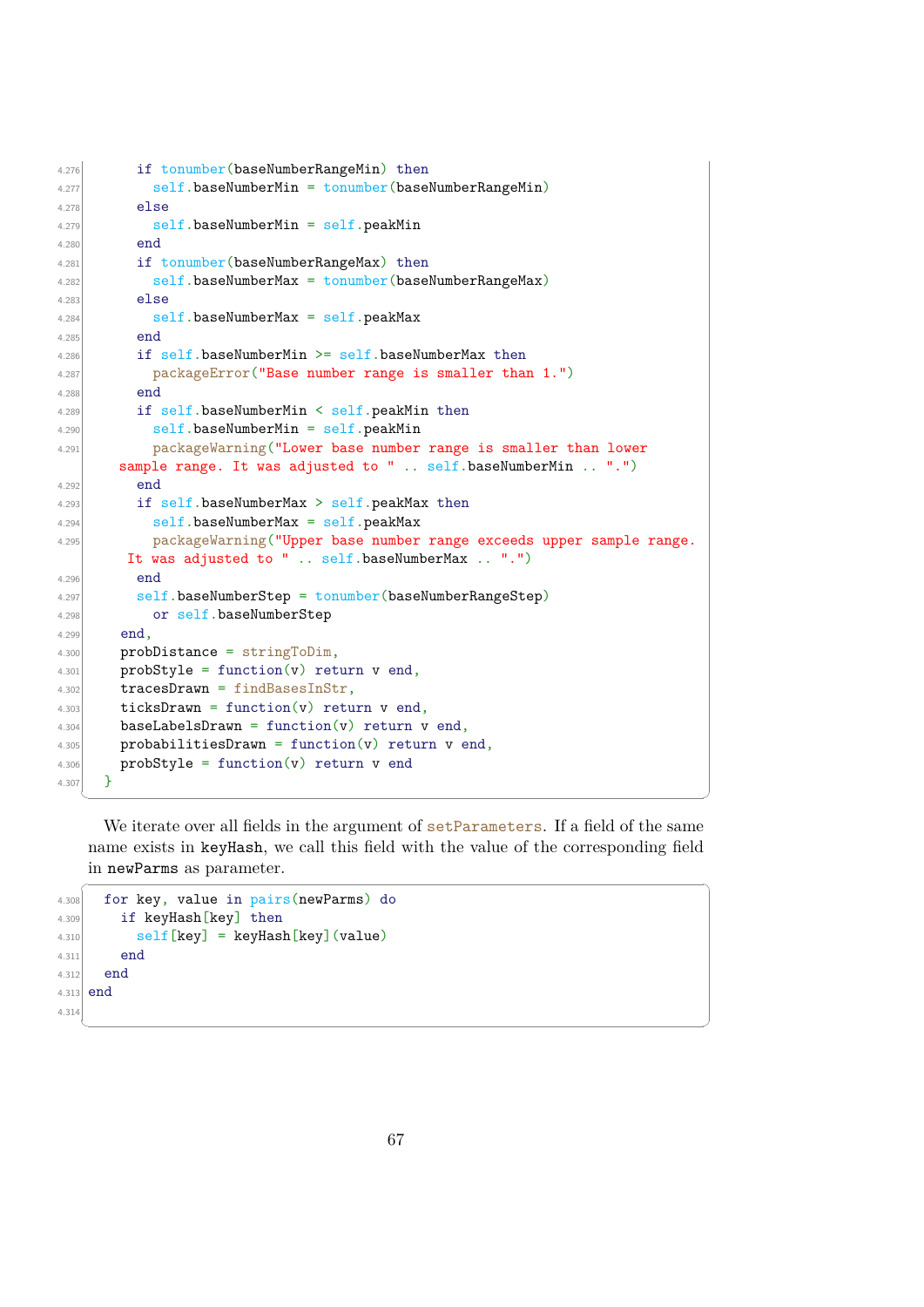```
      if tonumber(baseNumberRangeMin) then
        self.baseNumberMin = tonumber(baseNumberRangeMin)
      else
        self.baseNumberMin = self.peakMin
      end
      if tonumber(baseNumberRangeMax) then
        self.baseNumberMax = tonumber(baseNumberRangeMax)
      else
        self.baseNumberMax = self.peakMax
      end
      if self.baseNumberMin >= self.baseNumberMax then
        packageError("Base number range is smaller than 1.")
      end
      if self.baseNumberMin < self.peakMin then
        self.baseNumberMin = self.peakMin
        packageWarning("Lower base number range is smaller than lower
    sample range. It was adjusted to " .. self.baseNumberMin .. ".")
      end
      if self.baseNumberMax > self.peakMax then
        self.baseNumberMax = self.peakMax
        packageWarning("Upper base number range exceeds upper sample range.
     It was adjusted to " .. self.baseNumberMax .. ".")
      end
      self.baseNumberStep = tonumber(baseNumberRangeStep)
        or self.baseNumberStep
    end,
    probDistance = stringToDim,
    probStyle = function(v) return v end,
    tracesDrawn = findBasesInStr,
    ticksDrawn = function(v) return v end,
    baseLabelsDrawn = function(v) return v end,
    probabilitiesDrawn = function(v) return v end,
    probStyle = function(v) return v end
  }
```

We iterate over all fields in the argument of setParameters. If a field of the same name exists in keyHash, we call this field with the value of the corresponding field in newParms as parameter.

```
  for key, value in pairs(newParms) do
    if keyHash[key] then
      self[key] = keyHash[key](value)
    end
  end
end

```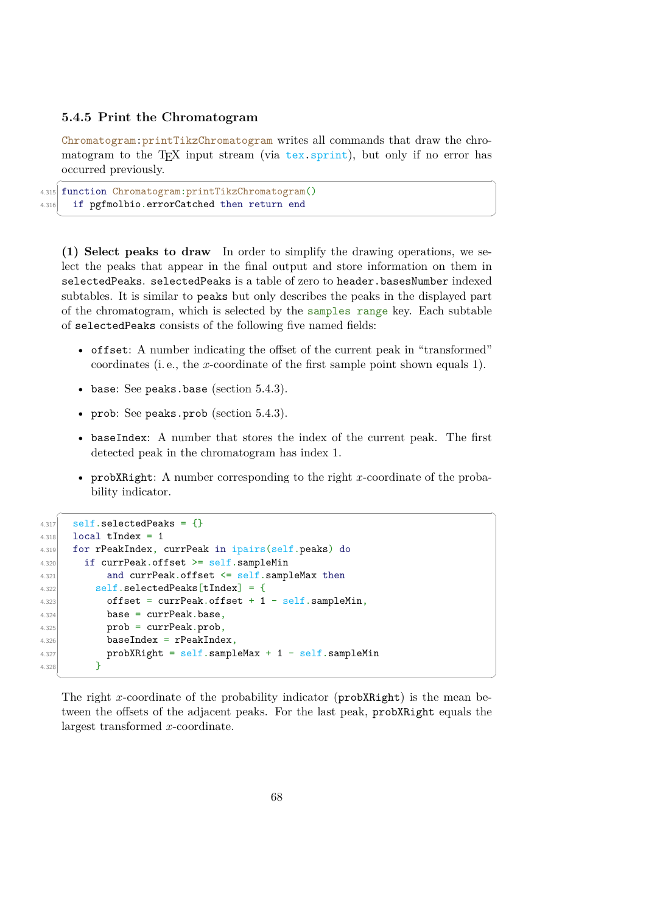### 5.4.5 Print the Chromatogram

`Chromatogram:printTikzChromatogram` writes all commands that draw the chromatogram to the TeX input stream (via `tex.sprint`), but only if no error has occurred previously.

```
4.315 function Chromatogram:printTikzChromatogram()
4.316   if pgfmolbio.errorCatched then return end
```

**(1) Select peaks to draw** In order to simplify the drawing operations, we select the peaks that appear in the final output and store information on them in `selectedPeaks`. `selectedPeaks` is a table of zero to `header.basesNumber` indexed subtables. It is similar to `peaks` but only describes the peaks in the displayed part of the chromatogram, which is selected by the `samples range` key. Each subtable of `selectedPeaks` consists of the following five named fields:

- `offset`: A number indicating the offset of the current peak in "transformed" coordinates (i. e., the $x$-coordinate of the first sample point shown equals 1).
- `base`: See `peaks.base` (section 5.4.3).
- `prob`: See `peaks.prob` (section 5.4.3).
- `baseIndex`: A number that stores the index of the current peak. The first detected peak in the chromatogram has index 1.
- `probXRight`: A number corresponding to the right $x$-coordinate of the probability indicator.

```
4.317   self.selectedPeaks = {}
4.318   local tIndex = 1
4.319   for rPeakIndex, currPeak in ipairs(self.peaks) do
4.320     if currPeak.offset >= self.sampleMin
4.321         and currPeak.offset <= self.sampleMax then
4.322       self.selectedPeaks[tIndex] = {
4.323         offset = currPeak.offset + 1 - self.sampleMin,
4.324         base = currPeak.base,
4.325         prob = currPeak.prob,
4.326         baseIndex = rPeakIndex,
4.327         probXRight = self.sampleMax + 1 - self.sampleMin
4.328       }
```

The right $x$-coordinate of the probability indicator (`probXRight`) is the mean between the offsets of the adjacent peaks. For the last peak, `probXRight` equals the largest transformed $x$-coordinate.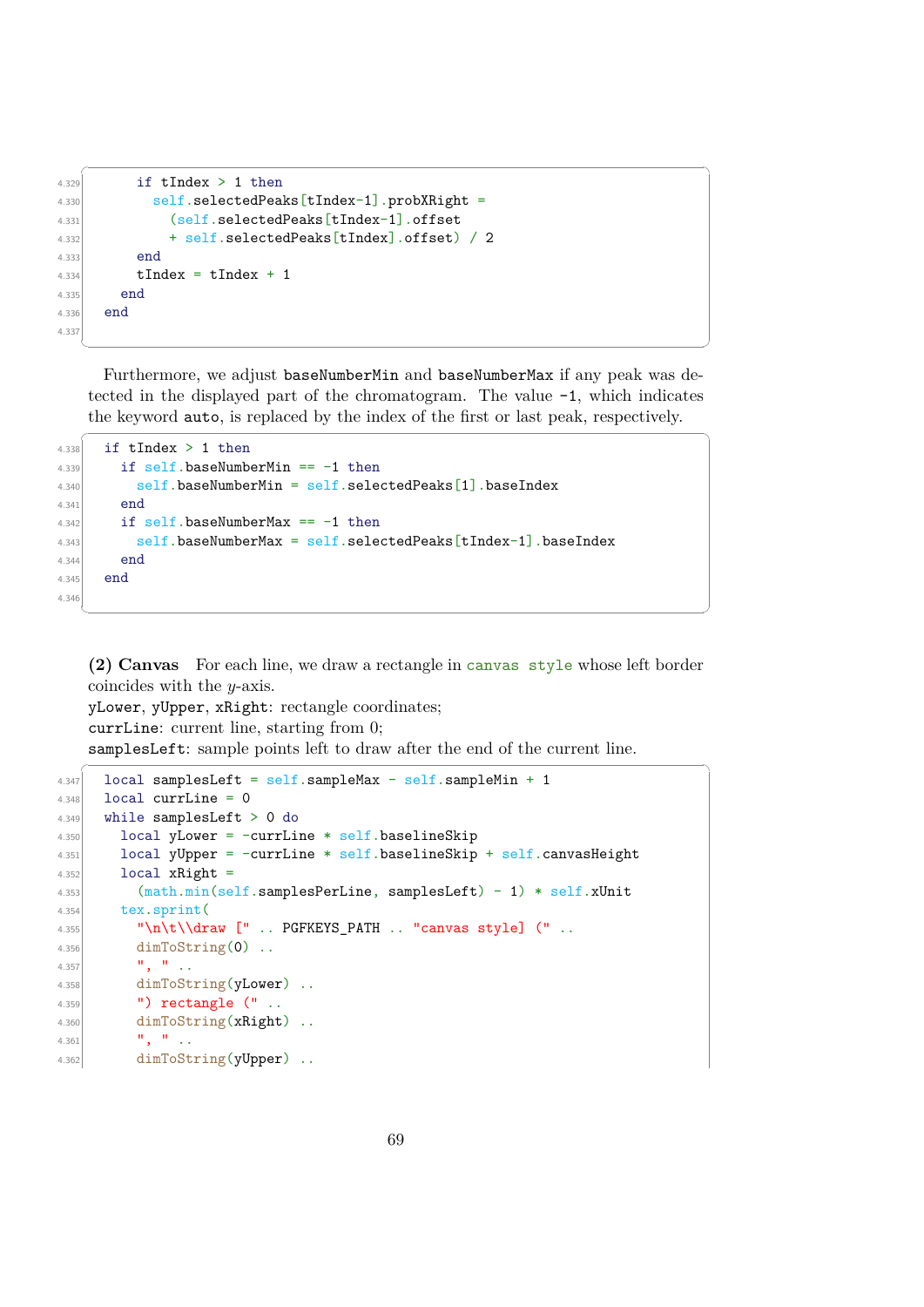```
      if tIndex > 1 then
        self.selectedPeaks[tIndex-1].probXRight =
          (self.selectedPeaks[tIndex-1].offset
          + self.selectedPeaks[tIndex].offset) / 2
      end
      tIndex = tIndex + 1
    end
  end

```

Furthermore, we adjust `baseNumberMin` and `baseNumberMax` if any peak was detected in the displayed part of the chromatogram. The value `-1`, which indicates the keyword `auto`, is replaced by the index of the first or last peak, respectively.

```
  if tIndex > 1 then
    if self.baseNumberMin == -1 then
      self.baseNumberMin = self.selectedPeaks[1].baseIndex
    end
    if self.baseNumberMax == -1 then
      self.baseNumberMax = self.selectedPeaks[tIndex-1].baseIndex
    end
  end

```

**(2) Canvas** For each line, we draw a rectangle in `canvas style` whose left border coincides with the $y$-axis.
`yLower`, `yUpper`, `xRight`: rectangle coordinates;
`currLine`: current line, starting from 0;
`samplesLeft`: sample points left to draw after the end of the current line.

```
  local samplesLeft = self.sampleMax - self.sampleMin + 1
  local currLine = 0
  while samplesLeft > 0 do
    local yLower = -currLine * self.baselineSkip
    local yUpper = -currLine * self.baselineSkip + self.canvasHeight
    local xRight =
      (math.min(self.samplesPerLine, samplesLeft) - 1) * self.xUnit
    tex.sprint(
      "\n\t\\draw [" .. PGFKEYS_PATH .. "canvas style] (" ..
      dimToString(0) ..
      ", " ..
      dimToString(yLower) ..
      ") rectangle (" ..
      dimToString(xRight) ..
      ", " ..
      dimToString(yUpper) ..
```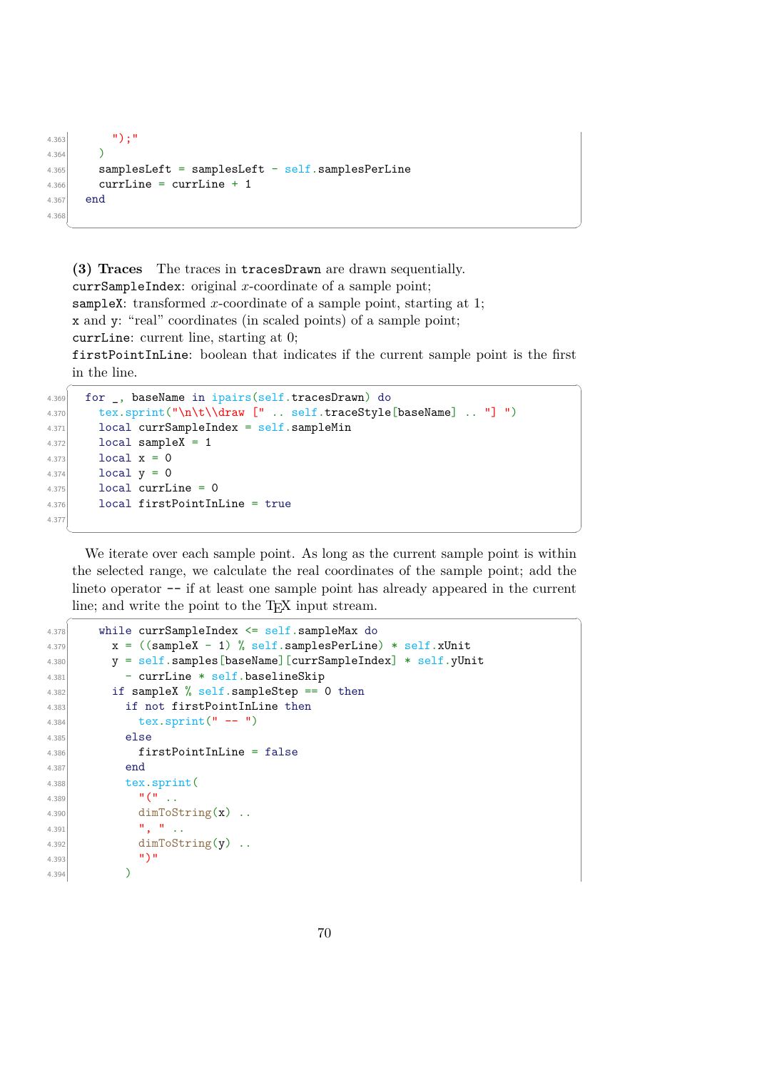```
      ");"
    )
    samplesLeft = samplesLeft - self.samplesPerLine
    currLine = currLine + 1
  end

```

**(3) Traces** The traces in tracesDrawn are drawn sequentially.
currSampleIndex: original $x$-coordinate of a sample point;
sampleX: transformed $x$-coordinate of a sample point, starting at 1;
x and y: "real" coordinates (in scaled points) of a sample point;
currLine: current line, starting at 0;
firstPointInLine: boolean that indicates if the current sample point is the first in the line.

```
  for _, baseName in ipairs(self.tracesDrawn) do
    tex.sprint("\n\t\\draw [" .. self.traceStyle[baseName] .. "] ")
    local currSampleIndex = self.sampleMin
    local sampleX = 1
    local x = 0
    local y = 0
    local currLine = 0
    local firstPointInLine = true

```

We iterate over each sample point. As long as the current sample point is within the selected range, we calculate the real coordinates of the sample point; add the lineto operator -- if at least one sample point has already appeared in the current line; and write the point to the TeX input stream.

```
    while currSampleIndex <= self.sampleMax do
      x = ((sampleX - 1) % self.samplesPerLine) * self.xUnit
      y = self.samples[baseName][currSampleIndex] * self.yUnit
        - currLine * self.baselineSkip
      if sampleX % self.sampleStep == 0 then
        if not firstPointInLine then
          tex.sprint(" -- ")
        else
          firstPointInLine = false
        end
        tex.sprint(
          "(" ..
          dimToString(x) ..
          ", " ..
          dimToString(y) ..
          ")"
        )
```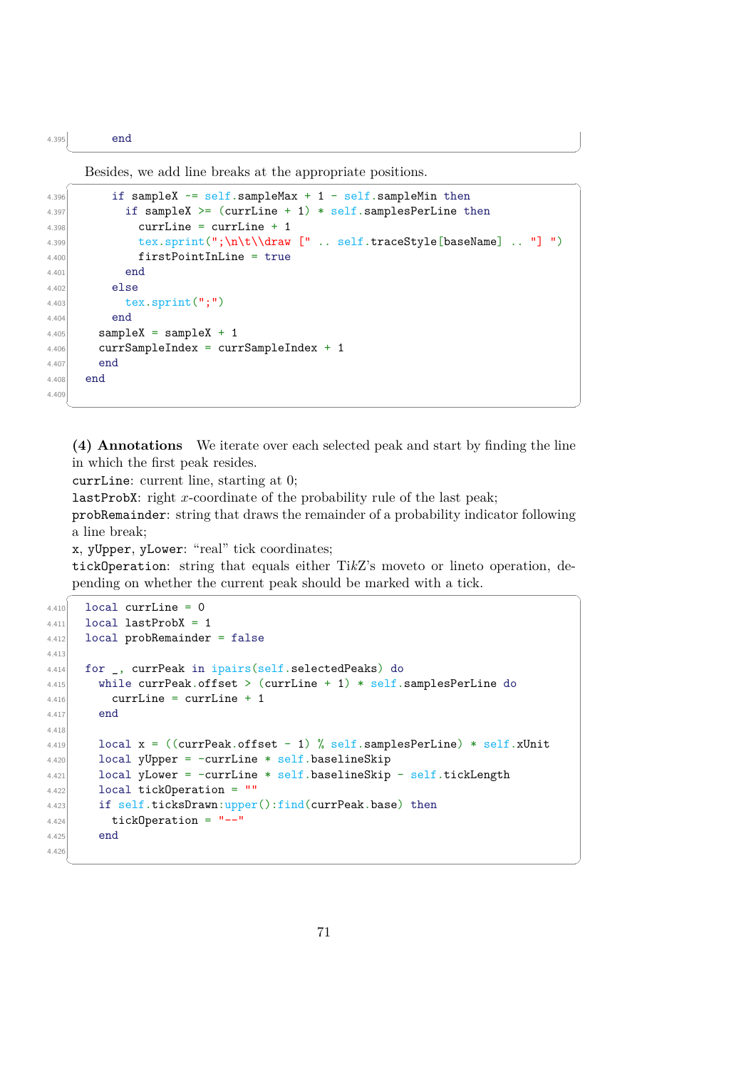```
      end
```

Besides, we add line breaks at the appropriate positions.

```
      if sampleX ~= self.sampleMax + 1 - self.sampleMin then
        if sampleX >= (currLine + 1) * self.samplesPerLine then
          currLine = currLine + 1
          tex.sprint(";\n\t\\draw [" .. self.traceStyle[baseName] .. "] ")
          firstPointInLine = true
        end
      else
        tex.sprint(";")
      end
    sampleX = sampleX + 1
    currSampleIndex = currSampleIndex + 1
    end
  end

```

**(4) Annotations** We iterate over each selected peak and start by finding the line in which the first peak resides.
`currLine`: current line, starting at 0;
`lastProbX`: right $x$-coordinate of the probability rule of the last peak;
`probRemainder`: string that draws the remainder of a probability indicator following a line break;
`x`, `yUpper`, `yLower`: “real” tick coordinates;
`tickOperation`: string that equals either TikZ's moveto or lineto operation, depending on whether the current peak should be marked with a tick.

```
  local currLine = 0
  local lastProbX = 1
  local probRemainder = false

  for _, currPeak in ipairs(self.selectedPeaks) do
    while currPeak.offset > (currLine + 1) * self.samplesPerLine do
      currLine = currLine + 1
    end

    local x = ((currPeak.offset - 1) % self.samplesPerLine) * self.xUnit
    local yUpper = -currLine * self.baselineSkip
    local yLower = -currLine * self.baselineSkip - self.tickLength
    local tickOperation = ""
    if self.ticksDrawn:upper():find(currPeak.base) then
      tickOperation = "--"
    end

```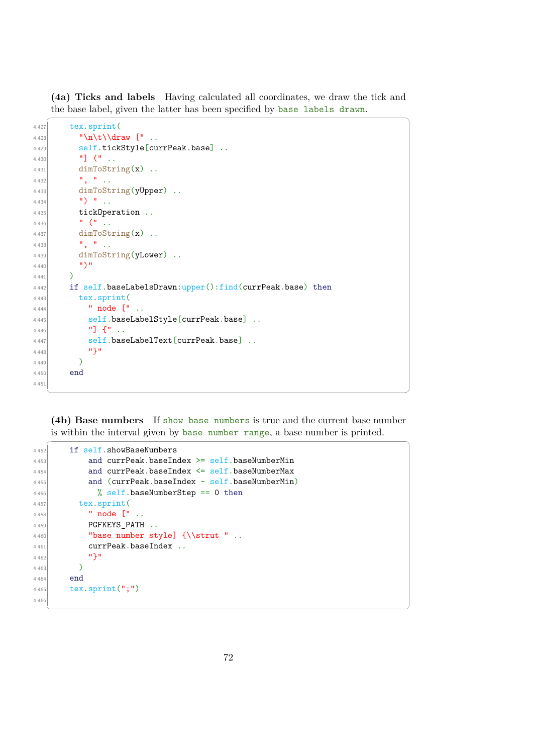**(4a) Ticks and labels** Having calculated all coordinates, we draw the tick and the base label, given the latter has been specified by `base labels drawn`.

```
    tex.sprint(
      "\n\t\\draw [" ..
      self.tickStyle[currPeak.base] ..
      "] (" ..
      dimToString(x) ..
      ", " ..
      dimToString(yUpper) ..
      ") " ..
      tickOperation ..
      " (" ..
      dimToString(x) ..
      ", " ..
      dimToString(yLower) ..
      ")"
    )
    if self.baseLabelsDrawn:upper():find(currPeak.base) then
      tex.sprint(
        " node [" ..
        self.baseLabelStyle[currPeak.base] ..
        "] {" ..
        self.baseLabelText[currPeak.base] ..
        "}"
      )
    end

```

**(4b) Base numbers** If `show base numbers` is true and the current base number is within the interval given by `base number range`, a base number is printed.

```
    if self.showBaseNumbers
        and currPeak.baseIndex >= self.baseNumberMin
        and currPeak.baseIndex <= self.baseNumberMax
        and (currPeak.baseIndex - self.baseNumberMin)
          % self.baseNumberStep == 0 then
      tex.sprint(
        " node [" ..
        PGFKEYS_PATH ..
        "base number style] {\\strut " ..
        currPeak.baseIndex ..
        "}"
      )
    end
    tex.sprint(";")

```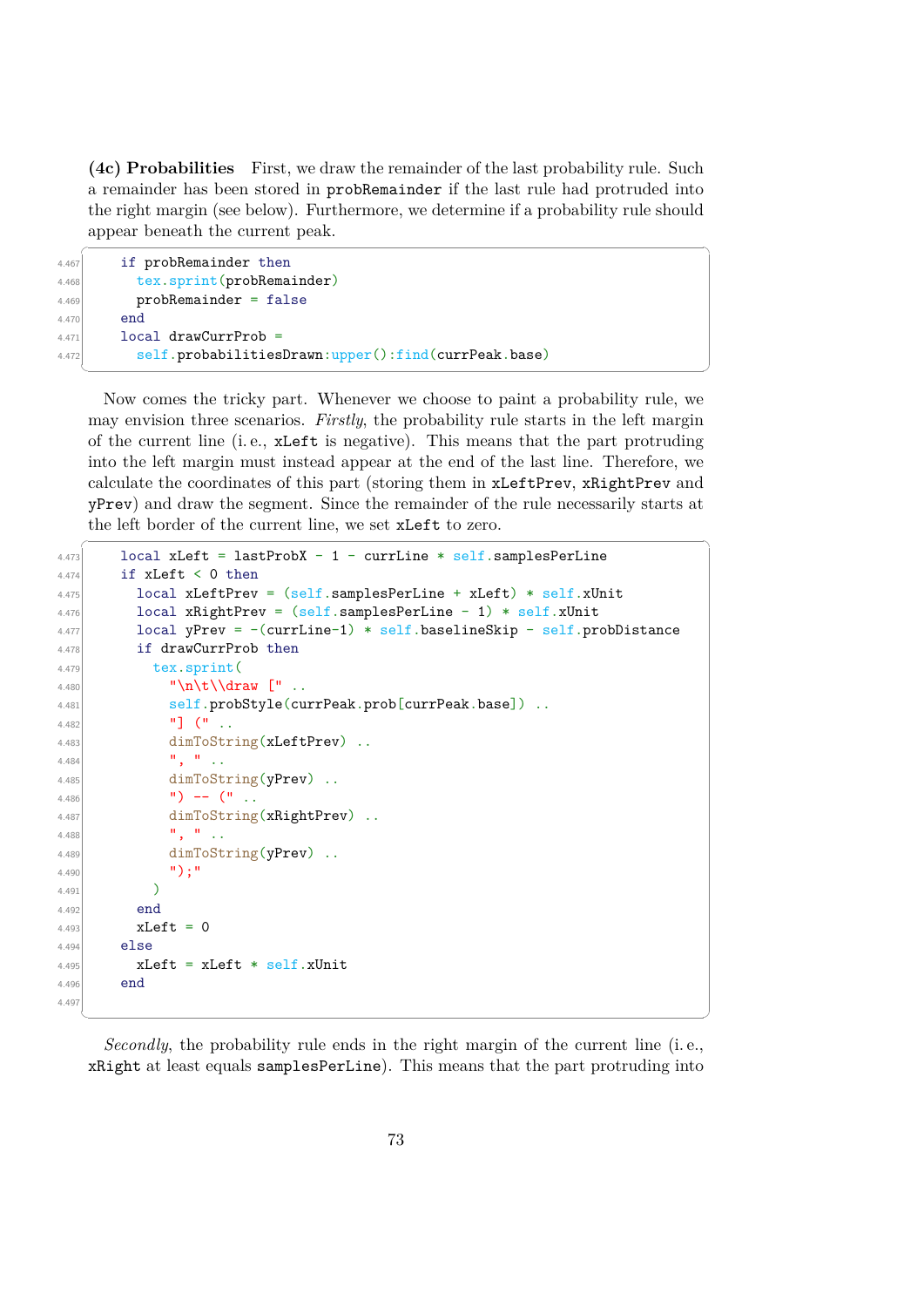**(4c) Probabilities** First, we draw the remainder of the last probability rule. Such a remainder has been stored in `probRemainder` if the last rule had protruded into the right margin (see below). Furthermore, we determine if a probability rule should appear beneath the current peak.

```
    if probRemainder then
      tex.sprint(probRemainder)
      probRemainder = false
    end
    local drawCurrProb =
      self.probabilitiesDrawn:upper():find(currPeak.base)
```

Now comes the tricky part. Whenever we choose to paint a probability rule, we may envision three scenarios. *Firstly*, the probability rule starts in the left margin of the current line (i. e., `xLeft` is negative). This means that the part protruding into the left margin must instead appear at the end of the last line. Therefore, we calculate the coordinates of this part (storing them in `xLeftPrev`, `xRightPrev` and `yPrev`) and draw the segment. Since the remainder of the rule necessarily starts at the left border of the current line, we set `xLeft` to zero.

```
    local xLeft = lastProbX - 1 - currLine * self.samplesPerLine
    if xLeft < 0 then
      local xLeftPrev = (self.samplesPerLine + xLeft) * self.xUnit
      local xRightPrev = (self.samplesPerLine - 1) * self.xUnit
      local yPrev = -(currLine-1) * self.baselineSkip - self.probDistance
      if drawCurrProb then
        tex.sprint(
          "\n\t\\draw [" ..
          self.probStyle(currPeak.prob[currPeak.base]) ..
          "] (" ..
          dimToString(xLeftPrev) ..
          ", " ..
          dimToString(yPrev) ..
          ") -- (" ..
          dimToString(xRightPrev) ..
          ", " ..
          dimToString(yPrev) ..
          ");"
        )
      end
      xLeft = 0
    else
      xLeft = xLeft * self.xUnit
    end

```

*Secondly*, the probability rule ends in the right margin of the current line (i. e., `xRight` at least equals `samplesPerLine`). This means that the part protruding into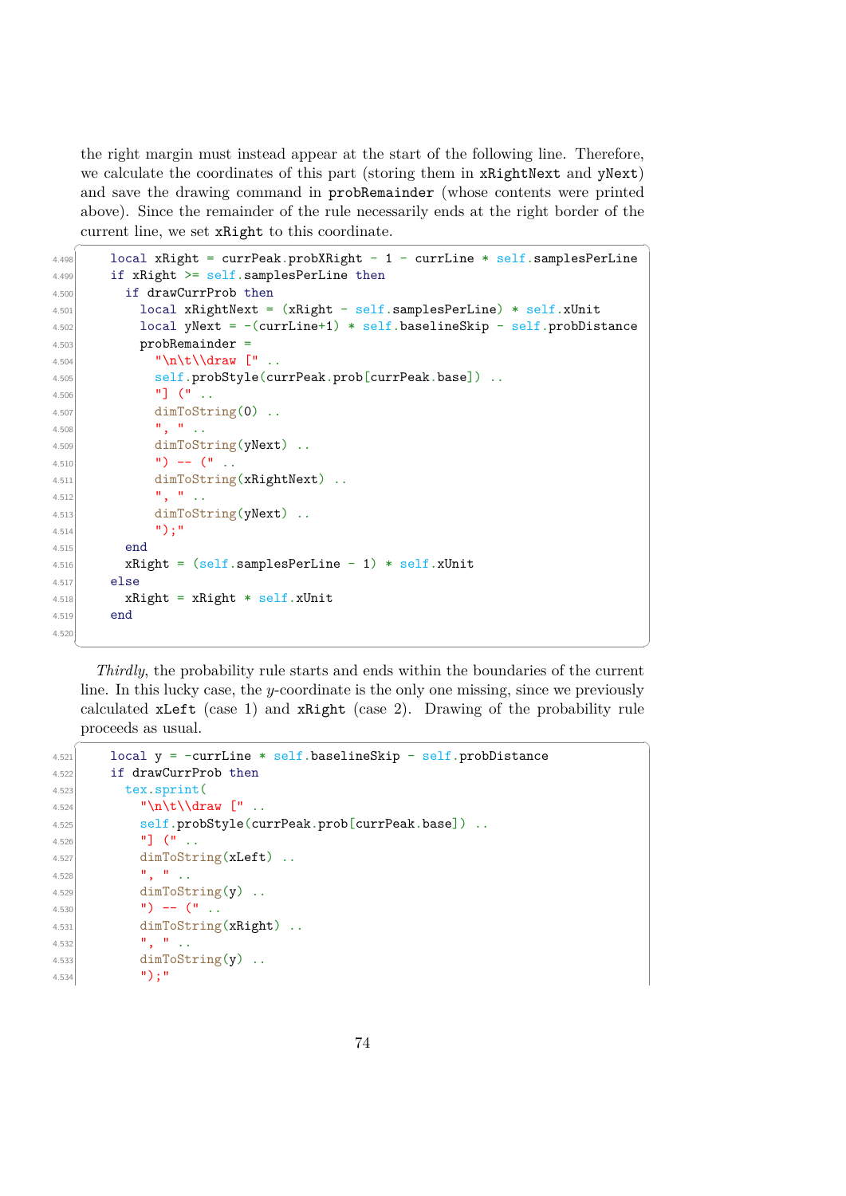the right margin must instead appear at the start of the following line. Therefore, we calculate the coordinates of this part (storing them in `xRightNext` and `yNext`) and save the drawing command in `probRemainder` (whose contents were printed above). Since the remainder of the rule necessarily ends at the right border of the current line, we set `xRight` to this coordinate.

```
4.498      local xRight = currPeak.probXRight - 1 - currLine * self.samplesPerLine
4.499      if xRight >= self.samplesPerLine then
4.500        if drawCurrProb then
4.501          local xRightNext = (xRight - self.samplesPerLine) * self.xUnit
4.502          local yNext = -(currLine+1) * self.baselineSkip - self.probDistance
4.503          probRemainder =
4.504            "\n\t\\draw [" ..
4.505            self.probStyle(currPeak.prob[currPeak.base]) ..
4.506            "] (" ..
4.507            dimToString(0) ..
4.508            ", " ..
4.509            dimToString(yNext) ..
4.510            ") -- (" ..
4.511            dimToString(xRightNext) ..
4.512            ", " ..
4.513            dimToString(yNext) ..
4.514            ");"
4.515        end
4.516        xRight = (self.samplesPerLine - 1) * self.xUnit
4.517      else
4.518        xRight = xRight * self.xUnit
4.519      end
4.520
```

*Thirdly*, the probability rule starts and ends within the boundaries of the current line. In this lucky case, the *y*-coordinate is the only one missing, since we previously calculated `xLeft` (case 1) and `xRight` (case 2). Drawing of the probability rule proceeds as usual.

```
4.521      local y = -currLine * self.baselineSkip - self.probDistance
4.522      if drawCurrProb then
4.523        tex.sprint(
4.524          "\n\t\\draw [" ..
4.525          self.probStyle(currPeak.prob[currPeak.base]) ..
4.526          "] (" ..
4.527          dimToString(xLeft) ..
4.528          ", " ..
4.529          dimToString(y) ..
4.530          ") -- (" ..
4.531          dimToString(xRight) ..
4.532          ", " ..
4.533          dimToString(y) ..
4.534          ");"
```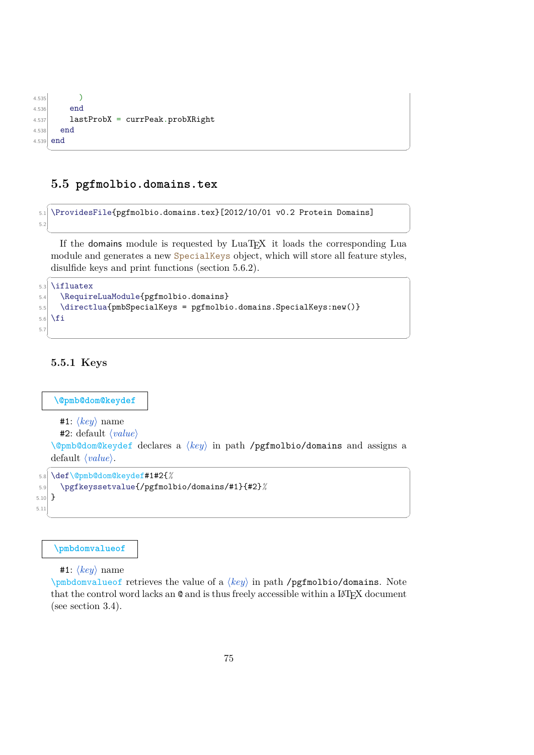```
      )
    end
    lastProbX = currPeak.probXRight
  end
end
```

## 5.5 pgfmolbio.domains.tex

```
\ProvidesFile{pgfmolbio.domains.tex}[2012/10/01 v0.2 Protein Domains]

```

If the domains module is requested by LuaTEX it loads the corresponding Lua module and generates a new SpecialKeys object, which will store all feature styles, disulfide keys and print functions (section 5.6.2).

```
\ifluatex
  \RequireLuaModule{pgfmolbio.domains}
  \directlua{pmbSpecialKeys = pgfmolbio.domains.SpecialKeys:new()}
\fi

```

### 5.5.1 Keys

`\@pmb@dom@keydef`

#1: ⟨*key*⟩ name
#2: default ⟨*value*⟩
`\@pmb@dom@keydef` declares a ⟨*key*⟩ in path `/pgfmolbio/domains` and assigns a default ⟨*value*⟩.

```
\def\@pmb@dom@keydef#1#2{%
  \pgfkeyssetvalue{/pgfmolbio/domains/#1}{#2}%
}

```

`\pmbdomvalueof`

#1: ⟨*key*⟩ name
`\pmbdomvalueof` retrieves the value of a ⟨*key*⟩ in path `/pgfmolbio/domains`. Note that the control word lacks an `@` and is thus freely accessible within a LATEX document (see section 3.4).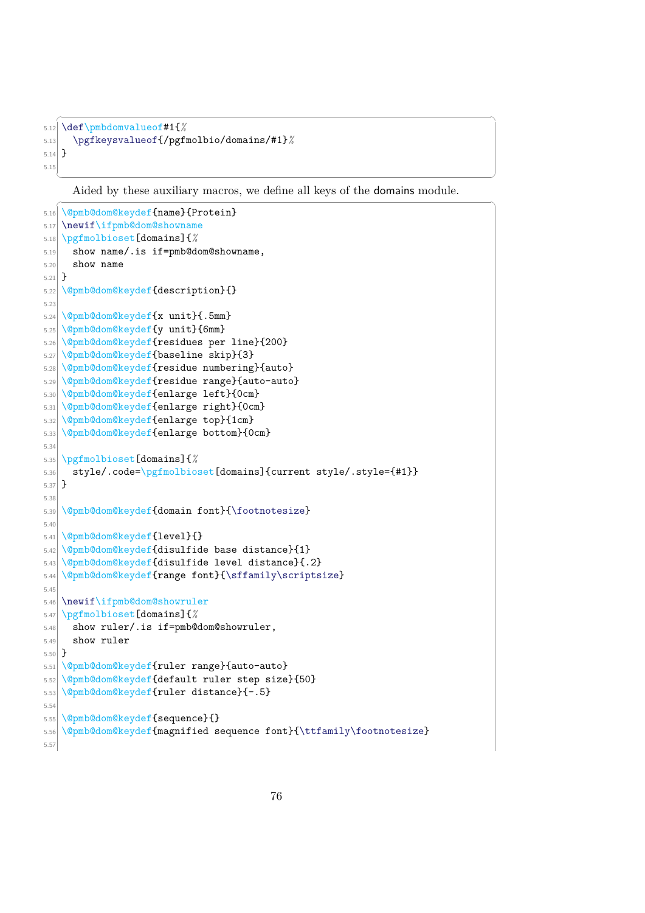```
\def\pmbdomvalueof#1{%
  \pgfkeysvalueof{/pgfmolbio/domains/#1}%
}

```

Aided by these auxiliary macros, we define all keys of the domains module.

```
\@pmb@dom@keydef{name}{Protein}
\newif\ifpmb@dom@showname
\pgfmolbioset[domains]{%
  show name/.is if=pmb@dom@showname,
  show name
}
\@pmb@dom@keydef{description}{}

\@pmb@dom@keydef{x unit}{.5mm}
\@pmb@dom@keydef{y unit}{6mm}
\@pmb@dom@keydef{residues per line}{200}
\@pmb@dom@keydef{baseline skip}{3}
\@pmb@dom@keydef{residue numbering}{auto}
\@pmb@dom@keydef{residue range}{auto-auto}
\@pmb@dom@keydef{enlarge left}{0cm}
\@pmb@dom@keydef{enlarge right}{0cm}
\@pmb@dom@keydef{enlarge top}{1cm}
\@pmb@dom@keydef{enlarge bottom}{0cm}

\pgfmolbioset[domains]{%
  style/.code=\pgfmolbioset[domains]{current style/.style={#1}}
}

\@pmb@dom@keydef{domain font}{\footnotesize}

\@pmb@dom@keydef{level}{}
\@pmb@dom@keydef{disulfide base distance}{1}
\@pmb@dom@keydef{disulfide level distance}{.2}
\@pmb@dom@keydef{range font}{\sffamily\scriptsize}

\newif\ifpmb@dom@showruler
\pgfmolbioset[domains]{%
  show ruler/.is if=pmb@dom@showruler,
  show ruler
}
\@pmb@dom@keydef{ruler range}{auto-auto}
\@pmb@dom@keydef{default ruler step size}{50}
\@pmb@dom@keydef{ruler distance}{-.5}

\@pmb@dom@keydef{sequence}{}
\@pmb@dom@keydef{magnified sequence font}{\ttfamily\footnotesize}

```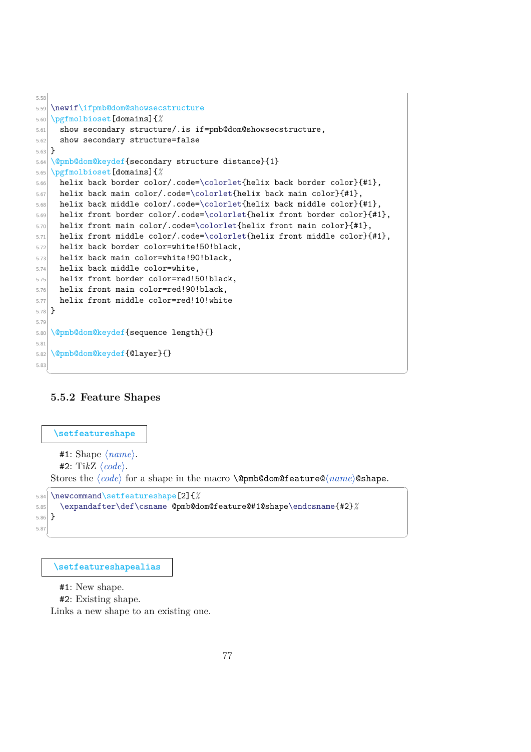```
\newif\ifpmb@dom@showsecstructure
\pgfmolbioset[domains]{%
  show secondary structure/.is if=pmb@dom@showsecstructure,
  show secondary structure=false
}
\@pmb@dom@keydef{secondary structure distance}{1}
\pgfmolbioset[domains]{%
  helix back border color/.code=\colorlet{helix back border color}{#1},
  helix back main color/.code=\colorlet{helix back main color}{#1},
  helix back middle color/.code=\colorlet{helix back middle color}{#1},
  helix front border color/.code=\colorlet{helix front border color}{#1},
  helix front main color/.code=\colorlet{helix front main color}{#1},
  helix front middle color/.code=\colorlet{helix front middle color}{#1},
  helix back border color=white!50!black,
  helix back main color=white!90!black,
  helix back middle color=white,
  helix front border color=red!50!black,
  helix front main color=red!90!black,
  helix front middle color=red!10!white
}

\@pmb@dom@keydef{sequence length}{}

\@pmb@dom@keydef{@layer}{}

```

### 5.5.2 Feature Shapes

**\setfeatureshape**

#1: Shape ⟨*name*⟩.
#2: TikZ ⟨*code*⟩.

Stores the ⟨*code*⟩ for a shape in the macro `\@pmb@dom@feature@`⟨*name*⟩`@shape`.

```
\newcommand\setfeatureshape[2]{%
  \expandafter\def\csname @pmb@dom@feature@#1@shape\endcsname{#2}%
}

```

**\setfeatureshapealias**

#1: New shape.
#2: Existing shape.

Links a new shape to an existing one.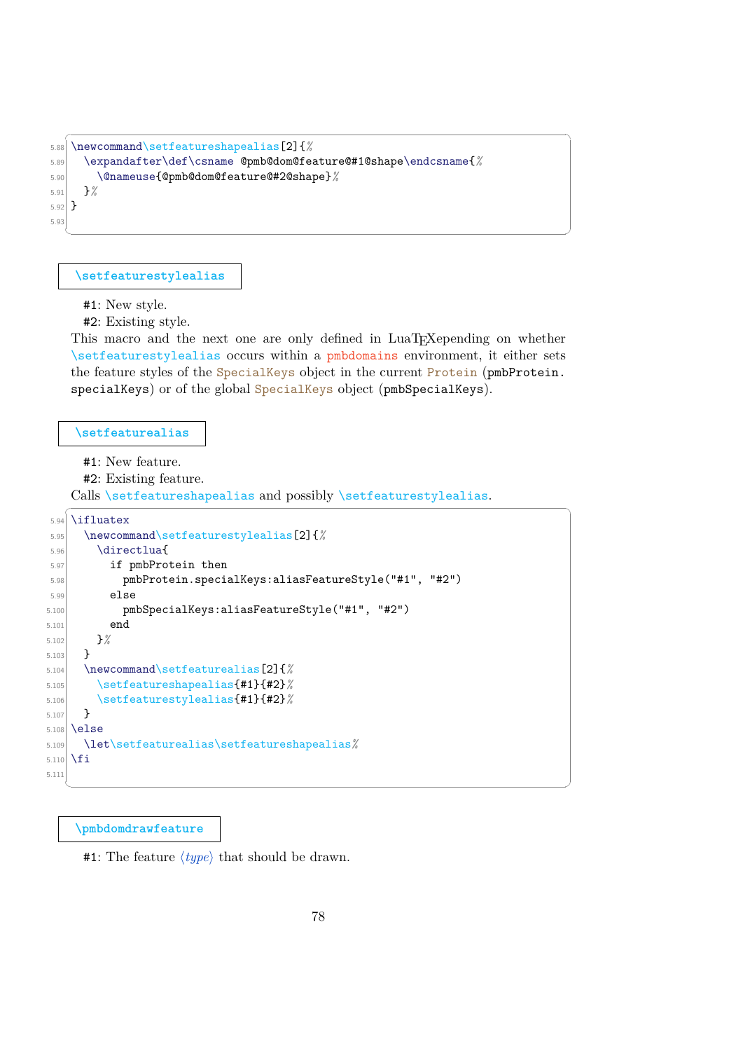```
\newcommand\setfeatureshapealias[2]{%
  \expandafter\def\csname @pmb@dom@feature@#1@shape\endcsname{%
    \@nameuse{@pmb@dom@feature@#2@shape}%
  }%
}

```

`\setfeaturestylealias`

#1: New style.
#2: Existing style.

This macro and the next one are only defined in LuaTEXepending on whether `\setfeaturestylealias` occurs within a `pmbdomains` environment, it either sets the feature styles of the `SpecialKeys` object in the current `Protein` (`pmbProtein.specialKeys`) or of the global `SpecialKeys` object (`pmbSpecialKeys`).

`\setfeaturealias`

#1: New feature.
#2: Existing feature.

Calls `\setfeatureshapealias` and possibly `\setfeaturestylealias`.

```
\ifluatex
  \newcommand\setfeaturestylealias[2]{%
    \directlua{
      if pmbProtein then
        pmbProtein.specialKeys:aliasFeatureStyle("#1", "#2")
      else
        pmbSpecialKeys:aliasFeatureStyle("#1", "#2")
      end
    }%
  }
  \newcommand\setfeaturealias[2]{%
    \setfeatureshapealias{#1}{#2}%
    \setfeaturestylealias{#1}{#2}%
  }
\else
  \let\setfeaturealias\setfeatureshapealias%
\fi

```

`\pmbdomdrawfeature`

#1: The feature ⟨*type*⟩ that should be drawn.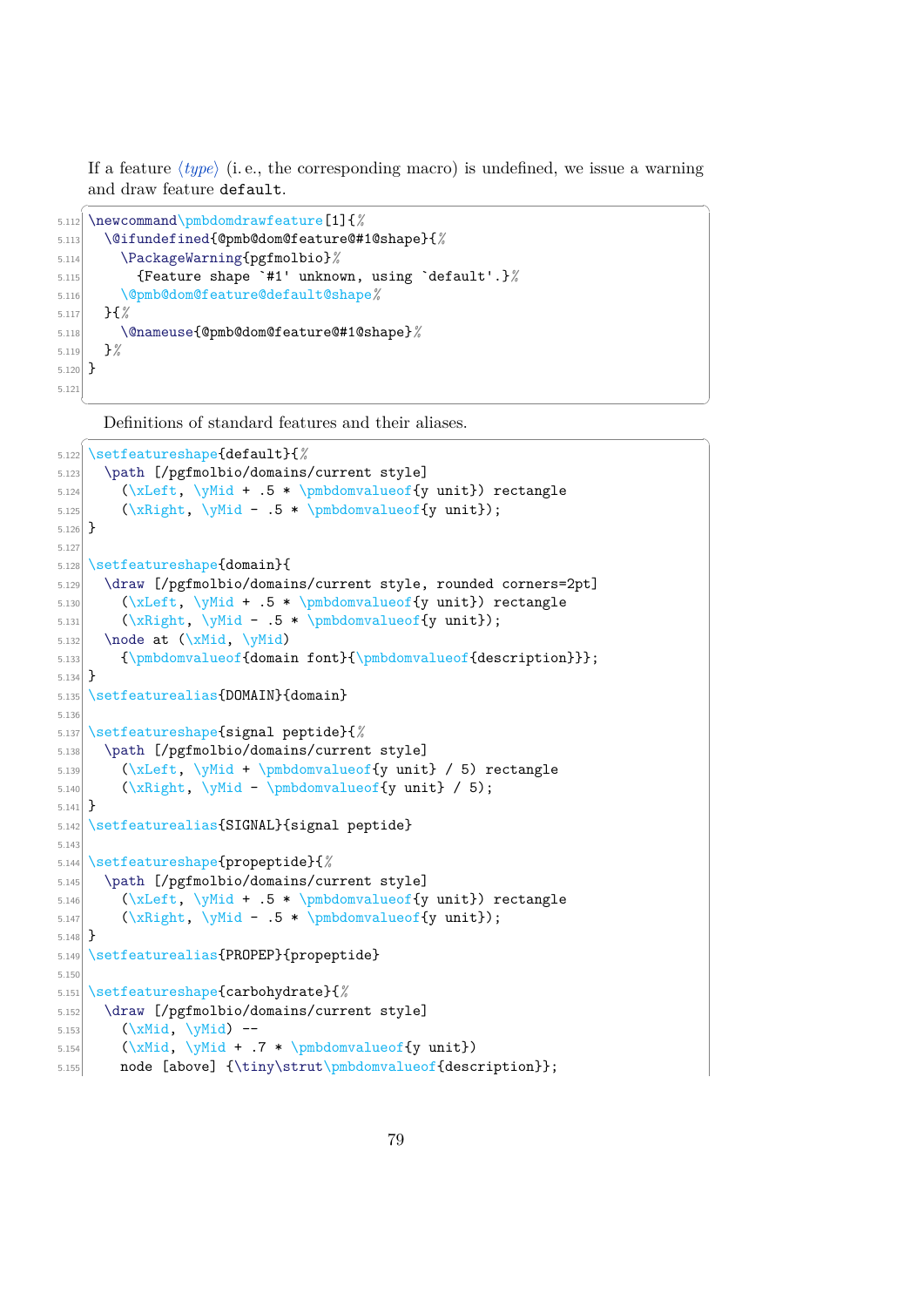If a feature ⟨*type*⟩ (i. e., the corresponding macro) is undefined, we issue a warning and draw feature `default`.

```
5.112 \newcommand\pmbdomdrawfeature[1]{%
5.113   \@ifundefined{@pmb@dom@feature@#1@shape}{%
5.114     \PackageWarning{pgfmolbio}%
5.115       {Feature shape `#1' unknown, using `default'.}%
5.116     \@pmb@dom@feature@default@shape%
5.117   }{%
5.118     \@nameuse{@pmb@dom@feature@#1@shape}%
5.119   }%
5.120 }
5.121
```

Definitions of standard features and their aliases.

```
5.122 \setfeatureshape{default}{%
5.123   \path [/pgfmolbio/domains/current style]
5.124     (\xLeft, \yMid + .5 * \pmbdomvalueof{y unit}) rectangle
5.125     (\xRight, \yMid - .5 * \pmbdomvalueof{y unit});
5.126 }
5.127
5.128 \setfeatureshape{domain}{
5.129   \draw [/pgfmolbio/domains/current style, rounded corners=2pt]
5.130     (\xLeft, \yMid + .5 * \pmbdomvalueof{y unit}) rectangle
5.131     (\xRight, \yMid - .5 * \pmbdomvalueof{y unit});
5.132   \node at (\xMid, \yMid)
5.133     {\pmbdomvalueof{domain font}{\pmbdomvalueof{description}}};
5.134 }
5.135 \setfeaturealias{DOMAIN}{domain}
5.136
5.137 \setfeatureshape{signal peptide}{%
5.138   \path [/pgfmolbio/domains/current style]
5.139     (\xLeft, \yMid + \pmbdomvalueof{y unit} / 5) rectangle
5.140     (\xRight, \yMid - \pmbdomvalueof{y unit} / 5);
5.141 }
5.142 \setfeaturealias{SIGNAL}{signal peptide}
5.143
5.144 \setfeatureshape{propeptide}{%
5.145   \path [/pgfmolbio/domains/current style]
5.146     (\xLeft, \yMid + .5 * \pmbdomvalueof{y unit}) rectangle
5.147     (\xRight, \yMid - .5 * \pmbdomvalueof{y unit});
5.148 }
5.149 \setfeaturealias{PROPEP}{propeptide}
5.150
5.151 \setfeatureshape{carbohydrate}{%
5.152   \draw [/pgfmolbio/domains/current style]
5.153     (\xMid, \yMid) --
5.154     (\xMid, \yMid + .7 * \pmbdomvalueof{y unit})
5.155     node [above] {\tiny\strut\pmbdomvalueof{description}};
```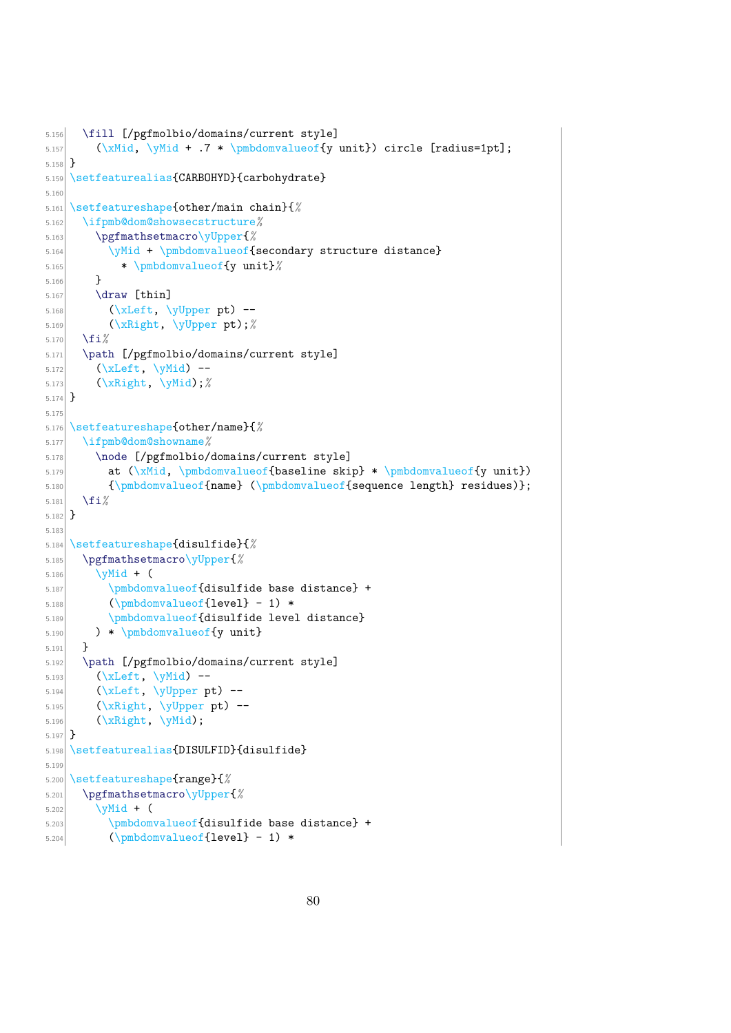```
  \fill [/pgfmolbio/domains/current style]
    (\xMid, \yMid + .7 * \pmbdomvalueof{y unit}) circle [radius=1pt];
}
\setfeaturealias{CARBOHYD}{carbohydrate}

\setfeatureshape{other/main chain}{%
  \ifpmb@dom@showsecstructure%
    \pgfmathsetmacro\yUpper{%
      \yMid + \pmbdomvalueof{secondary structure distance}
        * \pmbdomvalueof{y unit}%
    }
    \draw [thin]
      (\xLeft, \yUpper pt) --
      (\xRight, \yUpper pt);%
  \fi%
  \path [/pgfmolbio/domains/current style]
    (\xLeft, \yMid) --
    (\xRight, \yMid);%
}

\setfeatureshape{other/name}{%
  \ifpmb@dom@showname%
    \node [/pgfmolbio/domains/current style]
      at (\xMid, \pmbdomvalueof{baseline skip} * \pmbdomvalueof{y unit})
      {\pmbdomvalueof{name} (\pmbdomvalueof{sequence length} residues)};
  \fi%
}

\setfeatureshape{disulfide}{%
  \pgfmathsetmacro\yUpper{%
    \yMid + (
      \pmbdomvalueof{disulfide base distance} +
      (\pmbdomvalueof{level} - 1) *
      \pmbdomvalueof{disulfide level distance}
    ) * \pmbdomvalueof{y unit}
  }
  \path [/pgfmolbio/domains/current style]
    (\xLeft, \yMid) --
    (\xLeft, \yUpper pt) --
    (\xRight, \yUpper pt) --
    (\xRight, \yMid);
}
\setfeaturealias{DISULFID}{disulfide}

\setfeatureshape{range}{%
  \pgfmathsetmacro\yUpper{%
    \yMid + (
      \pmbdomvalueof{disulfide base distance} +
      (\pmbdomvalueof{level} - 1) *
```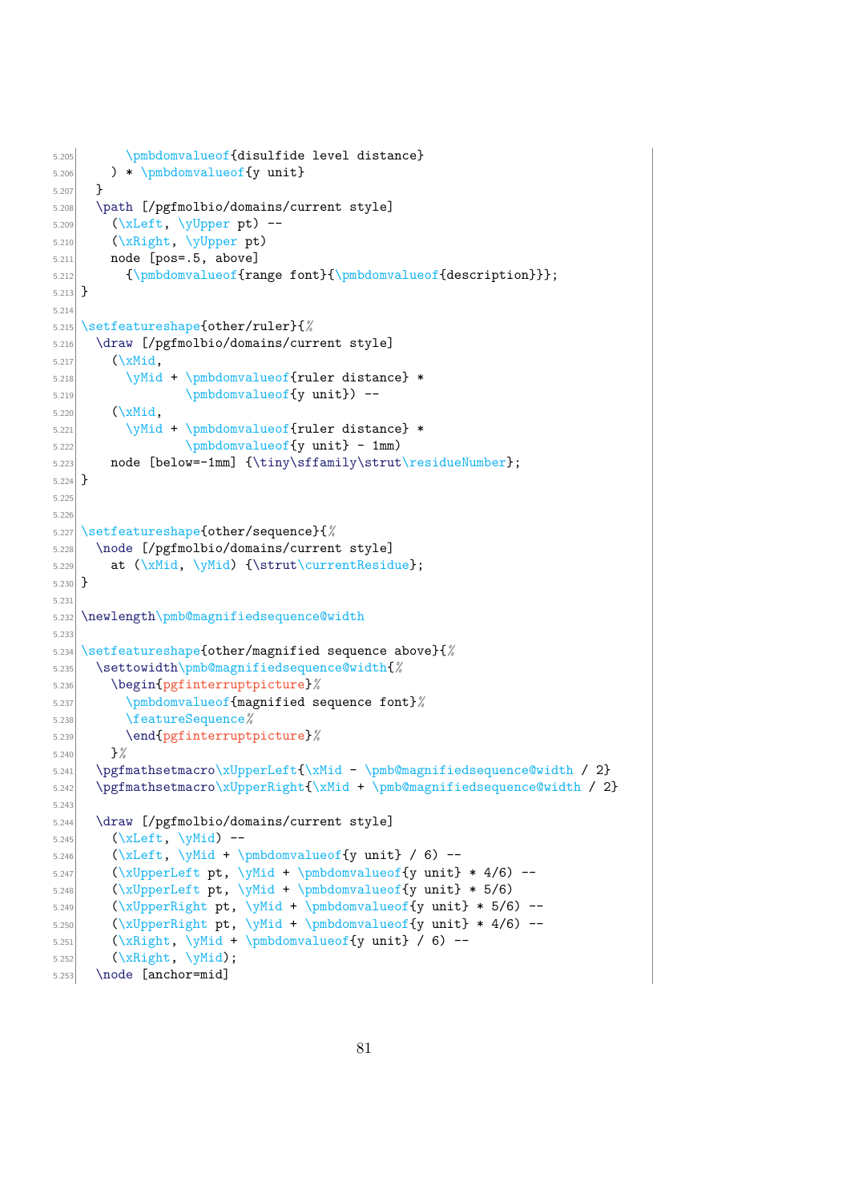```
5.205        \pmbdomvalueof{disulfide level distance}
5.206      ) * \pmbdomvalueof{y unit}
5.207    }
5.208    \path [/pgfmolbio/domains/current style]
5.209      (\xLeft, \yUpper pt) --
5.210      (\xRight, \yUpper pt)
5.211      node [pos=.5, above]
5.212        {\pmbdomvalueof{range font}{\pmbdomvalueof{description}}};
5.213  }
5.214
5.215  \setfeatureshape{other/ruler}{%
5.216    \draw [/pgfmolbio/domains/current style]
5.217      (\xMid,
5.218        \yMid + \pmbdomvalueof{ruler distance} *
5.219                \pmbdomvalueof{y unit}) --
5.220      (\xMid,
5.221        \yMid + \pmbdomvalueof{ruler distance} *
5.222                \pmbdomvalueof{y unit} - 1mm)
5.223      node [below=-1mm] {\tiny\sffamily\strut\residueNumber};
5.224  }
5.225
5.226
5.227  \setfeatureshape{other/sequence}{%
5.228    \node [/pgfmolbio/domains/current style]
5.229      at (\xMid, \yMid) {\strut\currentResidue};
5.230  }
5.231
5.232  \newlength\pmb@magnifiedsequence@width
5.233
5.234  \setfeatureshape{other/magnified sequence above}{%
5.235    \settowidth\pmb@magnifiedsequence@width{%
5.236      \begin{pgfinterruptpicture}%
5.237        \pmbdomvalueof{magnified sequence font}%
5.238        \featureSequence%
5.239        \end{pgfinterruptpicture}%
5.240      }%
5.241    \pgfmathsetmacro\xUpperLeft{\xMid - \pmb@magnifiedsequence@width / 2}
5.242    \pgfmathsetmacro\xUpperRight{\xMid + \pmb@magnifiedsequence@width / 2}
5.243
5.244    \draw [/pgfmolbio/domains/current style]
5.245      (\xLeft, \yMid) --
5.246      (\xLeft, \yMid + \pmbdomvalueof{y unit} / 6) --
5.247      (\xUpperLeft pt, \yMid + \pmbdomvalueof{y unit} * 4/6) --
5.248      (\xUpperLeft pt, \yMid + \pmbdomvalueof{y unit} * 5/6)
5.249      (\xUpperRight pt, \yMid + \pmbdomvalueof{y unit} * 5/6) --
5.250      (\xUpperRight pt, \yMid + \pmbdomvalueof{y unit} * 4/6) --
5.251      (\xRight, \yMid + \pmbdomvalueof{y unit} / 6) --
5.252      (\xRight, \yMid);
5.253    \node [anchor=mid]
```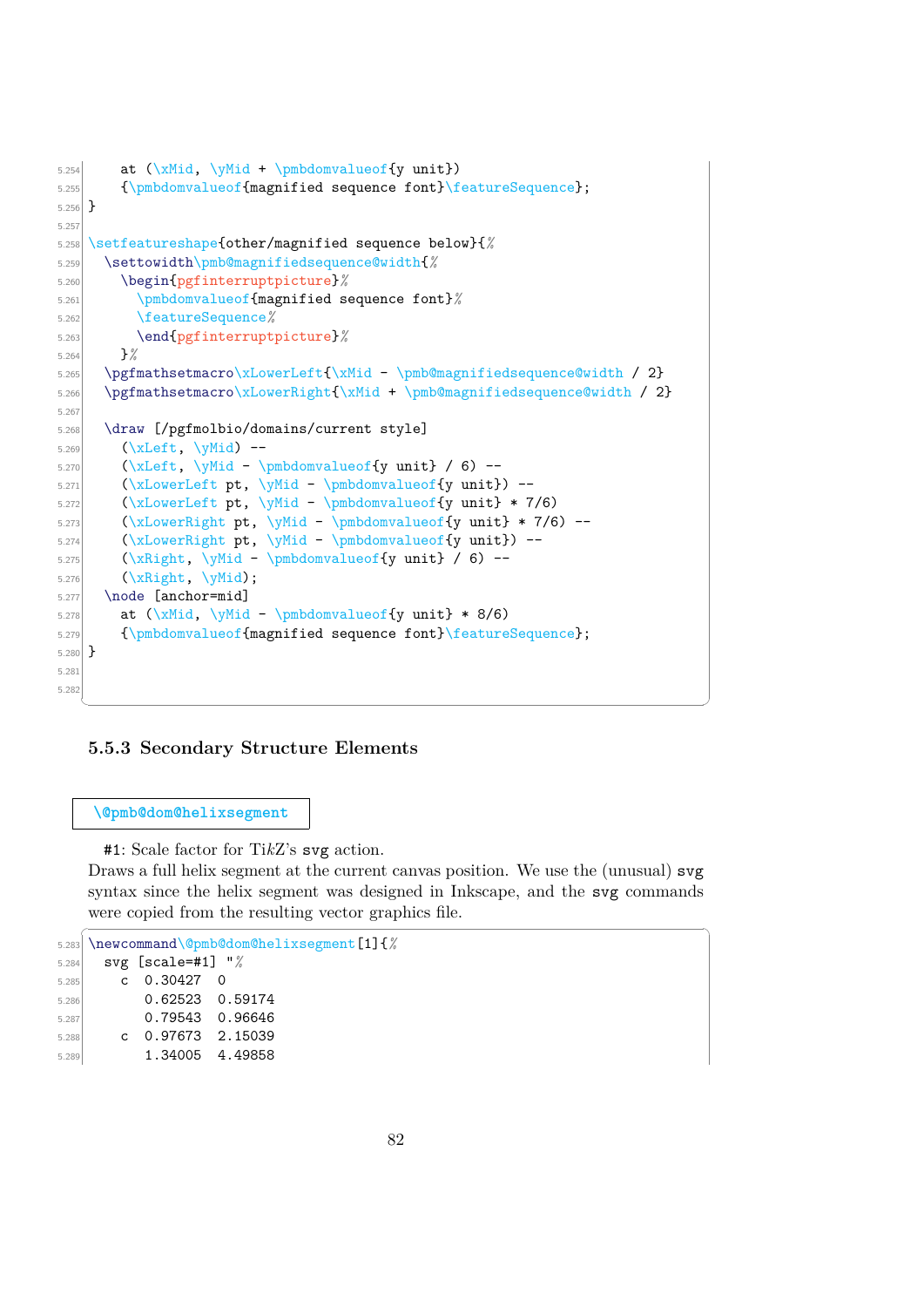```
    at (\xMid, \yMid + \pmbdomvalueof{y unit})
    {\pmbdomvalueof{magnified sequence font}\featureSequence};
}

\setfeatureshape{other/magnified sequence below}{%
  \settowidth\pmb@magnifiedsequence@width{%
    \begin{pgfinterruptpicture}%
      \pmbdomvalueof{magnified sequence font}%
      \featureSequence%
      \end{pgfinterruptpicture}%
    }%
  \pgfmathsetmacro\xLowerLeft{\xMid - \pmb@magnifiedsequence@width / 2}
  \pgfmathsetmacro\xLowerRight{\xMid + \pmb@magnifiedsequence@width / 2}

  \draw [/pgfmolbio/domains/current style]
    (\xLeft, \yMid) --
    (\xLeft, \yMid - \pmbdomvalueof{y unit} / 6) --
    (\xLowerLeft pt, \yMid - \pmbdomvalueof{y unit}) --
    (\xLowerLeft pt, \yMid - \pmbdomvalueof{y unit} * 7/6)
    (\xLowerRight pt, \yMid - \pmbdomvalueof{y unit} * 7/6) --
    (\xLowerRight pt, \yMid - \pmbdomvalueof{y unit}) --
    (\xRight, \yMid - \pmbdomvalueof{y unit} / 6) --
    (\xRight, \yMid);
  \node [anchor=mid]
    at (\xMid, \yMid - \pmbdomvalueof{y unit} * 8/6)
    {\pmbdomvalueof{magnified sequence font}\featureSequence};
}


```

### 5.5.3 Secondary Structure Elements

**\@pmb@dom@helixsegment**

#1: Scale factor for Ti*k*Z's `svg` action.

Draws a full helix segment at the current canvas position. We use the (unusual) `svg` syntax since the helix segment was designed in Inkscape, and the `svg` commands were copied from the resulting vector graphics file.

```
\newcommand\@pmb@dom@helixsegment[1]{%
  svg [scale=#1] "%
    c  0.30427  0
       0.62523  0.59174
       0.79543  0.96646
    c  0.97673  2.15039
       1.34005  4.49858
```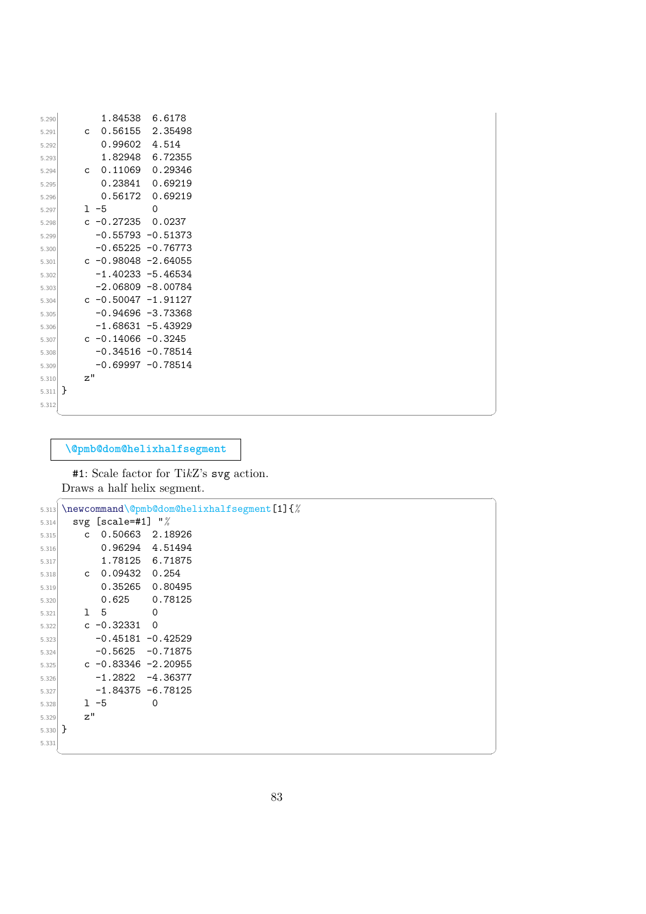```
5.290          1.84538  6.6178
5.291      c  0.56155  2.35498
5.292          0.99602  4.514
5.293          1.82948  6.72355
5.294      c  0.11069  0.29346
5.295          0.23841  0.69219
5.296          0.56172  0.69219
5.297      l -5         0
5.298      c -0.27235  0.0237
5.299         -0.55793 -0.51373
5.300         -0.65225 -0.76773
5.301      c -0.98048 -2.64055
5.302         -1.40233 -5.46534
5.303         -2.06809 -8.00784
5.304      c -0.50047 -1.91127
5.305         -0.94696 -3.73368
5.306         -1.68631 -5.43929
5.307      c -0.14066 -0.3245
5.308         -0.34516 -0.78514
5.309         -0.69997 -0.78514
5.310      z"
5.311  }
5.312
```

**\@pmb@dom@helixhalfsegment**

#1: Scale factor for TikZ's svg action.

Draws a half helix segment.

```
5.313  \newcommand\@pmb@dom@helixhalfsegment[1]{%
5.314    svg [scale=#1] "%
5.315      c  0.50663  2.18926
5.316          0.96294  4.51494
5.317          1.78125  6.71875
5.318      c  0.09432  0.254
5.319          0.35265  0.80495
5.320          0.625    0.78125
5.321      l  5         0
5.322      c -0.32331  0
5.323         -0.45181 -0.42529
5.324         -0.5625  -0.71875
5.325      c -0.83346 -2.20955
5.326         -1.2822  -4.36377
5.327         -1.84375 -6.78125
5.328      l -5         0
5.329      z"
5.330  }
5.331
```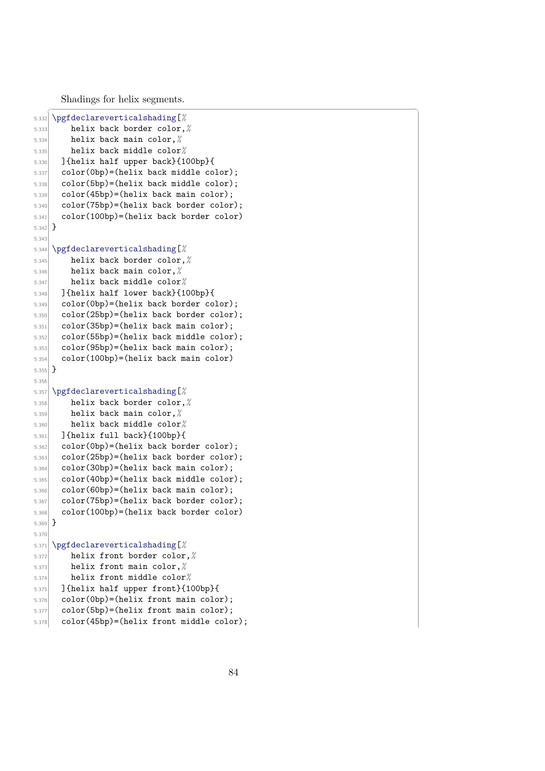Shadings for helix segments.

```
5.332 \pgfdeclareverticalshading[%
5.333     helix back border color,%
5.334     helix back main color,%
5.335     helix back middle color%
5.336   ]{helix half upper back}{100bp}{
5.337   color(0bp)=(helix back middle color);
5.338   color(5bp)=(helix back middle color);
5.339   color(45bp)=(helix back main color);
5.340   color(75bp)=(helix back border color);
5.341   color(100bp)=(helix back border color)
5.342 }
5.343
5.344 \pgfdeclareverticalshading[%
5.345     helix back border color,%
5.346     helix back main color,%
5.347     helix back middle color%
5.348   ]{helix half lower back}{100bp}{
5.349   color(0bp)=(helix back border color);
5.350   color(25bp)=(helix back border color);
5.351   color(35bp)=(helix back main color);
5.352   color(55bp)=(helix back middle color);
5.353   color(95bp)=(helix back main color);
5.354   color(100bp)=(helix back main color)
5.355 }
5.356
5.357 \pgfdeclareverticalshading[%
5.358     helix back border color,%
5.359     helix back main color,%
5.360     helix back middle color%
5.361   ]{helix full back}{100bp}{
5.362   color(0bp)=(helix back border color);
5.363   color(25bp)=(helix back border color);
5.364   color(30bp)=(helix back main color);
5.365   color(40bp)=(helix back middle color);
5.366   color(60bp)=(helix back main color);
5.367   color(75bp)=(helix back border color);
5.368   color(100bp)=(helix back border color)
5.369 }
5.370
5.371 \pgfdeclareverticalshading[%
5.372     helix front border color,%
5.373     helix front main color,%
5.374     helix front middle color%
5.375   ]{helix half upper front}{100bp}{
5.376   color(0bp)=(helix front main color);
5.377   color(5bp)=(helix front main color);
5.378   color(45bp)=(helix front middle color);
```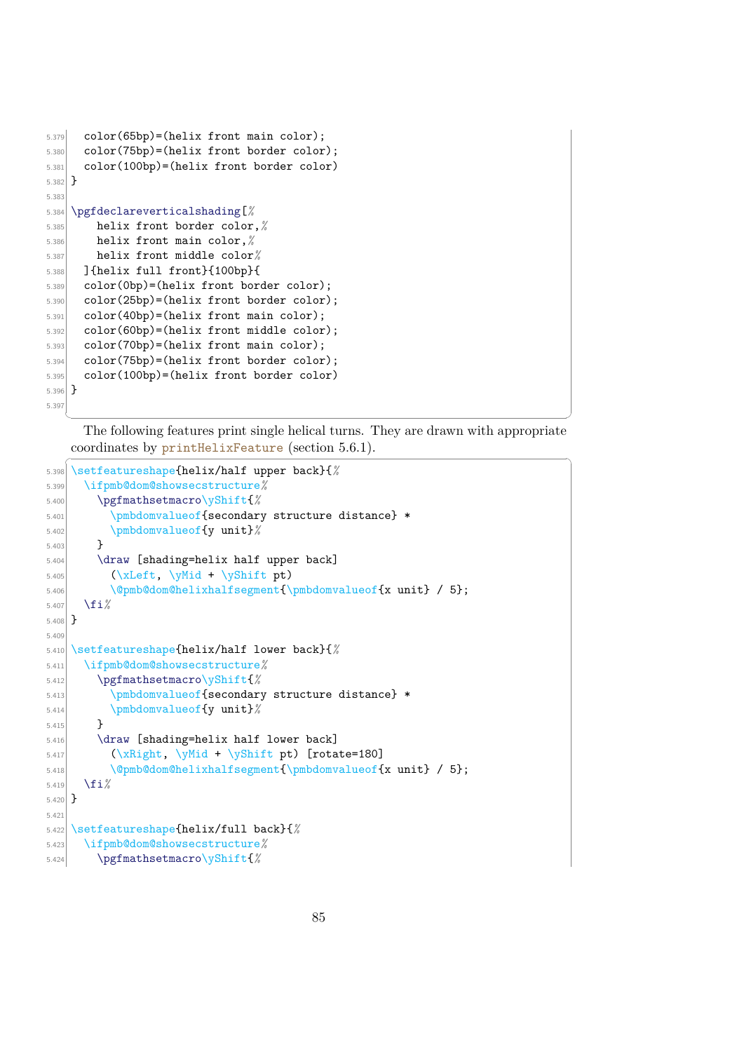```
  color(65bp)=(helix front main color);
  color(75bp)=(helix front border color);
  color(100bp)=(helix front border color)
}

\pgfdeclareverticalshading[%
    helix front border color,%
    helix front main color,%
    helix front middle color%
  ]{helix full front}{100bp}{
  color(0bp)=(helix front border color);
  color(25bp)=(helix front border color);
  color(40bp)=(helix front main color);
  color(60bp)=(helix front middle color);
  color(70bp)=(helix front main color);
  color(75bp)=(helix front border color);
  color(100bp)=(helix front border color)
}

```

The following features print single helical turns. They are drawn with appropriate coordinates by printHelixFeature (section 5.6.1).

```
\setfeatureshape{helix/half upper back}{%
  \ifpmb@dom@showsecstructure%
    \pgfmathsetmacro\yShift{%
      \pmbdomvalueof{secondary structure distance} *
      \pmbdomvalueof{y unit}%
    }
    \draw [shading=helix half upper back]
      (\xLeft, \yMid + \yShift pt)
      \@pmb@dom@helixhalfsegment{\pmbdomvalueof{x unit} / 5};
  \fi%
}

\setfeatureshape{helix/half lower back}{%
  \ifpmb@dom@showsecstructure%
    \pgfmathsetmacro\yShift{%
      \pmbdomvalueof{secondary structure distance} *
      \pmbdomvalueof{y unit}%
    }
    \draw [shading=helix half lower back]
      (\xRight, \yMid + \yShift pt) [rotate=180]
      \@pmb@dom@helixhalfsegment{\pmbdomvalueof{x unit} / 5};
  \fi%
}

\setfeatureshape{helix/full back}{%
  \ifpmb@dom@showsecstructure%
    \pgfmathsetmacro\yShift{%
```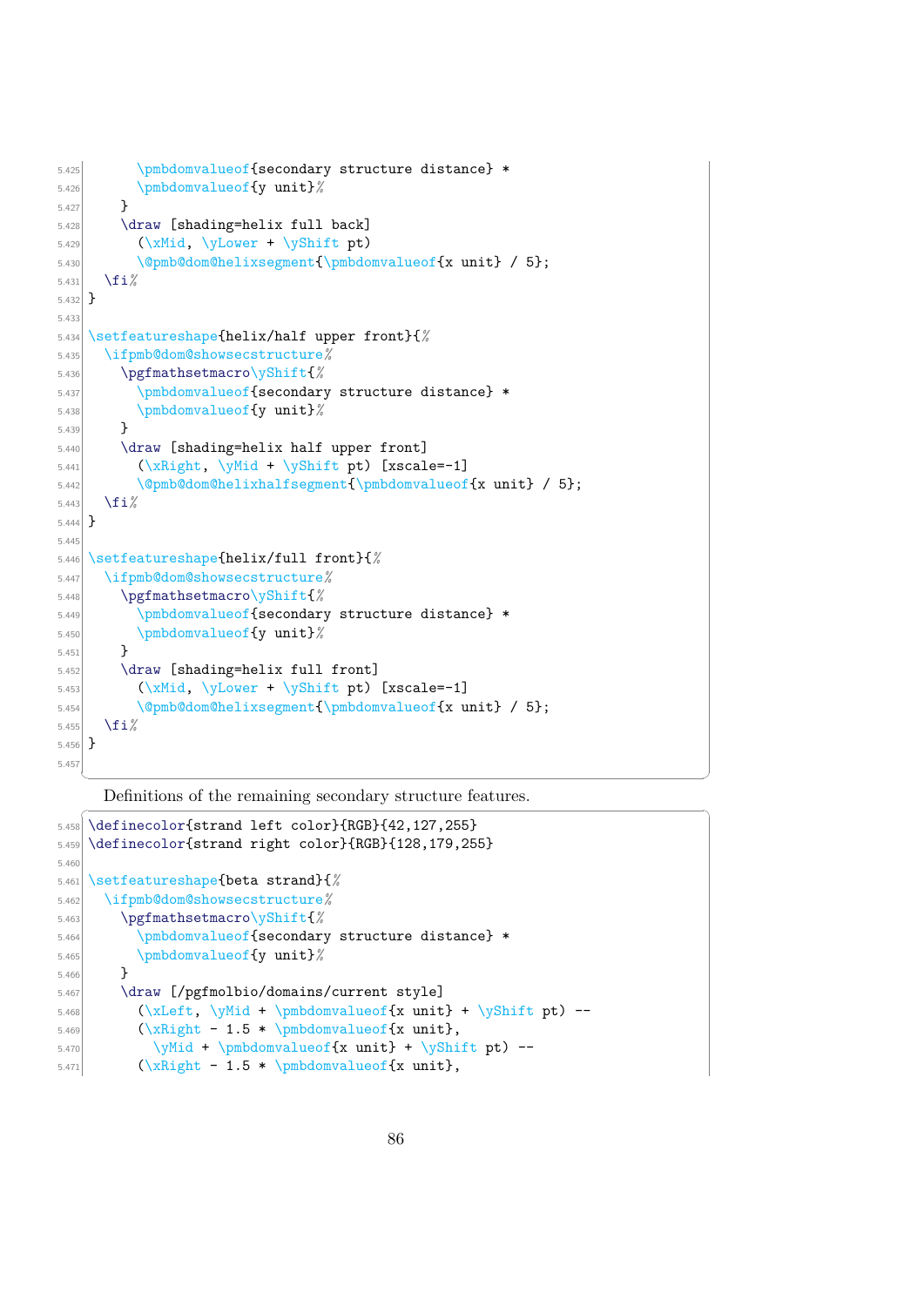```
5.425       \pmbdomvalueof{secondary structure distance} *
5.426       \pmbdomvalueof{y unit}%
5.427     }
5.428     \draw [shading=helix full back]
5.429       (\xMid, \yLower + \yShift pt)
5.430       \@pmb@dom@helixsegment{\pmbdomvalueof{x unit} / 5};
5.431   \fi%
5.432 }
5.433
5.434 \setfeatureshape{helix/half upper front}{%
5.435   \ifpmb@dom@showsecstructure%
5.436     \pgfmathsetmacro\yShift{%
5.437       \pmbdomvalueof{secondary structure distance} *
5.438       \pmbdomvalueof{y unit}%
5.439     }
5.440     \draw [shading=helix half upper front]
5.441       (\xRight, \yMid + \yShift pt) [xscale=-1]
5.442       \@pmb@dom@helixhalfsegment{\pmbdomvalueof{x unit} / 5};
5.443   \fi%
5.444 }
5.445
5.446 \setfeatureshape{helix/full front}{%
5.447   \ifpmb@dom@showsecstructure%
5.448     \pgfmathsetmacro\yShift{%
5.449       \pmbdomvalueof{secondary structure distance} *
5.450       \pmbdomvalueof{y unit}%
5.451     }
5.452     \draw [shading=helix full front]
5.453       (\xMid, \yLower + \yShift pt) [xscale=-1]
5.454       \@pmb@dom@helixsegment{\pmbdomvalueof{x unit} / 5};
5.455   \fi%
5.456 }
5.457
```

Definitions of the remaining secondary structure features.

```
5.458 \definecolor{strand left color}{RGB}{42,127,255}
5.459 \definecolor{strand right color}{RGB}{128,179,255}
5.460
5.461 \setfeatureshape{beta strand}{%
5.462   \ifpmb@dom@showsecstructure%
5.463     \pgfmathsetmacro\yShift{%
5.464       \pmbdomvalueof{secondary structure distance} *
5.465       \pmbdomvalueof{y unit}%
5.466     }
5.467     \draw [/pgfmolbio/domains/current style]
5.468       (\xLeft, \yMid + \pmbdomvalueof{x unit} + \yShift pt) --
5.469       (\xRight - 1.5 * \pmbdomvalueof{x unit},
5.470         \yMid + \pmbdomvalueof{x unit} + \yShift pt) --
5.471       (\xRight - 1.5 * \pmbdomvalueof{x unit},
```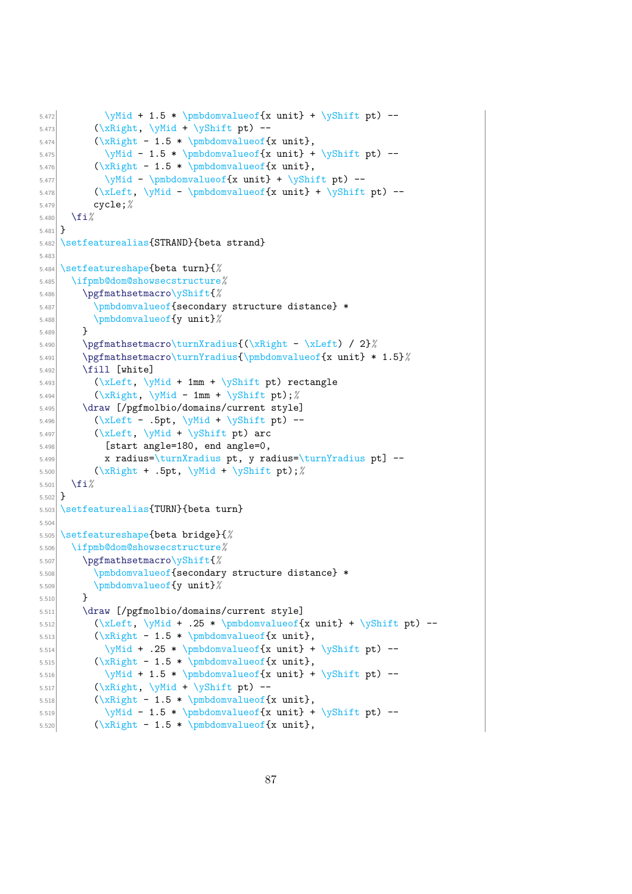```
5.472        \yMid + 1.5 * \pmbdomvalueof{x unit} + \yShift pt) --
5.473      (\xRight, \yMid + \yShift pt) --
5.474      (\xRight - 1.5 * \pmbdomvalueof{x unit},
5.475        \yMid - 1.5 * \pmbdomvalueof{x unit} + \yShift pt) --
5.476      (\xRight - 1.5 * \pmbdomvalueof{x unit},
5.477        \yMid - \pmbdomvalueof{x unit} + \yShift pt) --
5.478      (\xLeft, \yMid - \pmbdomvalueof{x unit} + \yShift pt) --
5.479      cycle;%
5.480  \fi%
5.481}
5.482\setfeaturealias{STRAND}{beta strand}
5.483
5.484\setfeatureshape{beta turn}{%
5.485  \ifpmb@dom@showsecstructure%
5.486    \pgfmathsetmacro\yShift{%
5.487      \pmbdomvalueof{secondary structure distance} *
5.488      \pmbdomvalueof{y unit}%
5.489    }
5.490    \pgfmathsetmacro\turnXradius{(\xRight - \xLeft) / 2}%
5.491    \pgfmathsetmacro\turnYradius{\pmbdomvalueof{x unit} * 1.5}%
5.492    \fill [white]
5.493      (\xLeft, \yMid + 1mm + \yShift pt) rectangle
5.494      (\xRight, \yMid - 1mm + \yShift pt);%
5.495    \draw [/pgfmolbio/domains/current style]
5.496      (\xLeft - .5pt, \yMid + \yShift pt) --
5.497      (\xLeft, \yMid + \yShift pt) arc
5.498        [start angle=180, end angle=0,
5.499        x radius=\turnXradius pt, y radius=\turnYradius pt] --
5.500      (\xRight + .5pt, \yMid + \yShift pt);%
5.501  \fi%
5.502}
5.503\setfeaturealias{TURN}{beta turn}
5.504
5.505\setfeatureshape{beta bridge}{%
5.506  \ifpmb@dom@showsecstructure%
5.507    \pgfmathsetmacro\yShift{%
5.508      \pmbdomvalueof{secondary structure distance} *
5.509      \pmbdomvalueof{y unit}%
5.510    }
5.511    \draw [/pgfmolbio/domains/current style]
5.512      (\xLeft, \yMid + .25 * \pmbdomvalueof{x unit} + \yShift pt) --
5.513      (\xRight - 1.5 * \pmbdomvalueof{x unit},
5.514        \yMid + .25 * \pmbdomvalueof{x unit} + \yShift pt) --
5.515      (\xRight - 1.5 * \pmbdomvalueof{x unit},
5.516        \yMid + 1.5 * \pmbdomvalueof{x unit} + \yShift pt) --
5.517      (\xRight, \yMid + \yShift pt) --
5.518      (\xRight - 1.5 * \pmbdomvalueof{x unit},
5.519        \yMid - 1.5 * \pmbdomvalueof{x unit} + \yShift pt) --
5.520      (\xRight - 1.5 * \pmbdomvalueof{x unit},
```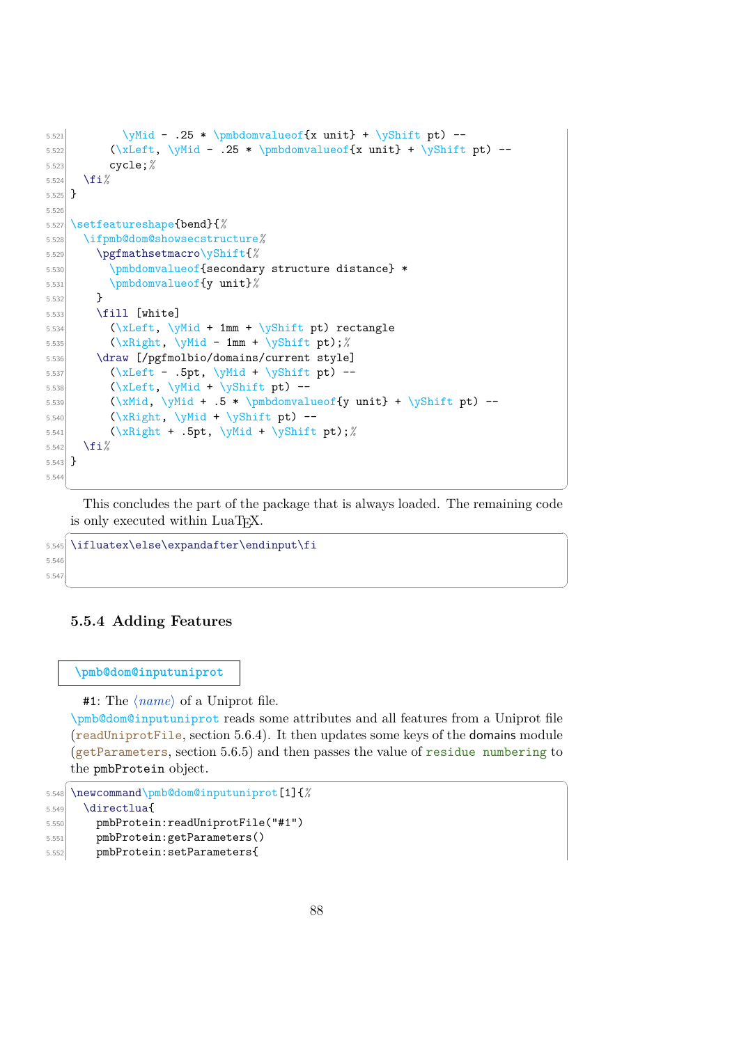```
5.521        \yMid - .25 * \pmbdomvalueof{x unit} + \yShift pt) --
5.522      (\xLeft, \yMid - .25 * \pmbdomvalueof{x unit} + \yShift pt) --
5.523      cycle;%
5.524  \fi%
5.525 }
5.526
5.527 \setfeatureshape{bend}{%
5.528   \ifpmb@dom@showsecstructure%
5.529     \pgfmathsetmacro\yShift{%
5.530       \pmbdomvalueof{secondary structure distance} *
5.531       \pmbdomvalueof{y unit}%
5.532     }
5.533     \fill [white]
5.534       (\xLeft, \yMid + 1mm + \yShift pt) rectangle
5.535       (\xRight, \yMid - 1mm + \yShift pt);%
5.536     \draw [/pgfmolbio/domains/current style]
5.537       (\xLeft - .5pt, \yMid + \yShift pt) --
5.538       (\xLeft, \yMid + \yShift pt) --
5.539       (\xMid, \yMid + .5 * \pmbdomvalueof{y unit} + \yShift pt) --
5.540       (\xRight, \yMid + \yShift pt) --
5.541       (\xRight + .5pt, \yMid + \yShift pt);%
5.542   \fi%
5.543 }
5.544
```

This concludes the part of the package that is always loaded. The remaining code is only executed within LuaTEX.

```
5.545 \ifluatex\else\expandafter\endinput\fi
5.546
5.547
```

### 5.5.4 Adding Features

`\pmb@dom@inputuniprot`

#1: The ⟨*name*⟩ of a Uniprot file.

`\pmb@dom@inputuniprot` reads some attributes and all features from a Uniprot file (`readUniprotFile`, section 5.6.4). It then updates some keys of the domains module (`getParameters`, section 5.6.5) and then passes the value of `residue numbering` to the `pmbProtein` object.

```
5.548 \newcommand\pmb@dom@inputuniprot[1]{%
5.549   \directlua{
5.550     pmbProtein:readUniprotFile("#1")
5.551     pmbProtein:getParameters()
5.552     pmbProtein:setParameters{
```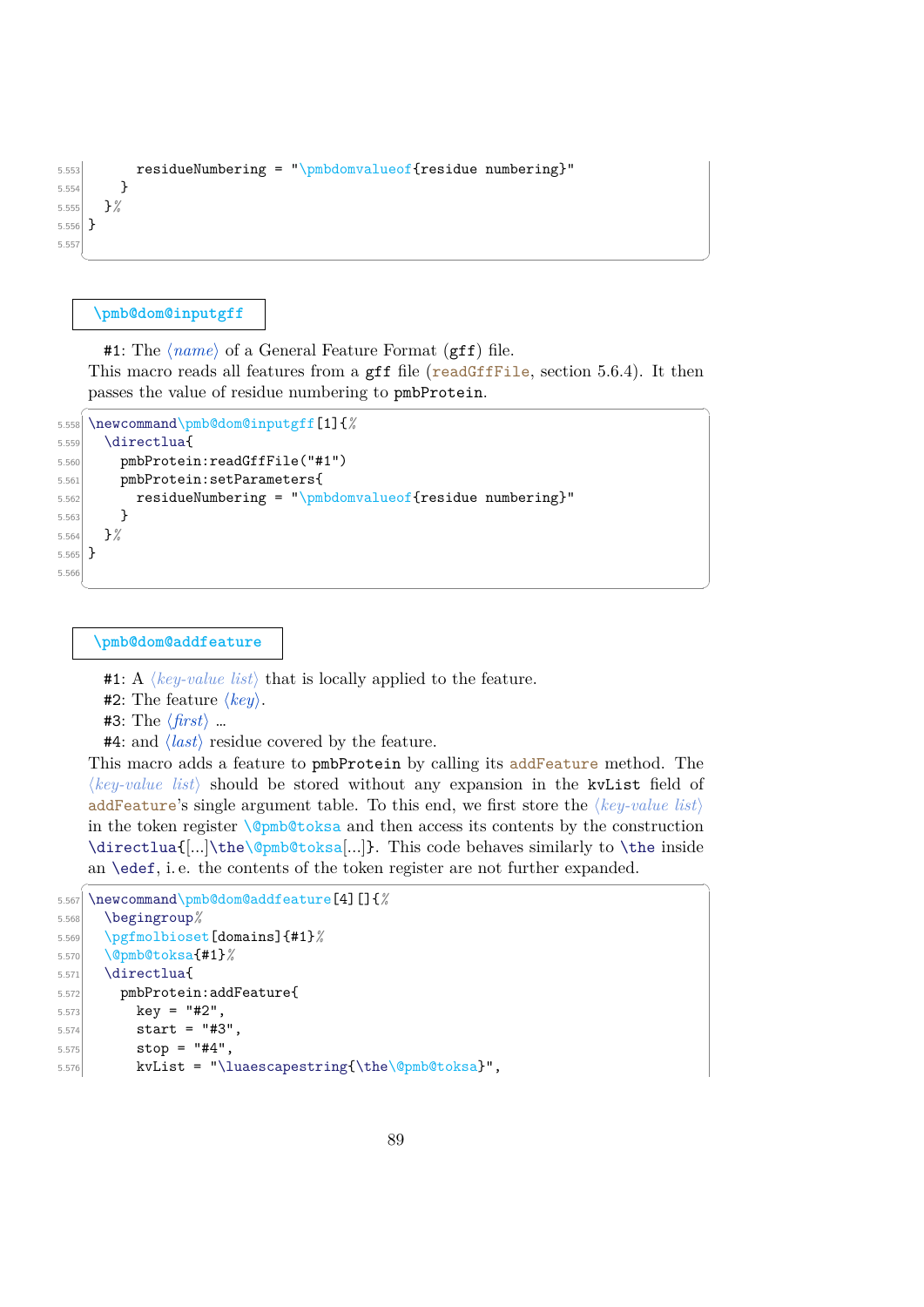```
5.553        residueNumbering = "\pmbdomvalueof{residue numbering}"
5.554      }
5.555    }%
5.556  }
5.557
```

`\pmb@dom@inputgff`

#1: The ⟨*name*⟩ of a General Feature Format (gff) file.
This macro reads all features from a gff file (readGffFile, section 5.6.4). It then passes the value of residue numbering to pmbProtein.

```
5.558  \newcommand\pmb@dom@inputgff[1]{%
5.559    \directlua{
5.560      pmbProtein:readGffFile("#1")
5.561      pmbProtein:setParameters{
5.562        residueNumbering = "\pmbdomvalueof{residue numbering}"
5.563      }
5.564    }%
5.565  }
5.566
```

`\pmb@dom@addfeature`

#1: A ⟨*key-value list*⟩ that is locally applied to the feature.
#2: The feature ⟨*key*⟩.
#3: The ⟨*first*⟩ …
#4: and ⟨*last*⟩ residue covered by the feature.
This macro adds a feature to pmbProtein by calling its addFeature method. The ⟨*key-value list*⟩ should be stored without any expansion in the kvList field of addFeature's single argument table. To this end, we first store the ⟨*key-value list*⟩ in the token register \@pmb@toksa and then access its contents by the construction \directlua{[...]\the\@pmb@toksa[...]}. This code behaves similarly to \the inside an \edef, i. e. the contents of the token register are not further expanded.

```
5.567  \newcommand\pmb@dom@addfeature[4][]{%
5.568    \begingroup%
5.569    \pgfmolbioset[domains]{#1}%
5.570    \@pmb@toksa{#1}%
5.571    \directlua{
5.572      pmbProtein:addFeature{
5.573        key = "#2",
5.574        start = "#3",
5.575        stop = "#4",
5.576        kvList = "\luaescapestring{\the\@pmb@toksa}",
```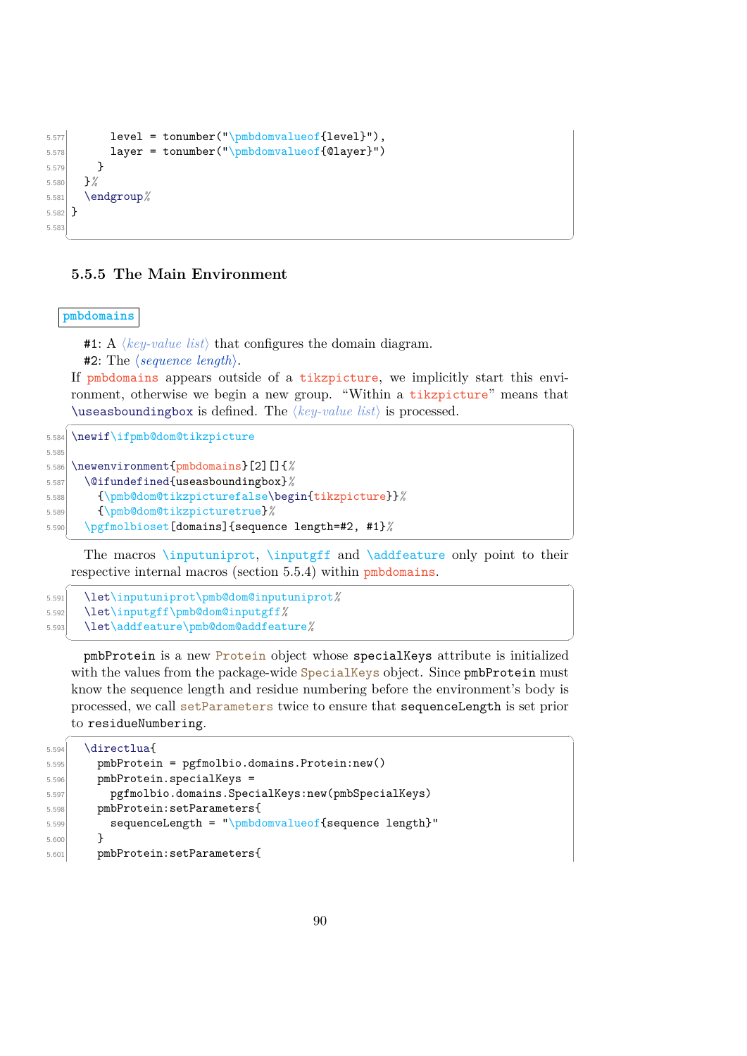```
5.577        level = tonumber("\pmbdomvalueof{level}"),
5.578        layer = tonumber("\pmbdomvalueof{@layer}")
5.579      }
5.580    }%
5.581    \endgroup%
5.582  }
5.583
```

### 5.5.5 The Main Environment

**pmbdomains**

#1: A ⟨*key-value list*⟩ that configures the domain diagram.
#2: The ⟨*sequence length*⟩.

If pmbdomains appears outside of a tikzpicture, we implicitly start this environment, otherwise we begin a new group. "Within a tikzpicture" means that \useasboundingbox is defined. The ⟨*key-value list*⟩ is processed.

```
5.584  \newif\ifpmb@dom@tikzpicture
5.585
5.586  \newenvironment{pmbdomains}[2][]{%
5.587    \@ifundefined{useasboundingbox}%
5.588      {\pmb@dom@tikzpicturefalse\begin{tikzpicture}}%
5.589      {\pmb@dom@tikzpicturetrue}%
5.590    \pgfmolbioset[domains]{sequence length=#2, #1}%
```

The macros \inputuniprot, \inputgff and \addfeature only point to their respective internal macros (section 5.5.4) within pmbdomains.

```
5.591    \let\inputuniprot\pmb@dom@inputuniprot%
5.592    \let\inputgff\pmb@dom@inputgff%
5.593    \let\addfeature\pmb@dom@addfeature%
```

pmbProtein is a new Protein object whose specialKeys attribute is initialized with the values from the package-wide SpecialKeys object. Since pmbProtein must know the sequence length and residue numbering before the environment's body is processed, we call setParameters twice to ensure that sequenceLength is set prior to residueNumbering.

```
5.594    \directlua{
5.595      pmbProtein = pgfmolbio.domains.Protein:new()
5.596      pmbProtein.specialKeys =
5.597        pgfmolbio.domains.SpecialKeys:new(pmbSpecialKeys)
5.598      pmbProtein:setParameters{
5.599        sequenceLength = "\pmbdomvalueof{sequence length}"
5.600      }
5.601      pmbProtein:setParameters{
```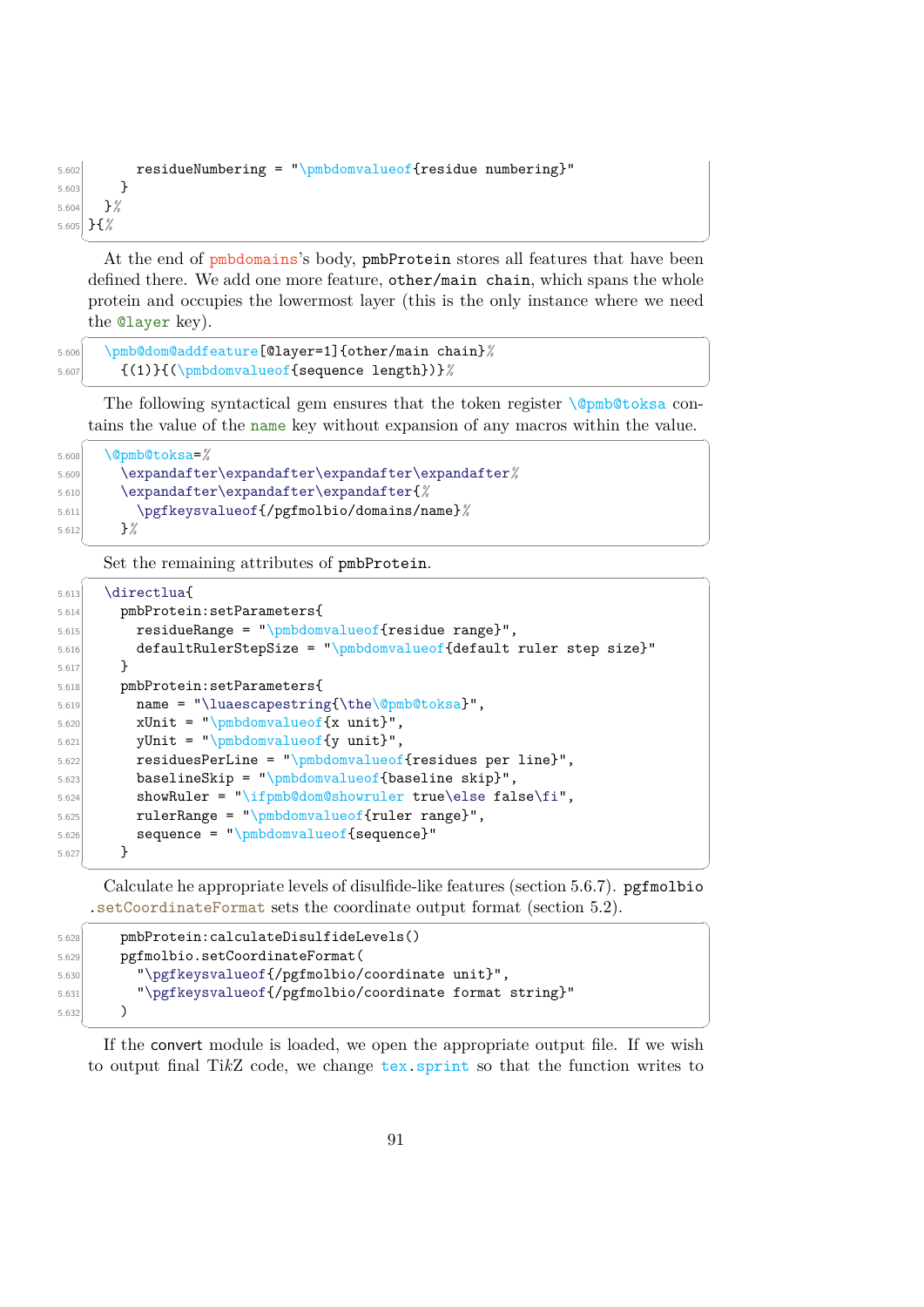```
5.602        residueNumbering = "\pmbdomvalueof{residue numbering}"
5.603      }
5.604    }%
5.605  }{%
```

At the end of pmbdomains's body, pmbProtein stores all features that have been defined there. We add one more feature, other/main chain, which spans the whole protein and occupies the lowermost layer (this is the only instance where we need the @layer key).

```
5.606    \pmb@dom@addfeature[@layer=1]{other/main chain}%
5.607      {(1)}{(\pmbdomvalueof{sequence length})}%
```

The following syntactical gem ensures that the token register \@pmb@toksa contains the value of the name key without expansion of any macros within the value.

```
5.608    \@pmb@toksa=%
5.609      \expandafter\expandafter\expandafter\expandafter%
5.610      \expandafter\expandafter\expandafter{%
5.611        \pgfkeysvalueof{/pgfmolbio/domains/name}%
5.612      }%
```

Set the remaining attributes of pmbProtein.

```
5.613    \directlua{
5.614      pmbProtein:setParameters{
5.615        residueRange = "\pmbdomvalueof{residue range}",
5.616        defaultRulerStepSize = "\pmbdomvalueof{default ruler step size}"
5.617      }
5.618      pmbProtein:setParameters{
5.619        name = "\luaescapestring{\the\@pmb@toksa}",
5.620        xUnit = "\pmbdomvalueof{x unit}",
5.621        yUnit = "\pmbdomvalueof{y unit}",
5.622        residuesPerLine = "\pmbdomvalueof{residues per line}",
5.623        baselineSkip = "\pmbdomvalueof{baseline skip}",
5.624        showRuler = "\ifpmb@dom@showruler true\else false\fi",
5.625        rulerRange = "\pmbdomvalueof{ruler range}",
5.626        sequence = "\pmbdomvalueof{sequence}"
5.627      }
```

Calculate he appropriate levels of disulfide-like features (section 5.6.7). pgfmolbio .setCoordinateFormat sets the coordinate output format (section 5.2).

```
5.628      pmbProtein:calculateDisulfideLevels()
5.629      pgfmolbio.setCoordinateFormat(
5.630        "\pgfkeysvalueof{/pgfmolbio/coordinate unit}",
5.631        "\pgfkeysvalueof{/pgfmolbio/coordinate format string}"
5.632      )
```

If the convert module is loaded, we open the appropriate output file. If we wish to output final Ti*k*Z code, we change tex.sprint so that the function writes to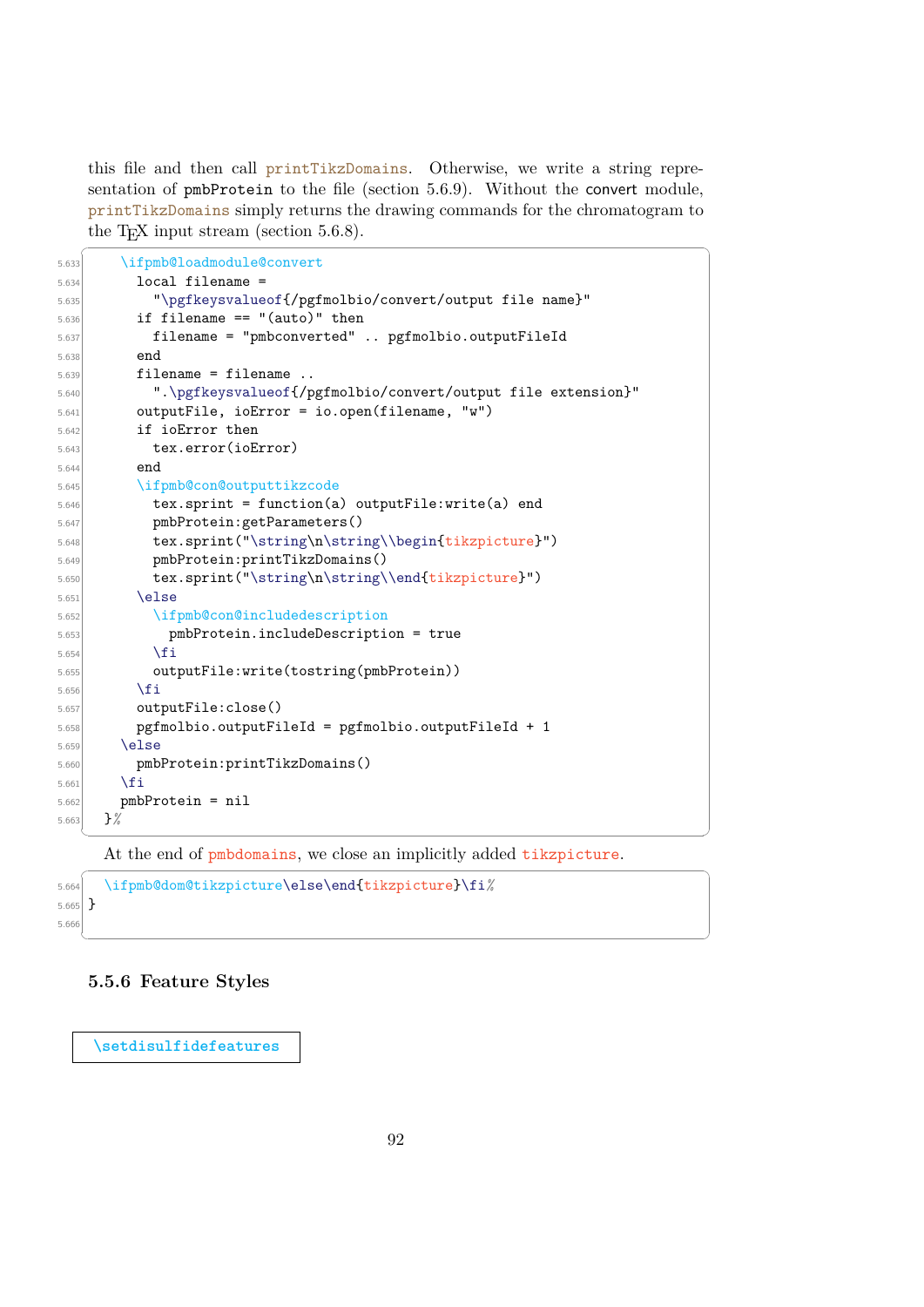this file and then call printTikzDomains. Otherwise, we write a string representation of pmbProtein to the file (section 5.6.9). Without the convert module, printTikzDomains simply returns the drawing commands for the chromatogram to the TEX input stream (section 5.6.8).

```
5.633      \ifpmb@loadmodule@convert
5.634        local filename =
5.635          "\pgfkeysvalueof{/pgfmolbio/convert/output file name}"
5.636        if filename == "(auto)" then
5.637          filename = "pmbconverted" .. pgfmolbio.outputFileId
5.638        end
5.639        filename = filename ..
5.640          ".\pgfkeysvalueof{/pgfmolbio/convert/output file extension}"
5.641        outputFile, ioError = io.open(filename, "w")
5.642        if ioError then
5.643          tex.error(ioError)
5.644        end
5.645        \ifpmb@con@outputtikzcode
5.646          tex.sprint = function(a) outputFile:write(a) end
5.647          pmbProtein:getParameters()
5.648          tex.sprint("\string\n\string\\begin{tikzpicture}")
5.649          pmbProtein:printTikzDomains()
5.650          tex.sprint("\string\n\string\\end{tikzpicture}")
5.651        \else
5.652          \ifpmb@con@includedescription
5.653            pmbProtein.includeDescription = true
5.654          \fi
5.655          outputFile:write(tostring(pmbProtein))
5.656        \fi
5.657        outputFile:close()
5.658        pgfmolbio.outputFileId = pgfmolbio.outputFileId + 1
5.659      \else
5.660        pmbProtein:printTikzDomains()
5.661      \fi
5.662      pmbProtein = nil
5.663    }%
```

At the end of pmbdomains, we close an implicitly added tikzpicture.

```
5.664    \ifpmb@dom@tikzpicture\else\end{tikzpicture}\fi%
5.665  }
5.666
```

### 5.5.6 Feature Styles

\setdisulfidefeatures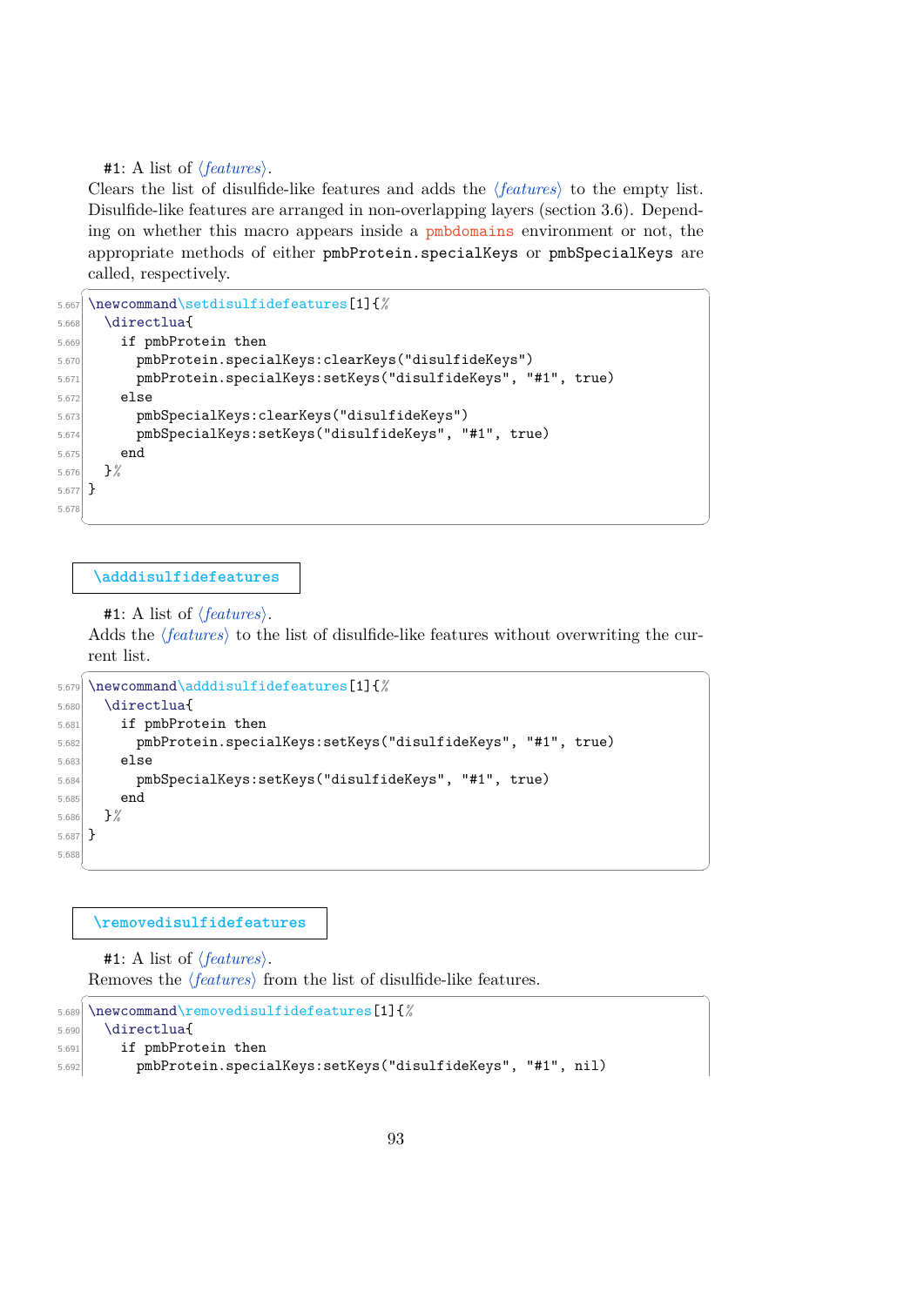#1: A list of ⟨*features*⟩.

Clears the list of disulfide-like features and adds the ⟨*features*⟩ to the empty list. Disulfide-like features are arranged in non-overlapping layers (section 3.6). Depending on whether this macro appears inside a pmbdomains environment or not, the appropriate methods of either `pmbProtein.specialKeys` or `pmbSpecialKeys` are called, respectively.

```
\newcommand\setdisulfidefeatures[1]{%
  \directlua{
    if pmbProtein then
      pmbProtein.specialKeys:clearKeys("disulfideKeys")
      pmbProtein.specialKeys:setKeys("disulfideKeys", "#1", true)
    else
      pmbSpecialKeys:clearKeys("disulfideKeys")
      pmbSpecialKeys:setKeys("disulfideKeys", "#1", true)
    end
  }%
}
```

`\adddisulfidefeatures`

#1: A list of ⟨*features*⟩.

Adds the ⟨*features*⟩ to the list of disulfide-like features without overwriting the current list.

```
\newcommand\adddisulfidefeatures[1]{%
  \directlua{
    if pmbProtein then
      pmbProtein.specialKeys:setKeys("disulfideKeys", "#1", true)
    else
      pmbSpecialKeys:setKeys("disulfideKeys", "#1", true)
    end
  }%
}
```

`\removedisulfidefeatures`

#1: A list of ⟨*features*⟩.

Removes the ⟨*features*⟩ from the list of disulfide-like features.

```
\newcommand\removedisulfidefeatures[1]{%
  \directlua{
    if pmbProtein then
      pmbProtein.specialKeys:setKeys("disulfideKeys", "#1", nil)
```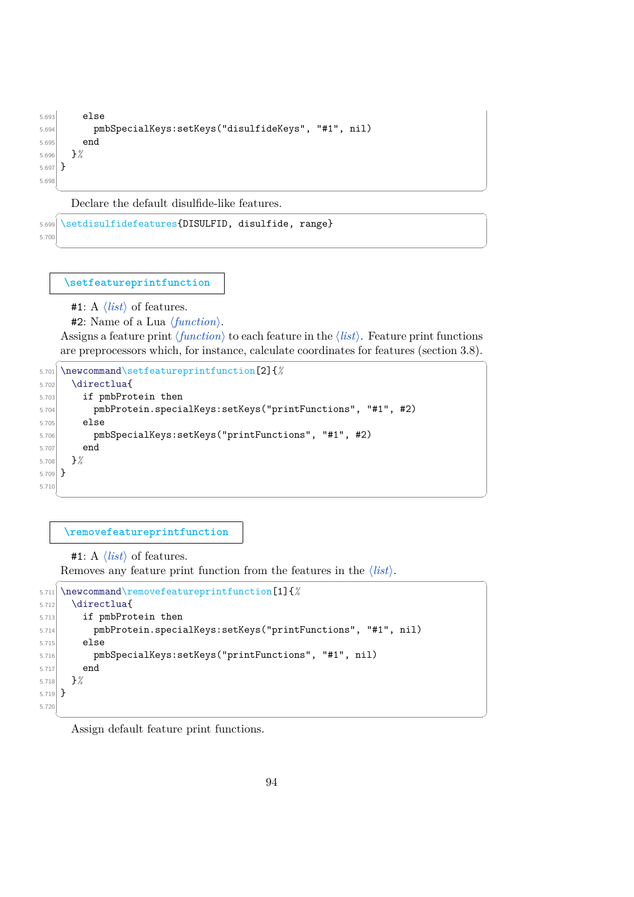```
    else
      pmbSpecialKeys:setKeys("disulfideKeys", "#1", nil)
    end
  }%
}
```

Declare the default disulfide-like features.

```
\setdisulfidefeatures{DISULFID, disulfide, range}
```

**\setfeatureprintfunction**

#1: A ⟨*list*⟩ of features.
#2: Name of a Lua ⟨*function*⟩.

Assigns a feature print ⟨*function*⟩ to each feature in the ⟨*list*⟩. Feature print functions are preprocessors which, for instance, calculate coordinates for features (section 3.8).

```
\newcommand\setfeatureprintfunction[2]{%
  \directlua{
    if pmbProtein then
      pmbProtein.specialKeys:setKeys("printFunctions", "#1", #2)
    else
      pmbSpecialKeys:setKeys("printFunctions", "#1", #2)
    end
  }%
}
```

**\removefeatureprintfunction**

#1: A ⟨*list*⟩ of features.

Removes any feature print function from the features in the ⟨*list*⟩.

```
\newcommand\removefeatureprintfunction[1]{%
  \directlua{
    if pmbProtein then
      pmbProtein.specialKeys:setKeys("printFunctions", "#1", nil)
    else
      pmbSpecialKeys:setKeys("printFunctions", "#1", nil)
    end
  }%
}
```

Assign default feature print functions.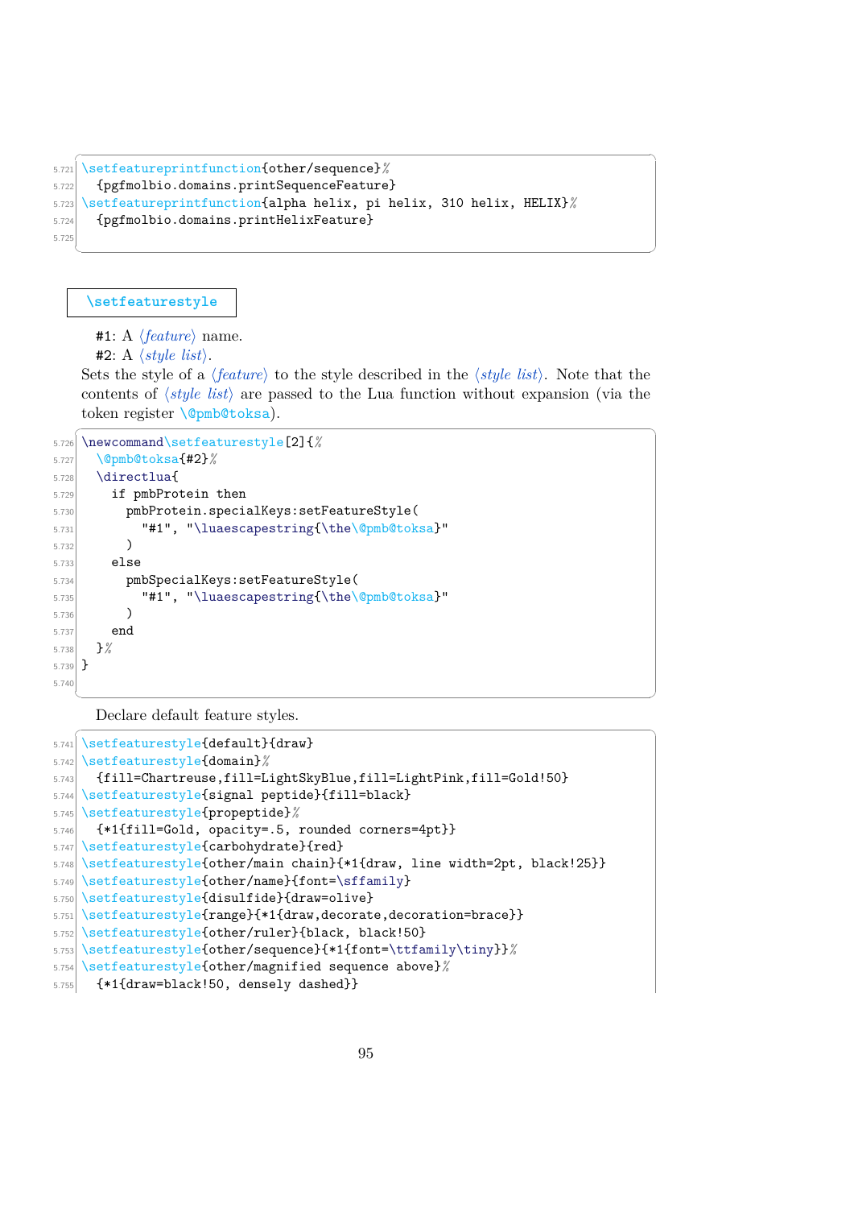```
\setfeatureprintfunction{other/sequence}%
  {pgfmolbio.domains.printSequenceFeature}
\setfeatureprintfunction{alpha helix, pi helix, 310 helix, HELIX}%
  {pgfmolbio.domains.printHelixFeature}
```

**\setfeaturestyle**

#1: A ⟨*feature*⟩ name.
#2: A ⟨*style list*⟩.

Sets the style of a ⟨*feature*⟩ to the style described in the ⟨*style list*⟩. Note that the contents of ⟨*style list*⟩ are passed to the Lua function without expansion (via the token register `\@pmb@toksa`).

```
\newcommand\setfeaturestyle[2]{%
  \@pmb@toksa{#2}%
  \directlua{
    if pmbProtein then
      pmbProtein.specialKeys:setFeatureStyle(
        "#1", "\luaescapestring{\the\@pmb@toksa}"
      )
    else
      pmbSpecialKeys:setFeatureStyle(
        "#1", "\luaescapestring{\the\@pmb@toksa}"
      )
    end
  }%
}
```

Declare default feature styles.

```
\setfeaturestyle{default}{draw}
\setfeaturestyle{domain}%
  {fill=Chartreuse,fill=LightSkyBlue,fill=LightPink,fill=Gold!50}
\setfeaturestyle{signal peptide}{fill=black}
\setfeaturestyle{propeptide}%
  {*1{fill=Gold, opacity=.5, rounded corners=4pt}}
\setfeaturestyle{carbohydrate}{red}
\setfeaturestyle{other/main chain}{*1{draw, line width=2pt, black!25}}
\setfeaturestyle{other/name}{font=\sffamily}
\setfeaturestyle{disulfide}{draw=olive}
\setfeaturestyle{range}{*1{draw,decorate,decoration=brace}}
\setfeaturestyle{other/ruler}{black, black!50}
\setfeaturestyle{other/sequence}{*1{font=\ttfamily\tiny}}%
\setfeaturestyle{other/magnified sequence above}%
  {*1{draw=black!50, densely dashed}}
```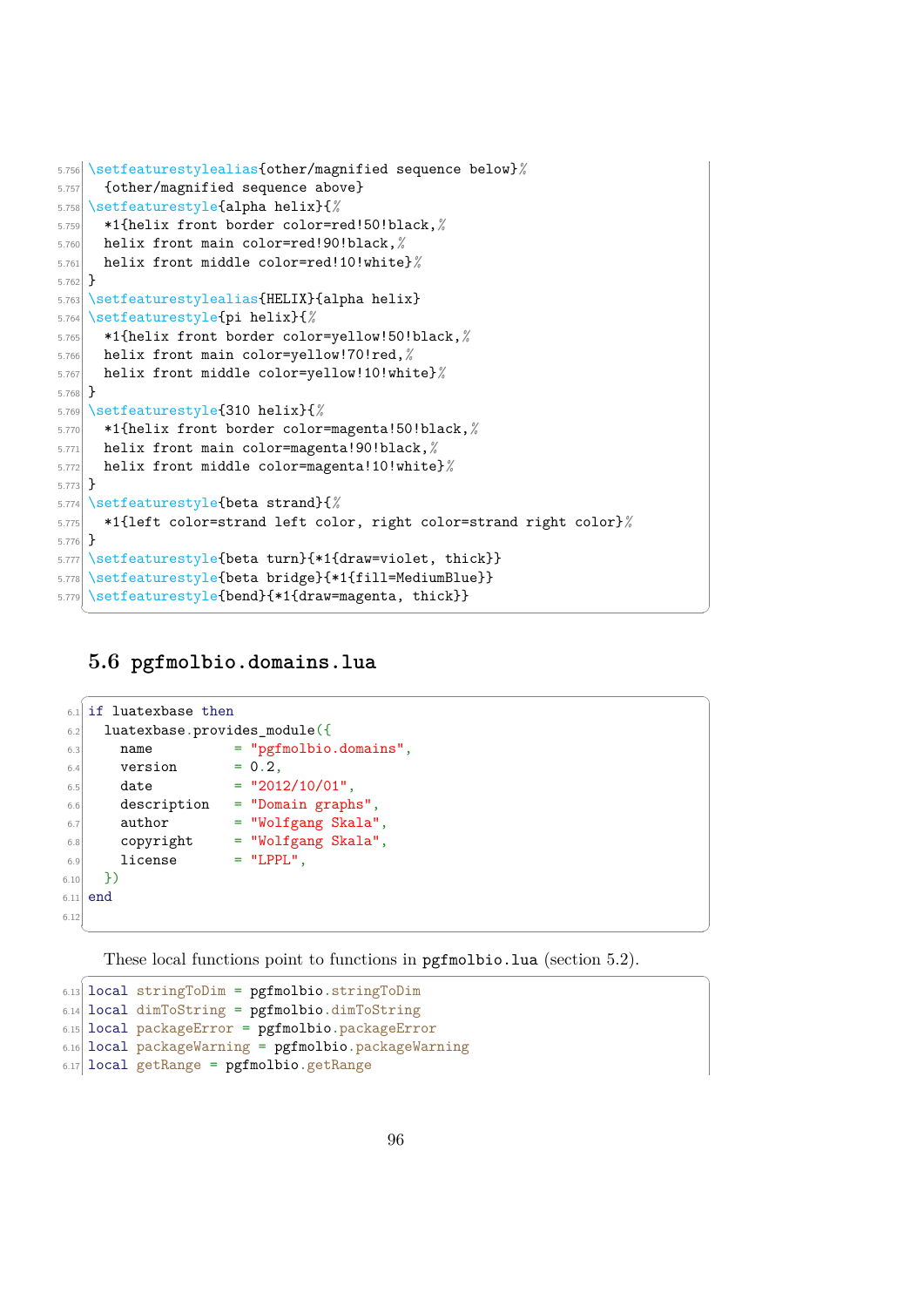```
\setfeaturestylealias{other/magnified sequence below}%
  {other/magnified sequence above}
\setfeaturestyle{alpha helix}{%
  *1{helix front border color=red!50!black,%
  helix front main color=red!90!black,%
  helix front middle color=red!10!white}%
}
\setfeaturestylealias{HELIX}{alpha helix}
\setfeaturestyle{pi helix}{%
  *1{helix front border color=yellow!50!black,%
  helix front main color=yellow!70!red,%
  helix front middle color=yellow!10!white}%
}
\setfeaturestyle{310 helix}{%
  *1{helix front border color=magenta!50!black,%
  helix front main color=magenta!90!black,%
  helix front middle color=magenta!10!white}%
}
\setfeaturestyle{beta strand}{%
  *1{left color=strand left color, right color=strand right color}%
}
\setfeaturestyle{beta turn}{*1{draw=violet, thick}}
\setfeaturestyle{beta bridge}{*1{fill=MediumBlue}}
\setfeaturestyle{bend}{*1{draw=magenta, thick}}
```

## 5.6 pgfmolbio.domains.lua

```
if luatexbase then
  luatexbase.provides_module({
    name          = "pgfmolbio.domains",
    version       = 0.2,
    date          = "2012/10/01",
    description   = "Domain graphs",
    author        = "Wolfgang Skala",
    copyright     = "Wolfgang Skala",
    license       = "LPPL",
  })
end

```

These local functions point to functions in pgfmolbio.lua (section 5.2).

```
local stringToDim = pgfmolbio.stringToDim
local dimToString = pgfmolbio.dimToString
local packageError = pgfmolbio.packageError
local packageWarning = pgfmolbio.packageWarning
local getRange = pgfmolbio.getRange
```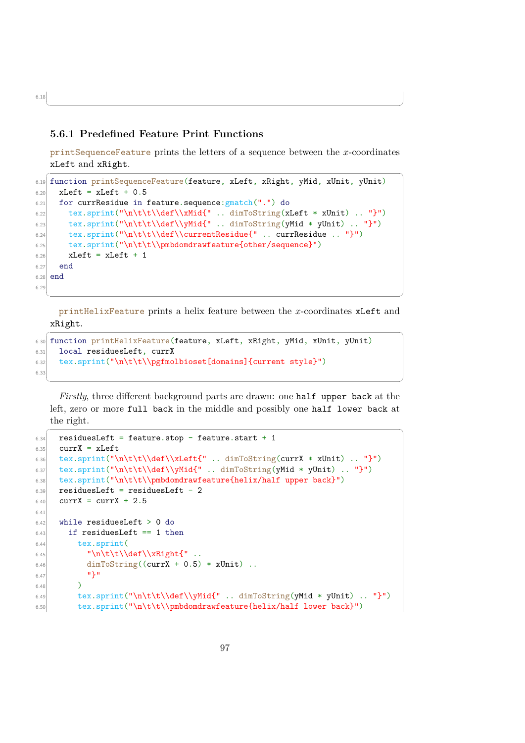### 5.6.1 Predefined Feature Print Functions

printSequenceFeature prints the letters of a sequence between the $x$-coordinates xLeft and xRight.

```
function printSequenceFeature(feature, xLeft, xRight, yMid, xUnit, yUnit)
  xLeft = xLeft + 0.5
  for currResidue in feature.sequence:gmatch(".") do
    tex.sprint("\n\t\t\\def\\xMid{" .. dimToString(xLeft * xUnit) .. "}")
    tex.sprint("\n\t\t\\def\\yMid{" .. dimToString(yMid * yUnit) .. "}")
    tex.sprint("\n\t\t\\def\\currentResidue{" .. currResidue .. "}")
    tex.sprint("\n\t\t\\pmbdomdrawfeature{other/sequence}")
    xLeft = xLeft + 1
  end
end

```

printHelixFeature prints a helix feature between the $x$-coordinates xLeft and xRight.

```
function printHelixFeature(feature, xLeft, xRight, yMid, xUnit, yUnit)
  local residuesLeft, currX
  tex.sprint("\n\t\t\\pgfmolbioset[domains]{current style}")

```

*Firstly*, three different background parts are drawn: one half upper back at the left, zero or more full back in the middle and possibly one half lower back at the right.

```
  residuesLeft = feature.stop - feature.start + 1
  currX = xLeft
  tex.sprint("\n\t\t\\def\\xLeft{" .. dimToString(currX * xUnit) .. "}")
  tex.sprint("\n\t\t\\def\\yMid{" .. dimToString(yMid * yUnit) .. "}")
  tex.sprint("\n\t\t\\pmbdomdrawfeature{helix/half upper back}")
  residuesLeft = residuesLeft - 2
  currX = currX + 2.5

  while residuesLeft > 0 do
    if residuesLeft == 1 then
      tex.sprint(
        "\n\t\t\\def\\xRight{" ..
        dimToString((currX + 0.5) * xUnit) ..
        "}"
      )
      tex.sprint("\n\t\t\\def\\yMid{" .. dimToString(yMid * yUnit) .. "}")
      tex.sprint("\n\t\t\\pmbdomdrawfeature{helix/half lower back}")
```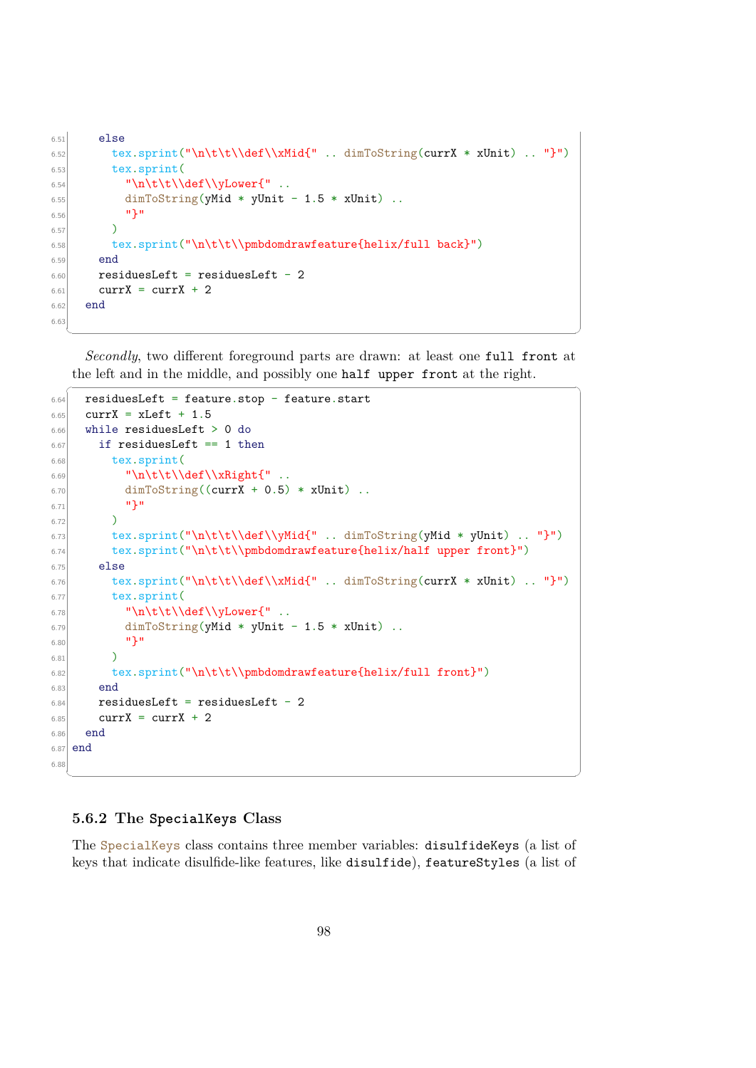```
    else
      tex.sprint("\n\t\t\\def\\xMid{" .. dimToString(currX * xUnit) .. "}")
      tex.sprint(
        "\n\t\t\\def\\yLower{" ..
        dimToString(yMid * yUnit - 1.5 * xUnit) ..
        "}"
      )
      tex.sprint("\n\t\t\\pmbdomdrawfeature{helix/full back}")
    end
    residuesLeft = residuesLeft - 2
    currX = currX + 2
  end
```

*Secondly*, two different foreground parts are drawn: at least one `full front` at the left and in the middle, and possibly one `half upper front` at the right.

```
  residuesLeft = feature.stop - feature.start
  currX = xLeft + 1.5
  while residuesLeft > 0 do
    if residuesLeft == 1 then
      tex.sprint(
        "\n\t\t\\def\\xRight{" ..
        dimToString((currX + 0.5) * xUnit) ..
        "}"
      )
      tex.sprint("\n\t\t\\def\\yMid{" .. dimToString(yMid * yUnit) .. "}")
      tex.sprint("\n\t\t\\pmbdomdrawfeature{helix/half upper front}")
    else
      tex.sprint("\n\t\t\\def\\xMid{" .. dimToString(currX * xUnit) .. "}")
      tex.sprint(
        "\n\t\t\\def\\yLower{" ..
        dimToString(yMid * yUnit - 1.5 * xUnit) ..
        "}"
      )
      tex.sprint("\n\t\t\\pmbdomdrawfeature{helix/full front}")
    end
    residuesLeft = residuesLeft - 2
    currX = currX + 2
  end
end
```

### 5.6.2 The `SpecialKeys` Class

The `SpecialKeys` class contains three member variables: `disulfideKeys` (a list of keys that indicate disulfide-like features, like `disulfide`), `featureStyles` (a list of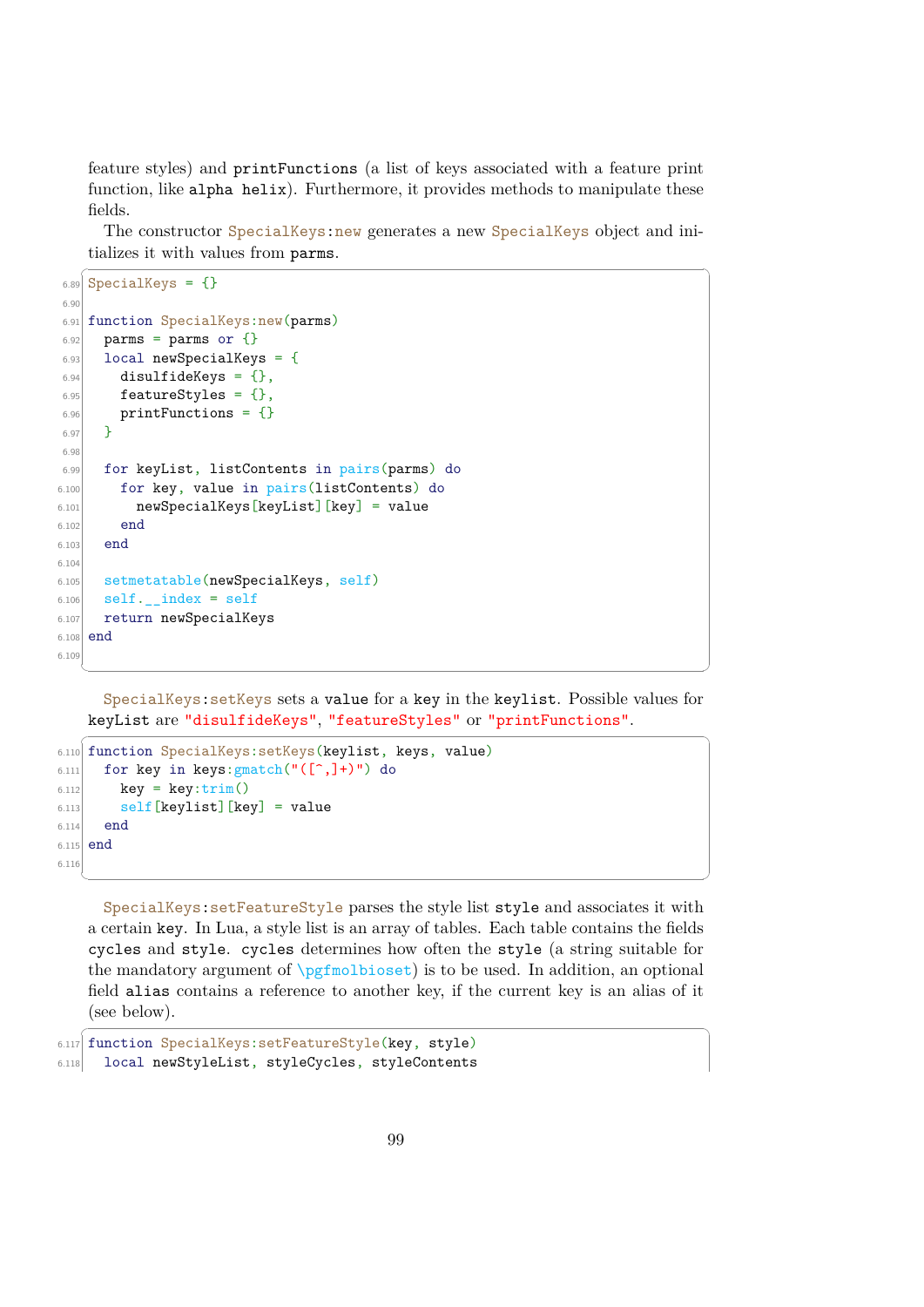feature styles) and `printFunctions` (a list of keys associated with a feature print function, like `alpha helix`). Furthermore, it provides methods to manipulate these fields.

The constructor `SpecialKeys:new` generates a new `SpecialKeys` object and initializes it with values from `parms`.

```
6.89  SpecialKeys = {}
6.90
6.91  function SpecialKeys:new(parms)
6.92    parms = parms or {}
6.93    local newSpecialKeys = {
6.94      disulfideKeys = {},
6.95      featureStyles = {},
6.96      printFunctions = {}
6.97    }
6.98
6.99    for keyList, listContents in pairs(parms) do
6.100     for key, value in pairs(listContents) do
6.101       newSpecialKeys[keyList][key] = value
6.102     end
6.103   end
6.104
6.105   setmetatable(newSpecialKeys, self)
6.106   self.__index = self
6.107   return newSpecialKeys
6.108 end
6.109
```

`SpecialKeys:setKeys` sets a `value` for a `key` in the `keylist`. Possible values for `keyList` are `"disulfideKeys"`, `"featureStyles"` or `"printFunctions"`.

```
6.110 function SpecialKeys:setKeys(keylist, keys, value)
6.111   for key in keys:gmatch("([^,]+)") do
6.112     key = key:trim()
6.113     self[keylist][key] = value
6.114   end
6.115 end
6.116
```

`SpecialKeys:setFeatureStyle` parses the style list `style` and associates it with a certain `key`. In Lua, a style list is an array of tables. Each table contains the fields `cycles` and `style`. `cycles` determines how often the `style` (a string suitable for the mandatory argument of `\pgfmolbioset`) is to be used. In addition, an optional field `alias` contains a reference to another key, if the current key is an alias of it (see below).

```
6.117 function SpecialKeys:setFeatureStyle(key, style)
6.118   local newStyleList, styleCycles, styleContents
```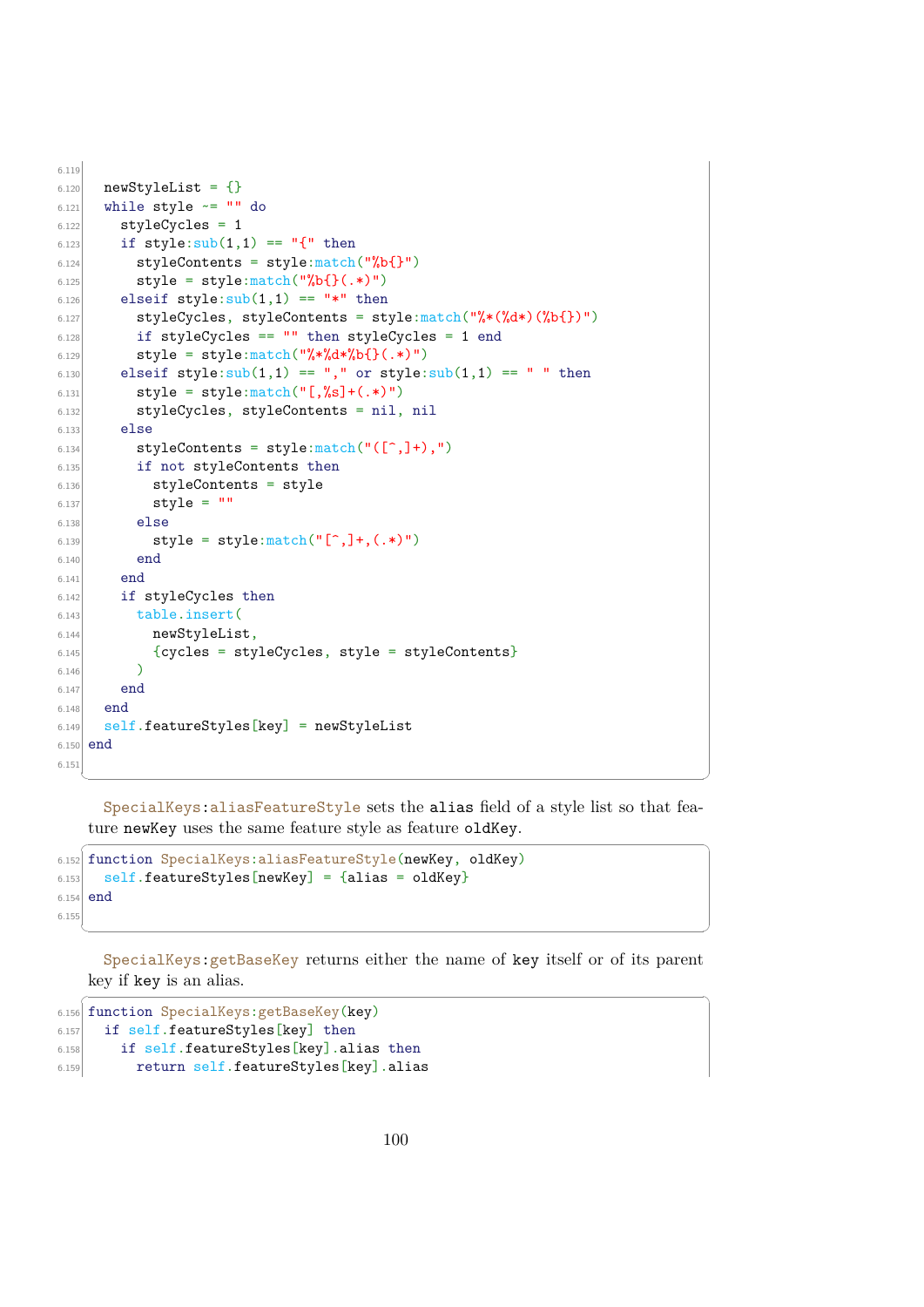```
  newStyleList = {}
  while style ~= "" do
    styleCycles = 1
    if style:sub(1,1) == "{" then
      styleContents = style:match("%b{}")
      style = style:match("%b{}(.*)")
    elseif style:sub(1,1) == "*" then
      styleCycles, styleContents = style:match("%*(%d*)(%b{})")
      if styleCycles == "" then styleCycles = 1 end
      style = style:match("%*%d*%b{}(.*)")
    elseif style:sub(1,1) == "," or style:sub(1,1) == " " then
      style = style:match("[,%s]+(.*)")
      styleCycles, styleContents = nil, nil
    else
      styleContents = style:match("([^,]+),")
      if not styleContents then
        styleContents = style
        style = ""
      else
        style = style:match("[^,]+,(.*)")
      end
    end
    if styleCycles then
      table.insert(
        newStyleList,
        {cycles = styleCycles, style = styleContents}
      )
    end
  end
  self.featureStyles[key] = newStyleList
end
```

SpecialKeys:aliasFeatureStyle sets the alias field of a style list so that feature newKey uses the same feature style as feature oldKey.

```
function SpecialKeys:aliasFeatureStyle(newKey, oldKey)
  self.featureStyles[newKey] = {alias = oldKey}
end
```

SpecialKeys:getBaseKey returns either the name of key itself or of its parent key if key is an alias.

```
function SpecialKeys:getBaseKey(key)
  if self.featureStyles[key] then
    if self.featureStyles[key].alias then
      return self.featureStyles[key].alias
```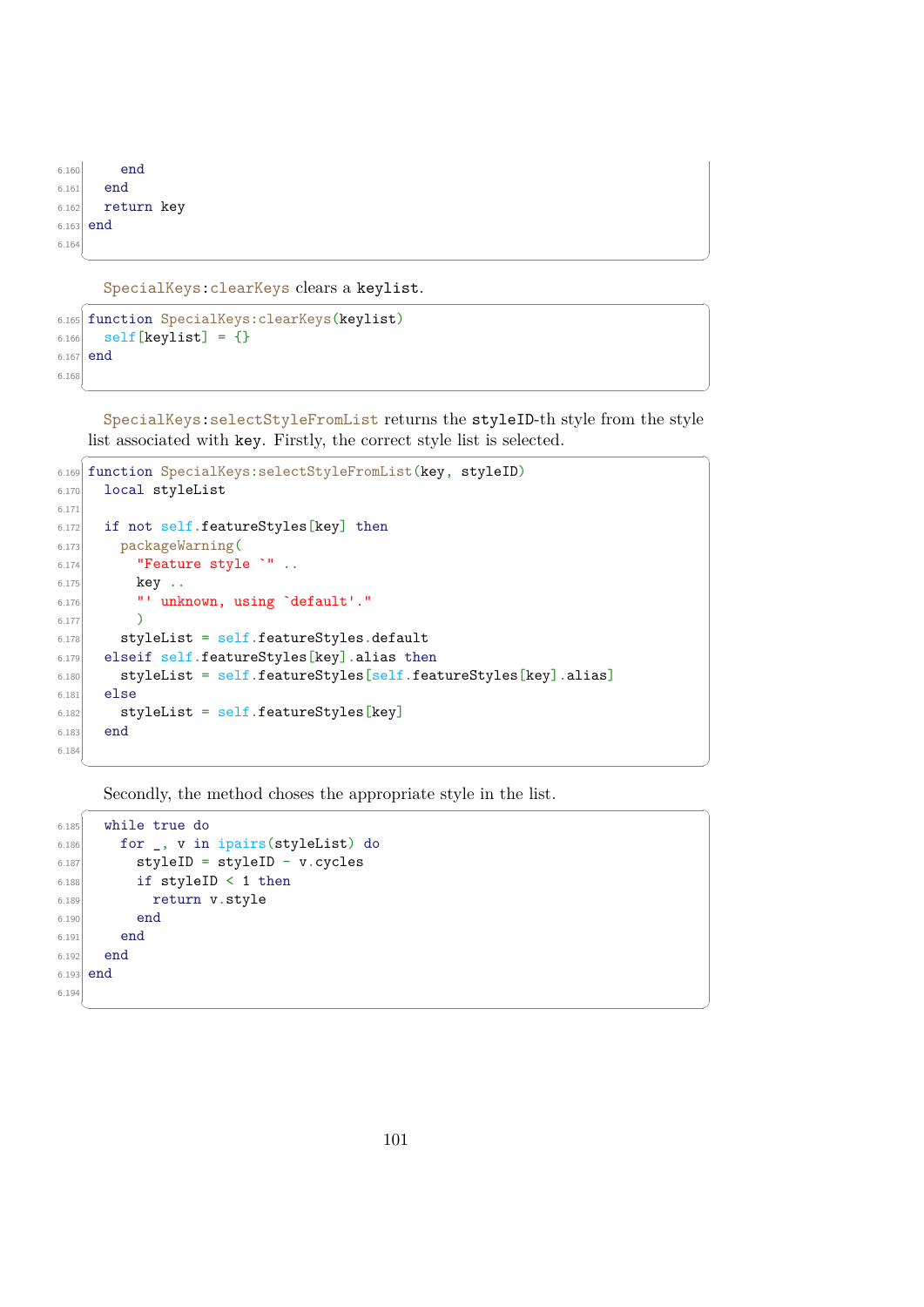```
    end
  end
  return key
end
```

SpecialKeys:clearKeys clears a keylist.

```
function SpecialKeys:clearKeys(keylist)
  self[keylist] = {}
end
```

SpecialKeys:selectStyleFromList returns the styleID-th style from the style list associated with key. Firstly, the correct style list is selected.

```
function SpecialKeys:selectStyleFromList(key, styleID)
  local styleList

  if not self.featureStyles[key] then
    packageWarning(
      "Feature style `" ..
      key ..
      "' unknown, using `default'."
      )
    styleList = self.featureStyles.default
  elseif self.featureStyles[key].alias then
    styleList = self.featureStyles[self.featureStyles[key].alias]
  else
    styleList = self.featureStyles[key]
  end
```

Secondly, the method choses the appropriate style in the list.

```
  while true do
    for _, v in ipairs(styleList) do
      styleID = styleID - v.cycles
      if styleID < 1 then
        return v.style
      end
    end
  end
end
```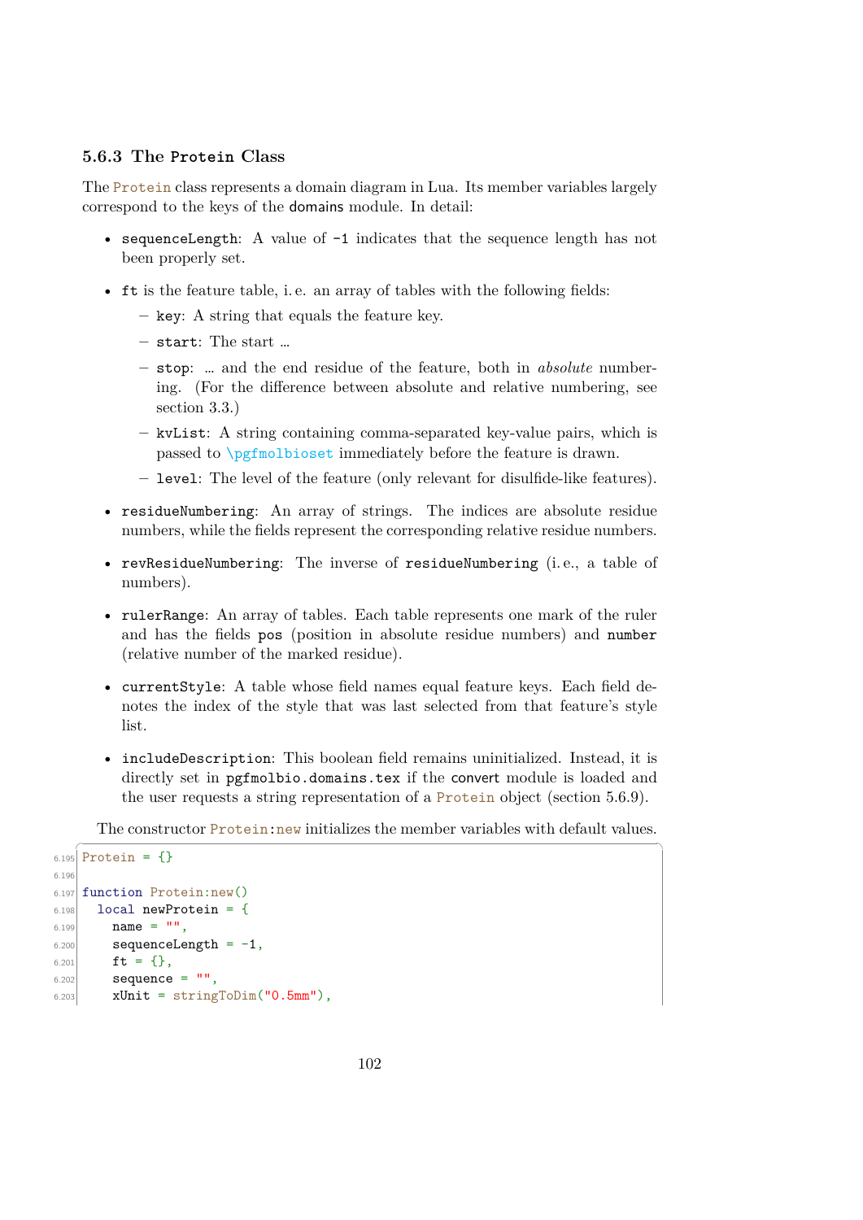### 5.6.3 The Protein Class

The Protein class represents a domain diagram in Lua. Its member variables largely correspond to the keys of the domains module. In detail:

- sequenceLength: A value of -1 indicates that the sequence length has not been properly set.
- ft is the feature table, i. e. an array of tables with the following fields:
  - key: A string that equals the feature key.
  - start: The start …
  - stop: … and the end residue of the feature, both in *absolute* numbering. (For the difference between absolute and relative numbering, see section 3.3.)
  - kvList: A string containing comma-separated key-value pairs, which is passed to \pgfmolbioset immediately before the feature is drawn.
  - level: The level of the feature (only relevant for disulfide-like features).
- residueNumbering: An array of strings. The indices are absolute residue numbers, while the fields represent the corresponding relative residue numbers.
- revResidueNumbering: The inverse of residueNumbering (i. e., a table of numbers).
- rulerRange: An array of tables. Each table represents one mark of the ruler and has the fields pos (position in absolute residue numbers) and number (relative number of the marked residue).
- currentStyle: A table whose field names equal feature keys. Each field denotes the index of the style that was last selected from that feature's style list.
- includeDescription: This boolean field remains uninitialized. Instead, it is directly set in pgfmolbio.domains.tex if the convert module is loaded and the user requests a string representation of a Protein object (section 5.6.9).

The constructor Protein:new initializes the member variables with default values.

```
6.195 Protein = {}
6.196
6.197 function Protein:new()
6.198   local newProtein = {
6.199     name = "",
6.200     sequenceLength = -1,
6.201     ft = {},
6.202     sequence = "",
6.203     xUnit = stringToDim("0.5mm"),
```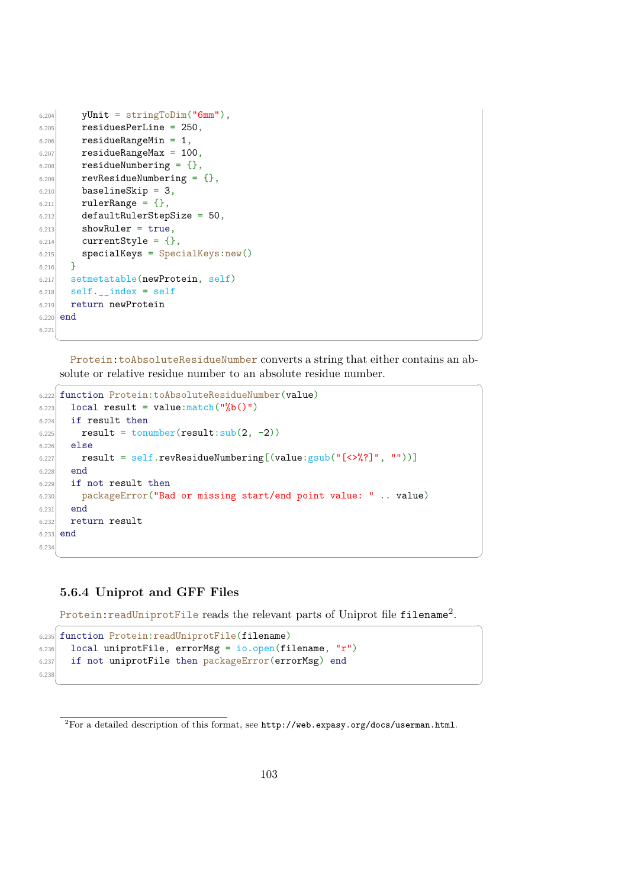```
6.204    yUnit = stringToDim("6mm"),
6.205    residuesPerLine = 250,
6.206    residueRangeMin = 1,
6.207    residueRangeMax = 100,
6.208    residueNumbering = {},
6.209    revResidueNumbering = {},
6.210    baselineSkip = 3,
6.211    rulerRange = {},
6.212    defaultRulerStepSize = 50,
6.213    showRuler = true,
6.214    currentStyle = {},
6.215    specialKeys = SpecialKeys:new()
6.216  }
6.217  setmetatable(newProtein, self)
6.218  self.__index = self
6.219  return newProtein
6.220 end
6.221
```

Protein:toAbsoluteResidueNumber converts a string that either contains an absolute or relative residue number to an absolute residue number.

```
6.222 function Protein:toAbsoluteResidueNumber(value)
6.223   local result = value:match("%b()")
6.224   if result then
6.225     result = tonumber(result:sub(2, -2))
6.226   else
6.227     result = self.revResidueNumbering[(value:gsub("[<>%?]", ""))]
6.228   end
6.229   if not result then
6.230     packageError("Bad or missing start/end point value: " .. value)
6.231   end
6.232   return result
6.233 end
6.234
```

### 5.6.4 Uniprot and GFF Files

Protein:readUniprotFile reads the relevant parts of Uniprot file filename[2].

```
6.235 function Protein:readUniprotFile(filename)
6.236   local uniprotFile, errorMsg = io.open(filename, "r")
6.237   if not uniprotFile then packageError(errorMsg) end
6.238
```

[2]For a detailed description of this format, see http://web.expasy.org/docs/userman.html.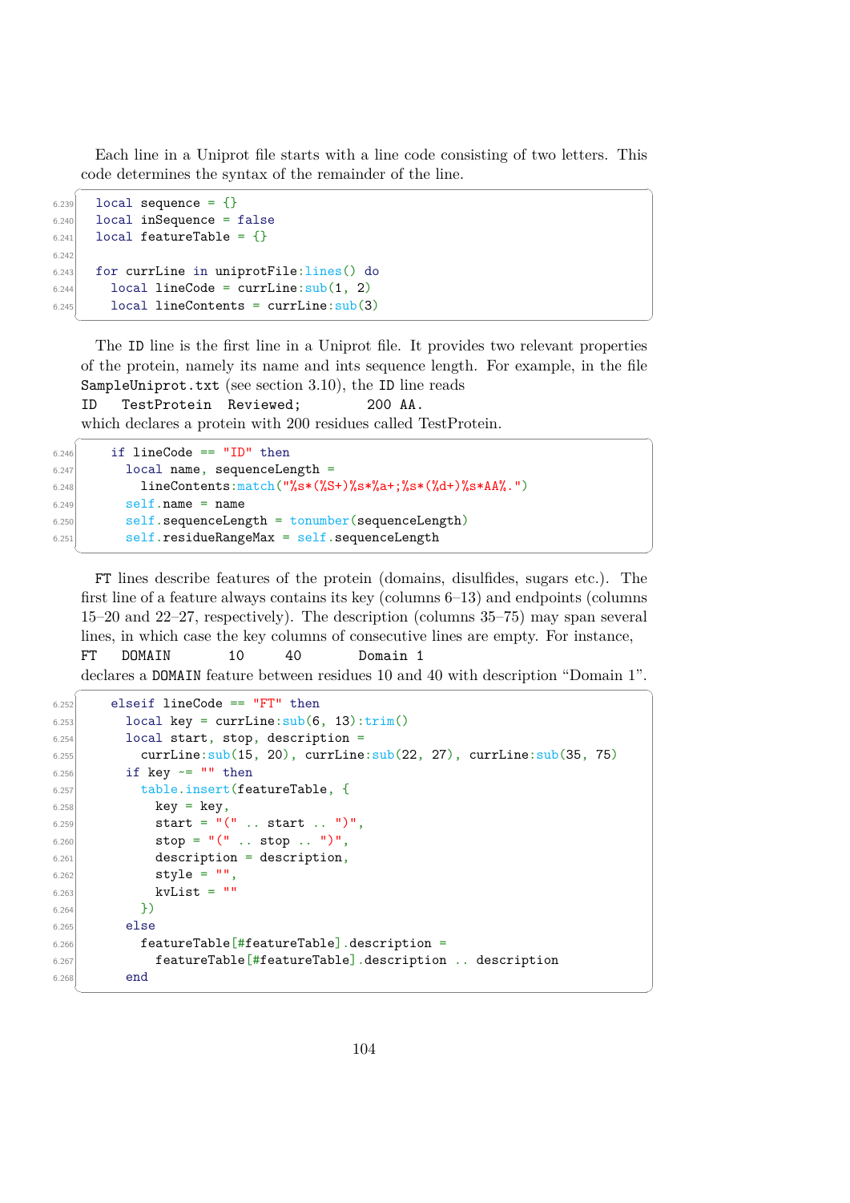Each line in a Uniprot file starts with a line code consisting of two letters. This code determines the syntax of the remainder of the line.

```
local sequence = {}
local inSequence = false
local featureTable = {}

for currLine in uniprotFile:lines() do
  local lineCode = currLine:sub(1, 2)
  local lineContents = currLine:sub(3)
```

The ID line is the first line in a Uniprot file. It provides two relevant properties of the protein, namely its name and ints sequence length. For example, in the file SampleUniprot.txt (see section 3.10), the ID line reads

```
ID   TestProtein  Reviewed;         200 AA.
```

which declares a protein with 200 residues called TestProtein.

```
  if lineCode == "ID" then
    local name, sequenceLength =
      lineContents:match("%s*(%S+)%s*%a+;%s*(%d+)%s*AA%.")
    self.name = name
    self.sequenceLength = tonumber(sequenceLength)
    self.residueRangeMax = self.sequenceLength
```

FT lines describe features of the protein (domains, disulfides, sugars etc.). The first line of a feature always contains its key (columns 6–13) and endpoints (columns 15–20 and 22–27, respectively). The description (columns 35–75) may span several lines, in which case the key columns of consecutive lines are empty. For instance,

```
FT   DOMAIN       10     40       Domain 1
```

declares a DOMAIN feature between residues 10 and 40 with description “Domain 1”.

```
  elseif lineCode == "FT" then
    local key = currLine:sub(6, 13):trim()
    local start, stop, description =
      currLine:sub(15, 20), currLine:sub(22, 27), currLine:sub(35, 75)
    if key ~= "" then
      table.insert(featureTable, {
        key = key,
        start = "(" .. start .. ")",
        stop = "(" .. stop .. ")",
        description = description,
        style = "",
        kvList = ""
      })
    else
      featureTable[#featureTable].description =
        featureTable[#featureTable].description .. description
    end
```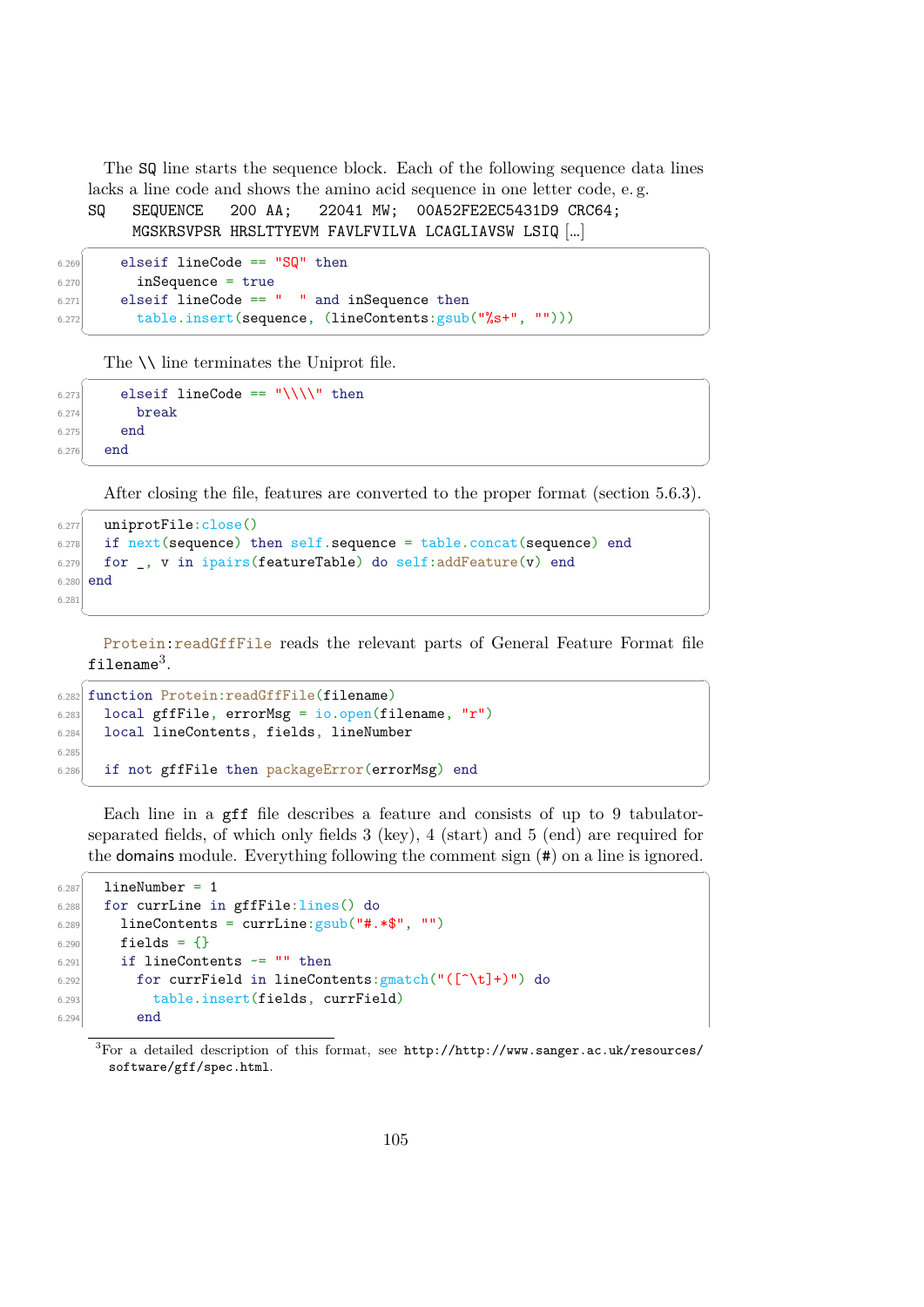The SQ line starts the sequence block. Each of the following sequence data lines lacks a line code and shows the amino acid sequence in one letter code, e. g.

```
SQ   SEQUENCE   200 AA;   22041 MW;  00A52FE2EC5431D9 CRC64;
     MGSKRSVPSR HRSLTTYEVM FAVLFVILVA LCAGLIAVSW LSIQ [...]
```

```
6.269      elseif lineCode == "SQ" then
6.270        inSequence = true
6.271      elseif lineCode == "  " and inSequence then
6.272        table.insert(sequence, (lineContents:gsub("%s+", "")))
```

The \\ line terminates the Uniprot file.

```
6.273      elseif lineCode == "\\\\" then
6.274        break
6.275      end
6.276    end
```

After closing the file, features are converted to the proper format (section 5.6.3).

```
6.277    uniprotFile:close()
6.278    if next(sequence) then self.sequence = table.concat(sequence) end
6.279    for _, v in ipairs(featureTable) do self:addFeature(v) end
6.280  end
6.281
```

Protein:readGffFile reads the relevant parts of General Feature Format file filename[3].

```
6.282  function Protein:readGffFile(filename)
6.283    local gffFile, errorMsg = io.open(filename, "r")
6.284    local lineContents, fields, lineNumber
6.285
6.286    if not gffFile then packageError(errorMsg) end
```

Each line in a gff file describes a feature and consists of up to 9 tabulator-separated fields, of which only fields 3 (key), 4 (start) and 5 (end) are required for the domains module. Everything following the comment sign (#) on a line is ignored.

```
6.287    lineNumber = 1
6.288    for currLine in gffFile:lines() do
6.289      lineContents = currLine:gsub("#.*$", "")
6.290      fields = {}
6.291      if lineContents ~= "" then
6.292        for currField in lineContents:gmatch("([^\t]+)") do
6.293          table.insert(fields, currField)
6.294        end
```

[3] For a detailed description of this format, see http://http://www.sanger.ac.uk/resources/software/gff/spec.html.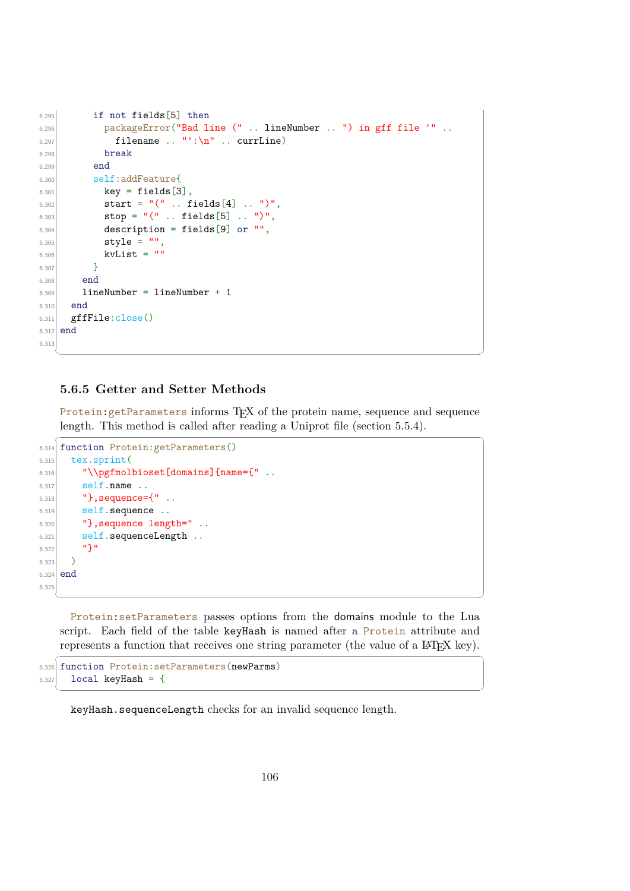```
6.295      if not fields[5] then
6.296        packageError("Bad line (" .. lineNumber .. ") in gff file '" ..
6.297          filename .. "':\n" .. currLine)
6.298        break
6.299      end
6.300      self:addFeature{
6.301        key = fields[3],
6.302        start = "(" .. fields[4] .. ")",
6.303        stop = "(" .. fields[5] .. ")",
6.304        description = fields[9] or "",
6.305        style = "",
6.306        kvList = ""
6.307      }
6.308    end
6.309    lineNumber = lineNumber + 1
6.310  end
6.311  gffFile:close()
6.312 end
6.313
```

### 5.6.5 Getter and Setter Methods

Protein:getParameters informs TEX of the protein name, sequence and sequence length. This method is called after reading a Uniprot file (section 5.5.4).

```
6.314 function Protein:getParameters()
6.315   tex.sprint(
6.316     "\\pgfmolbioset[domains]{name={" ..
6.317     self.name ..
6.318     "},sequence={" ..
6.319     self.sequence ..
6.320     "},sequence length=" ..
6.321     self.sequenceLength ..
6.322     "}"
6.323   )
6.324 end
6.325
```

Protein:setParameters passes options from the domains module to the Lua script. Each field of the table keyHash is named after a Protein attribute and represents a function that receives one string parameter (the value of a LATEX key).

```
6.326 function Protein:setParameters(newParms)
6.327   local keyHash = {
```

keyHash.sequenceLength checks for an invalid sequence length.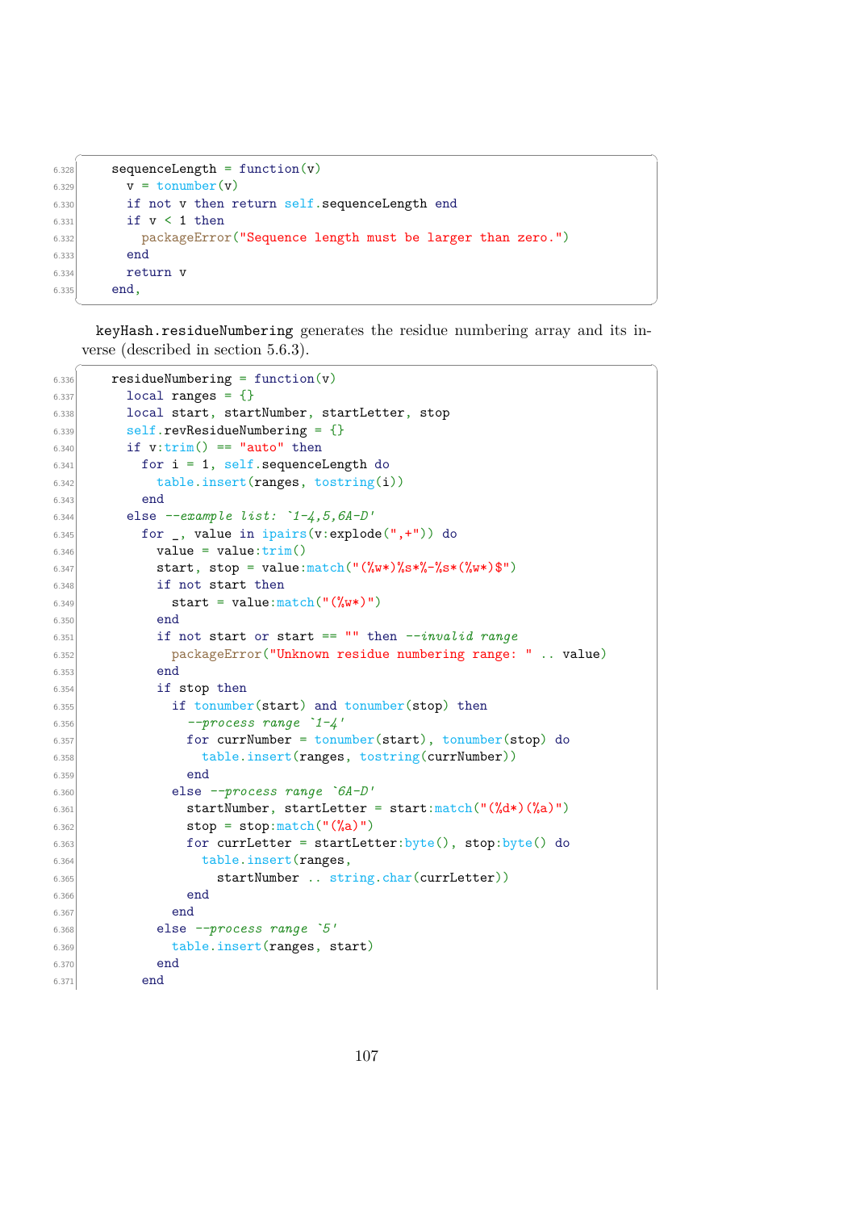```
6.328    sequenceLength = function(v)
6.329      v = tonumber(v)
6.330      if not v then return self.sequenceLength end
6.331      if v < 1 then
6.332        packageError("Sequence length must be larger than zero.")
6.333      end
6.334      return v
6.335    end,
```

keyHash.residueNumbering generates the residue numbering array and its inverse (described in section 5.6.3).

```
6.336    residueNumbering = function(v)
6.337      local ranges = {}
6.338      local start, startNumber, startLetter, stop
6.339      self.revResidueNumbering = {}
6.340      if v:trim() == "auto" then
6.341        for i = 1, self.sequenceLength do
6.342          table.insert(ranges, tostring(i))
6.343        end
6.344      else --example list: `1-4,5,6A-D'
6.345        for _, value in ipairs(v:explode(",+")) do
6.346          value = value:trim()
6.347          start, stop = value:match("(%w*)%s*%-%s*(%w*)$")
6.348          if not start then
6.349            start = value:match("(%w*)")
6.350          end
6.351          if not start or start == "" then --invalid range
6.352            packageError("Unknown residue numbering range: " .. value)
6.353          end
6.354          if stop then
6.355            if tonumber(start) and tonumber(stop) then
6.356              --process range `1-4'
6.357              for currNumber = tonumber(start), tonumber(stop) do
6.358                table.insert(ranges, tostring(currNumber))
6.359              end
6.360            else --process range `6A-D'
6.361              startNumber, startLetter = start:match("(%d*)(%a)")
6.362              stop = stop:match("(%a)")
6.363              for currLetter = startLetter:byte(), stop:byte() do
6.364                table.insert(ranges,
6.365                  startNumber .. string.char(currLetter))
6.366              end
6.367            end
6.368          else --process range `5'
6.369            table.insert(ranges, start)
6.370          end
6.371        end
```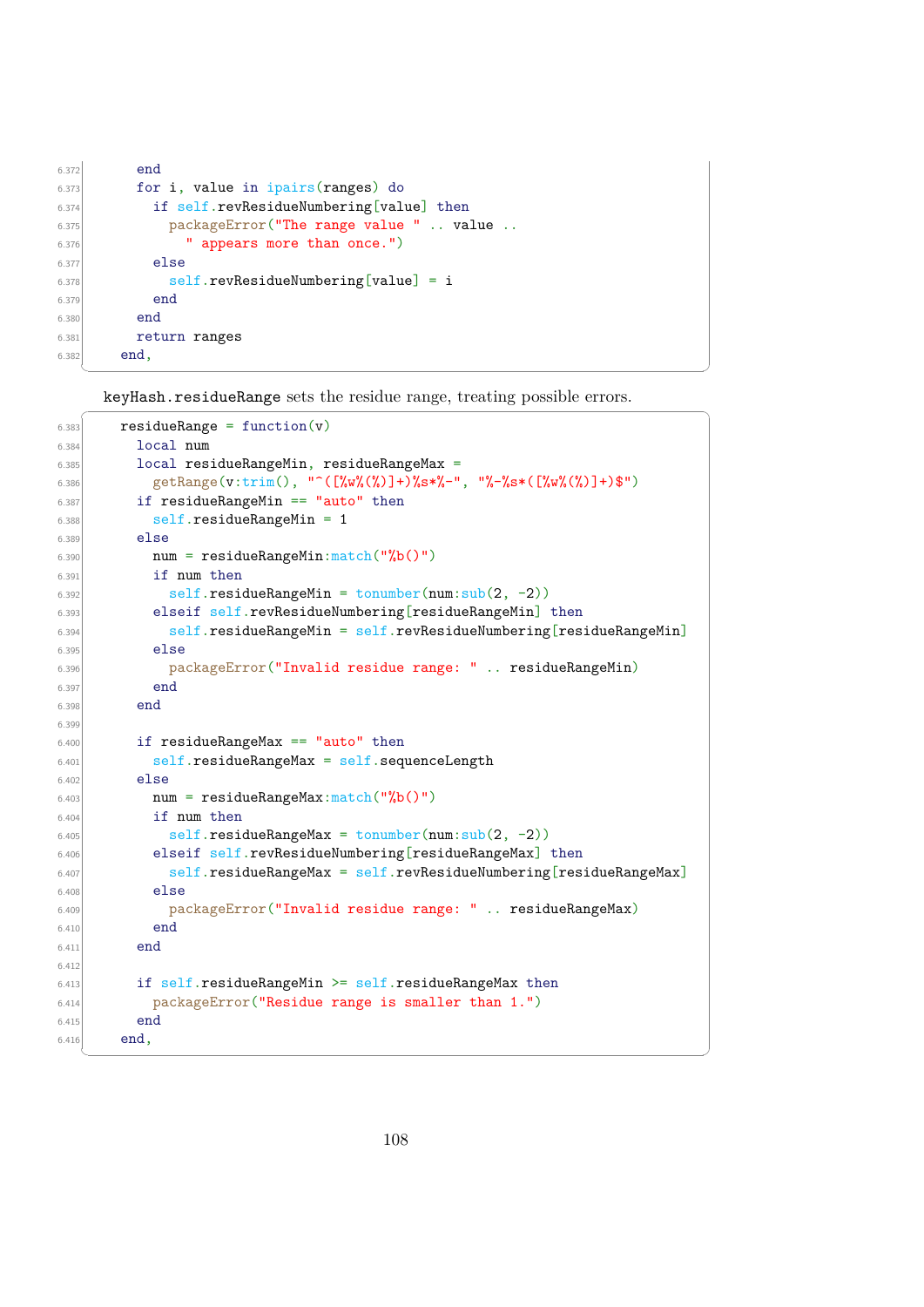```
      end
      for i, value in ipairs(ranges) do
        if self.revResidueNumbering[value] then
          packageError("The range value " .. value ..
            " appears more than once.")
        else
          self.revResidueNumbering[value] = i
        end
      end
      return ranges
    end,
```

keyHash.residueRange sets the residue range, treating possible errors.

```
    residueRange = function(v)
      local num
      local residueRangeMin, residueRangeMax =
        getRange(v:trim(), "^([%w%(%)]+)%s*%-", "%-%s*([%w%(%)]+)$")
      if residueRangeMin == "auto" then
        self.residueRangeMin = 1
      else
        num = residueRangeMin:match("%b()")
        if num then
          self.residueRangeMin = tonumber(num:sub(2, -2))
        elseif self.revResidueNumbering[residueRangeMin] then
          self.residueRangeMin = self.revResidueNumbering[residueRangeMin]
        else
          packageError("Invalid residue range: " .. residueRangeMin)
        end
      end

      if residueRangeMax == "auto" then
        self.residueRangeMax = self.sequenceLength
      else
        num = residueRangeMax:match("%b()")
        if num then
          self.residueRangeMax = tonumber(num:sub(2, -2))
        elseif self.revResidueNumbering[residueRangeMax] then
          self.residueRangeMax = self.revResidueNumbering[residueRangeMax]
        else
          packageError("Invalid residue range: " .. residueRangeMax)
        end
      end

      if self.residueRangeMin >= self.residueRangeMax then
        packageError("Residue range is smaller than 1.")
      end
    end,
```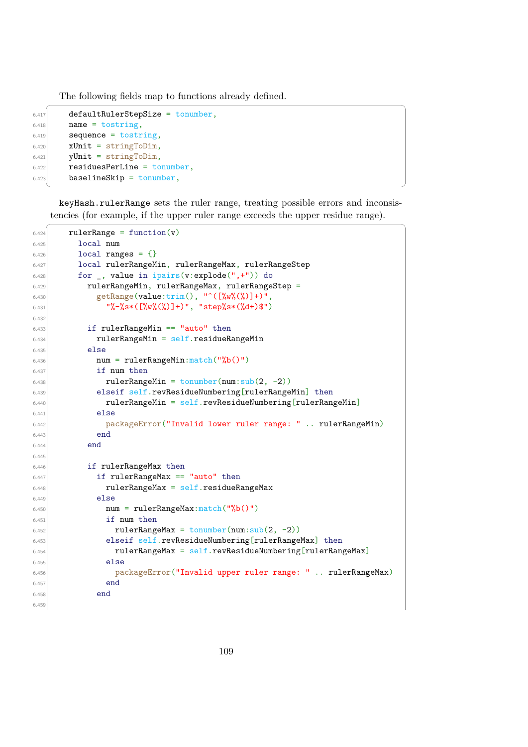The following fields map to functions already defined.

```
    defaultRulerStepSize = tonumber,
    name = tostring,
    sequence = tostring,
    xUnit = stringToDim,
    yUnit = stringToDim,
    residuesPerLine = tonumber,
    baselineSkip = tonumber,
```

`keyHash.rulerRange` sets the ruler range, treating possible errors and inconsistencies (for example, if the upper ruler range exceeds the upper residue range).

```
    rulerRange = function(v)
      local num
      local ranges = {}
      local rulerRangeMin, rulerRangeMax, rulerRangeStep
      for _, value in ipairs(v:explode(",+")) do
        rulerRangeMin, rulerRangeMax, rulerRangeStep =
          getRange(value:trim(), "^([%w%(%)]+)",
            "%-%s*([%w%(%)]+)", "step%s*(%d+)$")

        if rulerRangeMin == "auto" then
          rulerRangeMin = self.residueRangeMin
        else
          num = rulerRangeMin:match("%b()")
          if num then
            rulerRangeMin = tonumber(num:sub(2, -2))
          elseif self.revResidueNumbering[rulerRangeMin] then
            rulerRangeMin = self.revResidueNumbering[rulerRangeMin]
          else
            packageError("Invalid lower ruler range: " .. rulerRangeMin)
          end
        end

        if rulerRangeMax then
          if rulerRangeMax == "auto" then
            rulerRangeMax = self.residueRangeMax
          else
            num = rulerRangeMax:match("%b()")
            if num then
              rulerRangeMax = tonumber(num:sub(2, -2))
            elseif self.revResidueNumbering[rulerRangeMax] then
              rulerRangeMax = self.revResidueNumbering[rulerRangeMax]
            else
              packageError("Invalid upper ruler range: " .. rulerRangeMax)
            end
          end

```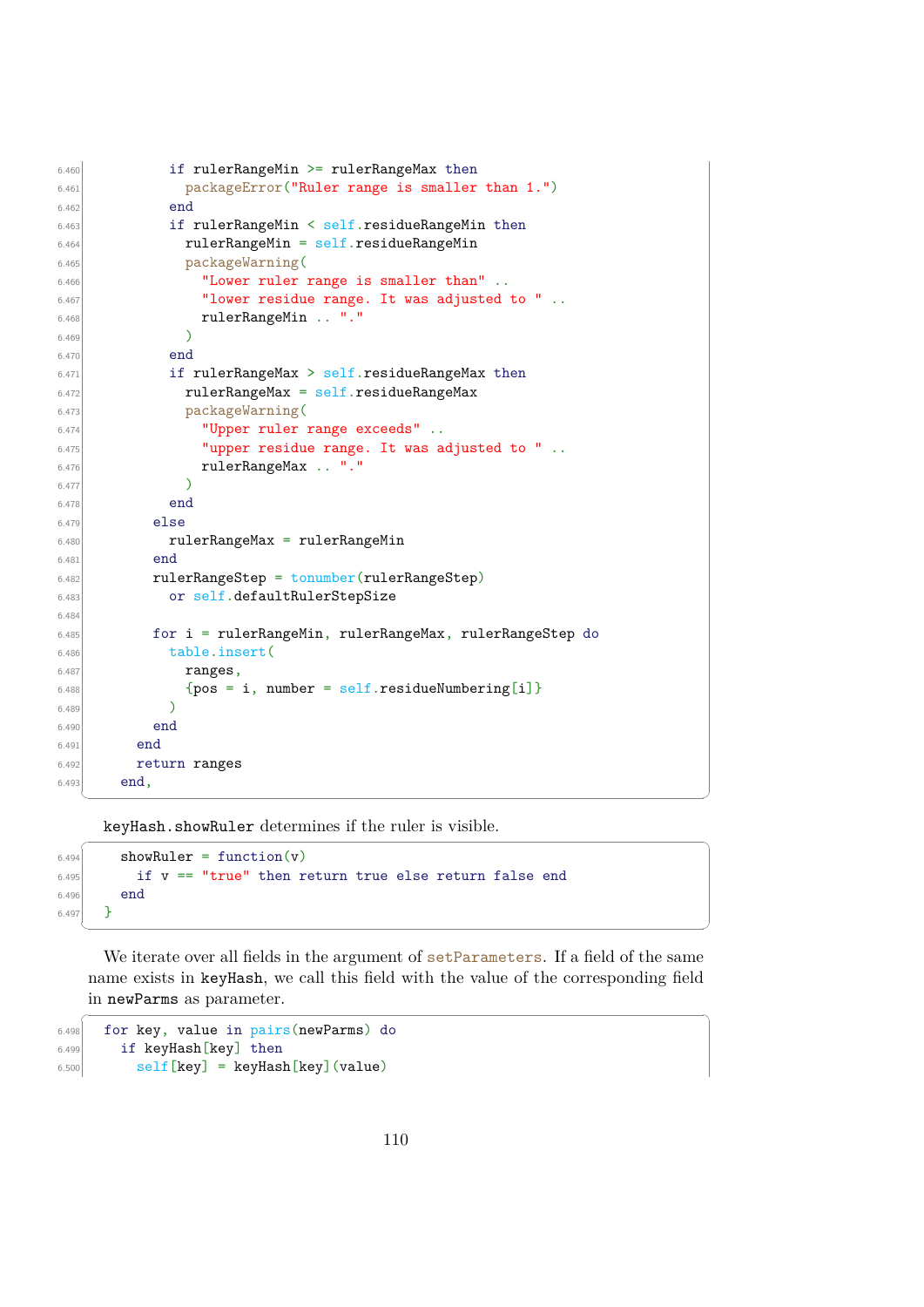```
6.460          if rulerRangeMin >= rulerRangeMax then
6.461            packageError("Ruler range is smaller than 1.")
6.462          end
6.463          if rulerRangeMin < self.residueRangeMin then
6.464            rulerRangeMin = self.residueRangeMin
6.465            packageWarning(
6.466              "Lower ruler range is smaller than" ..
6.467              "lower residue range. It was adjusted to " ..
6.468              rulerRangeMin .. "."
6.469            )
6.470          end
6.471          if rulerRangeMax > self.residueRangeMax then
6.472            rulerRangeMax = self.residueRangeMax
6.473            packageWarning(
6.474              "Upper ruler range exceeds" ..
6.475              "upper residue range. It was adjusted to " ..
6.476              rulerRangeMax .. "."
6.477            )
6.478          end
6.479        else
6.480          rulerRangeMax = rulerRangeMin
6.481        end
6.482        rulerRangeStep = tonumber(rulerRangeStep)
6.483          or self.defaultRulerStepSize
6.484
6.485        for i = rulerRangeMin, rulerRangeMax, rulerRangeStep do
6.486          table.insert(
6.487            ranges,
6.488            {pos = i, number = self.residueNumbering[i]}
6.489          )
6.490        end
6.491      end
6.492      return ranges
6.493    end,
```

keyHash.showRuler determines if the ruler is visible.

```
6.494    showRuler = function(v)
6.495      if v == "true" then return true else return false end
6.496    end
6.497  }
```

We iterate over all fields in the argument of setParameters. If a field of the same name exists in keyHash, we call this field with the value of the corresponding field in newParms as parameter.

```
6.498  for key, value in pairs(newParms) do
6.499    if keyHash[key] then
6.500      self[key] = keyHash[key](value)
```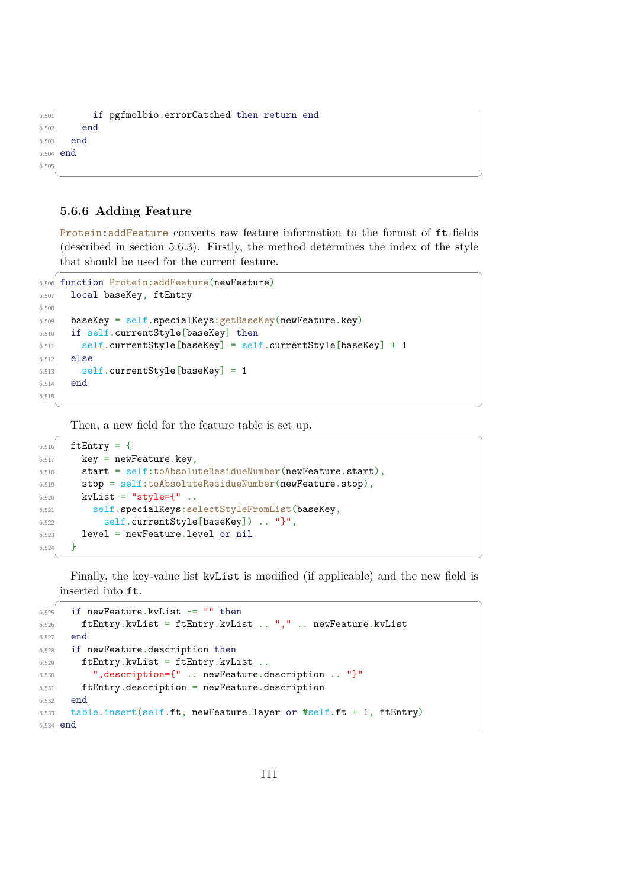```
      if pgfmolbio.errorCatched then return end
    end
  end
end

```

### 5.6.6 Adding Feature

Protein:addFeature converts raw feature information to the format of ft fields (described in section 5.6.3). Firstly, the method determines the index of the style that should be used for the current feature.

```
function Protein:addFeature(newFeature)
  local baseKey, ftEntry

  baseKey = self.specialKeys:getBaseKey(newFeature.key)
  if self.currentStyle[baseKey] then
    self.currentStyle[baseKey] = self.currentStyle[baseKey] + 1
  else
    self.currentStyle[baseKey] = 1
  end

```

Then, a new field for the feature table is set up.

```
  ftEntry = {
    key = newFeature.key,
    start = self:toAbsoluteResidueNumber(newFeature.start),
    stop = self:toAbsoluteResidueNumber(newFeature.stop),
    kvList = "style={" ..
      self.specialKeys:selectStyleFromList(baseKey,
        self.currentStyle[baseKey]) .. "}",
    level = newFeature.level or nil
  }
```

Finally, the key-value list kvList is modified (if applicable) and the new field is inserted into ft.

```
  if newFeature.kvList ~= "" then
    ftEntry.kvList = ftEntry.kvList .. "," .. newFeature.kvList
  end
  if newFeature.description then
    ftEntry.kvList = ftEntry.kvList ..
      ",description={" .. newFeature.description .. "}"
    ftEntry.description = newFeature.description
  end
  table.insert(self.ft, newFeature.layer or #self.ft + 1, ftEntry)
end
```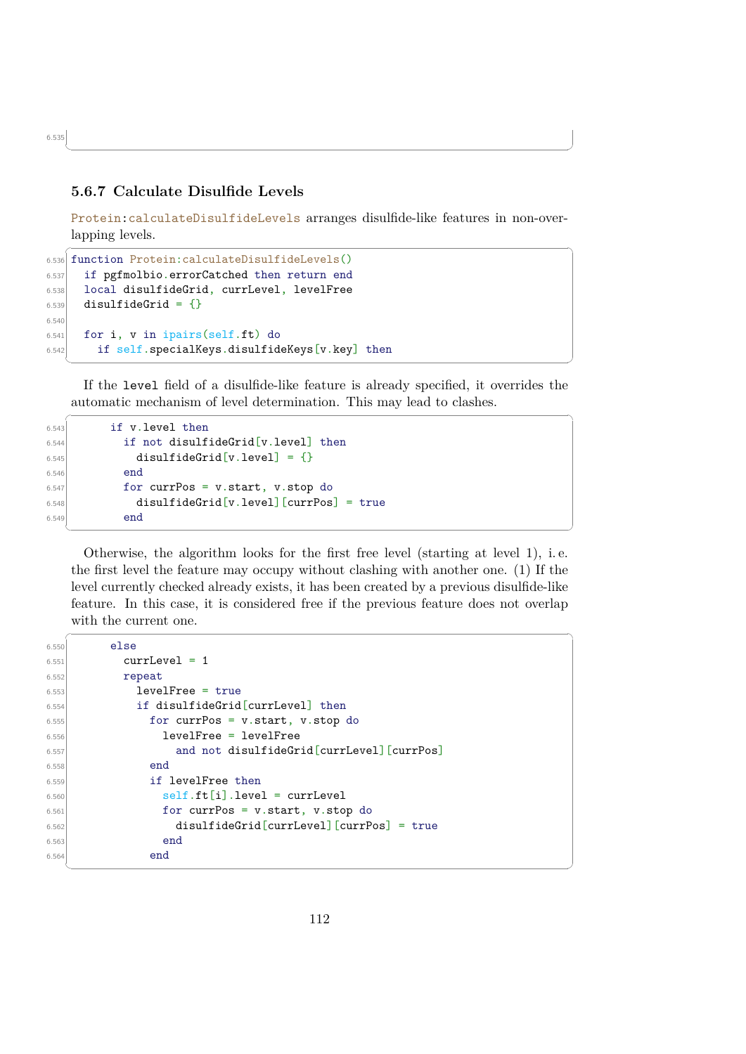### 5.6.7 Calculate Disulfide Levels

Protein:calculateDisulfideLevels arranges disulfide-like features in non-overlapping levels.

```
function Protein:calculateDisulfideLevels()
  if pgfmolbio.errorCatched then return end
  local disulfideGrid, currLevel, levelFree
  disulfideGrid = {}

  for i, v in ipairs(self.ft) do
    if self.specialKeys.disulfideKeys[v.key] then
```

If the level field of a disulfide-like feature is already specified, it overrides the automatic mechanism of level determination. This may lead to clashes.

```
      if v.level then
        if not disulfideGrid[v.level] then
          disulfideGrid[v.level] = {}
        end
        for currPos = v.start, v.stop do
          disulfideGrid[v.level][currPos] = true
        end
```

Otherwise, the algorithm looks for the first free level (starting at level 1), i. e. the first level the feature may occupy without clashing with another one. (1) If the level currently checked already exists, it has been created by a previous disulfide-like feature. In this case, it is considered free if the previous feature does not overlap with the current one.

```
      else
        currLevel = 1
        repeat
          levelFree = true
          if disulfideGrid[currLevel] then
            for currPos = v.start, v.stop do
              levelFree = levelFree
                and not disulfideGrid[currLevel][currPos]
            end
            if levelFree then
              self.ft[i].level = currLevel
              for currPos = v.start, v.stop do
                disulfideGrid[currLevel][currPos] = true
              end
            end
```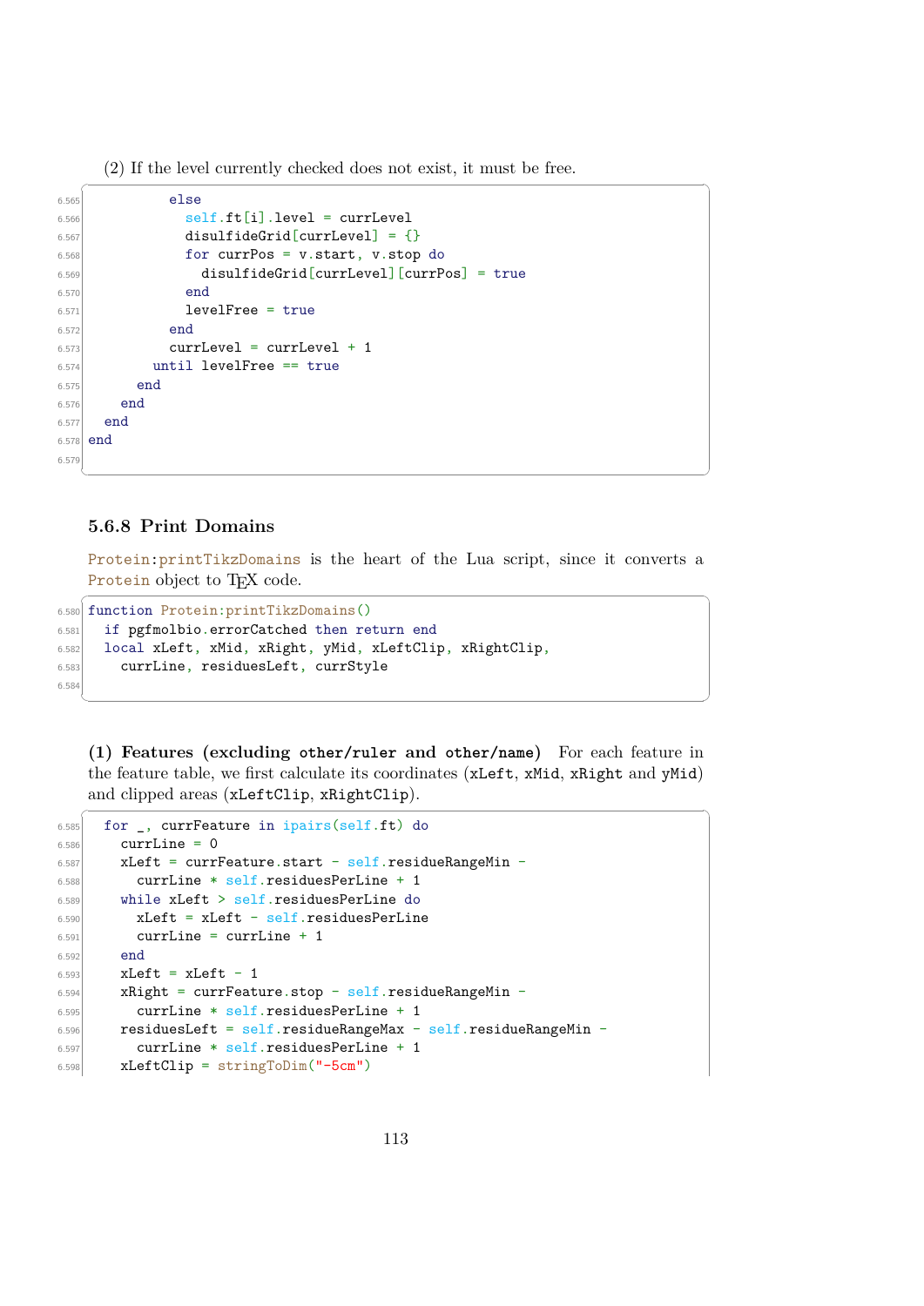(2) If the level currently checked does not exist, it must be free.

```
          else
            self.ft[i].level = currLevel
            disulfideGrid[currLevel] = {}
            for currPos = v.start, v.stop do
              disulfideGrid[currLevel][currPos] = true
            end
            levelFree = true
          end
          currLevel = currLevel + 1
        until levelFree == true
      end
    end
  end
end

```

### 5.6.8 Print Domains

`Protein:printTikzDomains` is the heart of the Lua script, since it converts a `Protein` object to TEX code.

```
function Protein:printTikzDomains()
  if pgfmolbio.errorCatched then return end
  local xLeft, xMid, xRight, yMid, xLeftClip, xRightClip,
    currLine, residuesLeft, currStyle

```

**(1) Features (excluding `other/ruler` and `other/name`)** For each feature in the feature table, we first calculate its coordinates (`xLeft`, `xMid`, `xRight` and `yMid`) and clipped areas (`xLeftClip`, `xRightClip`).

```
  for _, currFeature in ipairs(self.ft) do
    currLine = 0
    xLeft = currFeature.start - self.residueRangeMin -
      currLine * self.residuesPerLine + 1
    while xLeft > self.residuesPerLine do
      xLeft = xLeft - self.residuesPerLine
      currLine = currLine + 1
    end
    xLeft = xLeft - 1
    xRight = currFeature.stop - self.residueRangeMin -
      currLine * self.residuesPerLine + 1
    residuesLeft = self.residueRangeMax - self.residueRangeMin -
      currLine * self.residuesPerLine + 1
    xLeftClip = stringToDim("-5cm")
```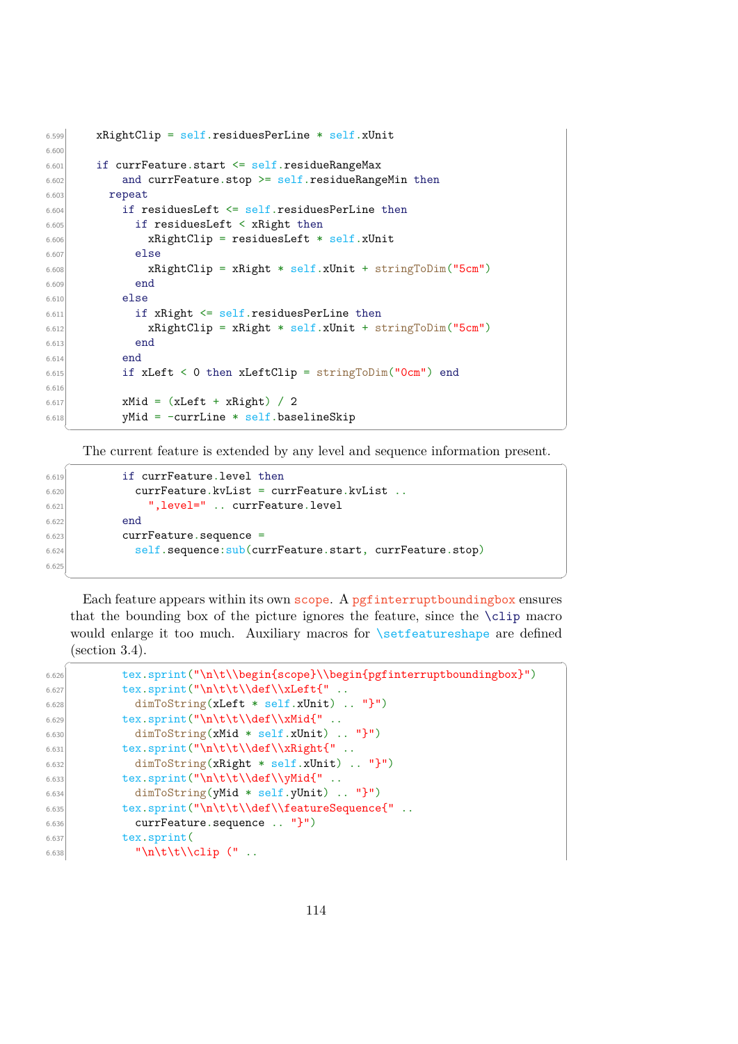```
    xRightClip = self.residuesPerLine * self.xUnit

    if currFeature.start <= self.residueRangeMax
        and currFeature.stop >= self.residueRangeMin then
      repeat
        if residuesLeft <= self.residuesPerLine then
          if residuesLeft < xRight then
            xRightClip = residuesLeft * self.xUnit
          else
            xRightClip = xRight * self.xUnit + stringToDim("5cm")
          end
        else
          if xRight <= self.residuesPerLine then
            xRightClip = xRight * self.xUnit + stringToDim("5cm")
          end
        end
        if xLeft < 0 then xLeftClip = stringToDim("0cm") end

        xMid = (xLeft + xRight) / 2
        yMid = -currLine * self.baselineSkip
```

The current feature is extended by any level and sequence information present.

```
        if currFeature.level then
          currFeature.kvList = currFeature.kvList ..
            ",level=" .. currFeature.level
        end
        currFeature.sequence =
          self.sequence:sub(currFeature.start, currFeature.stop)

```

Each feature appears within its own scope. A pgfinterruptboundingbox ensures that the bounding box of the picture ignores the feature, since the \clip macro would enlarge it too much. Auxiliary macros for \setfeatureshape are defined (section 3.4).

```
        tex.sprint("\n\t\\begin{scope}\\begin{pgfinterruptboundingbox}")
        tex.sprint("\n\t\t\\def\\xLeft{" ..
          dimToString(xLeft * self.xUnit) .. "}")
        tex.sprint("\n\t\t\\def\\xMid{" ..
          dimToString(xMid * self.xUnit) .. "}")
        tex.sprint("\n\t\t\\def\\xRight{" ..
          dimToString(xRight * self.xUnit) .. "}")
        tex.sprint("\n\t\t\\def\\yMid{" ..
          dimToString(yMid * self.yUnit) .. "}")
        tex.sprint("\n\t\t\\def\\featureSequence{" ..
          currFeature.sequence .. "}")
        tex.sprint(
          "\n\t\t\\clip (" ..
```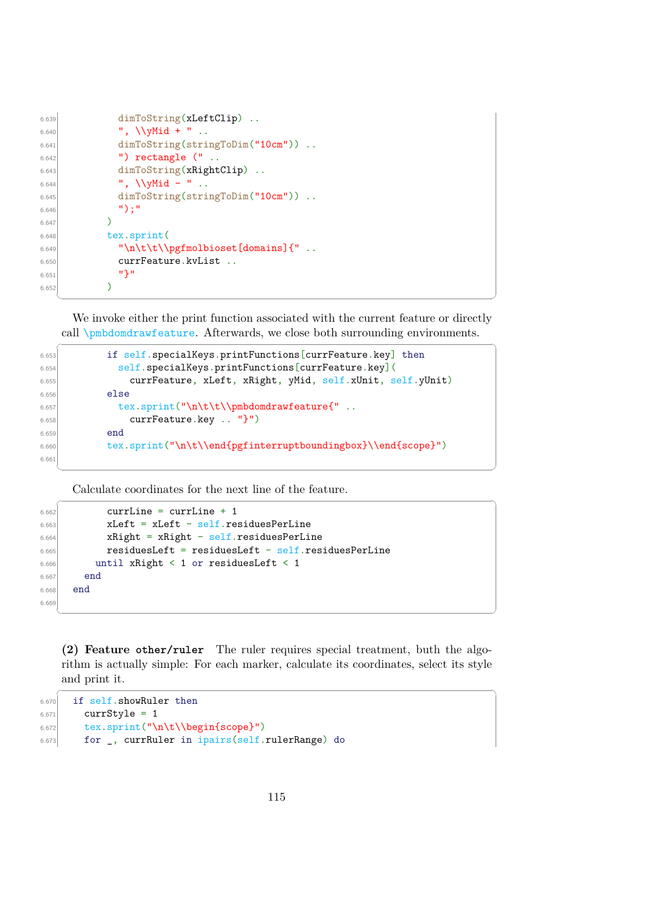```
          dimToString(xLeftClip) ..
          ", \\yMid + " ..
          dimToString(stringToDim("10cm")) ..
          ") rectangle (" ..
          dimToString(xRightClip) ..
          ", \\yMid - " ..
          dimToString(stringToDim("10cm")) ..
          ");"
        )
        tex.sprint(
          "\n\t\t\\pgfmolbioset[domains]{" ..
          currFeature.kvList ..
          "}"
        )
```

We invoke either the print function associated with the current feature or directly call \pmbdomdrawfeature. Afterwards, we close both surrounding environments.

```
        if self.specialKeys.printFunctions[currFeature.key] then
          self.specialKeys.printFunctions[currFeature.key](
            currFeature, xLeft, xRight, yMid, self.xUnit, self.yUnit)
        else
          tex.sprint("\n\t\t\\pmbdomdrawfeature{" ..
            currFeature.key .. "}")
        end
        tex.sprint("\n\t\t\\end{pgfinterruptboundingbox}\\end{scope}")

```

Calculate coordinates for the next line of the feature.

```
        currLine = currLine + 1
        xLeft = xLeft - self.residuesPerLine
        xRight = xRight - self.residuesPerLine
        residuesLeft = residuesLeft - self.residuesPerLine
      until xRight < 1 or residuesLeft < 1
    end
  end

```

**(2) Feature other/ruler** The ruler requires special treatment, buth the algorithm is actually simple: For each marker, calculate its coordinates, select its style and print it.

```
  if self.showRuler then
    currStyle = 1
    tex.sprint("\n\t\t\\begin{scope}")
    for _, currRuler in ipairs(self.rulerRange) do
```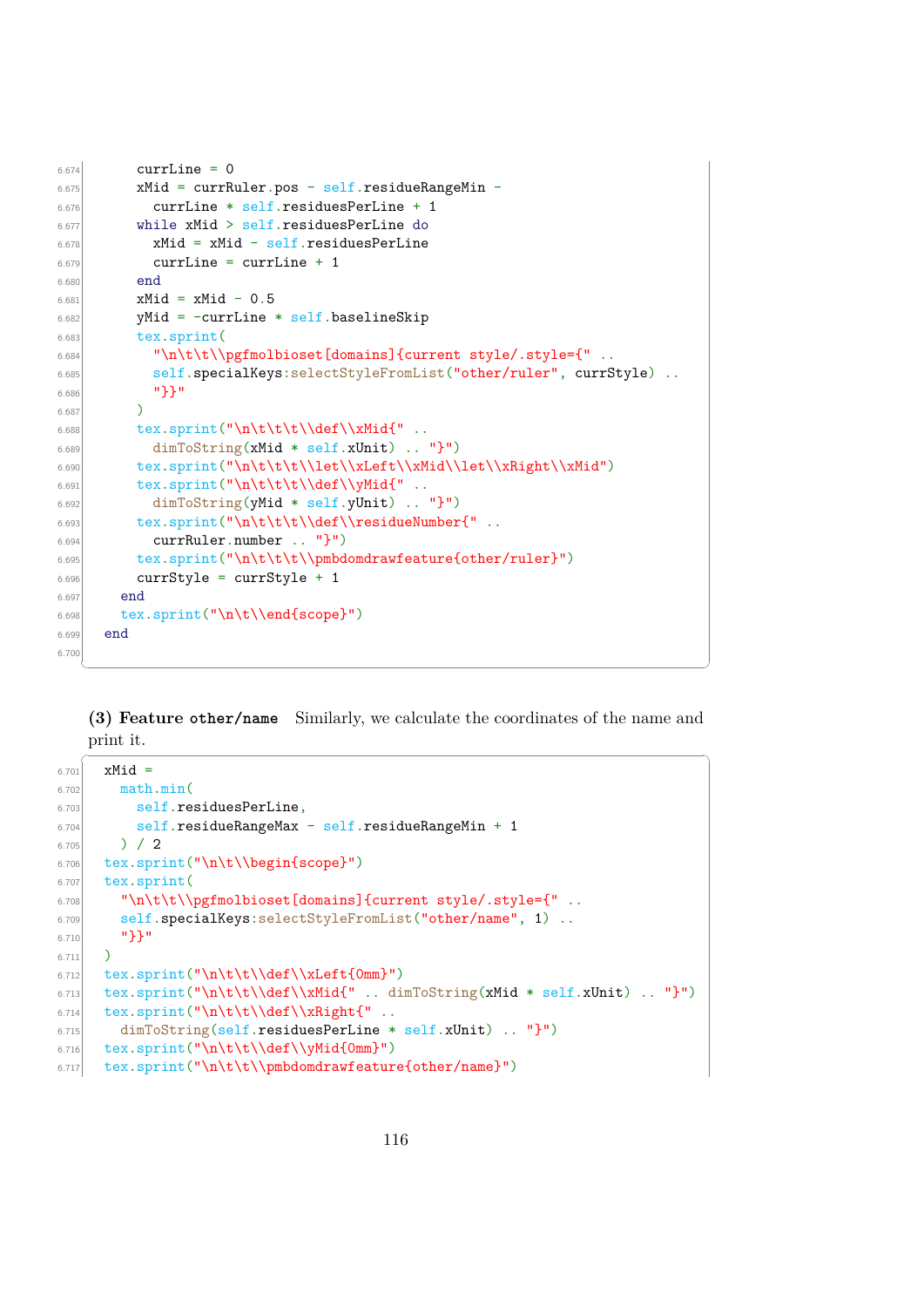```
      currLine = 0
      xMid = currRuler.pos - self.residueRangeMin -
        currLine * self.residuesPerLine + 1
      while xMid > self.residuesPerLine do
        xMid = xMid - self.residuesPerLine
        currLine = currLine + 1
      end
      xMid = xMid - 0.5
      yMid = -currLine * self.baselineSkip
      tex.sprint(
        "\n\t\t\\pgfmolbioset[domains]{current style/.style={" ..
        self.specialKeys:selectStyleFromList("other/ruler", currStyle) ..
        "}}"
      )
      tex.sprint("\n\t\t\t\\def\\xMid{" ..
        dimToString(xMid * self.xUnit) .. "}")
      tex.sprint("\n\t\t\t\\let\\xLeft\\xMid\\let\\xRight\\xMid")
      tex.sprint("\n\t\t\t\\def\\yMid{" ..
        dimToString(yMid * self.yUnit) .. "}")
      tex.sprint("\n\t\t\t\\def\\residueNumber{" ..
        currRuler.number .. "}")
      tex.sprint("\n\t\t\t\\pmbdomdrawfeature{other/ruler}")
      currStyle = currStyle + 1
    end
    tex.sprint("\n\t\\end{scope}")
  end

```

**(3) Feature `other/name`** Similarly, we calculate the coordinates of the name and print it.

```
  xMid =
    math.min(
      self.residuesPerLine,
      self.residueRangeMax - self.residueRangeMin + 1
    ) / 2
  tex.sprint("\n\t\\begin{scope}")
  tex.sprint(
    "\n\t\t\\pgfmolbioset[domains]{current style/.style={" ..
    self.specialKeys:selectStyleFromList("other/name", 1) ..
    "}}"
  )
  tex.sprint("\n\t\t\t\\def\\xLeft{0mm}")
  tex.sprint("\n\t\t\t\\def\\xMid{" .. dimToString(xMid * self.xUnit) .. "}")
  tex.sprint("\n\t\t\t\\def\\xRight{" ..
    dimToString(self.residuesPerLine * self.xUnit) .. "}")
  tex.sprint("\n\t\t\t\\def\\yMid{0mm}")
  tex.sprint("\n\t\t\t\\pmbdomdrawfeature{other/name}")
```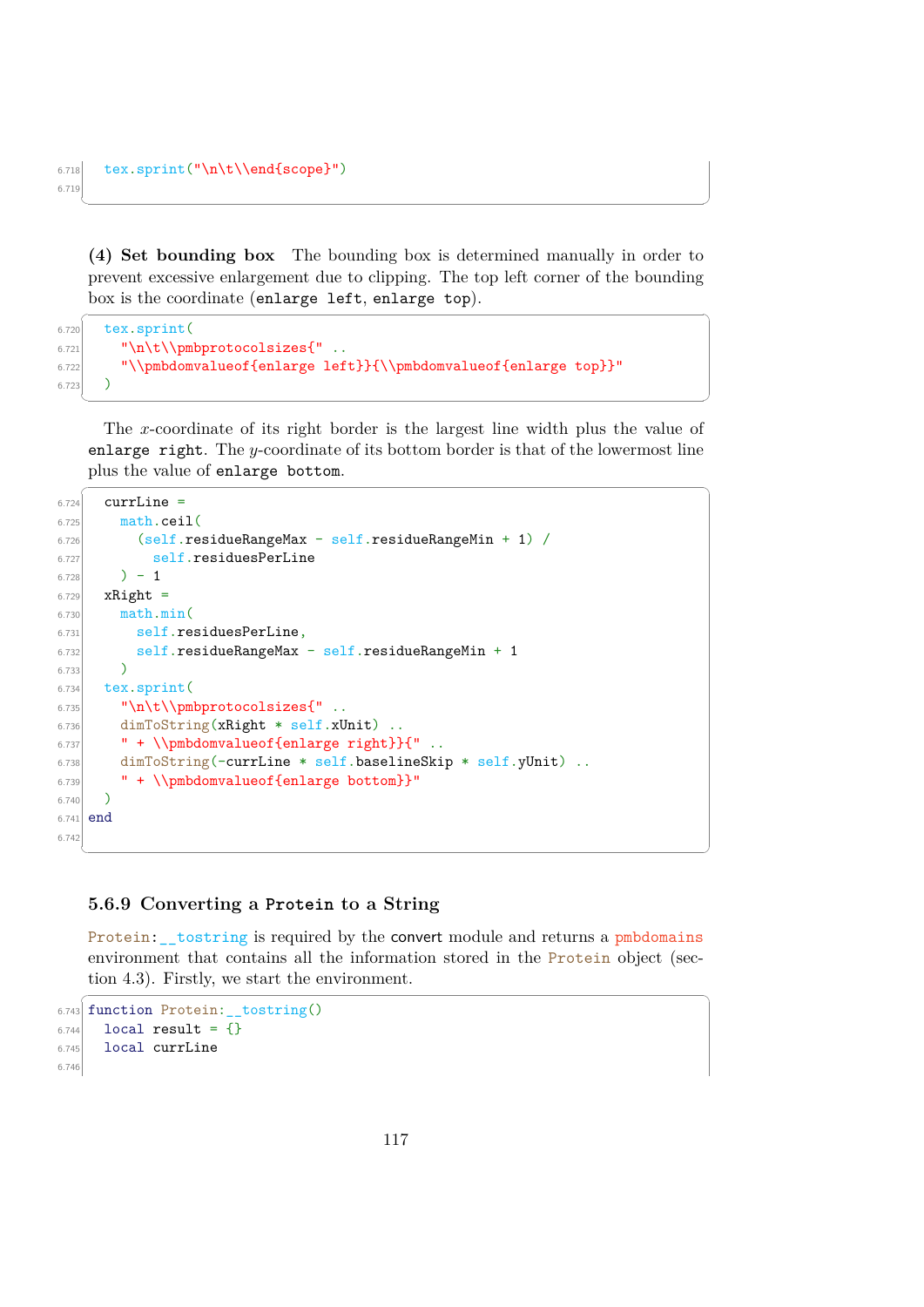```
  tex.sprint("\n\t\\end{scope}")

```

**(4) Set bounding box** The bounding box is determined manually in order to prevent excessive enlargement due to clipping. The top left corner of the bounding box is the coordinate (`enlarge left`, `enlarge top`).

```
  tex.sprint(
    "\n\t\\pmbprotocolsizes{" ..
    "\\pmbdomvalueof{enlarge left}}{\\pmbdomvalueof{enlarge top}}"
  )
```

The $x$-coordinate of its right border is the largest line width plus the value of `enlarge right`. The $y$-coordinate of its bottom border is that of the lowermost line plus the value of `enlarge bottom`.

```
  currLine =
    math.ceil(
      (self.residueRangeMax - self.residueRangeMin + 1) /
        self.residuesPerLine
    ) - 1
  xRight =
    math.min(
      self.residuesPerLine,
      self.residueRangeMax - self.residueRangeMin + 1
    )
  tex.sprint(
    "\n\t\\pmbprotocolsizes{" ..
    dimToString(xRight * self.xUnit) ..
    " + \\pmbdomvalueof{enlarge right}}{" ..
    dimToString(-currLine * self.baselineSkip * self.yUnit) ..
    " + \\pmbdomvalueof{enlarge bottom}}"
  )
end

```

### 5.6.9 Converting a `Protein` to a String

`Protein:__tostring` is required by the convert module and returns a `pmbdomains` environment that contains all the information stored in the `Protein` object (section 4.3). Firstly, we start the environment.

```
function Protein:__tostring()
  local result = {}
  local currLine

```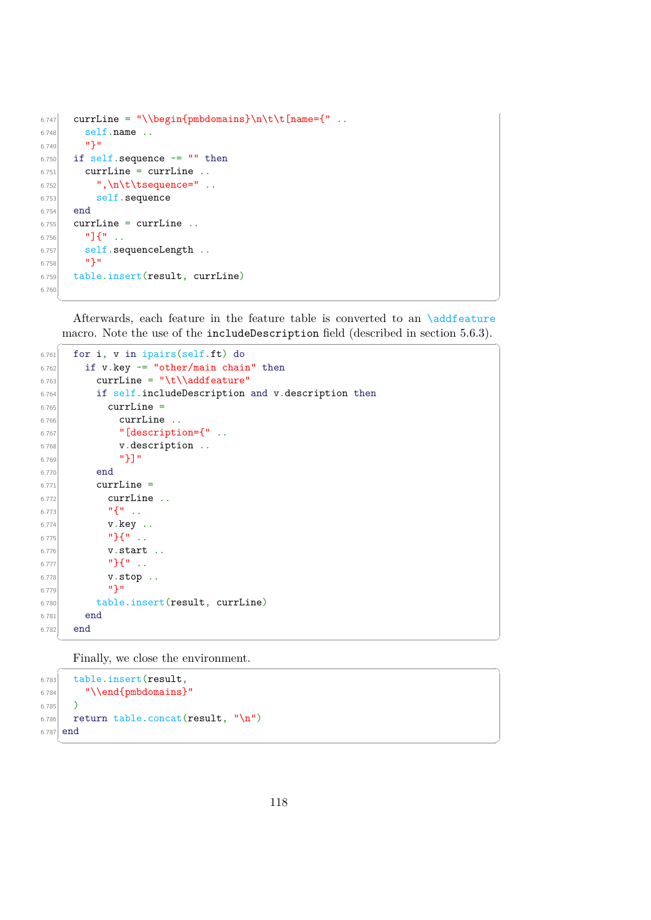```
  currLine = "\\begin{pmbdomains}\n\t\t[name={" ..
    self.name ..
    "}"
  if self.sequence ~= "" then
    currLine = currLine ..
      ",\n\t\tsequence=" ..
      self.sequence
  end
  currLine = currLine ..
    "]{" ..
    self.sequenceLength ..
    "}"
  table.insert(result, currLine)

```

Afterwards, each feature in the feature table is converted to an \addfeature macro. Note the use of the includeDescription field (described in section 5.6.3).

```
  for i, v in ipairs(self.ft) do
    if v.key ~= "other/main chain" then
      currLine = "\t\\addfeature"
      if self.includeDescription and v.description then
        currLine =
          currLine ..
          "[description={" ..
          v.description ..
          "}]"
      end
      currLine =
        currLine ..
        "{" ..
        v.key ..
        "}{" ..
        v.start ..
        "}{" ..
        v.stop ..
        "}"
      table.insert(result, currLine)
    end
  end
```

Finally, we close the environment.

```
  table.insert(result,
    "\\end{pmbdomains}"
  )
  return table.concat(result, "\n")
end
```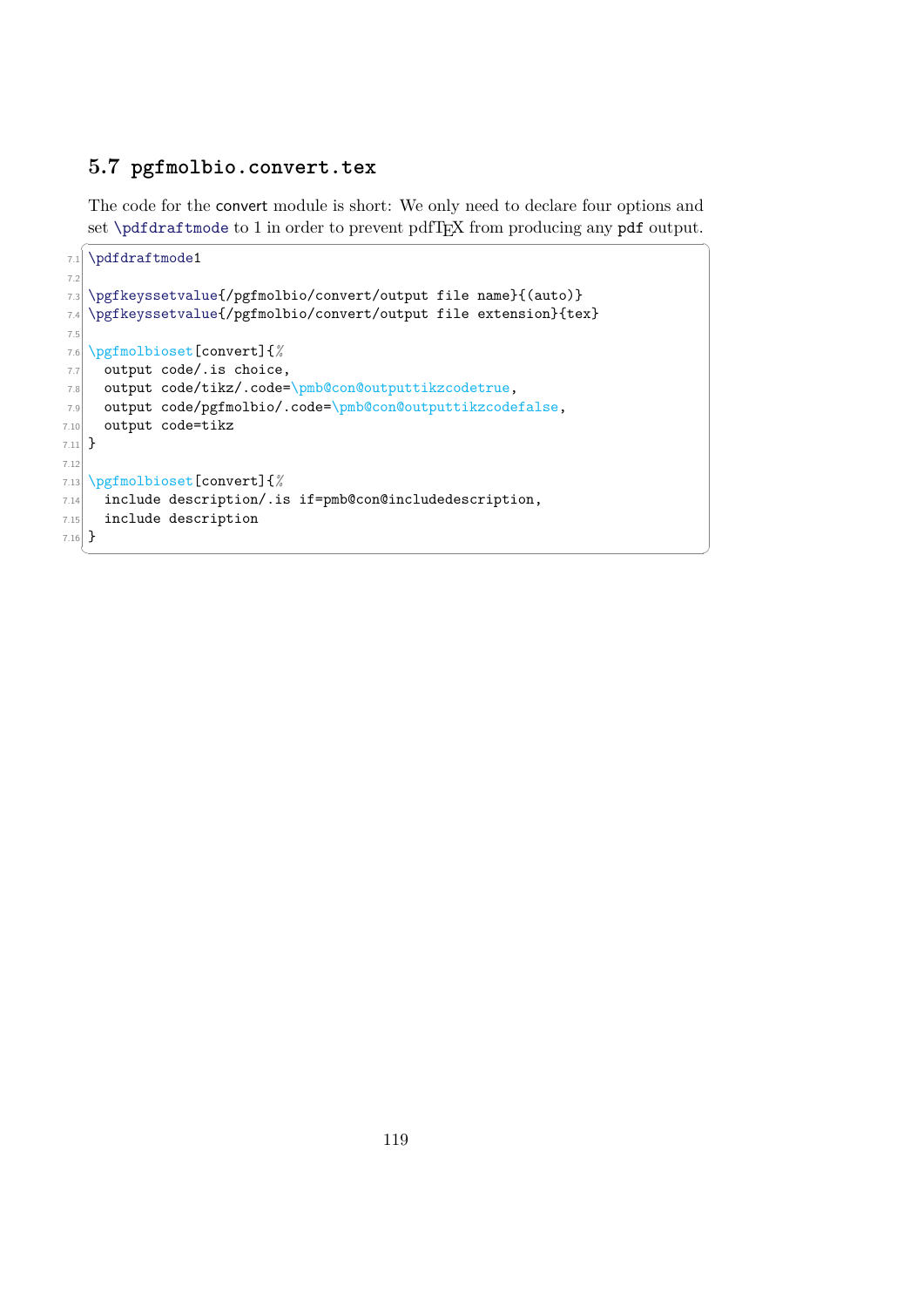## 5.7 pgfmolbio.convert.tex

The code for the convert module is short: We only need to declare four options and set \pdfdraftmode to 1 in order to prevent pdfTEX from producing any pdf output.

```
\pdfdraftmode1

\pgfkeyssetvalue{/pgfmolbio/convert/output file name}{(auto)}
\pgfkeyssetvalue{/pgfmolbio/convert/output file extension}{tex}

\pgfmolbioset[convert]{%
  output code/.is choice,
  output code/tikz/.code=\pmb@con@outputtikzcodetrue,
  output code/pgfmolbio/.code=\pmb@con@outputtikzcodefalse,
  output code=tikz
}

\pgfmolbioset[convert]{%
  include description/.is if=pmb@con@includedescription,
  include description
}
```